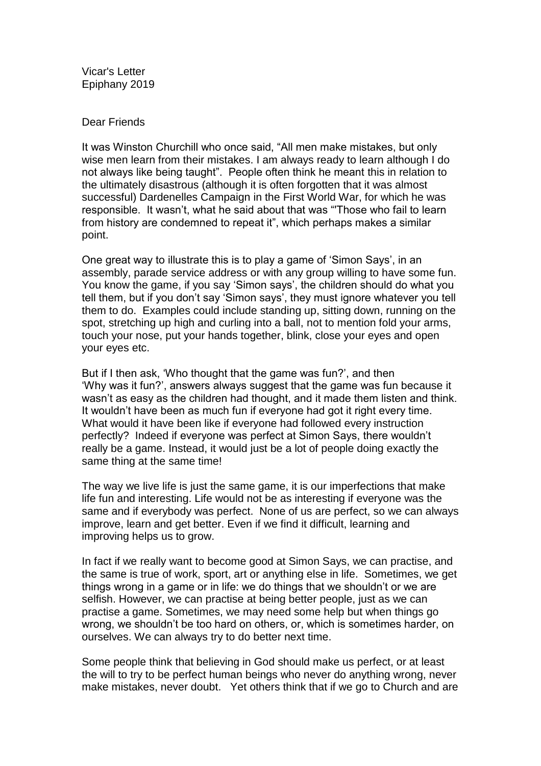Vicar's Letter
Epiphany 2019

Dear Friends

It was Winston Churchill who once said, "All men make mistakes, but only wise men learn from their mistakes. I am always ready to learn although I do not always like being taught". People often think he meant this in relation to the ultimately disastrous (although it is often forgotten that it was almost successful) Dardenelles Campaign in the First World War, for which he was responsible. It wasn't, what he said about that was "'Those who fail to learn from history are condemned to repeat it", which perhaps makes a similar point.

One great way to illustrate this is to play a game of 'Simon Says', in an assembly, parade service address or with any group willing to have some fun. You know the game, if you say 'Simon says', the children should do what you tell them, but if you don't say 'Simon says', they must ignore whatever you tell them to do. Examples could include standing up, sitting down, running on the spot, stretching up high and curling into a ball, not to mention fold your arms, touch your nose, put your hands together, blink, close your eyes and open your eyes etc.

But if I then ask, 'Who thought that the game was fun?', and then 'Why was it fun?', answers always suggest that the game was fun because it wasn't as easy as the children had thought, and it made them listen and think. It wouldn't have been as much fun if everyone had got it right every time. What would it have been like if everyone had followed every instruction perfectly? Indeed if everyone was perfect at Simon Says, there wouldn't really be a game. Instead, it would just be a lot of people doing exactly the same thing at the same time!

The way we live life is just the same game, it is our imperfections that make life fun and interesting. Life would not be as interesting if everyone was the same and if everybody was perfect. None of us are perfect, so we can always improve, learn and get better. Even if we find it difficult, learning and improving helps us to grow.

In fact if we really want to become good at Simon Says, we can practise, and the same is true of work, sport, art or anything else in life. Sometimes, we get things wrong in a game or in life: we do things that we shouldn't or we are selfish. However, we can practise at being better people, just as we can practise a game. Sometimes, we may need some help but when things go wrong, we shouldn't be too hard on others, or, which is sometimes harder, on ourselves. We can always try to do better next time.

Some people think that believing in God should make us perfect, or at least the will to try to be perfect human beings who never do anything wrong, never make mistakes, never doubt. Yet others think that if we go to Church and are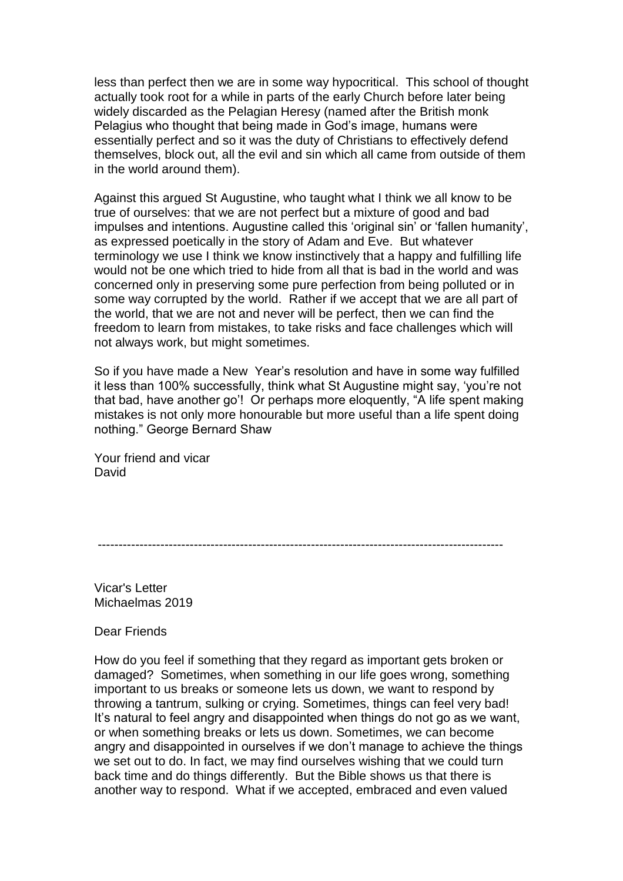less than perfect then we are in some way hypocritical. This school of thought actually took root for a while in parts of the early Church before later being widely discarded as the Pelagian Heresy (named after the British monk Pelagius who thought that being made in God's image, humans were essentially perfect and so it was the duty of Christians to effectively defend themselves, block out, all the evil and sin which all came from outside of them in the world around them).

Against this argued St Augustine, who taught what I think we all know to be true of ourselves: that we are not perfect but a mixture of good and bad impulses and intentions. Augustine called this 'original sin' or 'fallen humanity', as expressed poetically in the story of Adam and Eve. But whatever terminology we use I think we know instinctively that a happy and fulfilling life would not be one which tried to hide from all that is bad in the world and was concerned only in preserving some pure perfection from being polluted or in some way corrupted by the world. Rather if we accept that we are all part of the world, that we are not and never will be perfect, then we can find the freedom to learn from mistakes, to take risks and face challenges which will not always work, but might sometimes.

So if you have made a New Year's resolution and have in some way fulfilled it less than 100% successfully, think what St Augustine might say, 'you're not that bad, have another go'! Or perhaps more eloquently, "A life spent making mistakes is not only more honourable but more useful than a life spent doing nothing." George Bernard Shaw

Your friend and vicar
David

---

Vicar's Letter
Michaelmas 2019

Dear Friends

How do you feel if something that they regard as important gets broken or damaged? Sometimes, when something in our life goes wrong, something important to us breaks or someone lets us down, we want to respond by throwing a tantrum, sulking or crying. Sometimes, things can feel very bad! It's natural to feel angry and disappointed when things do not go as we want, or when something breaks or lets us down. Sometimes, we can become angry and disappointed in ourselves if we don't manage to achieve the things we set out to do. In fact, we may find ourselves wishing that we could turn back time and do things differently. But the Bible shows us that there is another way to respond. What if we accepted, embraced and even valued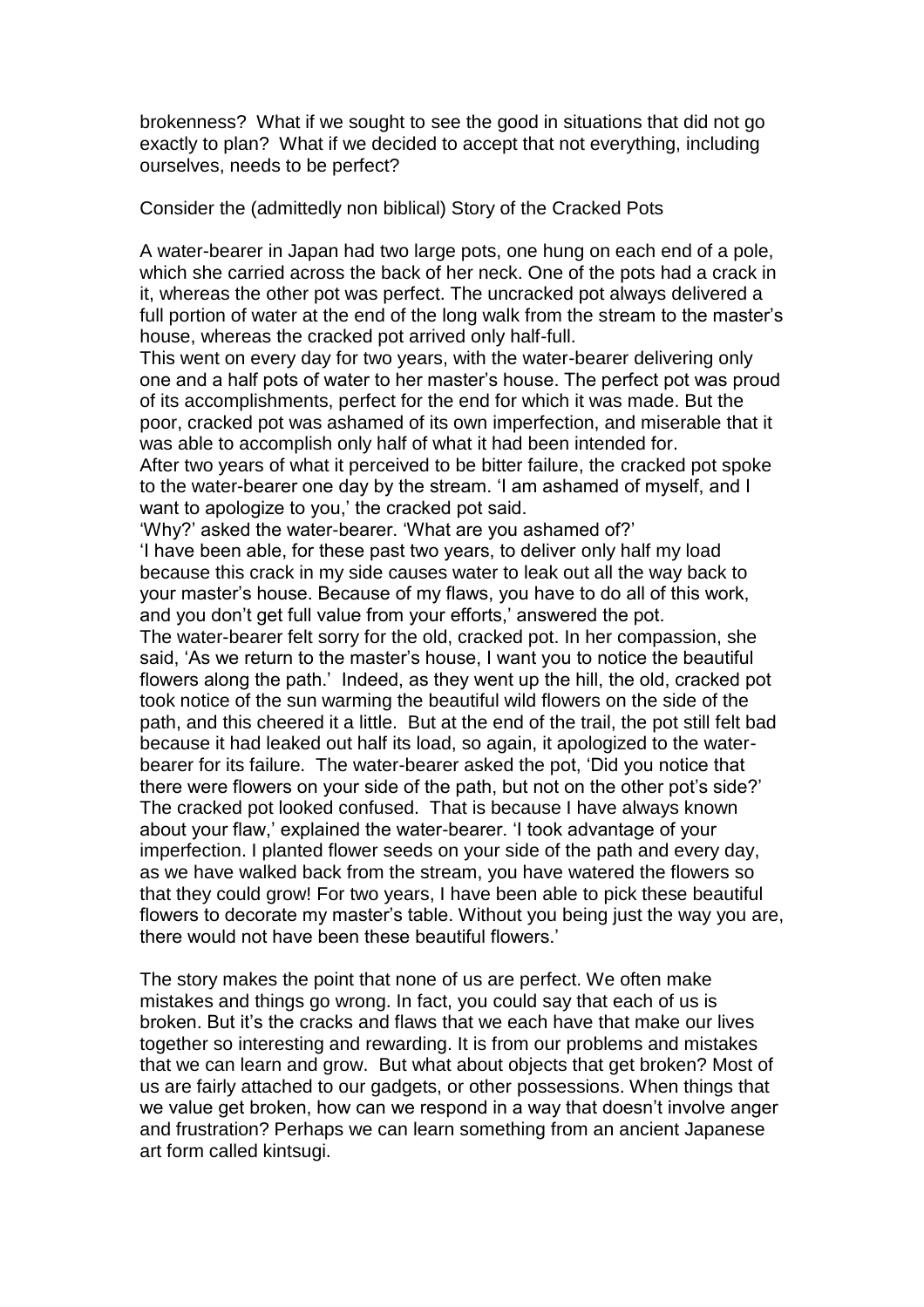brokenness? What if we sought to see the good in situations that did not go exactly to plan? What if we decided to accept that not everything, including ourselves, needs to be perfect?

Consider the (admittedly non biblical) Story of the Cracked Pots

A water-bearer in Japan had two large pots, one hung on each end of a pole, which she carried across the back of her neck. One of the pots had a crack in it, whereas the other pot was perfect. The uncracked pot always delivered a full portion of water at the end of the long walk from the stream to the master's house, whereas the cracked pot arrived only half-full.
This went on every day for two years, with the water-bearer delivering only one and a half pots of water to her master's house. The perfect pot was proud of its accomplishments, perfect for the end for which it was made. But the poor, cracked pot was ashamed of its own imperfection, and miserable that it was able to accomplish only half of what it had been intended for.
After two years of what it perceived to be bitter failure, the cracked pot spoke to the water-bearer one day by the stream. 'I am ashamed of myself, and I want to apologize to you,' the cracked pot said.
'Why?' asked the water-bearer. 'What are you ashamed of?'
'I have been able, for these past two years, to deliver only half my load because this crack in my side causes water to leak out all the way back to your master's house. Because of my flaws, you have to do all of this work, and you don't get full value from your efforts,' answered the pot.
The water-bearer felt sorry for the old, cracked pot. In her compassion, she said, 'As we return to the master's house, I want you to notice the beautiful flowers along the path.' Indeed, as they went up the hill, the old, cracked pot took notice of the sun warming the beautiful wild flowers on the side of the path, and this cheered it a little. But at the end of the trail, the pot still felt bad because it had leaked out half its load, so again, it apologized to the water-bearer for its failure. The water-bearer asked the pot, 'Did you notice that there were flowers on your side of the path, but not on the other pot's side?' The cracked pot looked confused. That is because I have always known about your flaw,' explained the water-bearer. 'I took advantage of your imperfection. I planted flower seeds on your side of the path and every day, as we have walked back from the stream, you have watered the flowers so that they could grow! For two years, I have been able to pick these beautiful flowers to decorate my master's table. Without you being just the way you are, there would not have been these beautiful flowers.'

The story makes the point that none of us are perfect. We often make mistakes and things go wrong. In fact, you could say that each of us is broken. But it's the cracks and flaws that we each have that make our lives together so interesting and rewarding. It is from our problems and mistakes that we can learn and grow. But what about objects that get broken? Most of us are fairly attached to our gadgets, or other possessions. When things that we value get broken, how can we respond in a way that doesn't involve anger and frustration? Perhaps we can learn something from an ancient Japanese art form called kintsugi.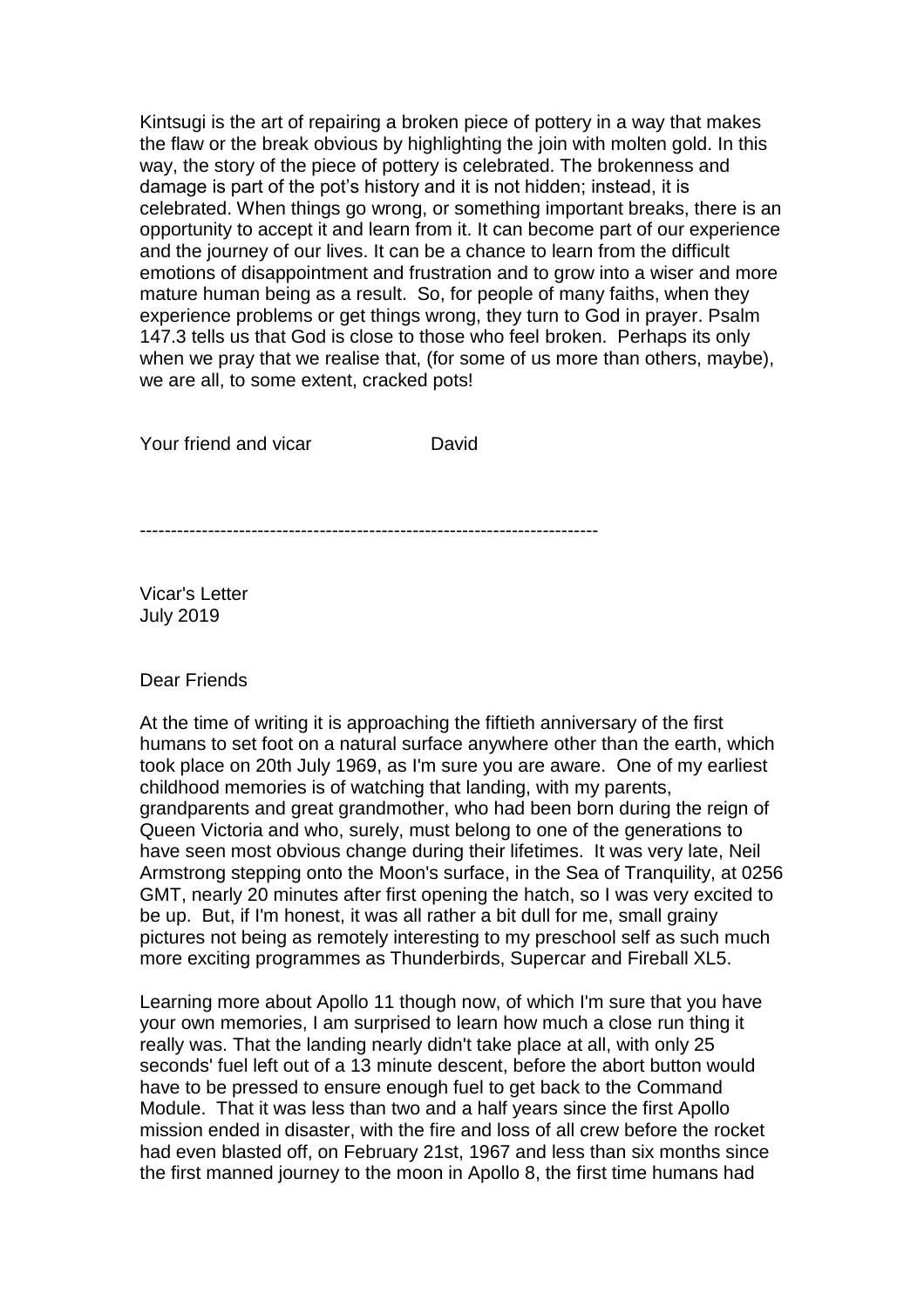Kintsugi is the art of repairing a broken piece of pottery in a way that makes the flaw or the break obvious by highlighting the join with molten gold. In this way, the story of the piece of pottery is celebrated. The brokenness and damage is part of the pot's history and it is not hidden; instead, it is celebrated. When things go wrong, or something important breaks, there is an opportunity to accept it and learn from it. It can become part of our experience and the journey of our lives. It can be a chance to learn from the difficult emotions of disappointment and frustration and to grow into a wiser and more mature human being as a result. So, for people of many faiths, when they experience problems or get things wrong, they turn to God in prayer. Psalm 147.3 tells us that God is close to those who feel broken. Perhaps its only when we pray that we realise that, (for some of us more than others, maybe), we are all, to some extent, cracked pots!

Your friend and vicar David

---

Vicar's Letter
July 2019

Dear Friends

At the time of writing it is approaching the fiftieth anniversary of the first humans to set foot on a natural surface anywhere other than the earth, which took place on 20th July 1969, as I'm sure you are aware. One of my earliest childhood memories is of watching that landing, with my parents, grandparents and great grandmother, who had been born during the reign of Queen Victoria and who, surely, must belong to one of the generations to have seen most obvious change during their lifetimes. It was very late, Neil Armstrong stepping onto the Moon's surface, in the Sea of Tranquility, at 0256 GMT, nearly 20 minutes after first opening the hatch, so I was very excited to be up. But, if I'm honest, it was all rather a bit dull for me, small grainy pictures not being as remotely interesting to my preschool self as such much more exciting programmes as Thunderbirds, Supercar and Fireball XL5.

Learning more about Apollo 11 though now, of which I'm sure that you have your own memories, I am surprised to learn how much a close run thing it really was. That the landing nearly didn't take place at all, with only 25 seconds' fuel left out of a 13 minute descent, before the abort button would have to be pressed to ensure enough fuel to get back to the Command Module. That it was less than two and a half years since the first Apollo mission ended in disaster, with the fire and loss of all crew before the rocket had even blasted off, on February 21st, 1967 and less than six months since the first manned journey to the moon in Apollo 8, the first time humans had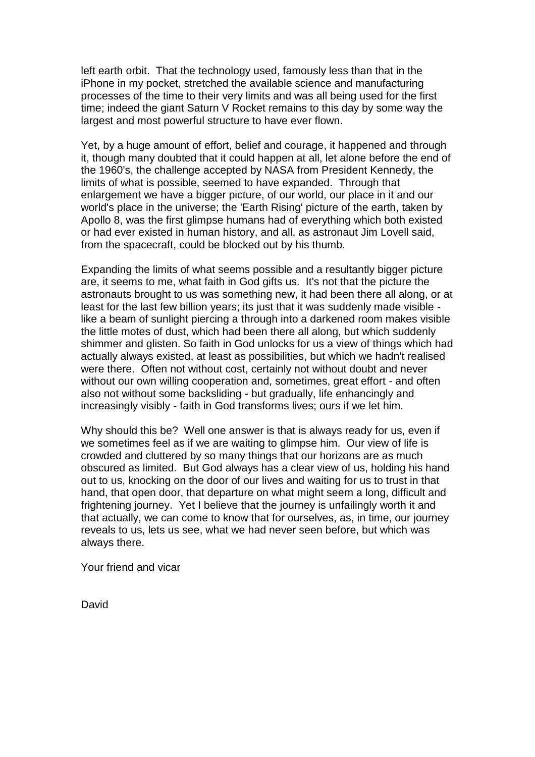left earth orbit. That the technology used, famously less than that in the iPhone in my pocket, stretched the available science and manufacturing processes of the time to their very limits and was all being used for the first time; indeed the giant Saturn V Rocket remains to this day by some way the largest and most powerful structure to have ever flown.

Yet, by a huge amount of effort, belief and courage, it happened and through it, though many doubted that it could happen at all, let alone before the end of the 1960's, the challenge accepted by NASA from President Kennedy, the limits of what is possible, seemed to have expanded. Through that enlargement we have a bigger picture, of our world, our place in it and our world's place in the universe; the 'Earth Rising' picture of the earth, taken by Apollo 8, was the first glimpse humans had of everything which both existed or had ever existed in human history, and all, as astronaut Jim Lovell said, from the spacecraft, could be blocked out by his thumb.

Expanding the limits of what seems possible and a resultantly bigger picture are, it seems to me, what faith in God gifts us. It's not that the picture the astronauts brought to us was something new, it had been there all along, or at least for the last few billion years; its just that it was suddenly made visible - like a beam of sunlight piercing a through into a darkened room makes visible the little motes of dust, which had been there all along, but which suddenly shimmer and glisten. So faith in God unlocks for us a view of things which had actually always existed, at least as possibilities, but which we hadn't realised were there. Often not without cost, certainly not without doubt and never without our own willing cooperation and, sometimes, great effort - and often also not without some backsliding - but gradually, life enhancingly and increasingly visibly - faith in God transforms lives; ours if we let him.

Why should this be? Well one answer is that is always ready for us, even if we sometimes feel as if we are waiting to glimpse him. Our view of life is crowded and cluttered by so many things that our horizons are as much obscured as limited. But God always has a clear view of us, holding his hand out to us, knocking on the door of our lives and waiting for us to trust in that hand, that open door, that departure on what might seem a long, difficult and frightening journey. Yet I believe that the journey is unfailingly worth it and that actually, we can come to know that for ourselves, as, in time, our journey reveals to us, lets us see, what we had never seen before, but which was always there.

Your friend and vicar

David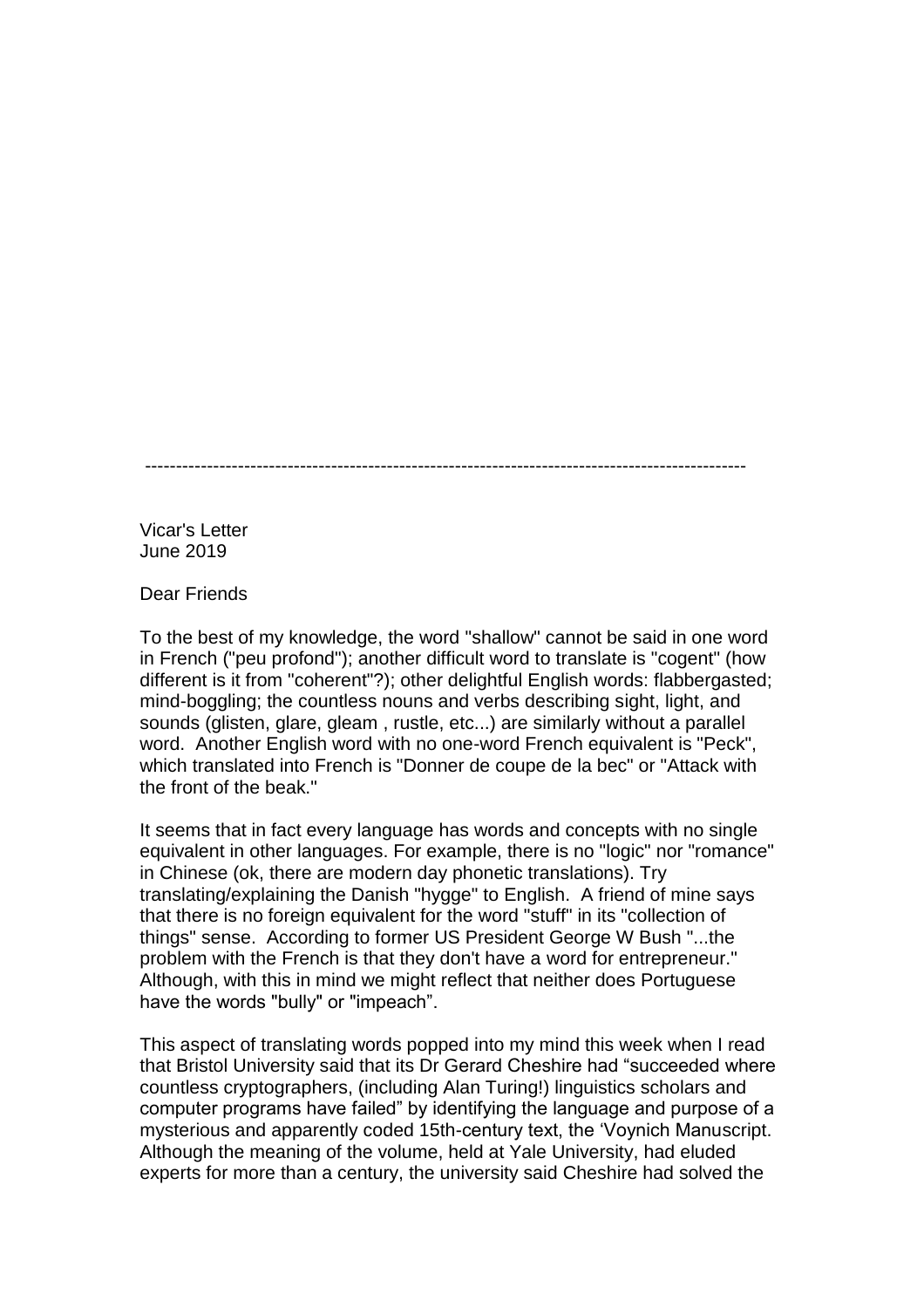---

Vicar's Letter
June 2019

Dear Friends

To the best of my knowledge, the word "shallow" cannot be said in one word in French ("peu profond"); another difficult word to translate is "cogent" (how different is it from "coherent"?); other delightful English words: flabbergasted; mind-boggling; the countless nouns and verbs describing sight, light, and sounds (glisten, glare, gleam , rustle, etc...) are similarly without a parallel word. Another English word with no one-word French equivalent is "Peck", which translated into French is "Donner de coupe de la bec" or "Attack with the front of the beak."

It seems that in fact every language has words and concepts with no single equivalent in other languages. For example, there is no "logic" nor "romance" in Chinese (ok, there are modern day phonetic translations). Try translating/explaining the Danish "hygge" to English. A friend of mine says that there is no foreign equivalent for the word "stuff" in its "collection of things" sense. According to former US President George W Bush "...the problem with the French is that they don't have a word for entrepreneur." Although, with this in mind we might reflect that neither does Portuguese have the words "bully" or "impeach".

This aspect of translating words popped into my mind this week when I read that Bristol University said that its Dr Gerard Cheshire had "succeeded where countless cryptographers, (including Alan Turing!) linguistics scholars and computer programs have failed" by identifying the language and purpose of a mysterious and apparently coded 15th-century text, the 'Voynich Manuscript. Although the meaning of the volume, held at Yale University, had eluded experts for more than a century, the university said Cheshire had solved the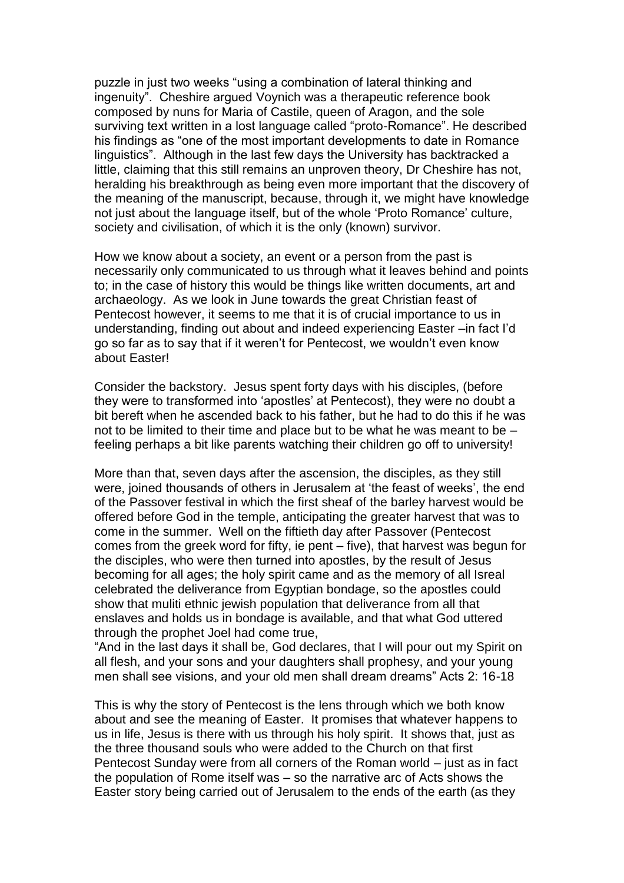puzzle in just two weeks "using a combination of lateral thinking and ingenuity". Cheshire argued Voynich was a therapeutic reference book composed by nuns for Maria of Castile, queen of Aragon, and the sole surviving text written in a lost language called "proto-Romance". He described his findings as "one of the most important developments to date in Romance linguistics". Although in the last few days the University has backtracked a little, claiming that this still remains an unproven theory, Dr Cheshire has not, heralding his breakthrough as being even more important that the discovery of the meaning of the manuscript, because, through it, we might have knowledge not just about the language itself, but of the whole 'Proto Romance' culture, society and civilisation, of which it is the only (known) survivor.

How we know about a society, an event or a person from the past is necessarily only communicated to us through what it leaves behind and points to; in the case of history this would be things like written documents, art and archaeology. As we look in June towards the great Christian feast of Pentecost however, it seems to me that it is of crucial importance to us in understanding, finding out about and indeed experiencing Easter –in fact I'd go so far as to say that if it weren't for Pentecost, we wouldn't even know about Easter!

Consider the backstory. Jesus spent forty days with his disciples, (before they were to transformed into 'apostles' at Pentecost), they were no doubt a bit bereft when he ascended back to his father, but he had to do this if he was not to be limited to their time and place but to be what he was meant to be – feeling perhaps a bit like parents watching their children go off to university!

More than that, seven days after the ascension, the disciples, as they still were, joined thousands of others in Jerusalem at 'the feast of weeks', the end of the Passover festival in which the first sheaf of the barley harvest would be offered before God in the temple, anticipating the greater harvest that was to come in the summer. Well on the fiftieth day after Passover (Pentecost comes from the greek word for fifty, ie pent – five), that harvest was begun for the disciples, who were then turned into apostles, by the result of Jesus becoming for all ages; the holy spirit came and as the memory of all Isreal celebrated the deliverance from Egyptian bondage, so the apostles could show that muliti ethnic jewish population that deliverance from all that enslaves and holds us in bondage is available, and that what God uttered through the prophet Joel had come true,
"And in the last days it shall be, God declares, that I will pour out my Spirit on all flesh, and your sons and your daughters shall prophesy, and your young men shall see visions, and your old men shall dream dreams" Acts 2: 16-18

This is why the story of Pentecost is the lens through which we both know about and see the meaning of Easter. It promises that whatever happens to us in life, Jesus is there with us through his holy spirit. It shows that, just as the three thousand souls who were added to the Church on that first Pentecost Sunday were from all corners of the Roman world – just as in fact the population of Rome itself was – so the narrative arc of Acts shows the Easter story being carried out of Jerusalem to the ends of the earth (as they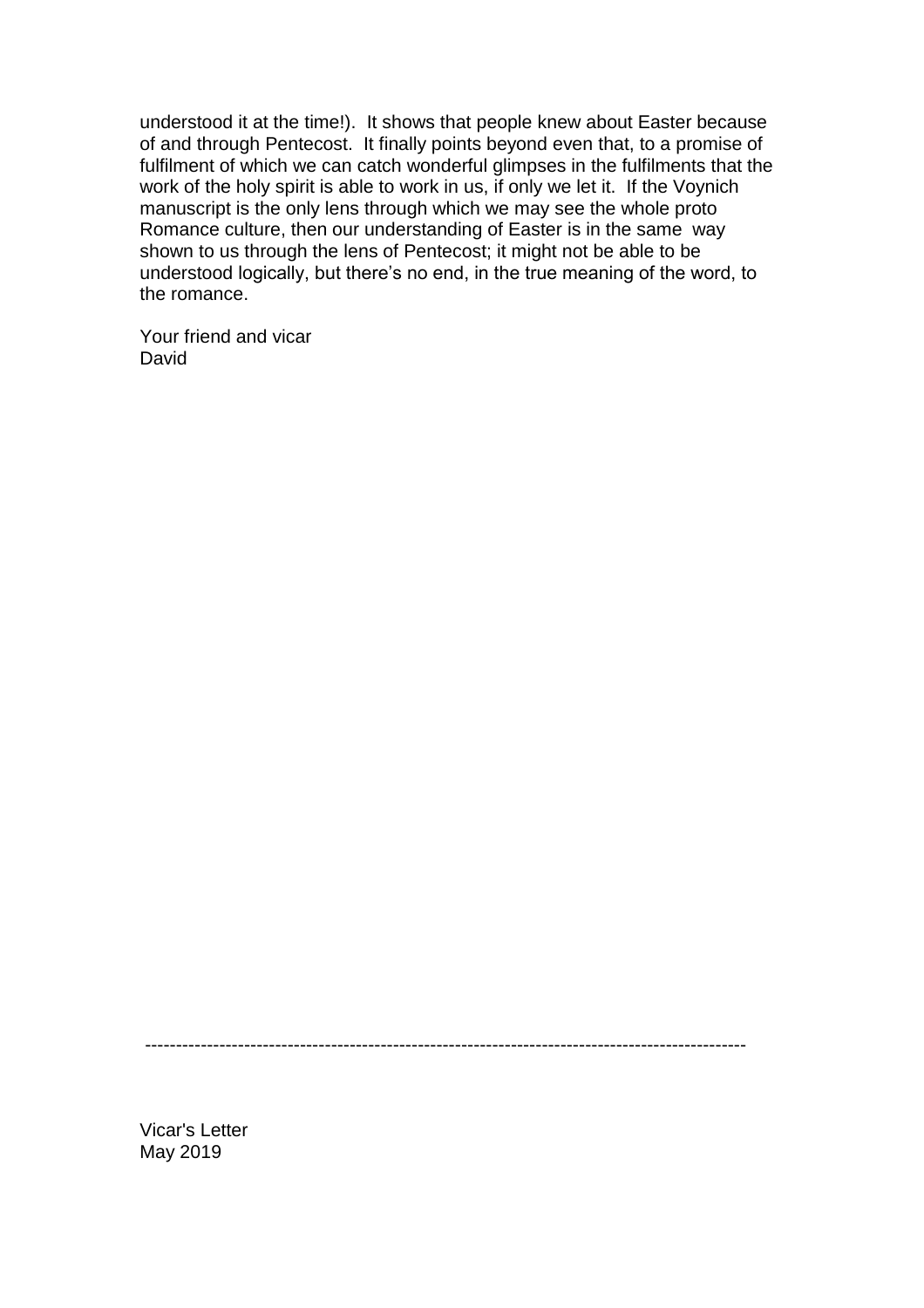understood it at the time!). It shows that people knew about Easter because of and through Pentecost. It finally points beyond even that, to a promise of fulfilment of which we can catch wonderful glimpses in the fulfilments that the work of the holy spirit is able to work in us, if only we let it. If the Voynich manuscript is the only lens through which we may see the whole proto Romance culture, then our understanding of Easter is in the same way shown to us through the lens of Pentecost; it might not be able to be understood logically, but there's no end, in the true meaning of the word, to the romance.

Your friend and vicar
David

---

Vicar's Letter
May 2019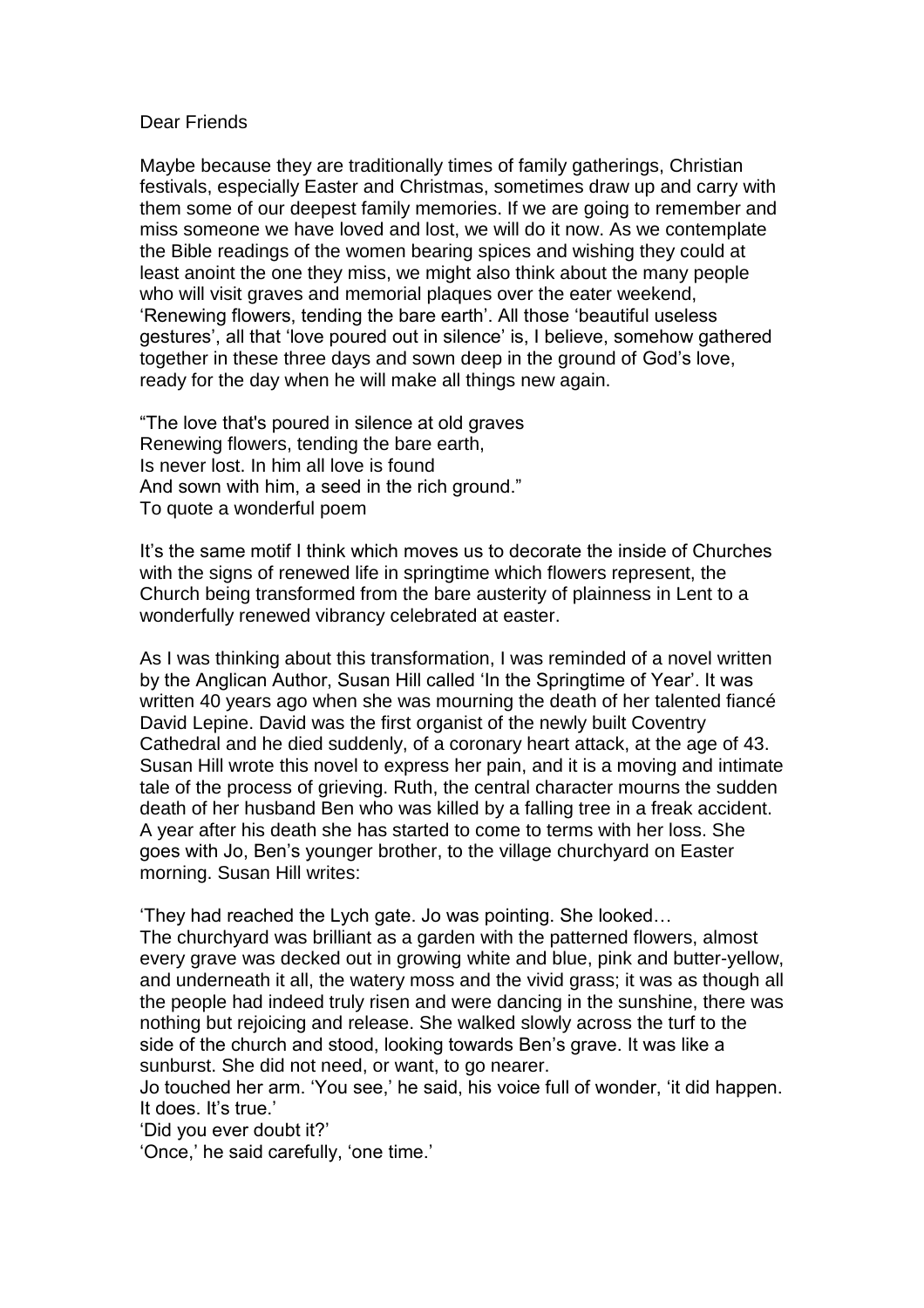Dear Friends

Maybe because they are traditionally times of family gatherings, Christian festivals, especially Easter and Christmas, sometimes draw up and carry with them some of our deepest family memories. If we are going to remember and miss someone we have loved and lost, we will do it now. As we contemplate the Bible readings of the women bearing spices and wishing they could at least anoint the one they miss, we might also think about the many people who will visit graves and memorial plaques over the eater weekend, 'Renewing flowers, tending the bare earth'. All those 'beautiful useless gestures', all that 'love poured out in silence' is, I believe, somehow gathered together in these three days and sown deep in the ground of God's love, ready for the day when he will make all things new again.

"The love that's poured in silence at old graves
Renewing flowers, tending the bare earth,
Is never lost. In him all love is found
And sown with him, a seed in the rich ground."
To quote a wonderful poem

It's the same motif I think which moves us to decorate the inside of Churches with the signs of renewed life in springtime which flowers represent, the Church being transformed from the bare austerity of plainness in Lent to a wonderfully renewed vibrancy celebrated at easter.

As I was thinking about this transformation, I was reminded of a novel written by the Anglican Author, Susan Hill called 'In the Springtime of Year'. It was written 40 years ago when she was mourning the death of her talented fiancé David Lepine. David was the first organist of the newly built Coventry Cathedral and he died suddenly, of a coronary heart attack, at the age of 43. Susan Hill wrote this novel to express her pain, and it is a moving and intimate tale of the process of grieving. Ruth, the central character mourns the sudden death of her husband Ben who was killed by a falling tree in a freak accident. A year after his death she has started to come to terms with her loss. She goes with Jo, Ben's younger brother, to the village churchyard on Easter morning. Susan Hill writes:

'They had reached the Lych gate. Jo was pointing. She looked…
The churchyard was brilliant as a garden with the patterned flowers, almost every grave was decked out in growing white and blue, pink and butter-yellow, and underneath it all, the watery moss and the vivid grass; it was as though all the people had indeed truly risen and were dancing in the sunshine, there was nothing but rejoicing and release. She walked slowly across the turf to the side of the church and stood, looking towards Ben's grave. It was like a sunburst. She did not need, or want, to go nearer.
Jo touched her arm. 'You see,' he said, his voice full of wonder, 'it did happen. It does. It's true.'
'Did you ever doubt it?'
'Once,' he said carefully, 'one time.'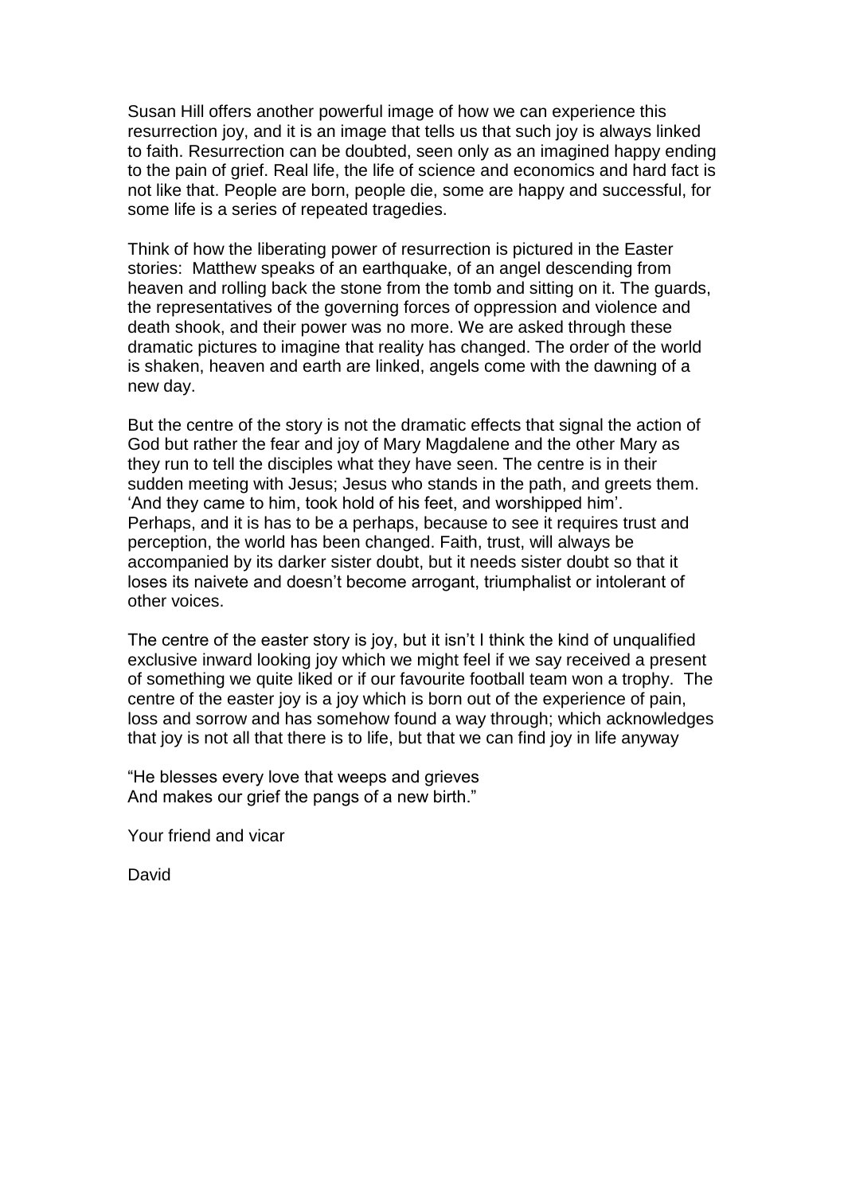Susan Hill offers another powerful image of how we can experience this resurrection joy, and it is an image that tells us that such joy is always linked to faith. Resurrection can be doubted, seen only as an imagined happy ending to the pain of grief. Real life, the life of science and economics and hard fact is not like that. People are born, people die, some are happy and successful, for some life is a series of repeated tragedies.

Think of how the liberating power of resurrection is pictured in the Easter stories: Matthew speaks of an earthquake, of an angel descending from heaven and rolling back the stone from the tomb and sitting on it. The guards, the representatives of the governing forces of oppression and violence and death shook, and their power was no more. We are asked through these dramatic pictures to imagine that reality has changed. The order of the world is shaken, heaven and earth are linked, angels come with the dawning of a new day.

But the centre of the story is not the dramatic effects that signal the action of God but rather the fear and joy of Mary Magdalene and the other Mary as they run to tell the disciples what they have seen. The centre is in their sudden meeting with Jesus; Jesus who stands in the path, and greets them. 'And they came to him, took hold of his feet, and worshipped him'. Perhaps, and it is has to be a perhaps, because to see it requires trust and perception, the world has been changed. Faith, trust, will always be accompanied by its darker sister doubt, but it needs sister doubt so that it loses its naivete and doesn't become arrogant, triumphalist or intolerant of other voices.

The centre of the easter story is joy, but it isn't I think the kind of unqualified exclusive inward looking joy which we might feel if we say received a present of something we quite liked or if our favourite football team won a trophy. The centre of the easter joy is a joy which is born out of the experience of pain, loss and sorrow and has somehow found a way through; which acknowledges that joy is not all that there is to life, but that we can find joy in life anyway

"He blesses every love that weeps and grieves
And makes our grief the pangs of a new birth."

Your friend and vicar

David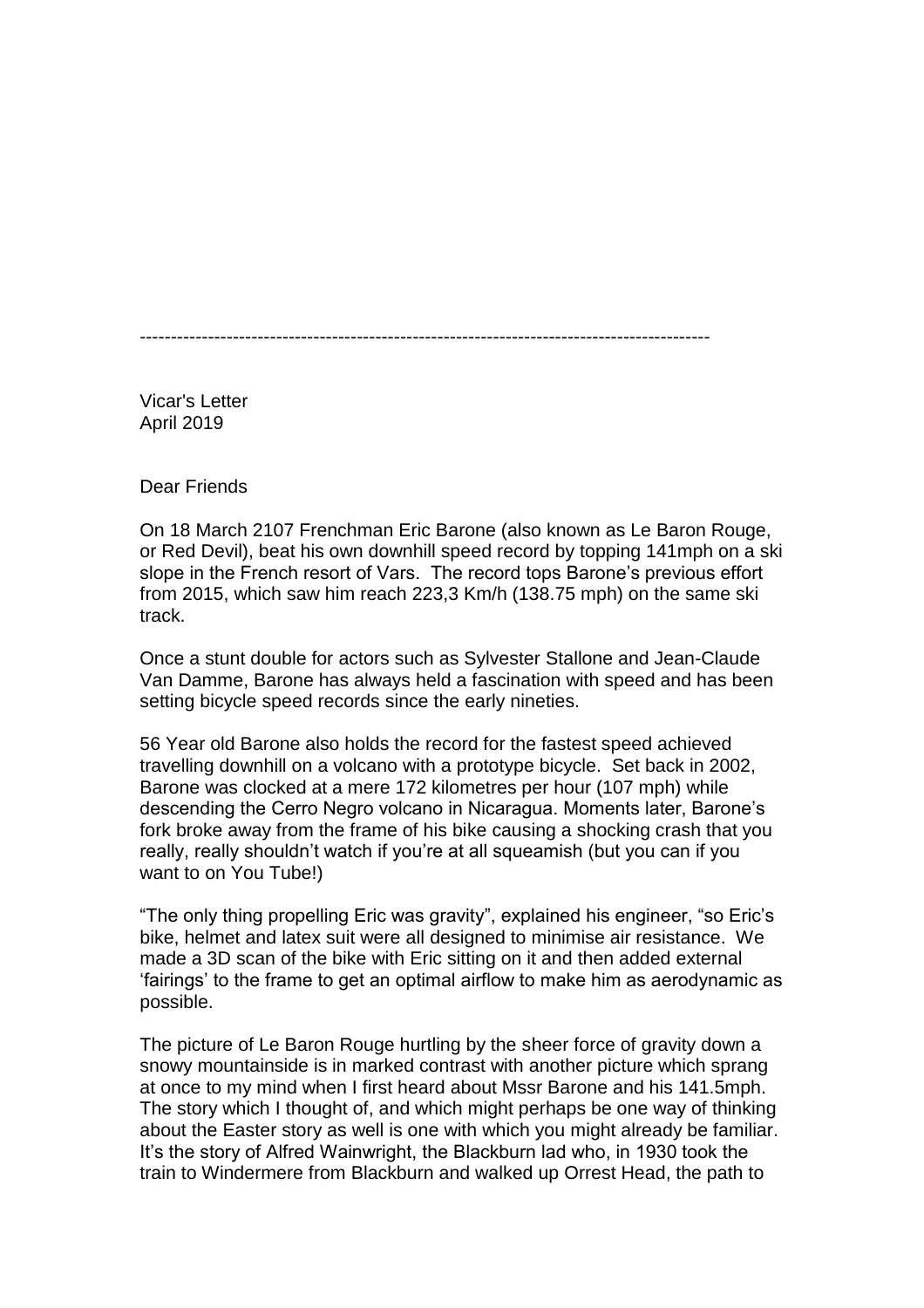---

Vicar's Letter
April 2019

Dear Friends

On 18 March 2107 Frenchman Eric Barone (also known as Le Baron Rouge, or Red Devil), beat his own downhill speed record by topping 141mph on a ski slope in the French resort of Vars. The record tops Barone's previous effort from 2015, which saw him reach 223,3 Km/h (138.75 mph) on the same ski track.

Once a stunt double for actors such as Sylvester Stallone and Jean-Claude Van Damme, Barone has always held a fascination with speed and has been setting bicycle speed records since the early nineties.

56 Year old Barone also holds the record for the fastest speed achieved travelling downhill on a volcano with a prototype bicycle. Set back in 2002, Barone was clocked at a mere 172 kilometres per hour (107 mph) while descending the Cerro Negro volcano in Nicaragua. Moments later, Barone's fork broke away from the frame of his bike causing a shocking crash that you really, really shouldn't watch if you're at all squeamish (but you can if you want to on You Tube!)

"The only thing propelling Eric was gravity", explained his engineer, "so Eric's bike, helmet and latex suit were all designed to minimise air resistance. We made a 3D scan of the bike with Eric sitting on it and then added external 'fairings' to the frame to get an optimal airflow to make him as aerodynamic as possible.

The picture of Le Baron Rouge hurtling by the sheer force of gravity down a snowy mountainside is in marked contrast with another picture which sprang at once to my mind when I first heard about Mssr Barone and his 141.5mph. The story which I thought of, and which might perhaps be one way of thinking about the Easter story as well is one with which you might already be familiar. It's the story of Alfred Wainwright, the Blackburn lad who, in 1930 took the train to Windermere from Blackburn and walked up Orrest Head, the path to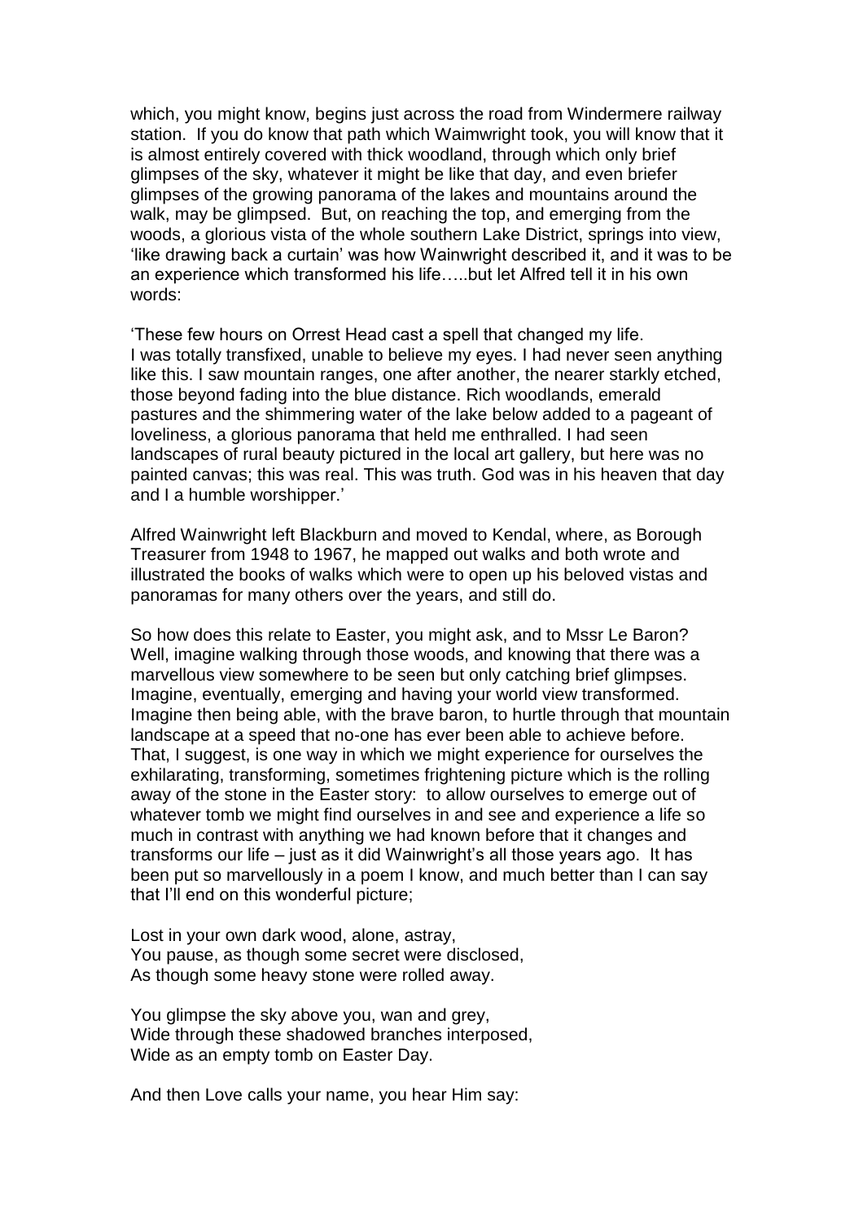which, you might know, begins just across the road from Windermere railway station. If you do know that path which Waimwright took, you will know that it is almost entirely covered with thick woodland, through which only brief glimpses of the sky, whatever it might be like that day, and even briefer glimpses of the growing panorama of the lakes and mountains around the walk, may be glimpsed. But, on reaching the top, and emerging from the woods, a glorious vista of the whole southern Lake District, springs into view, 'like drawing back a curtain' was how Wainwright described it, and it was to be an experience which transformed his life…..but let Alfred tell it in his own words:

'These few hours on Orrest Head cast a spell that changed my life. I was totally transfixed, unable to believe my eyes. I had never seen anything like this. I saw mountain ranges, one after another, the nearer starkly etched, those beyond fading into the blue distance. Rich woodlands, emerald pastures and the shimmering water of the lake below added to a pageant of loveliness, a glorious panorama that held me enthralled. I had seen landscapes of rural beauty pictured in the local art gallery, but here was no painted canvas; this was real. This was truth. God was in his heaven that day and I a humble worshipper.'

Alfred Wainwright left Blackburn and moved to Kendal, where, as Borough Treasurer from 1948 to 1967, he mapped out walks and both wrote and illustrated the books of walks which were to open up his beloved vistas and panoramas for many others over the years, and still do.

So how does this relate to Easter, you might ask, and to Mssr Le Baron? Well, imagine walking through those woods, and knowing that there was a marvellous view somewhere to be seen but only catching brief glimpses. Imagine, eventually, emerging and having your world view transformed. Imagine then being able, with the brave baron, to hurtle through that mountain landscape at a speed that no-one has ever been able to achieve before. That, I suggest, is one way in which we might experience for ourselves the exhilarating, transforming, sometimes frightening picture which is the rolling away of the stone in the Easter story: to allow ourselves to emerge out of whatever tomb we might find ourselves in and see and experience a life so much in contrast with anything we had known before that it changes and transforms our life – just as it did Wainwright's all those years ago. It has been put so marvellously in a poem I know, and much better than I can say that I'll end on this wonderful picture;

Lost in your own dark wood, alone, astray,
You pause, as though some secret were disclosed,
As though some heavy stone were rolled away.

You glimpse the sky above you, wan and grey,
Wide through these shadowed branches interposed,
Wide as an empty tomb on Easter Day.

And then Love calls your name, you hear Him say: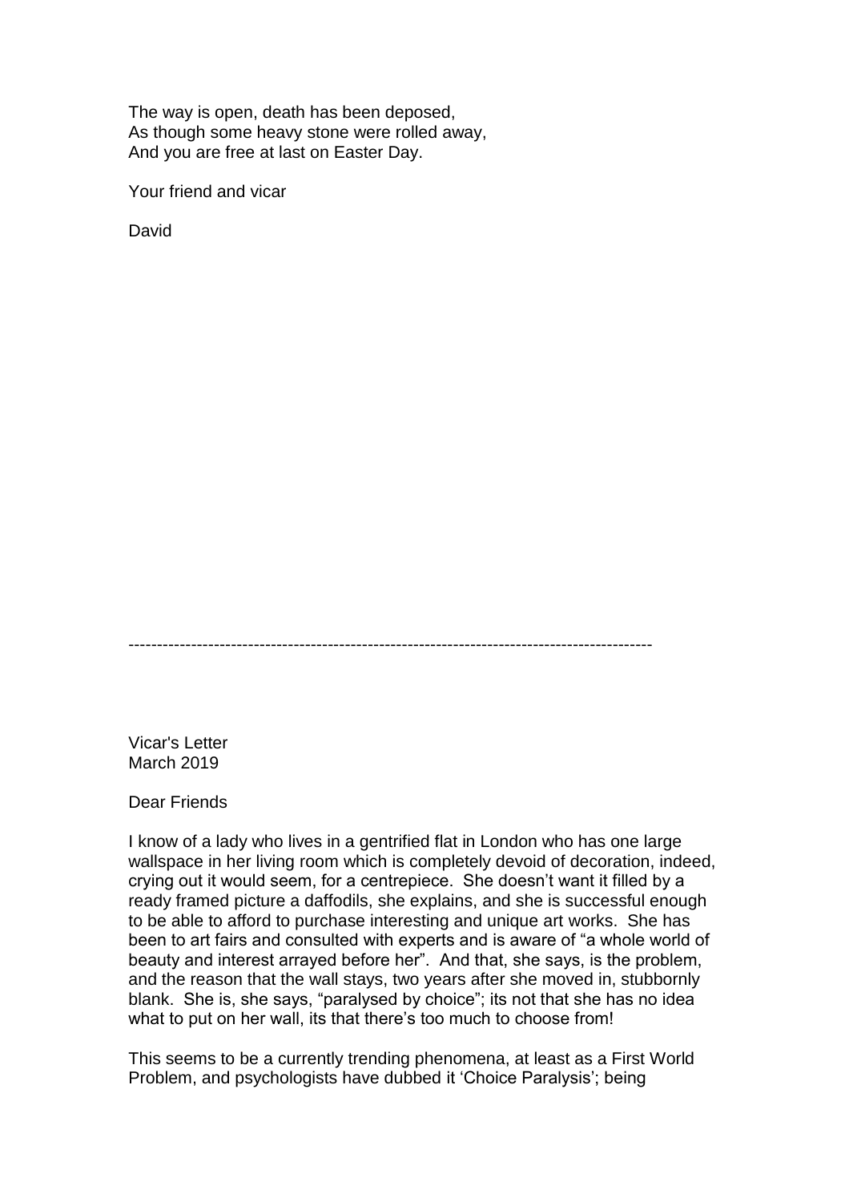The way is open, death has been deposed,
As though some heavy stone were rolled away,
And you are free at last on Easter Day.

Your friend and vicar

David

---

Vicar's Letter
March 2019

Dear Friends

I know of a lady who lives in a gentrified flat in London who has one large wallspace in her living room which is completely devoid of decoration, indeed, crying out it would seem, for a centrepiece. She doesn't want it filled by a ready framed picture a daffodils, she explains, and she is successful enough to be able to afford to purchase interesting and unique art works. She has been to art fairs and consulted with experts and is aware of "a whole world of beauty and interest arrayed before her". And that, she says, is the problem, and the reason that the wall stays, two years after she moved in, stubbornly blank. She is, she says, "paralysed by choice"; its not that she has no idea what to put on her wall, its that there's too much to choose from!

This seems to be a currently trending phenomena, at least as a First World Problem, and psychologists have dubbed it 'Choice Paralysis'; being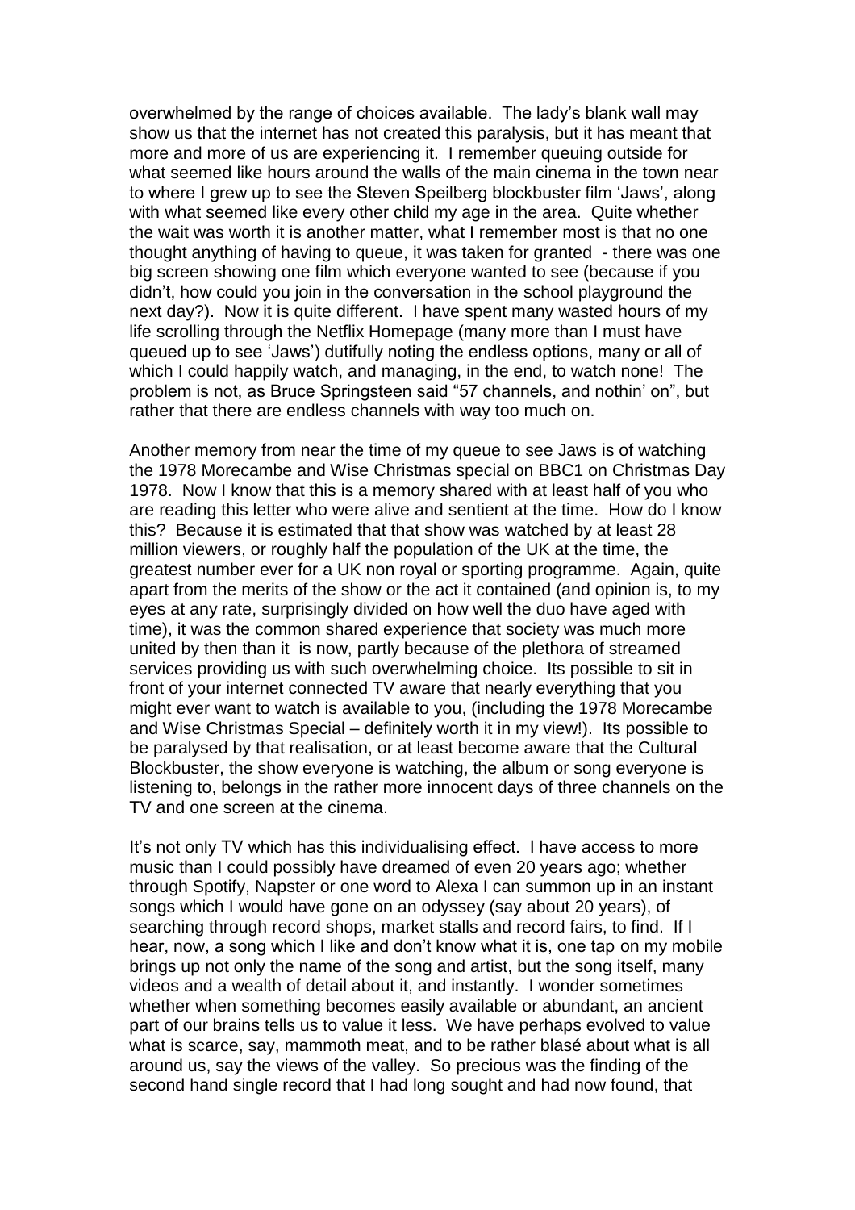overwhelmed by the range of choices available. The lady's blank wall may show us that the internet has not created this paralysis, but it has meant that more and more of us are experiencing it. I remember queuing outside for what seemed like hours around the walls of the main cinema in the town near to where I grew up to see the Steven Speilberg blockbuster film 'Jaws', along with what seemed like every other child my age in the area. Quite whether the wait was worth it is another matter, what I remember most is that no one thought anything of having to queue, it was taken for granted - there was one big screen showing one film which everyone wanted to see (because if you didn't, how could you join in the conversation in the school playground the next day?). Now it is quite different. I have spent many wasted hours of my life scrolling through the Netflix Homepage (many more than I must have queued up to see 'Jaws') dutifully noting the endless options, many or all of which I could happily watch, and managing, in the end, to watch none! The problem is not, as Bruce Springsteen said "57 channels, and nothin' on", but rather that there are endless channels with way too much on.

Another memory from near the time of my queue to see Jaws is of watching the 1978 Morecambe and Wise Christmas special on BBC1 on Christmas Day 1978. Now I know that this is a memory shared with at least half of you who are reading this letter who were alive and sentient at the time. How do I know this? Because it is estimated that that show was watched by at least 28 million viewers, or roughly half the population of the UK at the time, the greatest number ever for a UK non royal or sporting programme. Again, quite apart from the merits of the show or the act it contained (and opinion is, to my eyes at any rate, surprisingly divided on how well the duo have aged with time), it was the common shared experience that society was much more united by then than it is now, partly because of the plethora of streamed services providing us with such overwhelming choice. Its possible to sit in front of your internet connected TV aware that nearly everything that you might ever want to watch is available to you, (including the 1978 Morecambe and Wise Christmas Special – definitely worth it in my view!). Its possible to be paralysed by that realisation, or at least become aware that the Cultural Blockbuster, the show everyone is watching, the album or song everyone is listening to, belongs in the rather more innocent days of three channels on the TV and one screen at the cinema.

It's not only TV which has this individualising effect. I have access to more music than I could possibly have dreamed of even 20 years ago; whether through Spotify, Napster or one word to Alexa I can summon up in an instant songs which I would have gone on an odyssey (say about 20 years), of searching through record shops, market stalls and record fairs, to find. If I hear, now, a song which I like and don't know what it is, one tap on my mobile brings up not only the name of the song and artist, but the song itself, many videos and a wealth of detail about it, and instantly. I wonder sometimes whether when something becomes easily available or abundant, an ancient part of our brains tells us to value it less. We have perhaps evolved to value what is scarce, say, mammoth meat, and to be rather blasé about what is all around us, say the views of the valley. So precious was the finding of the second hand single record that I had long sought and had now found, that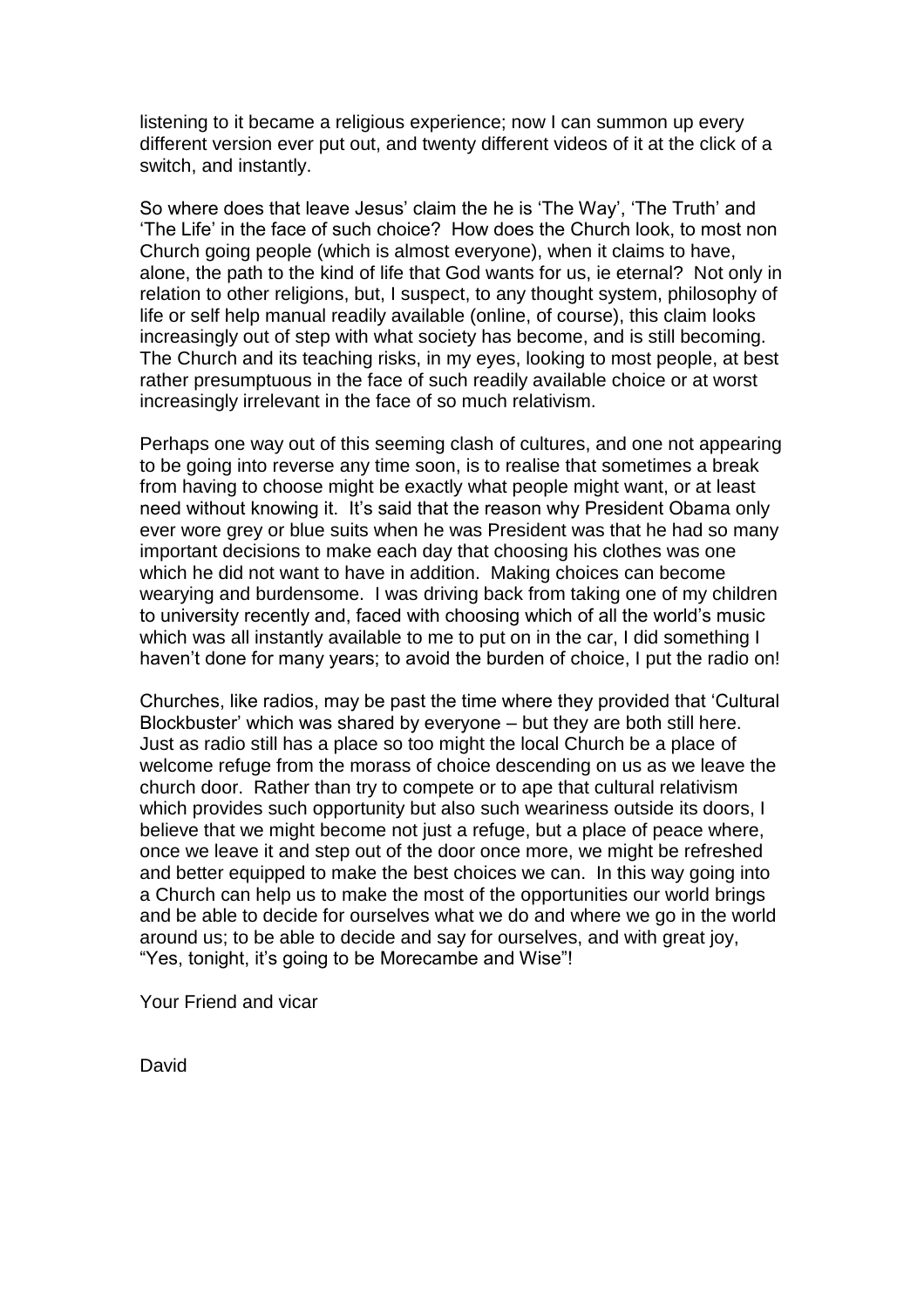listening to it became a religious experience; now I can summon up every different version ever put out, and twenty different videos of it at the click of a switch, and instantly.

So where does that leave Jesus' claim the he is 'The Way', 'The Truth' and 'The Life' in the face of such choice? How does the Church look, to most non Church going people (which is almost everyone), when it claims to have, alone, the path to the kind of life that God wants for us, ie eternal? Not only in relation to other religions, but, I suspect, to any thought system, philosophy of life or self help manual readily available (online, of course), this claim looks increasingly out of step with what society has become, and is still becoming. The Church and its teaching risks, in my eyes, looking to most people, at best rather presumptuous in the face of such readily available choice or at worst increasingly irrelevant in the face of so much relativism.

Perhaps one way out of this seeming clash of cultures, and one not appearing to be going into reverse any time soon, is to realise that sometimes a break from having to choose might be exactly what people might want, or at least need without knowing it. It's said that the reason why President Obama only ever wore grey or blue suits when he was President was that he had so many important decisions to make each day that choosing his clothes was one which he did not want to have in addition. Making choices can become wearying and burdensome. I was driving back from taking one of my children to university recently and, faced with choosing which of all the world's music which was all instantly available to me to put on in the car, I did something I haven't done for many years; to avoid the burden of choice, I put the radio on!

Churches, like radios, may be past the time where they provided that 'Cultural Blockbuster' which was shared by everyone – but they are both still here. Just as radio still has a place so too might the local Church be a place of welcome refuge from the morass of choice descending on us as we leave the church door. Rather than try to compete or to ape that cultural relativism which provides such opportunity but also such weariness outside its doors, I believe that we might become not just a refuge, but a place of peace where, once we leave it and step out of the door once more, we might be refreshed and better equipped to make the best choices we can. In this way going into a Church can help us to make the most of the opportunities our world brings and be able to decide for ourselves what we do and where we go in the world around us; to be able to decide and say for ourselves, and with great joy, "Yes, tonight, it's going to be Morecambe and Wise"!

Your Friend and vicar

David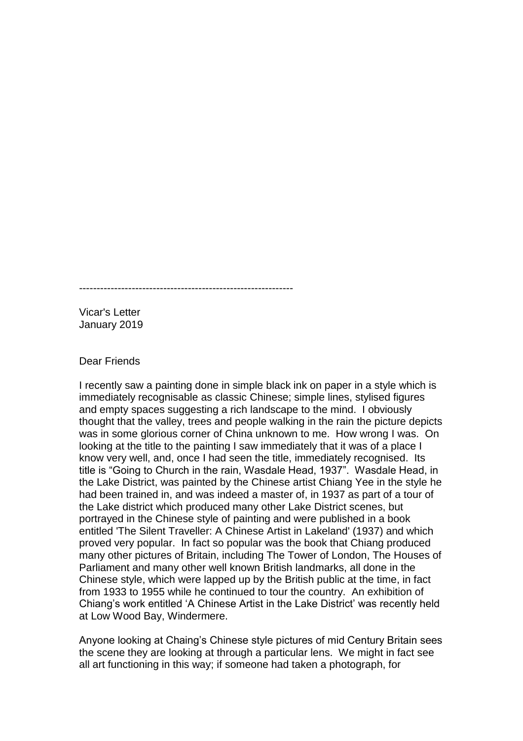--------------------------------------------------------------

Vicar's Letter
January 2019

Dear Friends

I recently saw a painting done in simple black ink on paper in a style which is immediately recognisable as classic Chinese; simple lines, stylised figures and empty spaces suggesting a rich landscape to the mind. I obviously thought that the valley, trees and people walking in the rain the picture depicts was in some glorious corner of China unknown to me. How wrong I was. On looking at the title to the painting I saw immediately that it was of a place I know very well, and, once I had seen the title, immediately recognised. Its title is "Going to Church in the rain, Wasdale Head, 1937". Wasdale Head, in the Lake District, was painted by the Chinese artist Chiang Yee in the style he had been trained in, and was indeed a master of, in 1937 as part of a tour of the Lake district which produced many other Lake District scenes, but portrayed in the Chinese style of painting and were published in a book entitled 'The Silent Traveller: A Chinese Artist in Lakeland' (1937) and which proved very popular. In fact so popular was the book that Chiang produced many other pictures of Britain, including The Tower of London, The Houses of Parliament and many other well known British landmarks, all done in the Chinese style, which were lapped up by the British public at the time, in fact from 1933 to 1955 while he continued to tour the country. An exhibition of Chiang's work entitled 'A Chinese Artist in the Lake District' was recently held at Low Wood Bay, Windermere.

Anyone looking at Chaing's Chinese style pictures of mid Century Britain sees the scene they are looking at through a particular lens. We might in fact see all art functioning in this way; if someone had taken a photograph, for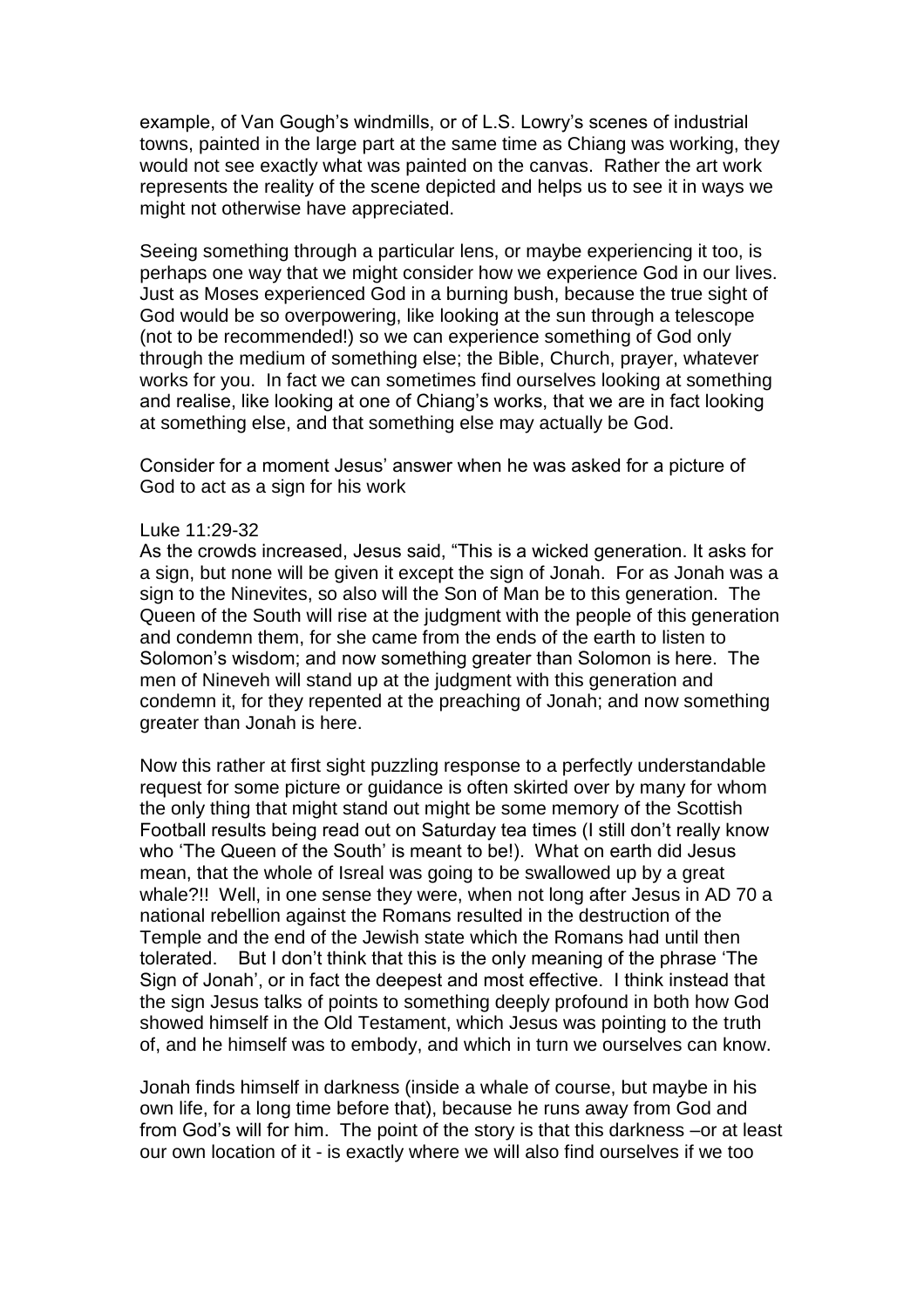example, of Van Gough's windmills, or of L.S. Lowry's scenes of industrial towns, painted in the large part at the same time as Chiang was working, they would not see exactly what was painted on the canvas. Rather the art work represents the reality of the scene depicted and helps us to see it in ways we might not otherwise have appreciated.

Seeing something through a particular lens, or maybe experiencing it too, is perhaps one way that we might consider how we experience God in our lives. Just as Moses experienced God in a burning bush, because the true sight of God would be so overpowering, like looking at the sun through a telescope (not to be recommended!) so we can experience something of God only through the medium of something else; the Bible, Church, prayer, whatever works for you. In fact we can sometimes find ourselves looking at something and realise, like looking at one of Chiang's works, that we are in fact looking at something else, and that something else may actually be God.

Consider for a moment Jesus' answer when he was asked for a picture of God to act as a sign for his work

Luke 11:29-32
As the crowds increased, Jesus said, "This is a wicked generation. It asks for a sign, but none will be given it except the sign of Jonah. For as Jonah was a sign to the Ninevites, so also will the Son of Man be to this generation. The Queen of the South will rise at the judgment with the people of this generation and condemn them, for she came from the ends of the earth to listen to Solomon's wisdom; and now something greater than Solomon is here. The men of Nineveh will stand up at the judgment with this generation and condemn it, for they repented at the preaching of Jonah; and now something greater than Jonah is here.

Now this rather at first sight puzzling response to a perfectly understandable request for some picture or guidance is often skirted over by many for whom the only thing that might stand out might be some memory of the Scottish Football results being read out on Saturday tea times (I still don't really know who 'The Queen of the South' is meant to be!). What on earth did Jesus mean, that the whole of Isreal was going to be swallowed up by a great whale?!! Well, in one sense they were, when not long after Jesus in AD 70 a national rebellion against the Romans resulted in the destruction of the Temple and the end of the Jewish state which the Romans had until then tolerated. But I don't think that this is the only meaning of the phrase 'The Sign of Jonah', or in fact the deepest and most effective. I think instead that the sign Jesus talks of points to something deeply profound in both how God showed himself in the Old Testament, which Jesus was pointing to the truth of, and he himself was to embody, and which in turn we ourselves can know.

Jonah finds himself in darkness (inside a whale of course, but maybe in his own life, for a long time before that), because he runs away from God and from God's will for him. The point of the story is that this darkness –or at least our own location of it - is exactly where we will also find ourselves if we too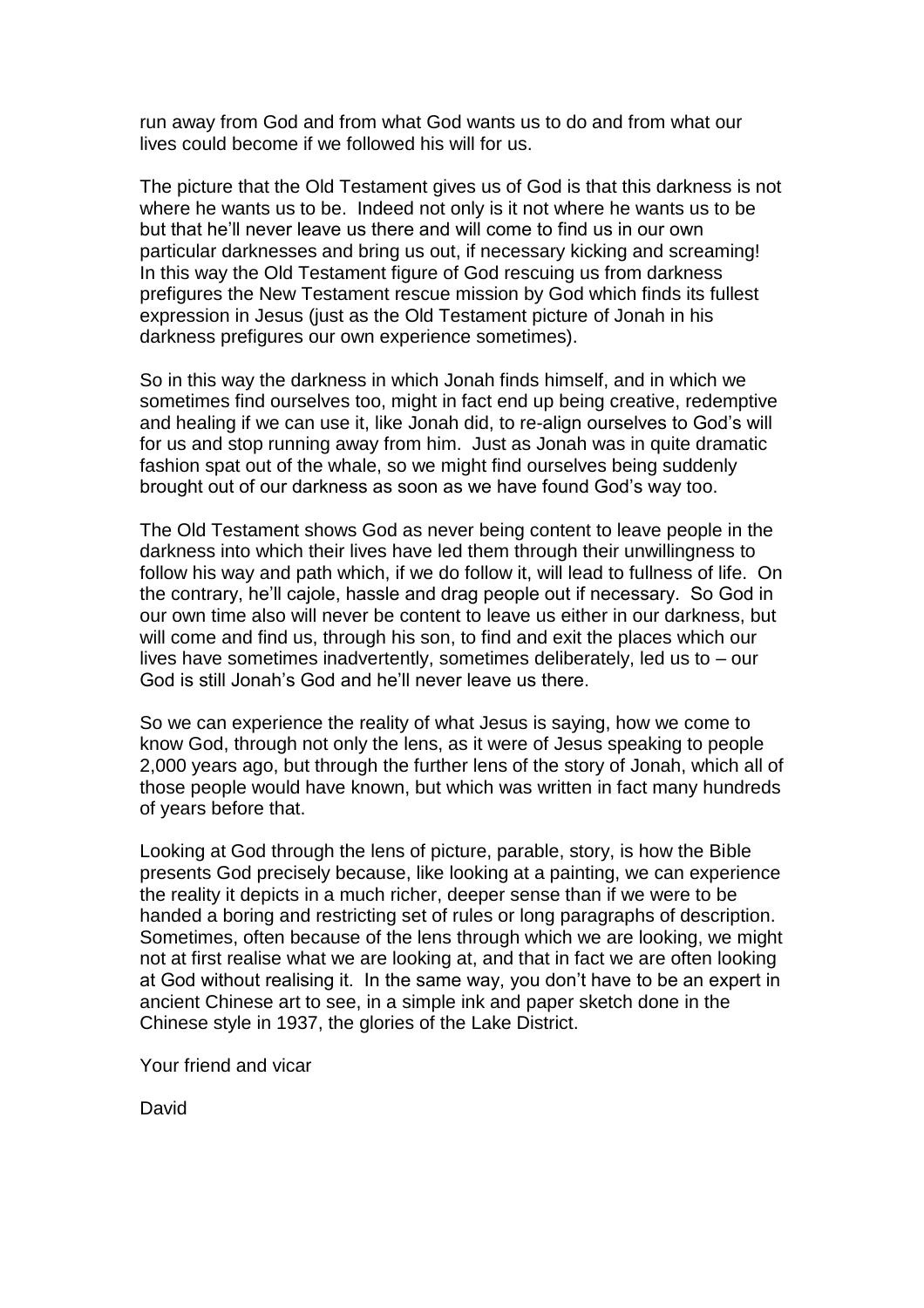run away from God and from what God wants us to do and from what our lives could become if we followed his will for us.

The picture that the Old Testament gives us of God is that this darkness is not where he wants us to be. Indeed not only is it not where he wants us to be but that he'll never leave us there and will come to find us in our own particular darknesses and bring us out, if necessary kicking and screaming! In this way the Old Testament figure of God rescuing us from darkness prefigures the New Testament rescue mission by God which finds its fullest expression in Jesus (just as the Old Testament picture of Jonah in his darkness prefigures our own experience sometimes).

So in this way the darkness in which Jonah finds himself, and in which we sometimes find ourselves too, might in fact end up being creative, redemptive and healing if we can use it, like Jonah did, to re-align ourselves to God's will for us and stop running away from him. Just as Jonah was in quite dramatic fashion spat out of the whale, so we might find ourselves being suddenly brought out of our darkness as soon as we have found God's way too.

The Old Testament shows God as never being content to leave people in the darkness into which their lives have led them through their unwillingness to follow his way and path which, if we do follow it, will lead to fullness of life. On the contrary, he'll cajole, hassle and drag people out if necessary. So God in our own time also will never be content to leave us either in our darkness, but will come and find us, through his son, to find and exit the places which our lives have sometimes inadvertently, sometimes deliberately, led us to – our God is still Jonah's God and he'll never leave us there.

So we can experience the reality of what Jesus is saying, how we come to know God, through not only the lens, as it were of Jesus speaking to people 2,000 years ago, but through the further lens of the story of Jonah, which all of those people would have known, but which was written in fact many hundreds of years before that.

Looking at God through the lens of picture, parable, story, is how the Bible presents God precisely because, like looking at a painting, we can experience the reality it depicts in a much richer, deeper sense than if we were to be handed a boring and restricting set of rules or long paragraphs of description. Sometimes, often because of the lens through which we are looking, we might not at first realise what we are looking at, and that in fact we are often looking at God without realising it. In the same way, you don't have to be an expert in ancient Chinese art to see, in a simple ink and paper sketch done in the Chinese style in 1937, the glories of the Lake District.

Your friend and vicar

David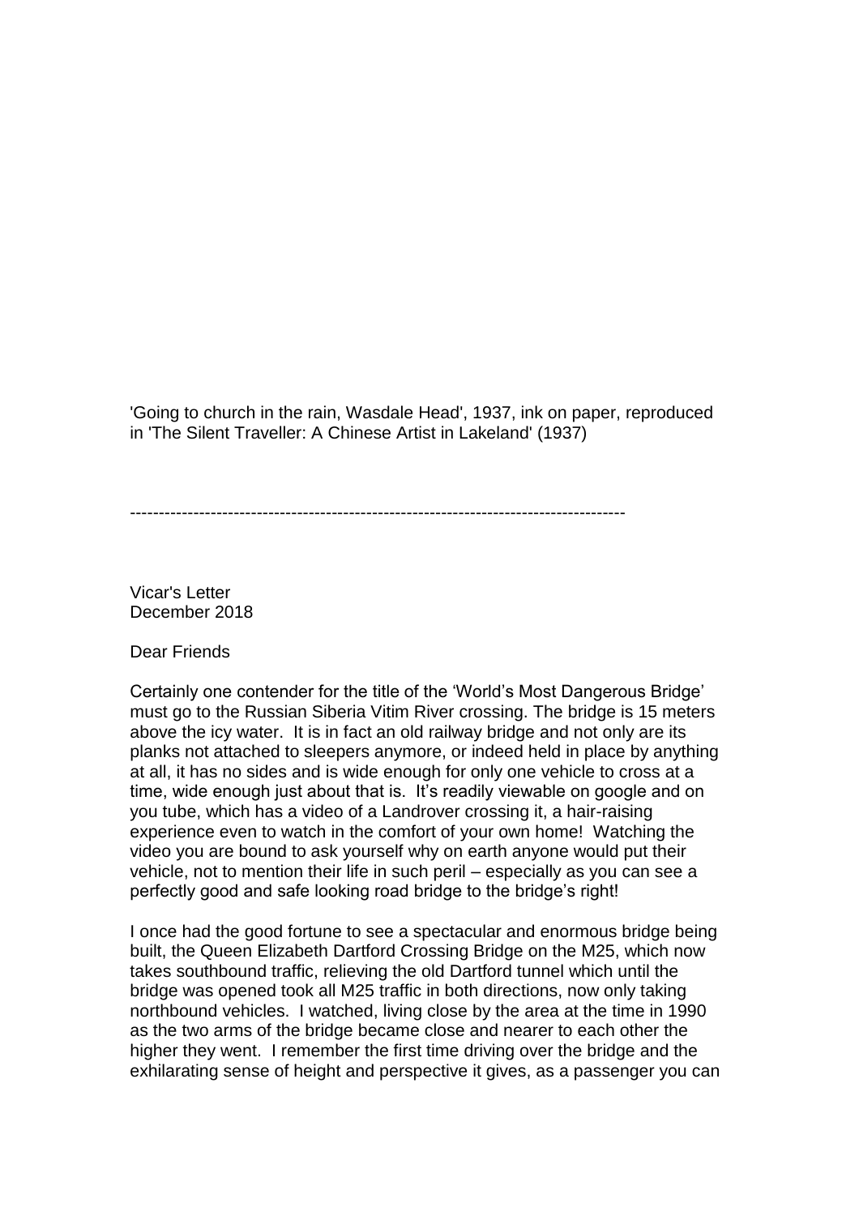'Going to church in the rain, Wasdale Head', 1937, ink on paper, reproduced in 'The Silent Traveller: A Chinese Artist in Lakeland' (1937)

---

Vicar's Letter
December 2018

Dear Friends

Certainly one contender for the title of the 'World's Most Dangerous Bridge' must go to the Russian Siberia Vitim River crossing. The bridge is 15 meters above the icy water. It is in fact an old railway bridge and not only are its planks not attached to sleepers anymore, or indeed held in place by anything at all, it has no sides and is wide enough for only one vehicle to cross at a time, wide enough just about that is. It's readily viewable on google and on you tube, which has a video of a Landrover crossing it, a hair-raising experience even to watch in the comfort of your own home! Watching the video you are bound to ask yourself why on earth anyone would put their vehicle, not to mention their life in such peril – especially as you can see a perfectly good and safe looking road bridge to the bridge's right!

I once had the good fortune to see a spectacular and enormous bridge being built, the Queen Elizabeth Dartford Crossing Bridge on the M25, which now takes southbound traffic, relieving the old Dartford tunnel which until the bridge was opened took all M25 traffic in both directions, now only taking northbound vehicles. I watched, living close by the area at the time in 1990 as the two arms of the bridge became close and nearer to each other the higher they went. I remember the first time driving over the bridge and the exhilarating sense of height and perspective it gives, as a passenger you can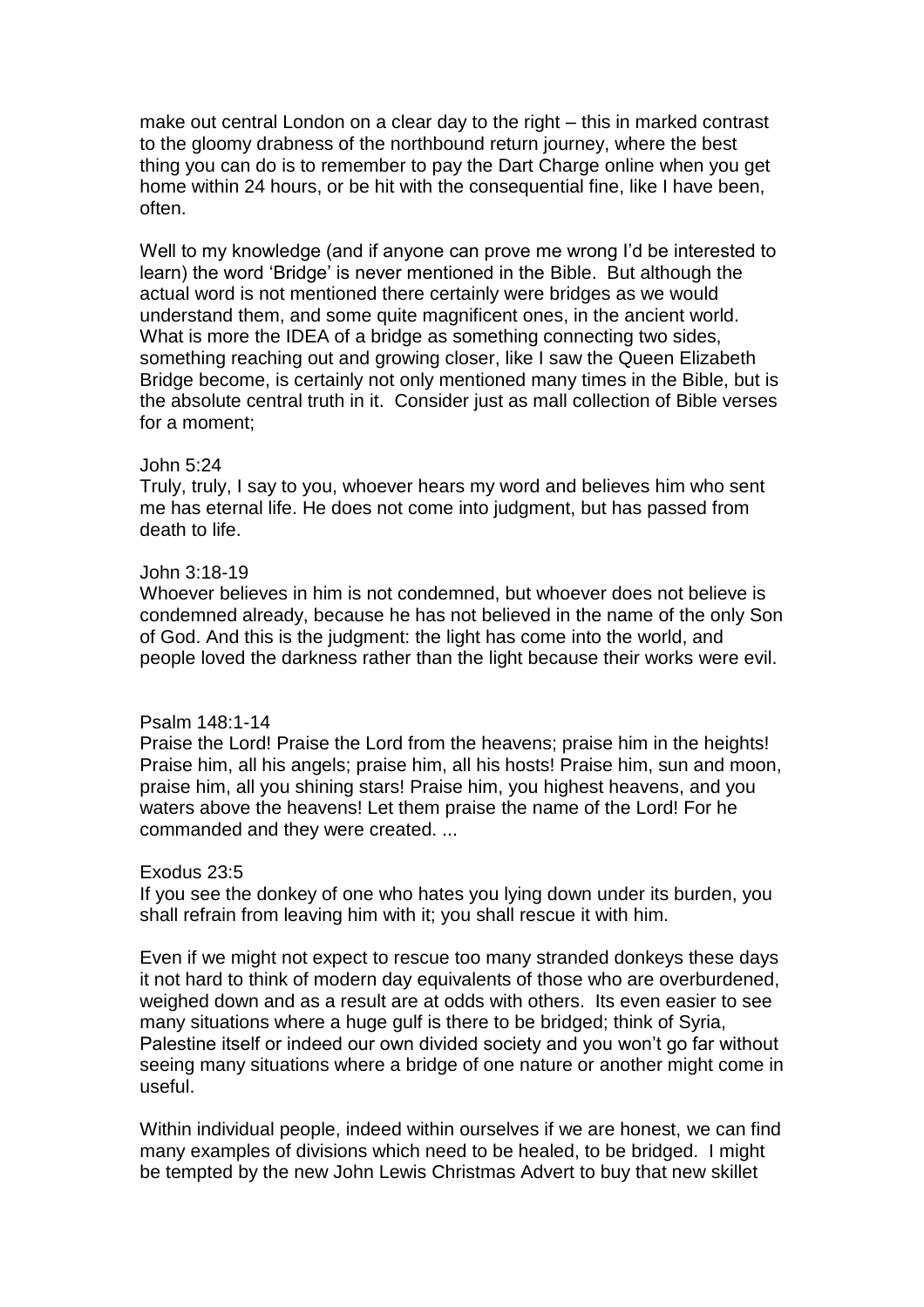make out central London on a clear day to the right – this in marked contrast to the gloomy drabness of the northbound return journey, where the best thing you can do is to remember to pay the Dart Charge online when you get home within 24 hours, or be hit with the consequential fine, like I have been, often.

Well to my knowledge (and if anyone can prove me wrong I'd be interested to learn) the word 'Bridge' is never mentioned in the Bible. But although the actual word is not mentioned there certainly were bridges as we would understand them, and some quite magnificent ones, in the ancient world. What is more the IDEA of a bridge as something connecting two sides, something reaching out and growing closer, like I saw the Queen Elizabeth Bridge become, is certainly not only mentioned many times in the Bible, but is the absolute central truth in it. Consider just as mall collection of Bible verses for a moment;

John 5:24
Truly, truly, I say to you, whoever hears my word and believes him who sent me has eternal life. He does not come into judgment, but has passed from death to life.

John 3:18-19
Whoever believes in him is not condemned, but whoever does not believe is condemned already, because he has not believed in the name of the only Son of God. And this is the judgment: the light has come into the world, and people loved the darkness rather than the light because their works were evil.

Psalm 148:1-14
Praise the Lord! Praise the Lord from the heavens; praise him in the heights! Praise him, all his angels; praise him, all his hosts! Praise him, sun and moon, praise him, all you shining stars! Praise him, you highest heavens, and you waters above the heavens! Let them praise the name of the Lord! For he commanded and they were created. ...

Exodus 23:5
If you see the donkey of one who hates you lying down under its burden, you shall refrain from leaving him with it; you shall rescue it with him.

Even if we might not expect to rescue too many stranded donkeys these days it not hard to think of modern day equivalents of those who are overburdened, weighed down and as a result are at odds with others. Its even easier to see many situations where a huge gulf is there to be bridged; think of Syria, Palestine itself or indeed our own divided society and you won't go far without seeing many situations where a bridge of one nature or another might come in useful.

Within individual people, indeed within ourselves if we are honest, we can find many examples of divisions which need to be healed, to be bridged. I might be tempted by the new John Lewis Christmas Advert to buy that new skillet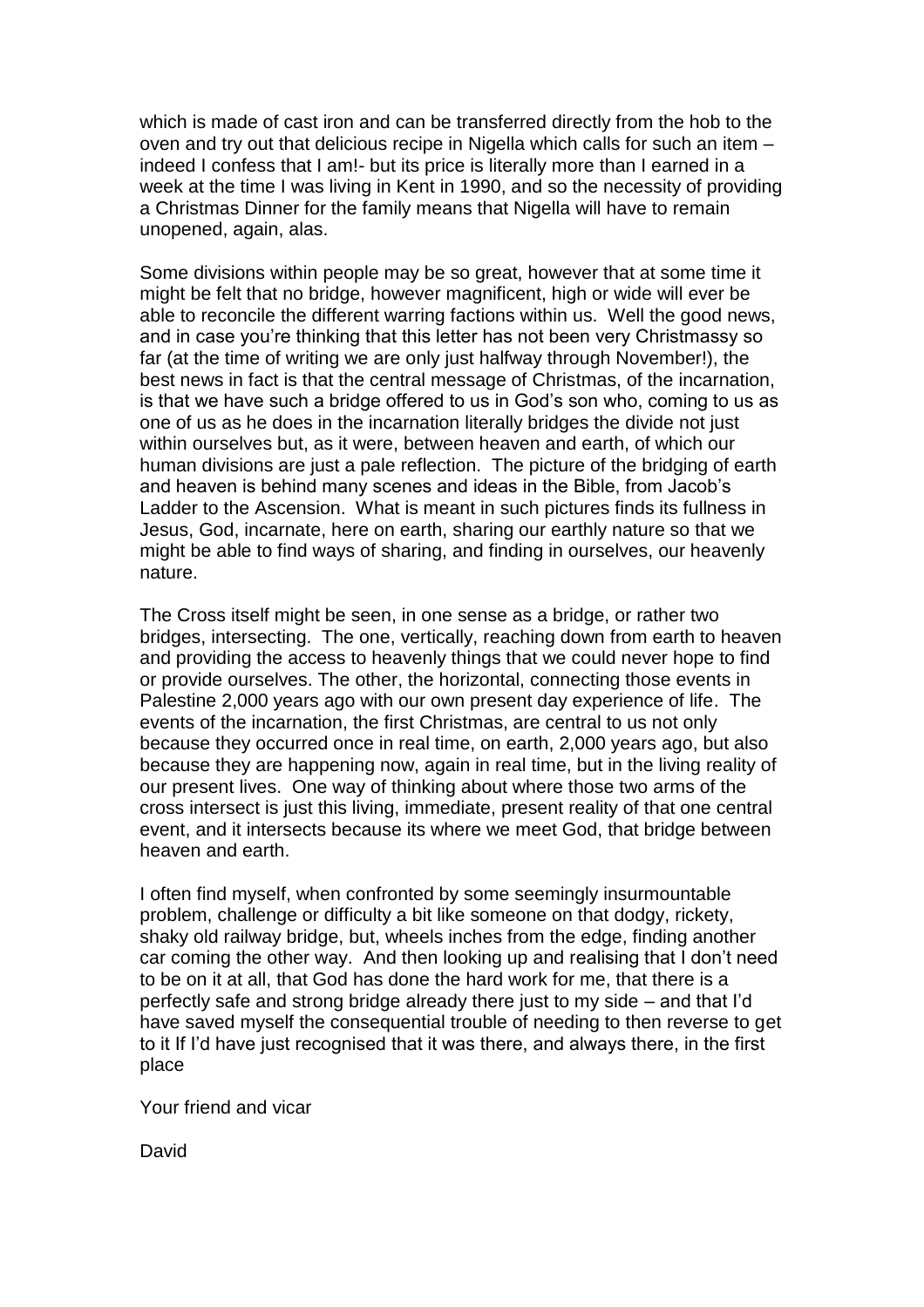which is made of cast iron and can be transferred directly from the hob to the oven and try out that delicious recipe in Nigella which calls for such an item – indeed I confess that I am!- but its price is literally more than I earned in a week at the time I was living in Kent in 1990, and so the necessity of providing a Christmas Dinner for the family means that Nigella will have to remain unopened, again, alas.

Some divisions within people may be so great, however that at some time it might be felt that no bridge, however magnificent, high or wide will ever be able to reconcile the different warring factions within us. Well the good news, and in case you're thinking that this letter has not been very Christmassy so far (at the time of writing we are only just halfway through November!), the best news in fact is that the central message of Christmas, of the incarnation, is that we have such a bridge offered to us in God's son who, coming to us as one of us as he does in the incarnation literally bridges the divide not just within ourselves but, as it were, between heaven and earth, of which our human divisions are just a pale reflection. The picture of the bridging of earth and heaven is behind many scenes and ideas in the Bible, from Jacob's Ladder to the Ascension. What is meant in such pictures finds its fullness in Jesus, God, incarnate, here on earth, sharing our earthly nature so that we might be able to find ways of sharing, and finding in ourselves, our heavenly nature.

The Cross itself might be seen, in one sense as a bridge, or rather two bridges, intersecting. The one, vertically, reaching down from earth to heaven and providing the access to heavenly things that we could never hope to find or provide ourselves. The other, the horizontal, connecting those events in Palestine 2,000 years ago with our own present day experience of life. The events of the incarnation, the first Christmas, are central to us not only because they occurred once in real time, on earth, 2,000 years ago, but also because they are happening now, again in real time, but in the living reality of our present lives. One way of thinking about where those two arms of the cross intersect is just this living, immediate, present reality of that one central event, and it intersects because its where we meet God, that bridge between heaven and earth.

I often find myself, when confronted by some seemingly insurmountable problem, challenge or difficulty a bit like someone on that dodgy, rickety, shaky old railway bridge, but, wheels inches from the edge, finding another car coming the other way. And then looking up and realising that I don't need to be on it at all, that God has done the hard work for me, that there is a perfectly safe and strong bridge already there just to my side – and that I'd have saved myself the consequential trouble of needing to then reverse to get to it If I'd have just recognised that it was there, and always there, in the first place

Your friend and vicar

David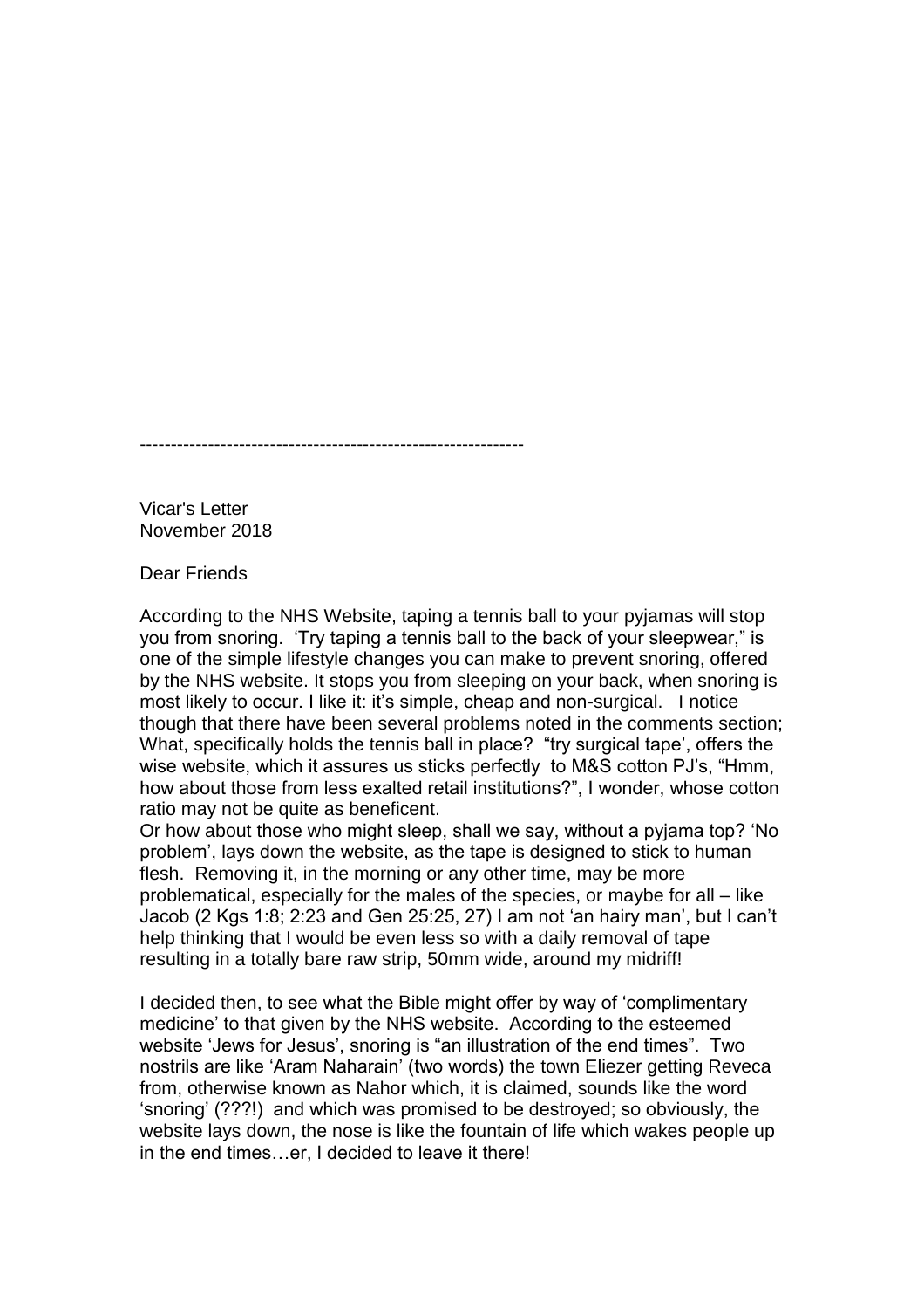--------------------------------------------------------------

Vicar's Letter
November 2018

Dear Friends

According to the NHS Website, taping a tennis ball to your pyjamas will stop you from snoring. 'Try taping a tennis ball to the back of your sleepwear," is one of the simple lifestyle changes you can make to prevent snoring, offered by the NHS website. It stops you from sleeping on your back, when snoring is most likely to occur. I like it: it's simple, cheap and non-surgical. I notice though that there have been several problems noted in the comments section; What, specifically holds the tennis ball in place? "try surgical tape', offers the wise website, which it assures us sticks perfectly to M&S cotton PJ's, "Hmm, how about those from less exalted retail institutions?", I wonder, whose cotton ratio may not be quite as beneficent.
Or how about those who might sleep, shall we say, without a pyjama top? 'No problem', lays down the website, as the tape is designed to stick to human flesh. Removing it, in the morning or any other time, may be more problematical, especially for the males of the species, or maybe for all – like Jacob (2 Kgs 1:8; 2:23 and Gen 25:25, 27) I am not 'an hairy man', but I can't help thinking that I would be even less so with a daily removal of tape resulting in a totally bare raw strip, 50mm wide, around my midriff!

I decided then, to see what the Bible might offer by way of 'complimentary medicine' to that given by the NHS website. According to the esteemed website 'Jews for Jesus', snoring is "an illustration of the end times". Two nostrils are like 'Aram Naharain' (two words) the town Eliezer getting Reveca from, otherwise known as Nahor which, it is claimed, sounds like the word 'snoring' (???!) and which was promised to be destroyed; so obviously, the website lays down, the nose is like the fountain of life which wakes people up in the end times…er, I decided to leave it there!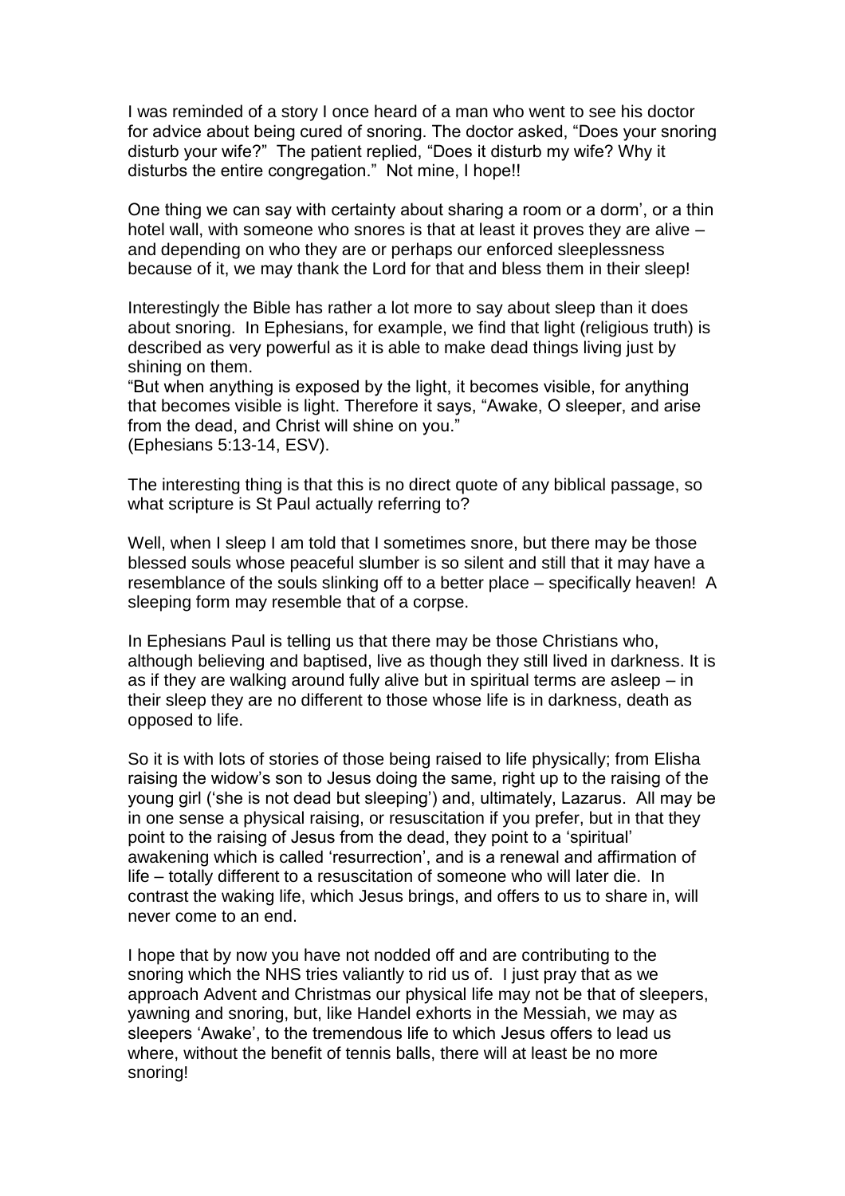I was reminded of a story I once heard of a man who went to see his doctor for advice about being cured of snoring. The doctor asked, "Does your snoring disturb your wife?" The patient replied, "Does it disturb my wife? Why it disturbs the entire congregation." Not mine, I hope!!

One thing we can say with certainty about sharing a room or a dorm', or a thin hotel wall, with someone who snores is that at least it proves they are alive – and depending on who they are or perhaps our enforced sleeplessness because of it, we may thank the Lord for that and bless them in their sleep!

Interestingly the Bible has rather a lot more to say about sleep than it does about snoring. In Ephesians, for example, we find that light (religious truth) is described as very powerful as it is able to make dead things living just by shining on them.

"But when anything is exposed by the light, it becomes visible, for anything that becomes visible is light. Therefore it says, "Awake, O sleeper, and arise from the dead, and Christ will shine on you."
(Ephesians 5:13-14, ESV).

The interesting thing is that this is no direct quote of any biblical passage, so what scripture is St Paul actually referring to?

Well, when I sleep I am told that I sometimes snore, but there may be those blessed souls whose peaceful slumber is so silent and still that it may have a resemblance of the souls slinking off to a better place – specifically heaven! A sleeping form may resemble that of a corpse.

In Ephesians Paul is telling us that there may be those Christians who, although believing and baptised, live as though they still lived in darkness. It is as if they are walking around fully alive but in spiritual terms are asleep – in their sleep they are no different to those whose life is in darkness, death as opposed to life.

So it is with lots of stories of those being raised to life physically; from Elisha raising the widow's son to Jesus doing the same, right up to the raising of the young girl ('she is not dead but sleeping') and, ultimately, Lazarus. All may be in one sense a physical raising, or resuscitation if you prefer, but in that they point to the raising of Jesus from the dead, they point to a 'spiritual' awakening which is called 'resurrection', and is a renewal and affirmation of life – totally different to a resuscitation of someone who will later die. In contrast the waking life, which Jesus brings, and offers to us to share in, will never come to an end.

I hope that by now you have not nodded off and are contributing to the snoring which the NHS tries valiantly to rid us of. I just pray that as we approach Advent and Christmas our physical life may not be that of sleepers, yawning and snoring, but, like Handel exhorts in the Messiah, we may as sleepers 'Awake', to the tremendous life to which Jesus offers to lead us where, without the benefit of tennis balls, there will at least be no more snoring!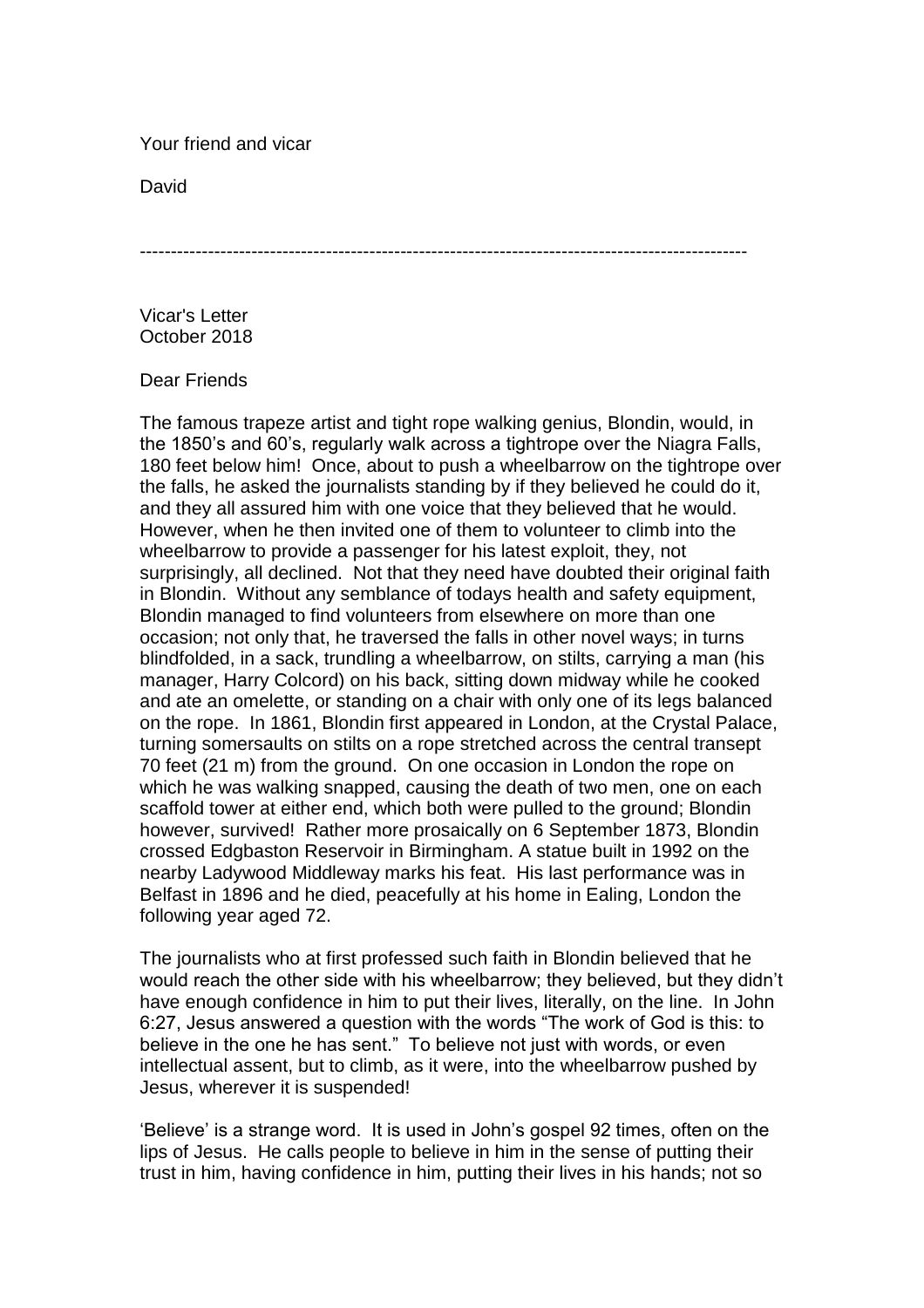Your friend and vicar

David

---

Vicar's Letter
October 2018

Dear Friends

The famous trapeze artist and tight rope walking genius, Blondin, would, in the 1850's and 60's, regularly walk across a tightrope over the Niagra Falls, 180 feet below him! Once, about to push a wheelbarrow on the tightrope over the falls, he asked the journalists standing by if they believed he could do it, and they all assured him with one voice that they believed that he would. However, when he then invited one of them to volunteer to climb into the wheelbarrow to provide a passenger for his latest exploit, they, not surprisingly, all declined. Not that they need have doubted their original faith in Blondin. Without any semblance of todays health and safety equipment, Blondin managed to find volunteers from elsewhere on more than one occasion; not only that, he traversed the falls in other novel ways; in turns blindfolded, in a sack, trundling a wheelbarrow, on stilts, carrying a man (his manager, Harry Colcord) on his back, sitting down midway while he cooked and ate an omelette, or standing on a chair with only one of its legs balanced on the rope. In 1861, Blondin first appeared in London, at the Crystal Palace, turning somersaults on stilts on a rope stretched across the central transept 70 feet (21 m) from the ground. On one occasion in London the rope on which he was walking snapped, causing the death of two men, one on each scaffold tower at either end, which both were pulled to the ground; Blondin however, survived! Rather more prosaically on 6 September 1873, Blondin crossed Edgbaston Reservoir in Birmingham. A statue built in 1992 on the nearby Ladywood Middleway marks his feat. His last performance was in Belfast in 1896 and he died, peacefully at his home in Ealing, London the following year aged 72.

The journalists who at first professed such faith in Blondin believed that he would reach the other side with his wheelbarrow; they believed, but they didn't have enough confidence in him to put their lives, literally, on the line. In John 6:27, Jesus answered a question with the words "The work of God is this: to believe in the one he has sent." To believe not just with words, or even intellectual assent, but to climb, as it were, into the wheelbarrow pushed by Jesus, wherever it is suspended!

'Believe' is a strange word. It is used in John's gospel 92 times, often on the lips of Jesus. He calls people to believe in him in the sense of putting their trust in him, having confidence in him, putting their lives in his hands; not so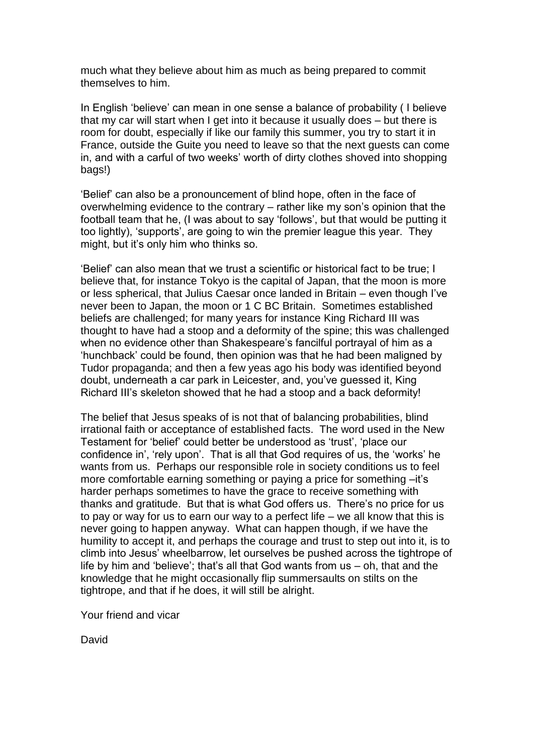much what they believe about him as much as being prepared to commit themselves to him.

In English 'believe' can mean in one sense a balance of probability ( I believe that my car will start when I get into it because it usually does – but there is room for doubt, especially if like our family this summer, you try to start it in France, outside the Guite you need to leave so that the next guests can come in, and with a carful of two weeks' worth of dirty clothes shoved into shopping bags!)

'Belief' can also be a pronouncement of blind hope, often in the face of overwhelming evidence to the contrary – rather like my son's opinion that the football team that he, (I was about to say 'follows', but that would be putting it too lightly), 'supports', are going to win the premier league this year. They might, but it's only him who thinks so.

'Belief' can also mean that we trust a scientific or historical fact to be true; I believe that, for instance Tokyo is the capital of Japan, that the moon is more or less spherical, that Julius Caesar once landed in Britain – even though I've never been to Japan, the moon or 1 C BC Britain. Sometimes established beliefs are challenged; for many years for instance King Richard III was thought to have had a stoop and a deformity of the spine; this was challenged when no evidence other than Shakespeare's fancilful portrayal of him as a 'hunchback' could be found, then opinion was that he had been maligned by Tudor propaganda; and then a few yeas ago his body was identified beyond doubt, underneath a car park in Leicester, and, you've guessed it, King Richard III's skeleton showed that he had a stoop and a back deformity!

The belief that Jesus speaks of is not that of balancing probabilities, blind irrational faith or acceptance of established facts. The word used in the New Testament for 'belief' could better be understood as 'trust', 'place our confidence in', 'rely upon'. That is all that God requires of us, the 'works' he wants from us. Perhaps our responsible role in society conditions us to feel more comfortable earning something or paying a price for something –it's harder perhaps sometimes to have the grace to receive something with thanks and gratitude. But that is what God offers us. There's no price for us to pay or way for us to earn our way to a perfect life – we all know that this is never going to happen anyway. What can happen though, if we have the humility to accept it, and perhaps the courage and trust to step out into it, is to climb into Jesus' wheelbarrow, let ourselves be pushed across the tightrope of life by him and 'believe'; that's all that God wants from us – oh, that and the knowledge that he might occasionally flip summersaults on stilts on the tightrope, and that if he does, it will still be alright.

Your friend and vicar

David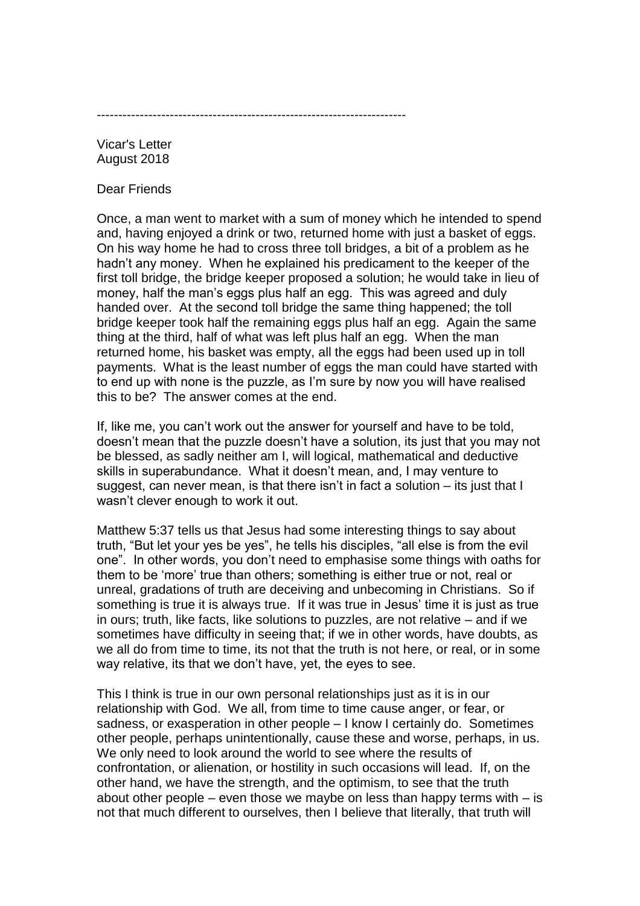------------------------------------------------------------------------

Vicar's Letter
August 2018

Dear Friends

Once, a man went to market with a sum of money which he intended to spend and, having enjoyed a drink or two, returned home with just a basket of eggs. On his way home he had to cross three toll bridges, a bit of a problem as he hadn't any money. When he explained his predicament to the keeper of the first toll bridge, the bridge keeper proposed a solution; he would take in lieu of money, half the man's eggs plus half an egg. This was agreed and duly handed over. At the second toll bridge the same thing happened; the toll bridge keeper took half the remaining eggs plus half an egg. Again the same thing at the third, half of what was left plus half an egg. When the man returned home, his basket was empty, all the eggs had been used up in toll payments. What is the least number of eggs the man could have started with to end up with none is the puzzle, as I'm sure by now you will have realised this to be? The answer comes at the end.

If, like me, you can't work out the answer for yourself and have to be told, doesn't mean that the puzzle doesn't have a solution, its just that you may not be blessed, as sadly neither am I, will logical, mathematical and deductive skills in superabundance. What it doesn't mean, and, I may venture to suggest, can never mean, is that there isn't in fact a solution – its just that I wasn't clever enough to work it out.

Matthew 5:37 tells us that Jesus had some interesting things to say about truth, "But let your yes be yes", he tells his disciples, "all else is from the evil one". In other words, you don't need to emphasise some things with oaths for them to be 'more' true than others; something is either true or not, real or unreal, gradations of truth are deceiving and unbecoming in Christians. So if something is true it is always true. If it was true in Jesus' time it is just as true in ours; truth, like facts, like solutions to puzzles, are not relative – and if we sometimes have difficulty in seeing that; if we in other words, have doubts, as we all do from time to time, its not that the truth is not here, or real, or in some way relative, its that we don't have, yet, the eyes to see.

This I think is true in our own personal relationships just as it is in our relationship with God. We all, from time to time cause anger, or fear, or sadness, or exasperation in other people – I know I certainly do. Sometimes other people, perhaps unintentionally, cause these and worse, perhaps, in us. We only need to look around the world to see where the results of confrontation, or alienation, or hostility in such occasions will lead. If, on the other hand, we have the strength, and the optimism, to see that the truth about other people – even those we maybe on less than happy terms with – is not that much different to ourselves, then I believe that literally, that truth will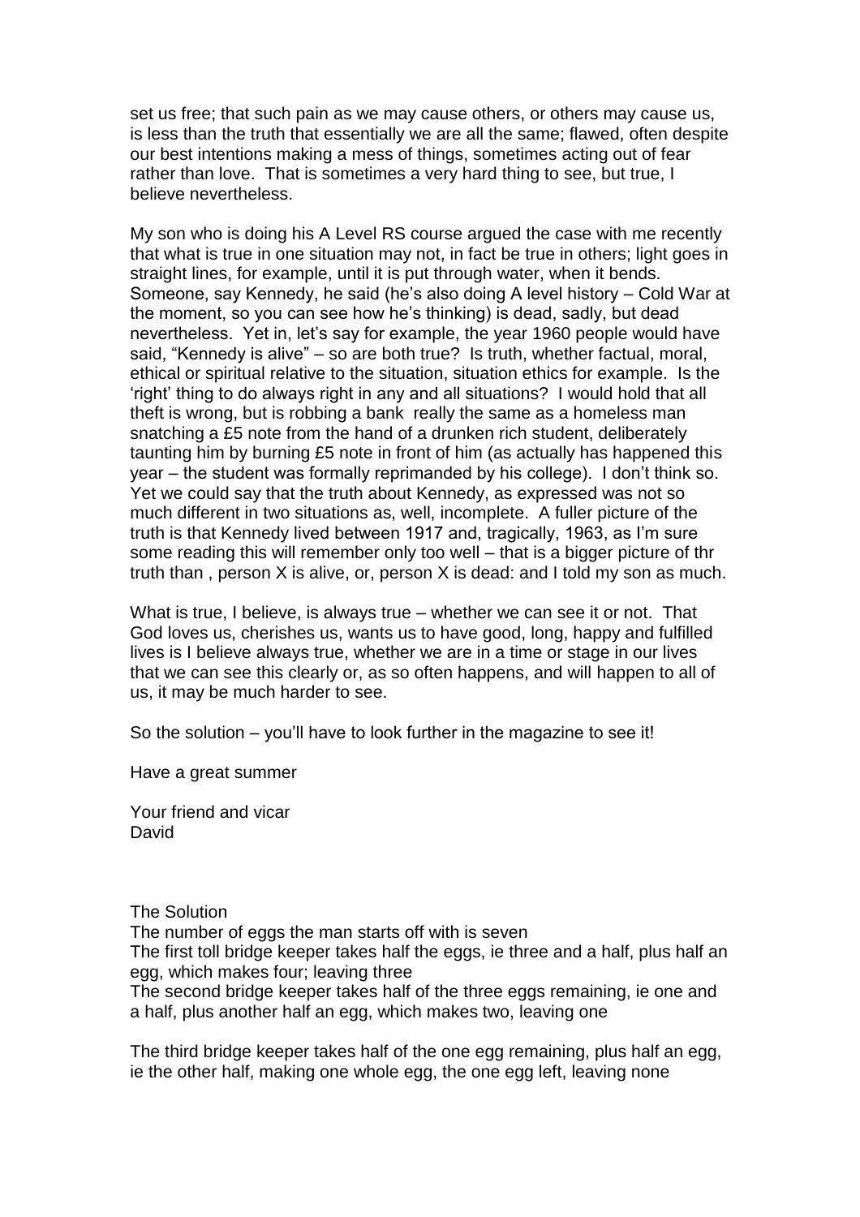set us free; that such pain as we may cause others, or others may cause us, is less than the truth that essentially we are all the same; flawed, often despite our best intentions making a mess of things, sometimes acting out of fear rather than love. That is sometimes a very hard thing to see, but true, I believe nevertheless.

My son who is doing his A Level RS course argued the case with me recently that what is true in one situation may not, in fact be true in others; light goes in straight lines, for example, until it is put through water, when it bends. Someone, say Kennedy, he said (he's also doing A level history – Cold War at the moment, so you can see how he's thinking) is dead, sadly, but dead nevertheless. Yet in, let's say for example, the year 1960 people would have said, "Kennedy is alive" – so are both true? Is truth, whether factual, moral, ethical or spiritual relative to the situation, situation ethics for example. Is the 'right' thing to do always right in any and all situations? I would hold that all theft is wrong, but is robbing a bank really the same as a homeless man snatching a £5 note from the hand of a drunken rich student, deliberately taunting him by burning £5 note in front of him (as actually has happened this year – the student was formally reprimanded by his college). I don't think so. Yet we could say that the truth about Kennedy, as expressed was not so much different in two situations as, well, incomplete. A fuller picture of the truth is that Kennedy lived between 1917 and, tragically, 1963, as I'm sure some reading this will remember only too well – that is a bigger picture of thr truth than , person X is alive, or, person X is dead: and I told my son as much.

What is true, I believe, is always true – whether we can see it or not. That God loves us, cherishes us, wants us to have good, long, happy and fulfilled lives is I believe always true, whether we are in a time or stage in our lives that we can see this clearly or, as so often happens, and will happen to all of us, it may be much harder to see.

So the solution – you'll have to look further in the magazine to see it!

Have a great summer

Your friend and vicar
David

The Solution

The number of eggs the man starts off with is seven

The first toll bridge keeper takes half the eggs, ie three and a half, plus half an egg, which makes four; leaving three

The second bridge keeper takes half of the three eggs remaining, ie one and a half, plus another half an egg, which makes two, leaving one

The third bridge keeper takes half of the one egg remaining, plus half an egg, ie the other half, making one whole egg, the one egg left, leaving none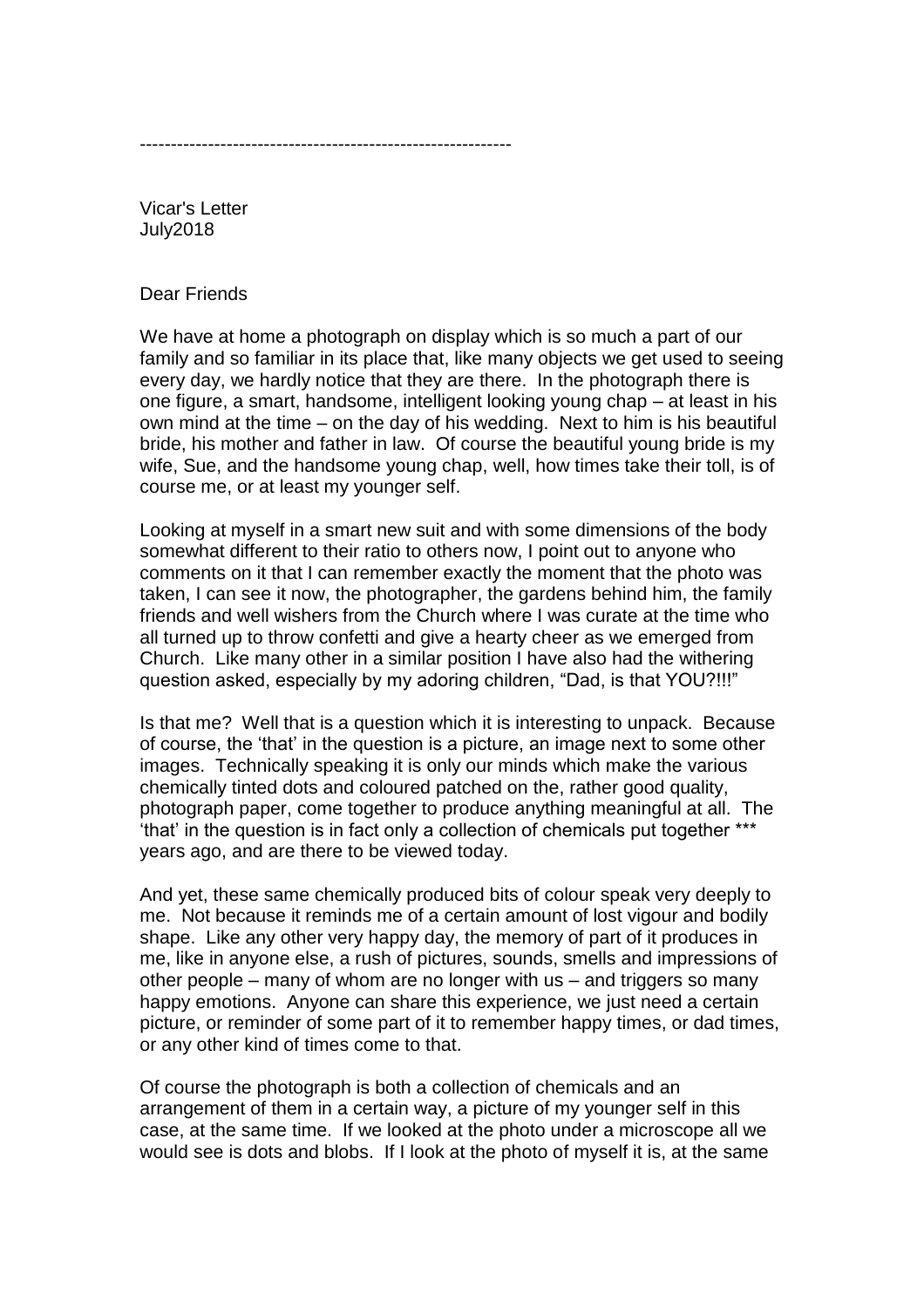------------------------------------------------------------

Vicar's Letter
July2018

Dear Friends

We have at home a photograph on display which is so much a part of our family and so familiar in its place that, like many objects we get used to seeing every day, we hardly notice that they are there. In the photograph there is one figure, a smart, handsome, intelligent looking young chap – at least in his own mind at the time – on the day of his wedding. Next to him is his beautiful bride, his mother and father in law. Of course the beautiful young bride is my wife, Sue, and the handsome young chap, well, how times take their toll, is of course me, or at least my younger self.

Looking at myself in a smart new suit and with some dimensions of the body somewhat different to their ratio to others now, I point out to anyone who comments on it that I can remember exactly the moment that the photo was taken, I can see it now, the photographer, the gardens behind him, the family friends and well wishers from the Church where I was curate at the time who all turned up to throw confetti and give a hearty cheer as we emerged from Church. Like many other in a similar position I have also had the withering question asked, especially by my adoring children, "Dad, is that YOU?!!!"

Is that me? Well that is a question which it is interesting to unpack. Because of course, the 'that' in the question is a picture, an image next to some other images. Technically speaking it is only our minds which make the various chemically tinted dots and coloured patched on the, rather good quality, photograph paper, come together to produce anything meaningful at all. The 'that' in the question is in fact only a collection of chemicals put together *** years ago, and are there to be viewed today.

And yet, these same chemically produced bits of colour speak very deeply to me. Not because it reminds me of a certain amount of lost vigour and bodily shape. Like any other very happy day, the memory of part of it produces in me, like in anyone else, a rush of pictures, sounds, smells and impressions of other people – many of whom are no longer with us – and triggers so many happy emotions. Anyone can share this experience, we just need a certain picture, or reminder of some part of it to remember happy times, or dad times, or any other kind of times come to that.

Of course the photograph is both a collection of chemicals and an arrangement of them in a certain way, a picture of my younger self in this case, at the same time. If we looked at the photo under a microscope all we would see is dots and blobs. If I look at the photo of myself it is, at the same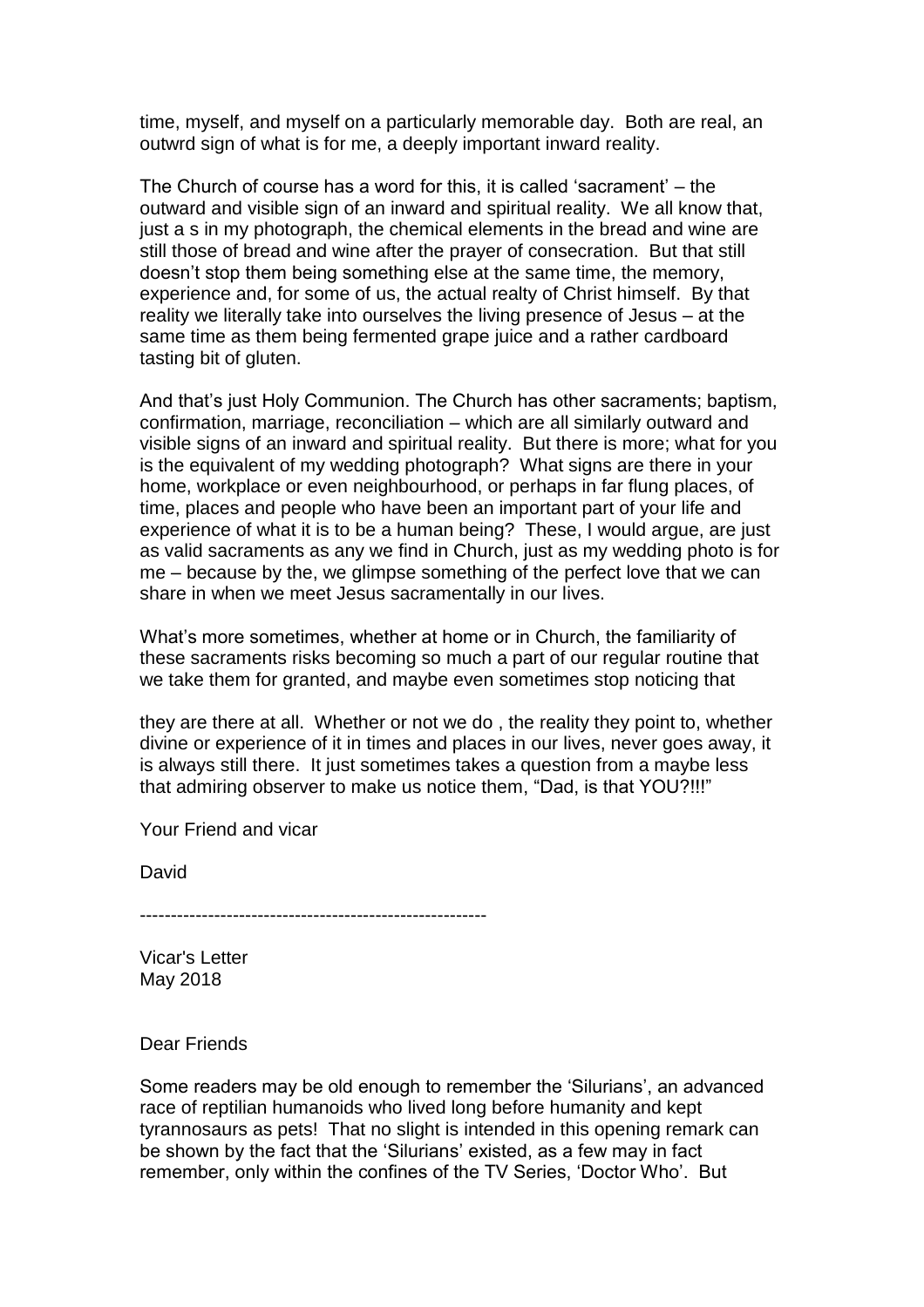time, myself, and myself on a particularly memorable day. Both are real, an outwrd sign of what is for me, a deeply important inward reality.

The Church of course has a word for this, it is called 'sacrament' – the outward and visible sign of an inward and spiritual reality. We all know that, just a s in my photograph, the chemical elements in the bread and wine are still those of bread and wine after the prayer of consecration. But that still doesn't stop them being something else at the same time, the memory, experience and, for some of us, the actual realty of Christ himself. By that reality we literally take into ourselves the living presence of Jesus – at the same time as them being fermented grape juice and a rather cardboard tasting bit of gluten.

And that's just Holy Communion. The Church has other sacraments; baptism, confirmation, marriage, reconciliation – which are all similarly outward and visible signs of an inward and spiritual reality. But there is more; what for you is the equivalent of my wedding photograph? What signs are there in your home, workplace or even neighbourhood, or perhaps in far flung places, of time, places and people who have been an important part of your life and experience of what it is to be a human being? These, I would argue, are just as valid sacraments as any we find in Church, just as my wedding photo is for me – because by the, we glimpse something of the perfect love that we can share in when we meet Jesus sacramentally in our lives.

What's more sometimes, whether at home or in Church, the familiarity of these sacraments risks becoming so much a part of our regular routine that we take them for granted, and maybe even sometimes stop noticing that

they are there at all. Whether or not we do , the reality they point to, whether divine or experience of it in times and places in our lives, never goes away, it is always still there. It just sometimes takes a question from a maybe less that admiring observer to make us notice them, "Dad, is that YOU?!!!"

Your Friend and vicar

David

--------------------------------------------------------

Vicar's Letter
May 2018

Dear Friends

Some readers may be old enough to remember the 'Silurians', an advanced race of reptilian humanoids who lived long before humanity and kept tyrannosaurs as pets! That no slight is intended in this opening remark can be shown by the fact that the 'Silurians' existed, as a few may in fact remember, only within the confines of the TV Series, 'Doctor Who'. But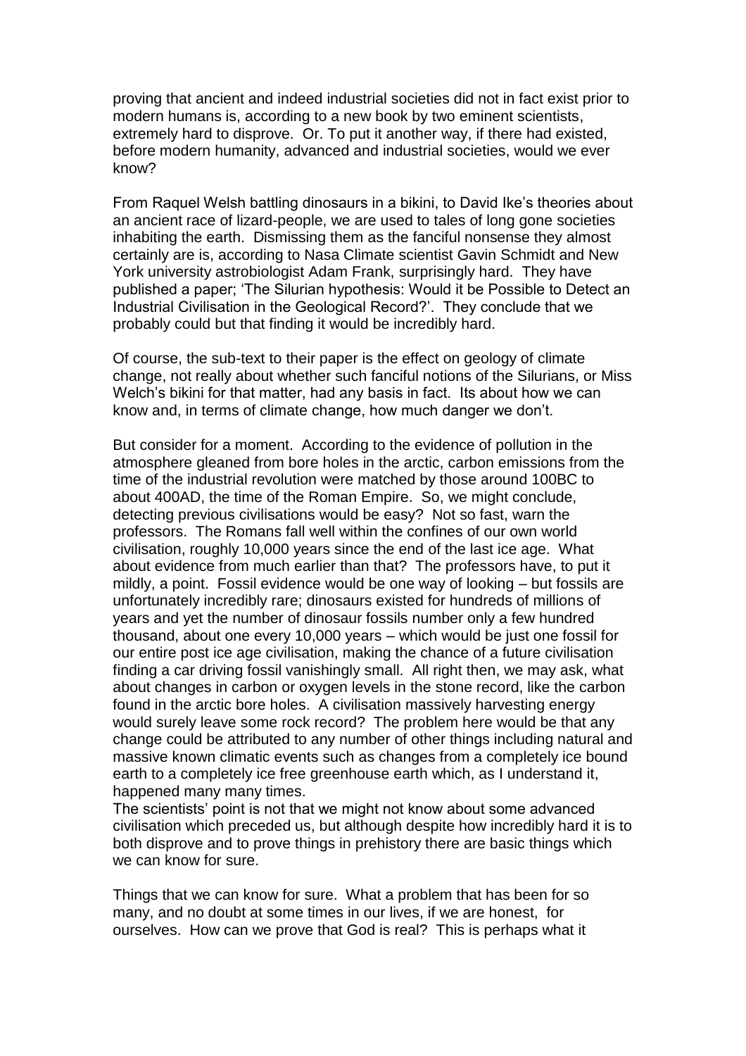proving that ancient and indeed industrial societies did not in fact exist prior to modern humans is, according to a new book by two eminent scientists, extremely hard to disprove. Or. To put it another way, if there had existed, before modern humanity, advanced and industrial societies, would we ever know?

From Raquel Welsh battling dinosaurs in a bikini, to David Ike's theories about an ancient race of lizard-people, we are used to tales of long gone societies inhabiting the earth. Dismissing them as the fanciful nonsense they almost certainly are is, according to Nasa Climate scientist Gavin Schmidt and New York university astrobiologist Adam Frank, surprisingly hard. They have published a paper; 'The Silurian hypothesis: Would it be Possible to Detect an Industrial Civilisation in the Geological Record?'. They conclude that we probably could but that finding it would be incredibly hard.

Of course, the sub-text to their paper is the effect on geology of climate change, not really about whether such fanciful notions of the Silurians, or Miss Welch's bikini for that matter, had any basis in fact. Its about how we can know and, in terms of climate change, how much danger we don't.

But consider for a moment. According to the evidence of pollution in the atmosphere gleaned from bore holes in the arctic, carbon emissions from the time of the industrial revolution were matched by those around 100BC to about 400AD, the time of the Roman Empire. So, we might conclude, detecting previous civilisations would be easy? Not so fast, warn the professors. The Romans fall well within the confines of our own world civilisation, roughly 10,000 years since the end of the last ice age. What about evidence from much earlier than that? The professors have, to put it mildly, a point. Fossil evidence would be one way of looking – but fossils are unfortunately incredibly rare; dinosaurs existed for hundreds of millions of years and yet the number of dinosaur fossils number only a few hundred thousand, about one every 10,000 years – which would be just one fossil for our entire post ice age civilisation, making the chance of a future civilisation finding a car driving fossil vanishingly small. All right then, we may ask, what about changes in carbon or oxygen levels in the stone record, like the carbon found in the arctic bore holes. A civilisation massively harvesting energy would surely leave some rock record? The problem here would be that any change could be attributed to any number of other things including natural and massive known climatic events such as changes from a completely ice bound earth to a completely ice free greenhouse earth which, as I understand it, happened many many times.
The scientists' point is not that we might not know about some advanced civilisation which preceded us, but although despite how incredibly hard it is to both disprove and to prove things in prehistory there are basic things which we can know for sure.

Things that we can know for sure. What a problem that has been for so many, and no doubt at some times in our lives, if we are honest, for ourselves. How can we prove that God is real? This is perhaps what it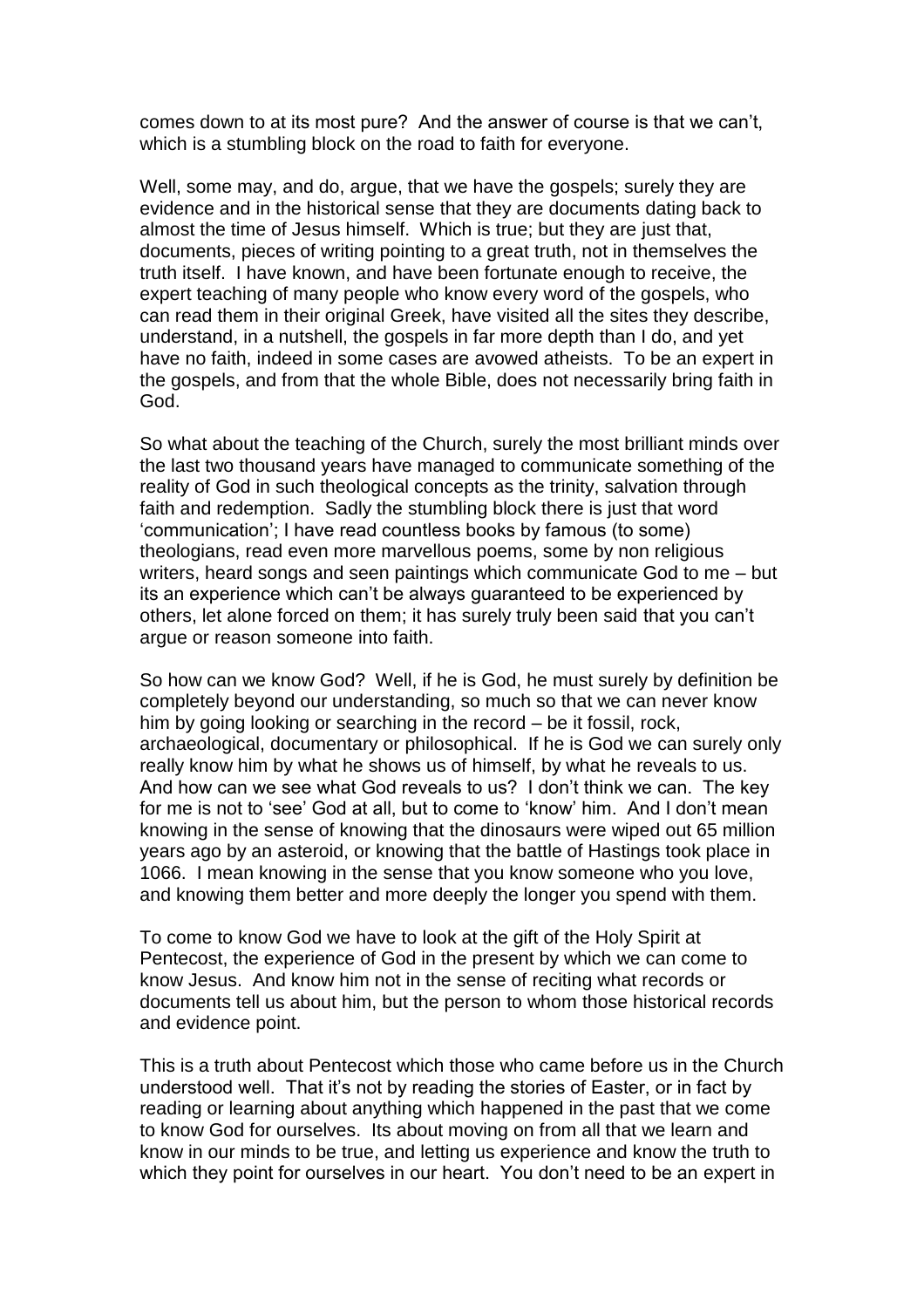comes down to at its most pure? And the answer of course is that we can't, which is a stumbling block on the road to faith for everyone.

Well, some may, and do, argue, that we have the gospels; surely they are evidence and in the historical sense that they are documents dating back to almost the time of Jesus himself. Which is true; but they are just that, documents, pieces of writing pointing to a great truth, not in themselves the truth itself. I have known, and have been fortunate enough to receive, the expert teaching of many people who know every word of the gospels, who can read them in their original Greek, have visited all the sites they describe, understand, in a nutshell, the gospels in far more depth than I do, and yet have no faith, indeed in some cases are avowed atheists. To be an expert in the gospels, and from that the whole Bible, does not necessarily bring faith in God.

So what about the teaching of the Church, surely the most brilliant minds over the last two thousand years have managed to communicate something of the reality of God in such theological concepts as the trinity, salvation through faith and redemption. Sadly the stumbling block there is just that word 'communication'; I have read countless books by famous (to some) theologians, read even more marvellous poems, some by non religious writers, heard songs and seen paintings which communicate God to me – but its an experience which can't be always guaranteed to be experienced by others, let alone forced on them; it has surely truly been said that you can't argue or reason someone into faith.

So how can we know God? Well, if he is God, he must surely by definition be completely beyond our understanding, so much so that we can never know him by going looking or searching in the record – be it fossil, rock, archaeological, documentary or philosophical. If he is God we can surely only really know him by what he shows us of himself, by what he reveals to us. And how can we see what God reveals to us? I don't think we can. The key for me is not to 'see' God at all, but to come to 'know' him. And I don't mean knowing in the sense of knowing that the dinosaurs were wiped out 65 million years ago by an asteroid, or knowing that the battle of Hastings took place in 1066. I mean knowing in the sense that you know someone who you love, and knowing them better and more deeply the longer you spend with them.

To come to know God we have to look at the gift of the Holy Spirit at Pentecost, the experience of God in the present by which we can come to know Jesus. And know him not in the sense of reciting what records or documents tell us about him, but the person to whom those historical records and evidence point.

This is a truth about Pentecost which those who came before us in the Church understood well. That it's not by reading the stories of Easter, or in fact by reading or learning about anything which happened in the past that we come to know God for ourselves. Its about moving on from all that we learn and know in our minds to be true, and letting us experience and know the truth to which they point for ourselves in our heart. You don't need to be an expert in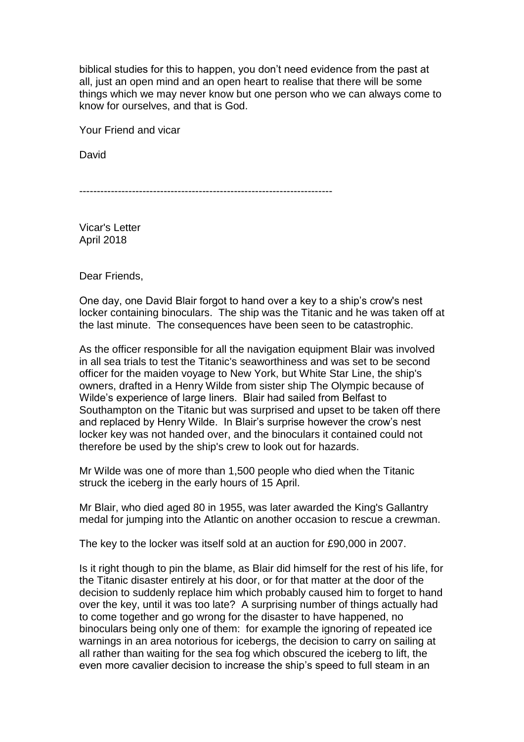biblical studies for this to happen, you don't need evidence from the past at all, just an open mind and an open heart to realise that there will be some things which we may never know but one person who we can always come to know for ourselves, and that is God.

Your Friend and vicar

David

------------------------------------------------------------------------

Vicar's Letter
April 2018

Dear Friends,

One day, one David Blair forgot to hand over a key to a ship's crow's nest locker containing binoculars. The ship was the Titanic and he was taken off at the last minute. The consequences have been seen to be catastrophic.

As the officer responsible for all the navigation equipment Blair was involved in all sea trials to test the Titanic's seaworthiness and was set to be second officer for the maiden voyage to New York, but White Star Line, the ship's owners, drafted in a Henry Wilde from sister ship The Olympic because of Wilde's experience of large liners. Blair had sailed from Belfast to Southampton on the Titanic but was surprised and upset to be taken off there and replaced by Henry Wilde. In Blair's surprise however the crow's nest locker key was not handed over, and the binoculars it contained could not therefore be used by the ship's crew to look out for hazards.

Mr Wilde was one of more than 1,500 people who died when the Titanic struck the iceberg in the early hours of 15 April.

Mr Blair, who died aged 80 in 1955, was later awarded the King's Gallantry medal for jumping into the Atlantic on another occasion to rescue a crewman.

The key to the locker was itself sold at an auction for £90,000 in 2007.

Is it right though to pin the blame, as Blair did himself for the rest of his life, for the Titanic disaster entirely at his door, or for that matter at the door of the decision to suddenly replace him which probably caused him to forget to hand over the key, until it was too late? A surprising number of things actually had to come together and go wrong for the disaster to have happened, no binoculars being only one of them: for example the ignoring of repeated ice warnings in an area notorious for icebergs, the decision to carry on sailing at all rather than waiting for the sea fog which obscured the iceberg to lift, the even more cavalier decision to increase the ship's speed to full steam in an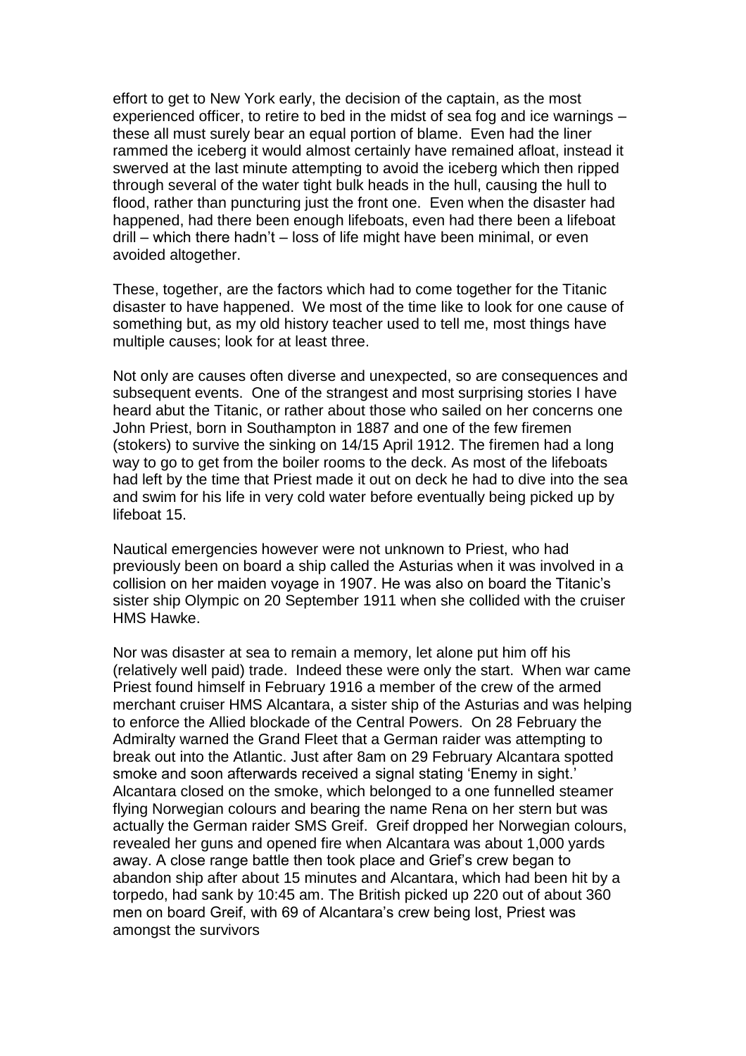effort to get to New York early, the decision of the captain, as the most experienced officer, to retire to bed in the midst of sea fog and ice warnings – these all must surely bear an equal portion of blame. Even had the liner rammed the iceberg it would almost certainly have remained afloat, instead it swerved at the last minute attempting to avoid the iceberg which then ripped through several of the water tight bulk heads in the hull, causing the hull to flood, rather than puncturing just the front one. Even when the disaster had happened, had there been enough lifeboats, even had there been a lifeboat drill – which there hadn't – loss of life might have been minimal, or even avoided altogether.

These, together, are the factors which had to come together for the Titanic disaster to have happened. We most of the time like to look for one cause of something but, as my old history teacher used to tell me, most things have multiple causes; look for at least three.

Not only are causes often diverse and unexpected, so are consequences and subsequent events. One of the strangest and most surprising stories I have heard abut the Titanic, or rather about those who sailed on her concerns one John Priest, born in Southampton in 1887 and one of the few firemen (stokers) to survive the sinking on 14/15 April 1912. The firemen had a long way to go to get from the boiler rooms to the deck. As most of the lifeboats had left by the time that Priest made it out on deck he had to dive into the sea and swim for his life in very cold water before eventually being picked up by lifeboat 15.

Nautical emergencies however were not unknown to Priest, who had previously been on board a ship called the Asturias when it was involved in a collision on her maiden voyage in 1907. He was also on board the Titanic's sister ship Olympic on 20 September 1911 when she collided with the cruiser HMS Hawke.

Nor was disaster at sea to remain a memory, let alone put him off his (relatively well paid) trade. Indeed these were only the start. When war came Priest found himself in February 1916 a member of the crew of the armed merchant cruiser HMS Alcantara, a sister ship of the Asturias and was helping to enforce the Allied blockade of the Central Powers. On 28 February the Admiralty warned the Grand Fleet that a German raider was attempting to break out into the Atlantic. Just after 8am on 29 February Alcantara spotted smoke and soon afterwards received a signal stating 'Enemy in sight.' Alcantara closed on the smoke, which belonged to a one funnelled steamer flying Norwegian colours and bearing the name Rena on her stern but was actually the German raider SMS Greif. Greif dropped her Norwegian colours, revealed her guns and opened fire when Alcantara was about 1,000 yards away. A close range battle then took place and Grief's crew began to abandon ship after about 15 minutes and Alcantara, which had been hit by a torpedo, had sank by 10:45 am. The British picked up 220 out of about 360 men on board Greif, with 69 of Alcantara's crew being lost, Priest was amongst the survivors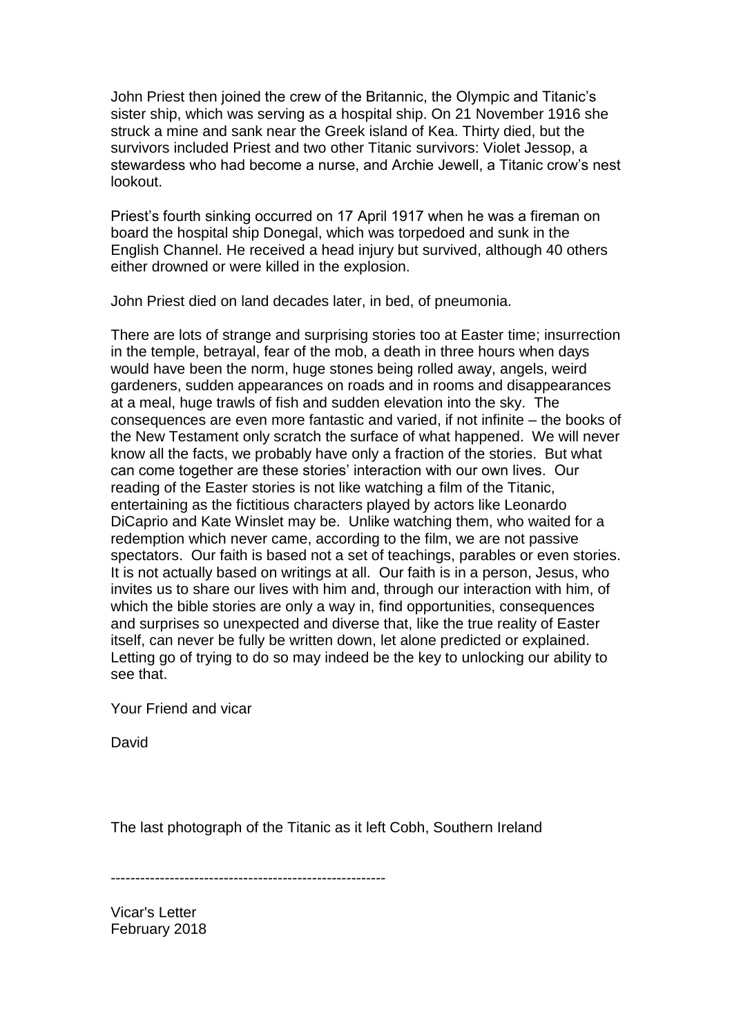John Priest then joined the crew of the Britannic, the Olympic and Titanic's sister ship, which was serving as a hospital ship. On 21 November 1916 she struck a mine and sank near the Greek island of Kea. Thirty died, but the survivors included Priest and two other Titanic survivors: Violet Jessop, a stewardess who had become a nurse, and Archie Jewell, a Titanic crow's nest lookout.

Priest's fourth sinking occurred on 17 April 1917 when he was a fireman on board the hospital ship Donegal, which was torpedoed and sunk in the English Channel. He received a head injury but survived, although 40 others either drowned or were killed in the explosion.

John Priest died on land decades later, in bed, of pneumonia.

There are lots of strange and surprising stories too at Easter time; insurrection in the temple, betrayal, fear of the mob, a death in three hours when days would have been the norm, huge stones being rolled away, angels, weird gardeners, sudden appearances on roads and in rooms and disappearances at a meal, huge trawls of fish and sudden elevation into the sky. The consequences are even more fantastic and varied, if not infinite – the books of the New Testament only scratch the surface of what happened. We will never know all the facts, we probably have only a fraction of the stories. But what can come together are these stories' interaction with our own lives. Our reading of the Easter stories is not like watching a film of the Titanic, entertaining as the fictitious characters played by actors like Leonardo DiCaprio and Kate Winslet may be. Unlike watching them, who waited for a redemption which never came, according to the film, we are not passive spectators. Our faith is based not a set of teachings, parables or even stories. It is not actually based on writings at all. Our faith is in a person, Jesus, who invites us to share our lives with him and, through our interaction with him, of which the bible stories are only a way in, find opportunities, consequences and surprises so unexpected and diverse that, like the true reality of Easter itself, can never be fully be written down, let alone predicted or explained. Letting go of trying to do so may indeed be the key to unlocking our ability to see that.

Your Friend and vicar

David

The last photograph of the Titanic as it left Cobh, Southern Ireland

---------------------------------------------------------

Vicar's Letter
February 2018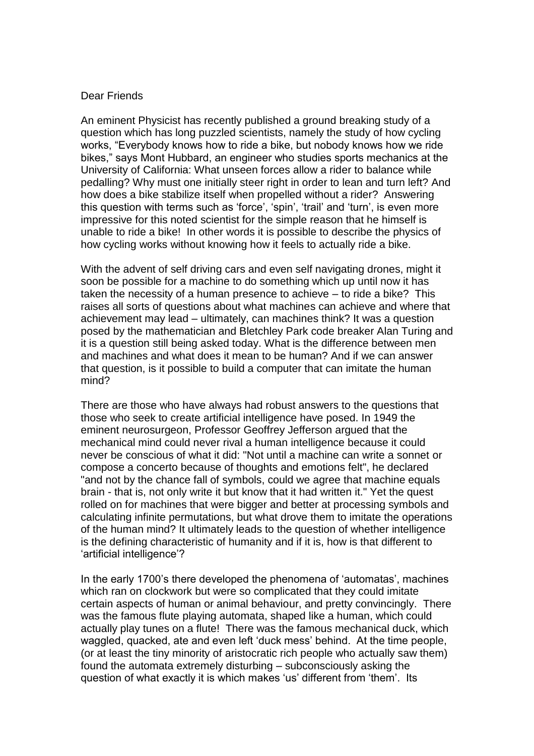Dear Friends

An eminent Physicist has recently published a ground breaking study of a question which has long puzzled scientists, namely the study of how cycling works, "Everybody knows how to ride a bike, but nobody knows how we ride bikes," says Mont Hubbard, an engineer who studies sports mechanics at the University of California: What unseen forces allow a rider to balance while pedalling? Why must one initially steer right in order to lean and turn left? And how does a bike stabilize itself when propelled without a rider? Answering this question with terms such as 'force', 'spin', 'trail' and 'turn', is even more impressive for this noted scientist for the simple reason that he himself is unable to ride a bike! In other words it is possible to describe the physics of how cycling works without knowing how it feels to actually ride a bike.

With the advent of self driving cars and even self navigating drones, might it soon be possible for a machine to do something which up until now it has taken the necessity of a human presence to achieve – to ride a bike? This raises all sorts of questions about what machines can achieve and where that achievement may lead – ultimately, can machines think? It was a question posed by the mathematician and Bletchley Park code breaker Alan Turing and it is a question still being asked today. What is the difference between men and machines and what does it mean to be human? And if we can answer that question, is it possible to build a computer that can imitate the human mind?

There are those who have always had robust answers to the questions that those who seek to create artificial intelligence have posed. In 1949 the eminent neurosurgeon, Professor Geoffrey Jefferson argued that the mechanical mind could never rival a human intelligence because it could never be conscious of what it did: "Not until a machine can write a sonnet or compose a concerto because of thoughts and emotions felt", he declared "and not by the chance fall of symbols, could we agree that machine equals brain - that is, not only write it but know that it had written it." Yet the quest rolled on for machines that were bigger and better at processing symbols and calculating infinite permutations, but what drove them to imitate the operations of the human mind? It ultimately leads to the question of whether intelligence is the defining characteristic of humanity and if it is, how is that different to 'artificial intelligence'?

In the early 1700's there developed the phenomena of 'automatas', machines which ran on clockwork but were so complicated that they could imitate certain aspects of human or animal behaviour, and pretty convincingly. There was the famous flute playing automata, shaped like a human, which could actually play tunes on a flute! There was the famous mechanical duck, which waggled, quacked, ate and even left 'duck mess' behind. At the time people, (or at least the tiny minority of aristocratic rich people who actually saw them) found the automata extremely disturbing – subconsciously asking the question of what exactly it is which makes 'us' different from 'them'. Its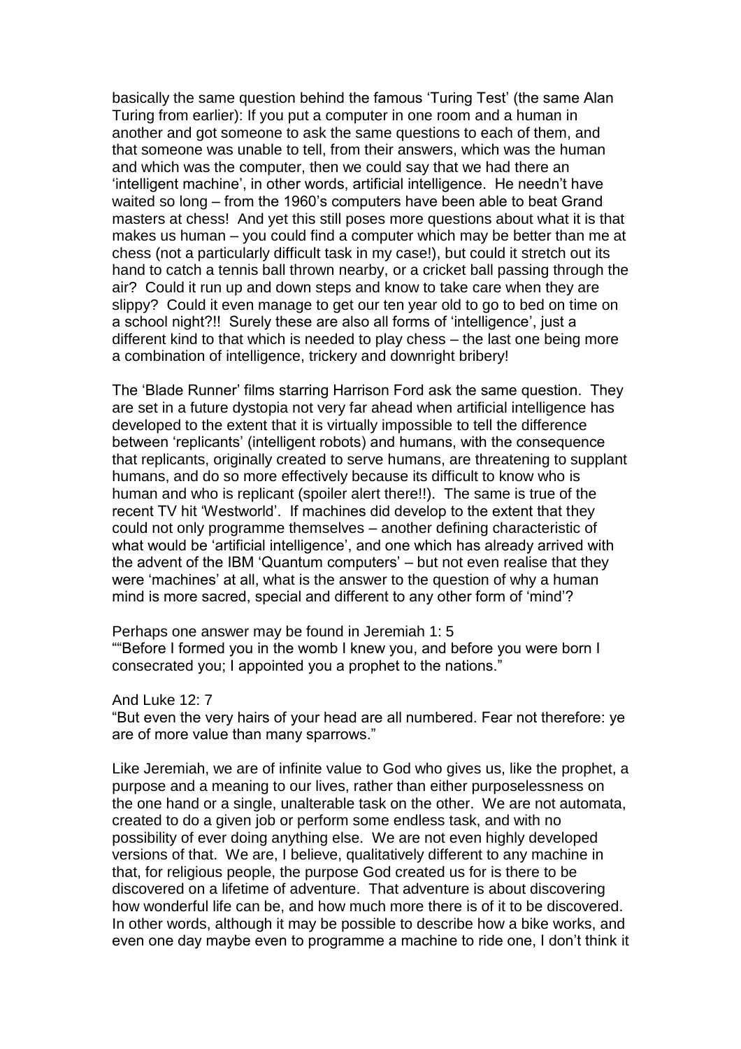basically the same question behind the famous 'Turing Test' (the same Alan Turing from earlier): If you put a computer in one room and a human in another and got someone to ask the same questions to each of them, and that someone was unable to tell, from their answers, which was the human and which was the computer, then we could say that we had there an 'intelligent machine', in other words, artificial intelligence. He needn't have waited so long – from the 1960's computers have been able to beat Grand masters at chess! And yet this still poses more questions about what it is that makes us human – you could find a computer which may be better than me at chess (not a particularly difficult task in my case!), but could it stretch out its hand to catch a tennis ball thrown nearby, or a cricket ball passing through the air? Could it run up and down steps and know to take care when they are slippy? Could it even manage to get our ten year old to go to bed on time on a school night?!! Surely these are also all forms of 'intelligence', just a different kind to that which is needed to play chess – the last one being more a combination of intelligence, trickery and downright bribery!

The 'Blade Runner' films starring Harrison Ford ask the same question. They are set in a future dystopia not very far ahead when artificial intelligence has developed to the extent that it is virtually impossible to tell the difference between 'replicants' (intelligent robots) and humans, with the consequence that replicants, originally created to serve humans, are threatening to supplant humans, and do so more effectively because its difficult to know who is human and who is replicant (spoiler alert there!!). The same is true of the recent TV hit 'Westworld'. If machines did develop to the extent that they could not only programme themselves – another defining characteristic of what would be 'artificial intelligence', and one which has already arrived with the advent of the IBM 'Quantum computers' – but not even realise that they were 'machines' at all, what is the answer to the question of why a human mind is more sacred, special and different to any other form of 'mind'?

Perhaps one answer may be found in Jeremiah 1: 5
""Before I formed you in the womb I knew you, and before you were born I consecrated you; I appointed you a prophet to the nations."

And Luke 12: 7
"But even the very hairs of your head are all numbered. Fear not therefore: ye are of more value than many sparrows."

Like Jeremiah, we are of infinite value to God who gives us, like the prophet, a purpose and a meaning to our lives, rather than either purposelessness on the one hand or a single, unalterable task on the other. We are not automata, created to do a given job or perform some endless task, and with no possibility of ever doing anything else. We are not even highly developed versions of that. We are, I believe, qualitatively different to any machine in that, for religious people, the purpose God created us for is there to be discovered on a lifetime of adventure. That adventure is about discovering how wonderful life can be, and how much more there is of it to be discovered. In other words, although it may be possible to describe how a bike works, and even one day maybe even to programme a machine to ride one, I don't think it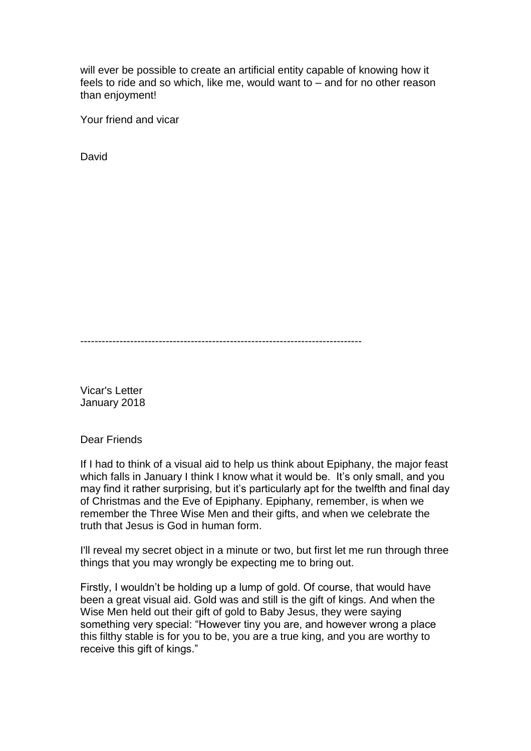will ever be possible to create an artificial entity capable of knowing how it feels to ride and so which, like me, would want to – and for no other reason than enjoyment!

Your friend and vicar

David

---

Vicar's Letter
January 2018

Dear Friends

If I had to think of a visual aid to help us think about Epiphany, the major feast which falls in January I think I know what it would be. It's only small, and you may find it rather surprising, but it's particularly apt for the twelfth and final day of Christmas and the Eve of Epiphany. Epiphany, remember, is when we remember the Three Wise Men and their gifts, and when we celebrate the truth that Jesus is God in human form.

I'll reveal my secret object in a minute or two, but first let me run through three things that you may wrongly be expecting me to bring out.

Firstly, I wouldn't be holding up a lump of gold. Of course, that would have been a great visual aid. Gold was and still is the gift of kings. And when the Wise Men held out their gift of gold to Baby Jesus, they were saying something very special: "However tiny you are, and however wrong a place this filthy stable is for you to be, you are a true king, and you are worthy to receive this gift of kings."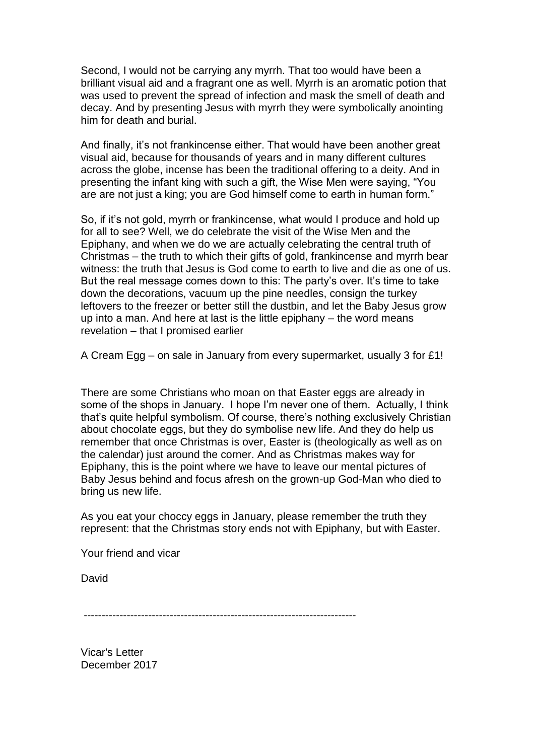Second, I would not be carrying any myrrh. That too would have been a brilliant visual aid and a fragrant one as well. Myrrh is an aromatic potion that was used to prevent the spread of infection and mask the smell of death and decay. And by presenting Jesus with myrrh they were symbolically anointing him for death and burial.

And finally, it's not frankincense either. That would have been another great visual aid, because for thousands of years and in many different cultures across the globe, incense has been the traditional offering to a deity. And in presenting the infant king with such a gift, the Wise Men were saying, "You are are not just a king; you are God himself come to earth in human form."

So, if it's not gold, myrrh or frankincense, what would I produce and hold up for all to see? Well, we do celebrate the visit of the Wise Men and the Epiphany, and when we do we are actually celebrating the central truth of Christmas – the truth to which their gifts of gold, frankincense and myrrh bear witness: the truth that Jesus is God come to earth to live and die as one of us. But the real message comes down to this: The party's over. It's time to take down the decorations, vacuum up the pine needles, consign the turkey leftovers to the freezer or better still the dustbin, and let the Baby Jesus grow up into a man. And here at last is the little epiphany – the word means revelation – that I promised earlier

A Cream Egg – on sale in January from every supermarket, usually 3 for £1!

There are some Christians who moan on that Easter eggs are already in some of the shops in January. I hope I'm never one of them. Actually, I think that's quite helpful symbolism. Of course, there's nothing exclusively Christian about chocolate eggs, but they do symbolise new life. And they do help us remember that once Christmas is over, Easter is (theologically as well as on the calendar) just around the corner. And as Christmas makes way for Epiphany, this is the point where we have to leave our mental pictures of Baby Jesus behind and focus afresh on the grown-up God-Man who died to bring us new life.

As you eat your choccy eggs in January, please remember the truth they represent: that the Christmas story ends not with Epiphany, but with Easter.

Your friend and vicar

David

---------------------------------------------------------------------------

Vicar's Letter
December 2017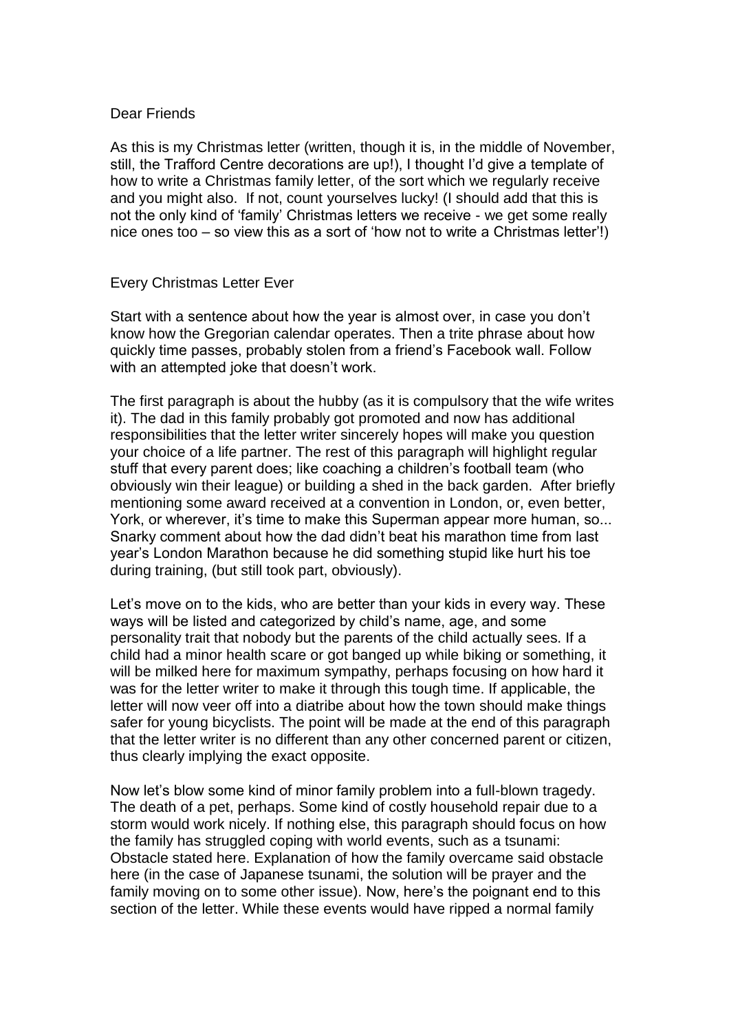Dear Friends

As this is my Christmas letter (written, though it is, in the middle of November, still, the Trafford Centre decorations are up!), I thought I'd give a template of how to write a Christmas family letter, of the sort which we regularly receive and you might also. If not, count yourselves lucky! (I should add that this is not the only kind of 'family' Christmas letters we receive - we get some really nice ones too – so view this as a sort of 'how not to write a Christmas letter'!)

Every Christmas Letter Ever

Start with a sentence about how the year is almost over, in case you don't know how the Gregorian calendar operates. Then a trite phrase about how quickly time passes, probably stolen from a friend's Facebook wall. Follow with an attempted joke that doesn't work.

The first paragraph is about the hubby (as it is compulsory that the wife writes it). The dad in this family probably got promoted and now has additional responsibilities that the letter writer sincerely hopes will make you question your choice of a life partner. The rest of this paragraph will highlight regular stuff that every parent does; like coaching a children's football team (who obviously win their league) or building a shed in the back garden. After briefly mentioning some award received at a convention in London, or, even better, York, or wherever, it's time to make this Superman appear more human, so... Snarky comment about how the dad didn't beat his marathon time from last year's London Marathon because he did something stupid like hurt his toe during training, (but still took part, obviously).

Let's move on to the kids, who are better than your kids in every way. These ways will be listed and categorized by child's name, age, and some personality trait that nobody but the parents of the child actually sees. If a child had a minor health scare or got banged up while biking or something, it will be milked here for maximum sympathy, perhaps focusing on how hard it was for the letter writer to make it through this tough time. If applicable, the letter will now veer off into a diatribe about how the town should make things safer for young bicyclists. The point will be made at the end of this paragraph that the letter writer is no different than any other concerned parent or citizen, thus clearly implying the exact opposite.

Now let's blow some kind of minor family problem into a full-blown tragedy. The death of a pet, perhaps. Some kind of costly household repair due to a storm would work nicely. If nothing else, this paragraph should focus on how the family has struggled coping with world events, such as a tsunami: Obstacle stated here. Explanation of how the family overcame said obstacle here (in the case of Japanese tsunami, the solution will be prayer and the family moving on to some other issue). Now, here's the poignant end to this section of the letter. While these events would have ripped a normal family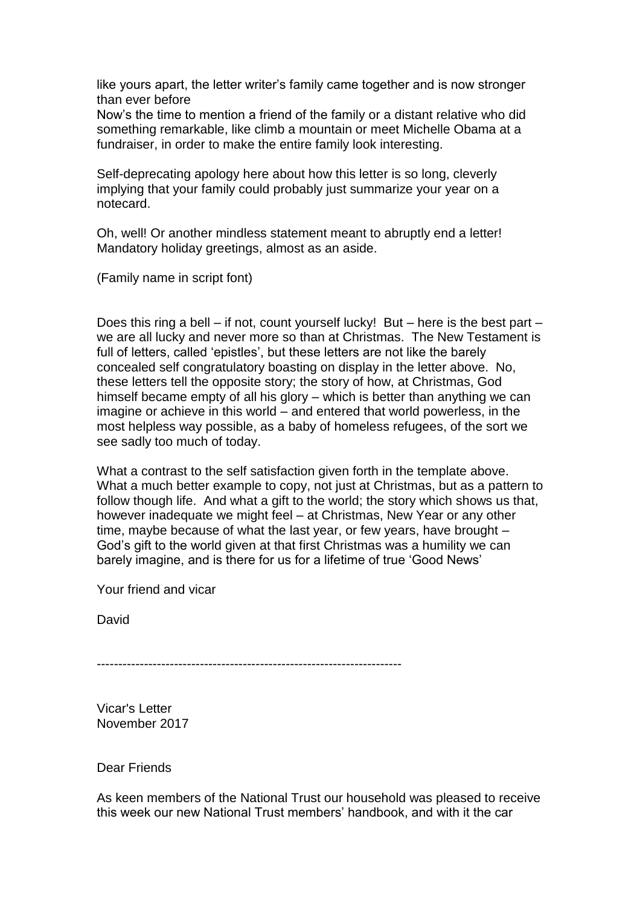like yours apart, the letter writer's family came together and is now stronger than ever before
Now's the time to mention a friend of the family or a distant relative who did something remarkable, like climb a mountain or meet Michelle Obama at a fundraiser, in order to make the entire family look interesting.

Self-deprecating apology here about how this letter is so long, cleverly implying that your family could probably just summarize your year on a notecard.

Oh, well! Or another mindless statement meant to abruptly end a letter!
Mandatory holiday greetings, almost as an aside.

(Family name in script font)

Does this ring a bell – if not, count yourself lucky! But – here is the best part – we are all lucky and never more so than at Christmas. The New Testament is full of letters, called 'epistles', but these letters are not like the barely concealed self congratulatory boasting on display in the letter above. No, these letters tell the opposite story; the story of how, at Christmas, God himself became empty of all his glory – which is better than anything we can imagine or achieve in this world – and entered that world powerless, in the most helpless way possible, as a baby of homeless refugees, of the sort we see sadly too much of today.

What a contrast to the self satisfaction given forth in the template above. What a much better example to copy, not just at Christmas, but as a pattern to follow though life. And what a gift to the world; the story which shows us that, however inadequate we might feel – at Christmas, New Year or any other time, maybe because of what the last year, or few years, have brought – God's gift to the world given at that first Christmas was a humility we can barely imagine, and is there for us for a lifetime of true 'Good News'

Your friend and vicar

David

---

Vicar's Letter
November 2017

Dear Friends

As keen members of the National Trust our household was pleased to receive this week our new National Trust members' handbook, and with it the car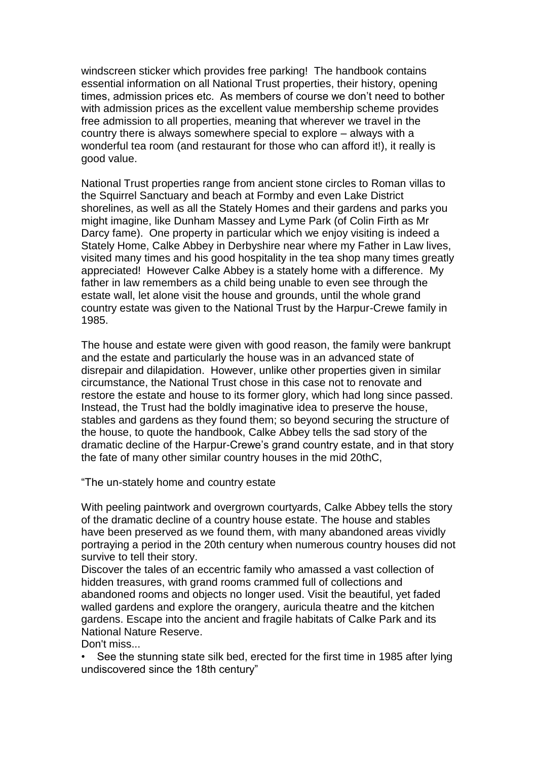windscreen sticker which provides free parking! The handbook contains essential information on all National Trust properties, their history, opening times, admission prices etc. As members of course we don't need to bother with admission prices as the excellent value membership scheme provides free admission to all properties, meaning that wherever we travel in the country there is always somewhere special to explore – always with a wonderful tea room (and restaurant for those who can afford it!), it really is good value.

National Trust properties range from ancient stone circles to Roman villas to the Squirrel Sanctuary and beach at Formby and even Lake District shorelines, as well as all the Stately Homes and their gardens and parks you might imagine, like Dunham Massey and Lyme Park (of Colin Firth as Mr Darcy fame). One property in particular which we enjoy visiting is indeed a Stately Home, Calke Abbey in Derbyshire near where my Father in Law lives, visited many times and his good hospitality in the tea shop many times greatly appreciated! However Calke Abbey is a stately home with a difference. My father in law remembers as a child being unable to even see through the estate wall, let alone visit the house and grounds, until the whole grand country estate was given to the National Trust by the Harpur-Crewe family in 1985.

The house and estate were given with good reason, the family were bankrupt and the estate and particularly the house was in an advanced state of disrepair and dilapidation. However, unlike other properties given in similar circumstance, the National Trust chose in this case not to renovate and restore the estate and house to its former glory, which had long since passed. Instead, the Trust had the boldly imaginative idea to preserve the house, stables and gardens as they found them; so beyond securing the structure of the house, to quote the handbook, Calke Abbey tells the sad story of the dramatic decline of the Harpur-Crewe's grand country estate, and in that story the fate of many other similar country houses in the mid 20thC,

"The un-stately home and country estate

With peeling paintwork and overgrown courtyards, Calke Abbey tells the story of the dramatic decline of a country house estate. The house and stables have been preserved as we found them, with many abandoned areas vividly portraying a period in the 20th century when numerous country houses did not survive to tell their story.
Discover the tales of an eccentric family who amassed a vast collection of hidden treasures, with grand rooms crammed full of collections and abandoned rooms and objects no longer used. Visit the beautiful, yet faded walled gardens and explore the orangery, auricula theatre and the kitchen gardens. Escape into the ancient and fragile habitats of Calke Park and its National Nature Reserve.
Don't miss...

- See the stunning state silk bed, erected for the first time in 1985 after lying undiscovered since the 18th century"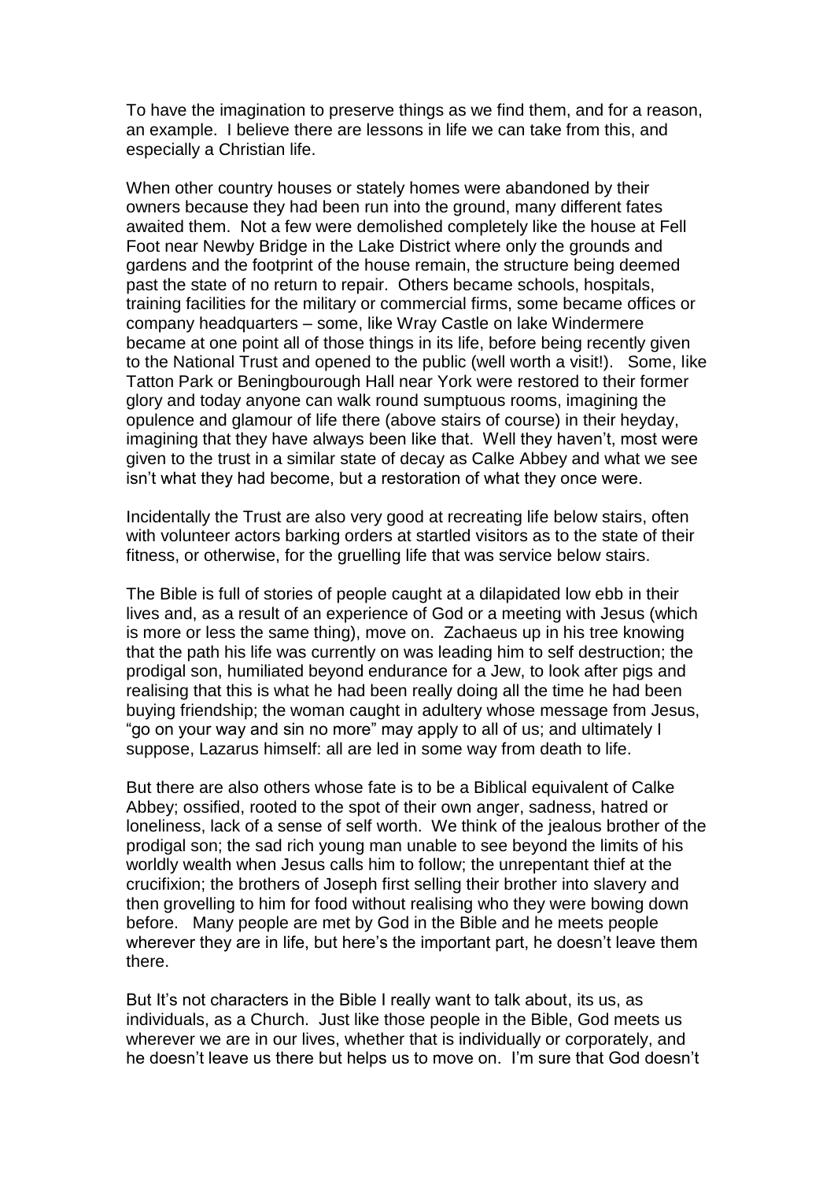To have the imagination to preserve things as we find them, and for a reason, an example. I believe there are lessons in life we can take from this, and especially a Christian life.

When other country houses or stately homes were abandoned by their owners because they had been run into the ground, many different fates awaited them. Not a few were demolished completely like the house at Fell Foot near Newby Bridge in the Lake District where only the grounds and gardens and the footprint of the house remain, the structure being deemed past the state of no return to repair. Others became schools, hospitals, training facilities for the military or commercial firms, some became offices or company headquarters – some, like Wray Castle on lake Windermere became at one point all of those things in its life, before being recently given to the National Trust and opened to the public (well worth a visit!). Some, like Tatton Park or Beningbourough Hall near York were restored to their former glory and today anyone can walk round sumptuous rooms, imagining the opulence and glamour of life there (above stairs of course) in their heyday, imagining that they have always been like that. Well they haven't, most were given to the trust in a similar state of decay as Calke Abbey and what we see isn't what they had become, but a restoration of what they once were.

Incidentally the Trust are also very good at recreating life below stairs, often with volunteer actors barking orders at startled visitors as to the state of their fitness, or otherwise, for the gruelling life that was service below stairs.

The Bible is full of stories of people caught at a dilapidated low ebb in their lives and, as a result of an experience of God or a meeting with Jesus (which is more or less the same thing), move on. Zachaeus up in his tree knowing that the path his life was currently on was leading him to self destruction; the prodigal son, humiliated beyond endurance for a Jew, to look after pigs and realising that this is what he had been really doing all the time he had been buying friendship; the woman caught in adultery whose message from Jesus, "go on your way and sin no more" may apply to all of us; and ultimately I suppose, Lazarus himself: all are led in some way from death to life.

But there are also others whose fate is to be a Biblical equivalent of Calke Abbey; ossified, rooted to the spot of their own anger, sadness, hatred or loneliness, lack of a sense of self worth. We think of the jealous brother of the prodigal son; the sad rich young man unable to see beyond the limits of his worldly wealth when Jesus calls him to follow; the unrepentant thief at the crucifixion; the brothers of Joseph first selling their brother into slavery and then grovelling to him for food without realising who they were bowing down before. Many people are met by God in the Bible and he meets people wherever they are in life, but here's the important part, he doesn't leave them there.

But It's not characters in the Bible I really want to talk about, its us, as individuals, as a Church. Just like those people in the Bible, God meets us wherever we are in our lives, whether that is individually or corporately, and he doesn't leave us there but helps us to move on. I'm sure that God doesn't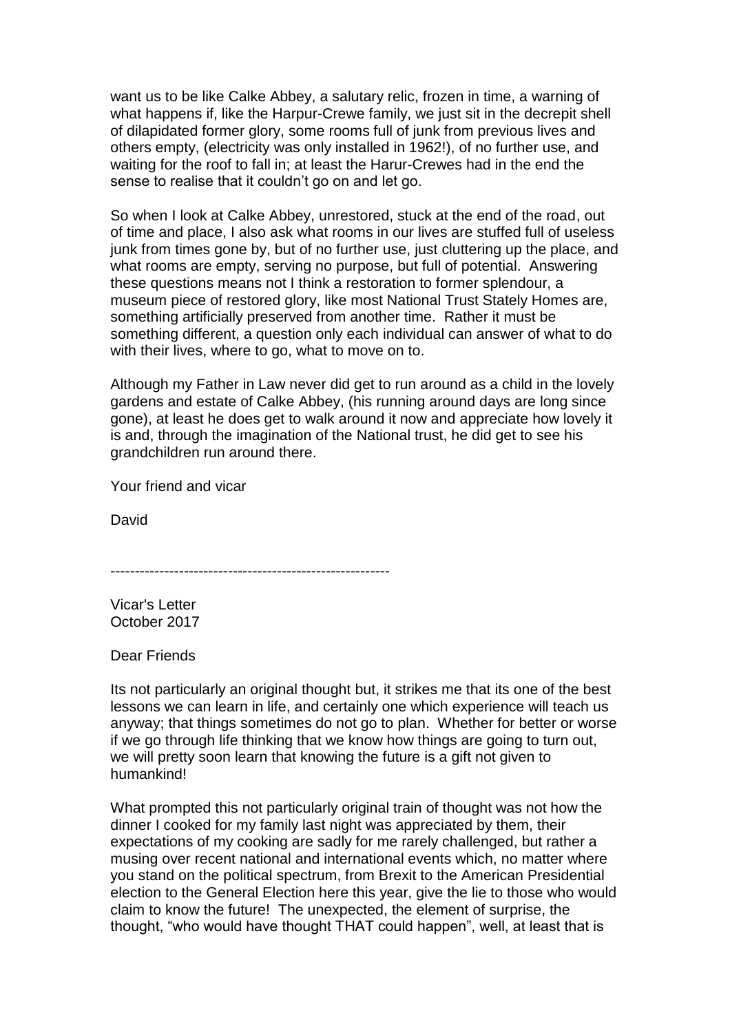want us to be like Calke Abbey, a salutary relic, frozen in time, a warning of what happens if, like the Harpur-Crewe family, we just sit in the decrepit shell of dilapidated former glory, some rooms full of junk from previous lives and others empty, (electricity was only installed in 1962!), of no further use, and waiting for the roof to fall in; at least the Harur-Crewes had in the end the sense to realise that it couldn't go on and let go.

So when I look at Calke Abbey, unrestored, stuck at the end of the road, out of time and place, I also ask what rooms in our lives are stuffed full of useless junk from times gone by, but of no further use, just cluttering up the place, and what rooms are empty, serving no purpose, but full of potential. Answering these questions means not I think a restoration to former splendour, a museum piece of restored glory, like most National Trust Stately Homes are, something artificially preserved from another time. Rather it must be something different, a question only each individual can answer of what to do with their lives, where to go, what to move on to.

Although my Father in Law never did get to run around as a child in the lovely gardens and estate of Calke Abbey, (his running around days are long since gone), at least he does get to walk around it now and appreciate how lovely it is and, through the imagination of the National trust, he did get to see his grandchildren run around there.

Your friend and vicar

David

---------------------------------------------------------

Vicar's Letter
October 2017

Dear Friends

Its not particularly an original thought but, it strikes me that its one of the best lessons we can learn in life, and certainly one which experience will teach us anyway; that things sometimes do not go to plan. Whether for better or worse if we go through life thinking that we know how things are going to turn out, we will pretty soon learn that knowing the future is a gift not given to humankind!

What prompted this not particularly original train of thought was not how the dinner I cooked for my family last night was appreciated by them, their expectations of my cooking are sadly for me rarely challenged, but rather a musing over recent national and international events which, no matter where you stand on the political spectrum, from Brexit to the American Presidential election to the General Election here this year, give the lie to those who would claim to know the future! The unexpected, the element of surprise, the thought, "who would have thought THAT could happen", well, at least that is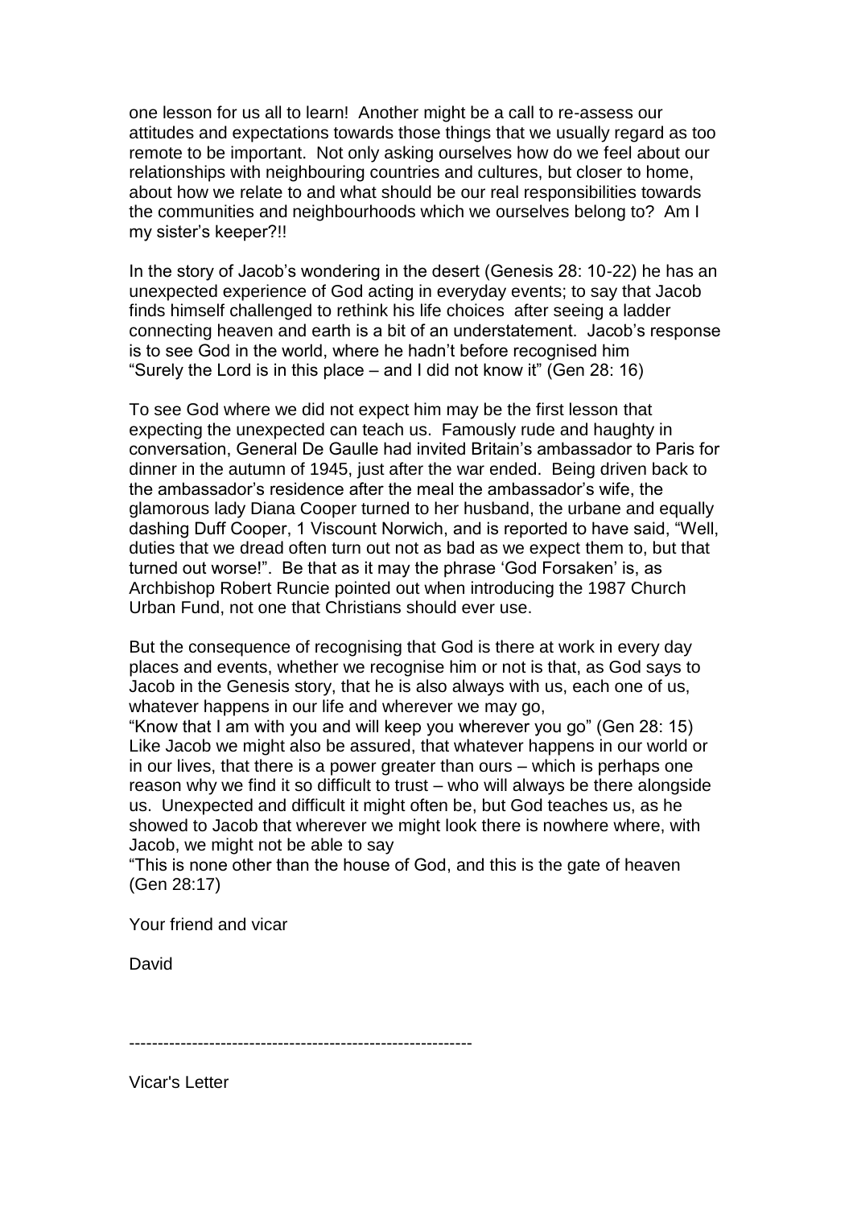one lesson for us all to learn! Another might be a call to re-assess our attitudes and expectations towards those things that we usually regard as too remote to be important. Not only asking ourselves how do we feel about our relationships with neighbouring countries and cultures, but closer to home, about how we relate to and what should be our real responsibilities towards the communities and neighbourhoods which we ourselves belong to? Am I my sister's keeper?!!

In the story of Jacob's wondering in the desert (Genesis 28: 10-22) he has an unexpected experience of God acting in everyday events; to say that Jacob finds himself challenged to rethink his life choices after seeing a ladder connecting heaven and earth is a bit of an understatement. Jacob's response is to see God in the world, where he hadn't before recognised him "Surely the Lord is in this place – and I did not know it" (Gen 28: 16)

To see God where we did not expect him may be the first lesson that expecting the unexpected can teach us. Famously rude and haughty in conversation, General De Gaulle had invited Britain's ambassador to Paris for dinner in the autumn of 1945, just after the war ended. Being driven back to the ambassador's residence after the meal the ambassador's wife, the glamorous lady Diana Cooper turned to her husband, the urbane and equally dashing Duff Cooper, 1 Viscount Norwich, and is reported to have said, "Well, duties that we dread often turn out not as bad as we expect them to, but that turned out worse!". Be that as it may the phrase 'God Forsaken' is, as Archbishop Robert Runcie pointed out when introducing the 1987 Church Urban Fund, not one that Christians should ever use.

But the consequence of recognising that God is there at work in every day places and events, whether we recognise him or not is that, as God says to Jacob in the Genesis story, that he is also always with us, each one of us, whatever happens in our life and wherever we may go,
"Know that I am with you and will keep you wherever you go" (Gen 28: 15)
Like Jacob we might also be assured, that whatever happens in our world or in our lives, that there is a power greater than ours – which is perhaps one reason why we find it so difficult to trust – who will always be there alongside us. Unexpected and difficult it might often be, but God teaches us, as he showed to Jacob that wherever we might look there is nowhere where, with Jacob, we might not be able to say
"This is none other than the house of God, and this is the gate of heaven (Gen 28:17)

Your friend and vicar

David

------------------------------------------------------------

Vicar's Letter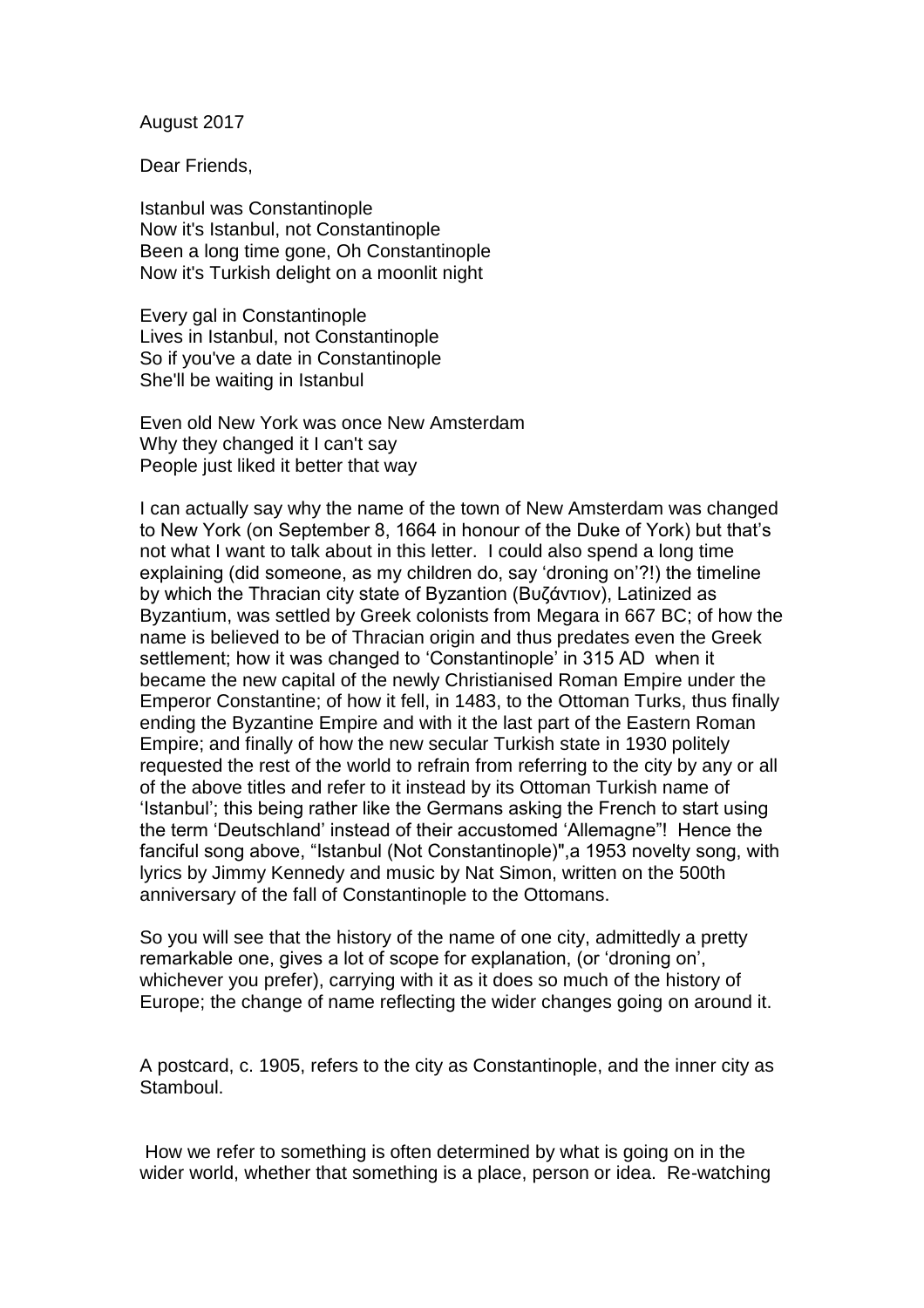August 2017

Dear Friends,

Istanbul was Constantinople
Now it's Istanbul, not Constantinople
Been a long time gone, Oh Constantinople
Now it's Turkish delight on a moonlit night

Every gal in Constantinople
Lives in Istanbul, not Constantinople
So if you've a date in Constantinople
She'll be waiting in Istanbul

Even old New York was once New Amsterdam
Why they changed it I can't say
People just liked it better that way

I can actually say why the name of the town of New Amsterdam was changed to New York (on September 8, 1664 in honour of the Duke of York) but that's not what I want to talk about in this letter. I could also spend a long time explaining (did someone, as my children do, say 'droning on'?!) the timeline by which the Thracian city state of Byzantion (Βυζάντιον), Latinized as Byzantium, was settled by Greek colonists from Megara in 667 BC; of how the name is believed to be of Thracian origin and thus predates even the Greek settlement; how it was changed to 'Constantinople' in 315 AD when it became the new capital of the newly Christianised Roman Empire under the Emperor Constantine; of how it fell, in 1483, to the Ottoman Turks, thus finally ending the Byzantine Empire and with it the last part of the Eastern Roman Empire; and finally of how the new secular Turkish state in 1930 politely requested the rest of the world to refrain from referring to the city by any or all of the above titles and refer to it instead by its Ottoman Turkish name of 'Istanbul'; this being rather like the Germans asking the French to start using the term 'Deutschland' instead of their accustomed 'Allemagne"! Hence the fanciful song above, "Istanbul (Not Constantinople)",a 1953 novelty song, with lyrics by Jimmy Kennedy and music by Nat Simon, written on the 500th anniversary of the fall of Constantinople to the Ottomans.

So you will see that the history of the name of one city, admittedly a pretty remarkable one, gives a lot of scope for explanation, (or 'droning on', whichever you prefer), carrying with it as it does so much of the history of Europe; the change of name reflecting the wider changes going on around it.

A postcard, c. 1905, refers to the city as Constantinople, and the inner city as Stamboul.

How we refer to something is often determined by what is going on in the wider world, whether that something is a place, person or idea. Re-watching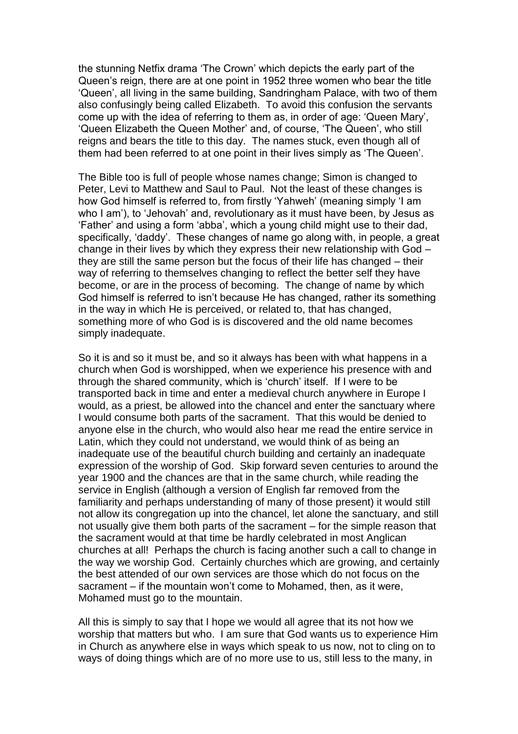the stunning Netfix drama 'The Crown' which depicts the early part of the Queen's reign, there are at one point in 1952 three women who bear the title 'Queen', all living in the same building, Sandringham Palace, with two of them also confusingly being called Elizabeth. To avoid this confusion the servants come up with the idea of referring to them as, in order of age: 'Queen Mary', 'Queen Elizabeth the Queen Mother' and, of course, 'The Queen', who still reigns and bears the title to this day. The names stuck, even though all of them had been referred to at one point in their lives simply as 'The Queen'.

The Bible too is full of people whose names change; Simon is changed to Peter, Levi to Matthew and Saul to Paul. Not the least of these changes is how God himself is referred to, from firstly 'Yahweh' (meaning simply 'I am who I am'), to 'Jehovah' and, revolutionary as it must have been, by Jesus as 'Father' and using a form 'abba', which a young child might use to their dad, specifically, 'daddy'. These changes of name go along with, in people, a great change in their lives by which they express their new relationship with God – they are still the same person but the focus of their life has changed – their way of referring to themselves changing to reflect the better self they have become, or are in the process of becoming. The change of name by which God himself is referred to isn't because He has changed, rather its something in the way in which He is perceived, or related to, that has changed, something more of who God is is discovered and the old name becomes simply inadequate.

So it is and so it must be, and so it always has been with what happens in a church when God is worshipped, when we experience his presence with and through the shared community, which is 'church' itself. If I were to be transported back in time and enter a medieval church anywhere in Europe I would, as a priest, be allowed into the chancel and enter the sanctuary where I would consume both parts of the sacrament. That this would be denied to anyone else in the church, who would also hear me read the entire service in Latin, which they could not understand, we would think of as being an inadequate use of the beautiful church building and certainly an inadequate expression of the worship of God. Skip forward seven centuries to around the year 1900 and the chances are that in the same church, while reading the service in English (although a version of English far removed from the familiarity and perhaps understanding of many of those present) it would still not allow its congregation up into the chancel, let alone the sanctuary, and still not usually give them both parts of the sacrament – for the simple reason that the sacrament would at that time be hardly celebrated in most Anglican churches at all! Perhaps the church is facing another such a call to change in the way we worship God. Certainly churches which are growing, and certainly the best attended of our own services are those which do not focus on the sacrament – if the mountain won't come to Mohamed, then, as it were, Mohamed must go to the mountain.

All this is simply to say that I hope we would all agree that its not how we worship that matters but who. I am sure that God wants us to experience Him in Church as anywhere else in ways which speak to us now, not to cling on to ways of doing things which are of no more use to us, still less to the many, in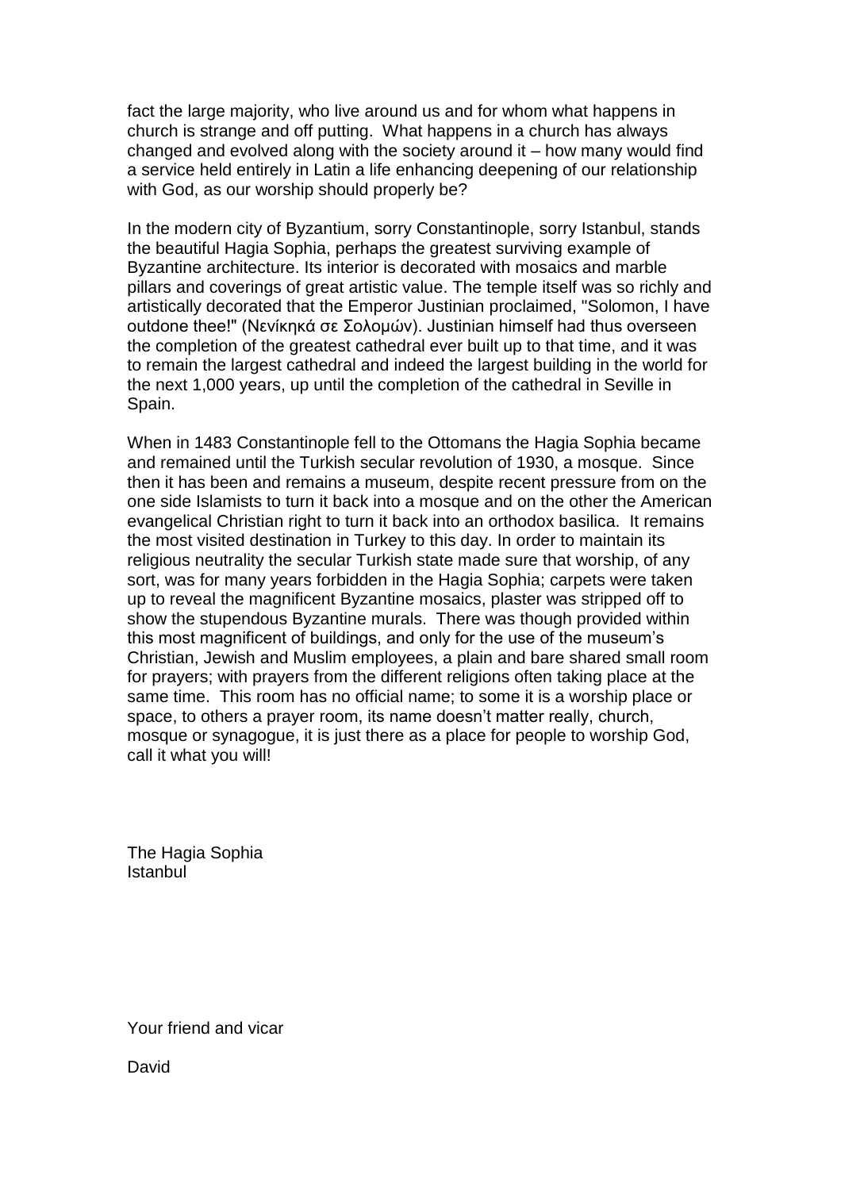fact the large majority, who live around us and for whom what happens in church is strange and off putting. What happens in a church has always changed and evolved along with the society around it – how many would find a service held entirely in Latin a life enhancing deepening of our relationship with God, as our worship should properly be?

In the modern city of Byzantium, sorry Constantinople, sorry Istanbul, stands the beautiful Hagia Sophia, perhaps the greatest surviving example of Byzantine architecture. Its interior is decorated with mosaics and marble pillars and coverings of great artistic value. The temple itself was so richly and artistically decorated that the Emperor Justinian proclaimed, "Solomon, I have outdone thee!" (Νενίκηκά σε Σολομών). Justinian himself had thus overseen the completion of the greatest cathedral ever built up to that time, and it was to remain the largest cathedral and indeed the largest building in the world for the next 1,000 years, up until the completion of the cathedral in Seville in Spain.

When in 1483 Constantinople fell to the Ottomans the Hagia Sophia became and remained until the Turkish secular revolution of 1930, a mosque. Since then it has been and remains a museum, despite recent pressure from on the one side Islamists to turn it back into a mosque and on the other the American evangelical Christian right to turn it back into an orthodox basilica. It remains the most visited destination in Turkey to this day. In order to maintain its religious neutrality the secular Turkish state made sure that worship, of any sort, was for many years forbidden in the Hagia Sophia; carpets were taken up to reveal the magnificent Byzantine mosaics, plaster was stripped off to show the stupendous Byzantine murals. There was though provided within this most magnificent of buildings, and only for the use of the museum's Christian, Jewish and Muslim employees, a plain and bare shared small room for prayers; with prayers from the different religions often taking place at the same time. This room has no official name; to some it is a worship place or space, to others a prayer room, its name doesn't matter really, church, mosque or synagogue, it is just there as a place for people to worship God, call it what you will!

The Hagia Sophia
Istanbul

Your friend and vicar

David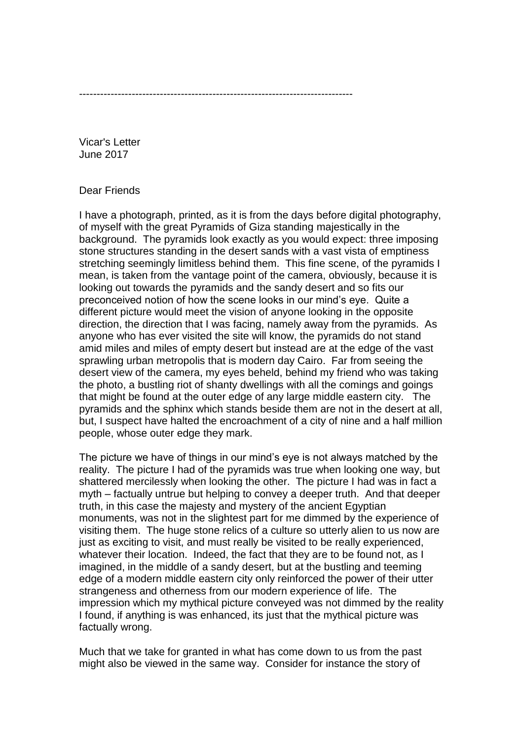--------------------------------------------------------------------------------

Vicar's Letter
June 2017

Dear Friends

I have a photograph, printed, as it is from the days before digital photography, of myself with the great Pyramids of Giza standing majestically in the background. The pyramids look exactly as you would expect: three imposing stone structures standing in the desert sands with a vast vista of emptiness stretching seemingly limitless behind them. This fine scene, of the pyramids I mean, is taken from the vantage point of the camera, obviously, because it is looking out towards the pyramids and the sandy desert and so fits our preconceived notion of how the scene looks in our mind's eye. Quite a different picture would meet the vision of anyone looking in the opposite direction, the direction that I was facing, namely away from the pyramids. As anyone who has ever visited the site will know, the pyramids do not stand amid miles and miles of empty desert but instead are at the edge of the vast sprawling urban metropolis that is modern day Cairo. Far from seeing the desert view of the camera, my eyes beheld, behind my friend who was taking the photo, a bustling riot of shanty dwellings with all the comings and goings that might be found at the outer edge of any large middle eastern city. The pyramids and the sphinx which stands beside them are not in the desert at all, but, I suspect have halted the encroachment of a city of nine and a half million people, whose outer edge they mark.

The picture we have of things in our mind's eye is not always matched by the reality. The picture I had of the pyramids was true when looking one way, but shattered mercilessly when looking the other. The picture I had was in fact a myth – factually untrue but helping to convey a deeper truth. And that deeper truth, in this case the majesty and mystery of the ancient Egyptian monuments, was not in the slightest part for me dimmed by the experience of visiting them. The huge stone relics of a culture so utterly alien to us now are just as exciting to visit, and must really be visited to be really experienced, whatever their location. Indeed, the fact that they are to be found not, as I imagined, in the middle of a sandy desert, but at the bustling and teeming edge of a modern middle eastern city only reinforced the power of their utter strangeness and otherness from our modern experience of life. The impression which my mythical picture conveyed was not dimmed by the reality I found, if anything is was enhanced, its just that the mythical picture was factually wrong.

Much that we take for granted in what has come down to us from the past might also be viewed in the same way. Consider for instance the story of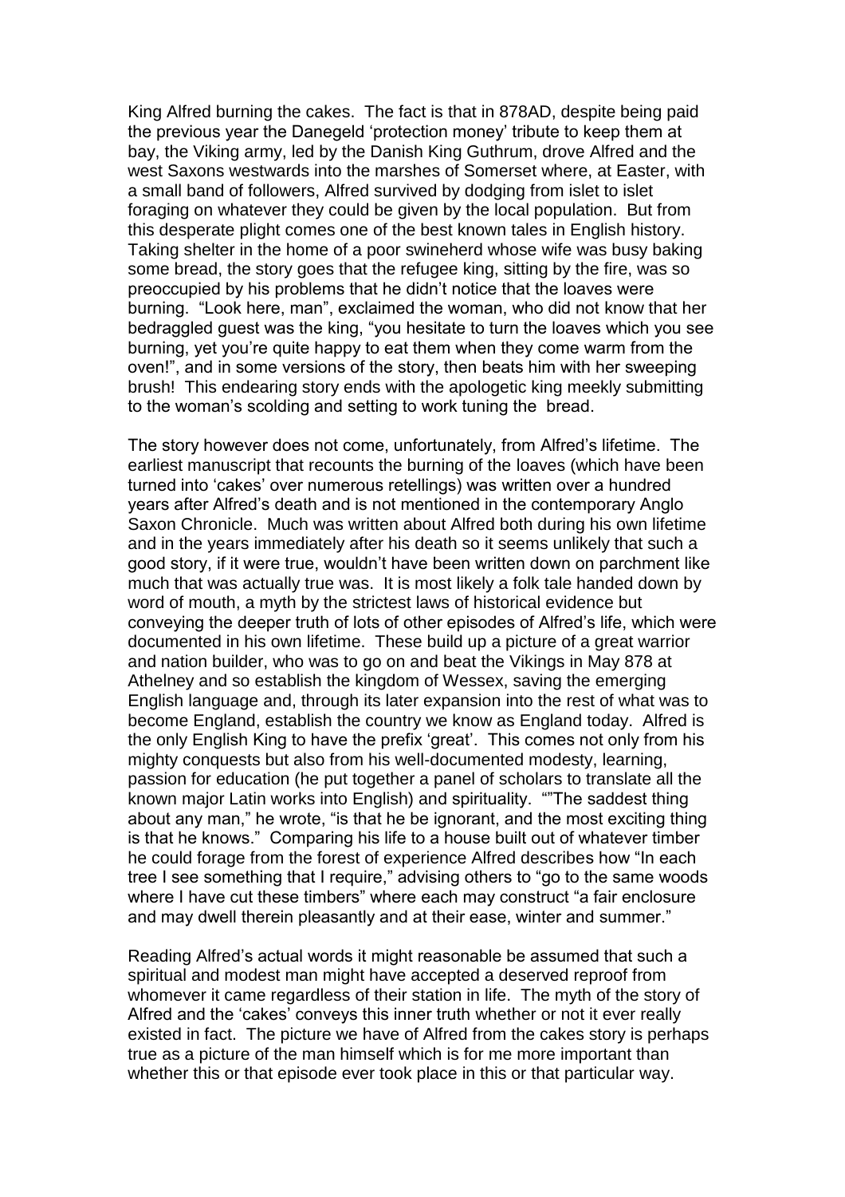King Alfred burning the cakes. The fact is that in 878AD, despite being paid the previous year the Danegeld 'protection money' tribute to keep them at bay, the Viking army, led by the Danish King Guthrum, drove Alfred and the west Saxons westwards into the marshes of Somerset where, at Easter, with a small band of followers, Alfred survived by dodging from islet to islet foraging on whatever they could be given by the local population. But from this desperate plight comes one of the best known tales in English history. Taking shelter in the home of a poor swineherd whose wife was busy baking some bread, the story goes that the refugee king, sitting by the fire, was so preoccupied by his problems that he didn't notice that the loaves were burning. "Look here, man", exclaimed the woman, who did not know that her bedraggled guest was the king, "you hesitate to turn the loaves which you see burning, yet you're quite happy to eat them when they come warm from the oven!", and in some versions of the story, then beats him with her sweeping brush! This endearing story ends with the apologetic king meekly submitting to the woman's scolding and setting to work tuning the bread.

The story however does not come, unfortunately, from Alfred's lifetime. The earliest manuscript that recounts the burning of the loaves (which have been turned into 'cakes' over numerous retellings) was written over a hundred years after Alfred's death and is not mentioned in the contemporary Anglo Saxon Chronicle. Much was written about Alfred both during his own lifetime and in the years immediately after his death so it seems unlikely that such a good story, if it were true, wouldn't have been written down on parchment like much that was actually true was. It is most likely a folk tale handed down by word of mouth, a myth by the strictest laws of historical evidence but conveying the deeper truth of lots of other episodes of Alfred's life, which were documented in his own lifetime. These build up a picture of a great warrior and nation builder, who was to go on and beat the Vikings in May 878 at Athelney and so establish the kingdom of Wessex, saving the emerging English language and, through its later expansion into the rest of what was to become England, establish the country we know as England today. Alfred is the only English King to have the prefix 'great'. This comes not only from his mighty conquests but also from his well-documented modesty, learning, passion for education (he put together a panel of scholars to translate all the known major Latin works into English) and spirituality. ""The saddest thing about any man," he wrote, "is that he be ignorant, and the most exciting thing is that he knows." Comparing his life to a house built out of whatever timber he could forage from the forest of experience Alfred describes how "In each tree I see something that I require," advising others to "go to the same woods where I have cut these timbers" where each may construct "a fair enclosure and may dwell therein pleasantly and at their ease, winter and summer."

Reading Alfred's actual words it might reasonable be assumed that such a spiritual and modest man might have accepted a deserved reproof from whomever it came regardless of their station in life. The myth of the story of Alfred and the 'cakes' conveys this inner truth whether or not it ever really existed in fact. The picture we have of Alfred from the cakes story is perhaps true as a picture of the man himself which is for me more important than whether this or that episode ever took place in this or that particular way.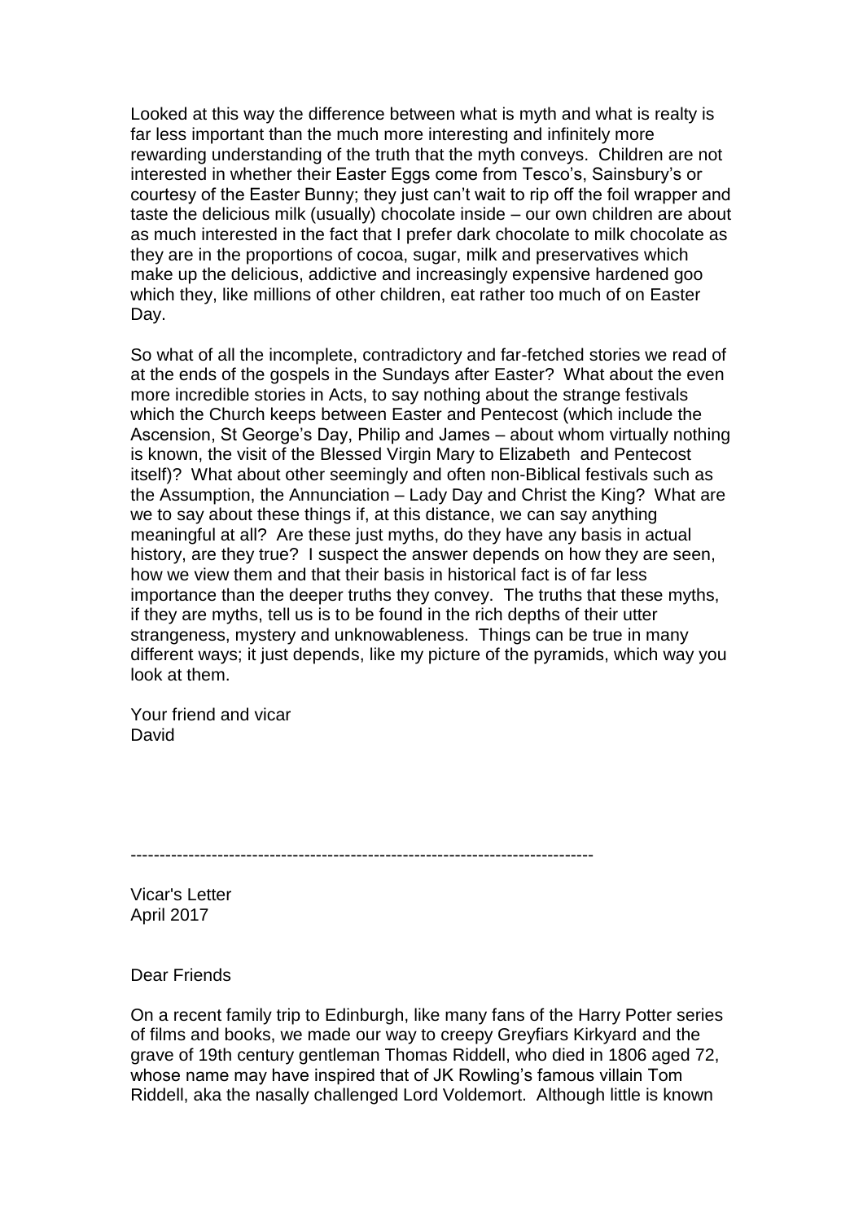Looked at this way the difference between what is myth and what is realty is far less important than the much more interesting and infinitely more rewarding understanding of the truth that the myth conveys. Children are not interested in whether their Easter Eggs come from Tesco's, Sainsbury's or courtesy of the Easter Bunny; they just can't wait to rip off the foil wrapper and taste the delicious milk (usually) chocolate inside – our own children are about as much interested in the fact that I prefer dark chocolate to milk chocolate as they are in the proportions of cocoa, sugar, milk and preservatives which make up the delicious, addictive and increasingly expensive hardened goo which they, like millions of other children, eat rather too much of on Easter Day.

So what of all the incomplete, contradictory and far-fetched stories we read of at the ends of the gospels in the Sundays after Easter? What about the even more incredible stories in Acts, to say nothing about the strange festivals which the Church keeps between Easter and Pentecost (which include the Ascension, St George's Day, Philip and James – about whom virtually nothing is known, the visit of the Blessed Virgin Mary to Elizabeth and Pentecost itself)? What about other seemingly and often non-Biblical festivals such as the Assumption, the Annunciation – Lady Day and Christ the King? What are we to say about these things if, at this distance, we can say anything meaningful at all? Are these just myths, do they have any basis in actual history, are they true? I suspect the answer depends on how they are seen, how we view them and that their basis in historical fact is of far less importance than the deeper truths they convey. The truths that these myths, if they are myths, tell us is to be found in the rich depths of their utter strangeness, mystery and unknowableness. Things can be true in many different ways; it just depends, like my picture of the pyramids, which way you look at them.

Your friend and vicar
David

--------------------------------------------------------------------------------

Vicar's Letter
April 2017

Dear Friends

On a recent family trip to Edinburgh, like many fans of the Harry Potter series of films and books, we made our way to creepy Greyfiars Kirkyard and the grave of 19th century gentleman Thomas Riddell, who died in 1806 aged 72, whose name may have inspired that of JK Rowling's famous villain Tom Riddell, aka the nasally challenged Lord Voldemort. Although little is known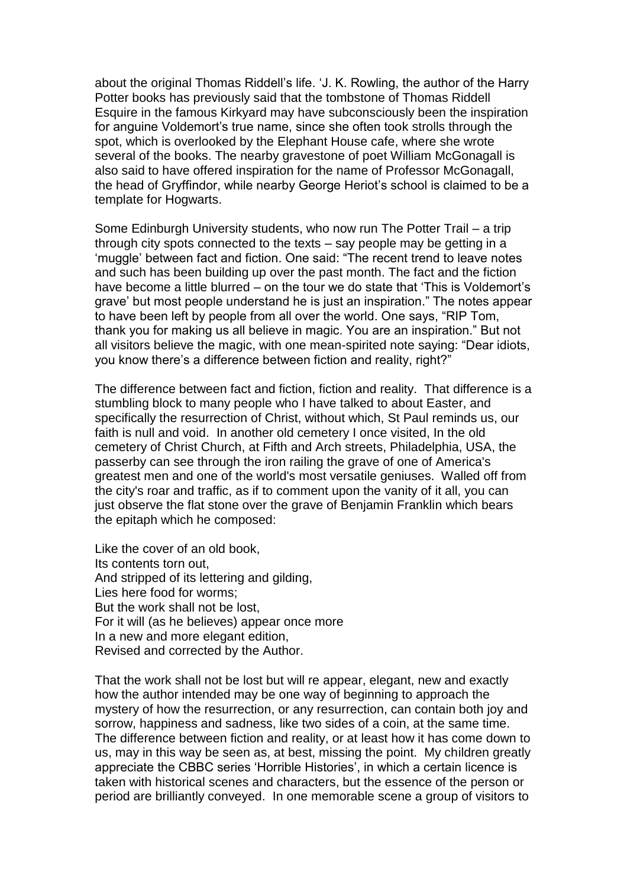about the original Thomas Riddell's life. 'J. K. Rowling, the author of the Harry Potter books has previously said that the tombstone of Thomas Riddell Esquire in the famous Kirkyard may have subconsciously been the inspiration for anguine Voldemort's true name, since she often took strolls through the spot, which is overlooked by the Elephant House cafe, where she wrote several of the books. The nearby gravestone of poet William McGonagall is also said to have offered inspiration for the name of Professor McGonagall, the head of Gryffindor, while nearby George Heriot's school is claimed to be a template for Hogwarts.

Some Edinburgh University students, who now run The Potter Trail – a trip through city spots connected to the texts – say people may be getting in a 'muggle' between fact and fiction. One said: "The recent trend to leave notes and such has been building up over the past month. The fact and the fiction have become a little blurred – on the tour we do state that 'This is Voldemort's grave' but most people understand he is just an inspiration." The notes appear to have been left by people from all over the world. One says, "RIP Tom, thank you for making us all believe in magic. You are an inspiration." But not all visitors believe the magic, with one mean-spirited note saying: "Dear idiots, you know there's a difference between fiction and reality, right?"

The difference between fact and fiction, fiction and reality. That difference is a stumbling block to many people who I have talked to about Easter, and specifically the resurrection of Christ, without which, St Paul reminds us, our faith is null and void. In another old cemetery I once visited, In the old cemetery of Christ Church, at Fifth and Arch streets, Philadelphia, USA, the passerby can see through the iron railing the grave of one of America's greatest men and one of the world's most versatile geniuses. Walled off from the city's roar and traffic, as if to comment upon the vanity of it all, you can just observe the flat stone over the grave of Benjamin Franklin which bears the epitaph which he composed:

Like the cover of an old book,
Its contents torn out,
And stripped of its lettering and gilding,
Lies here food for worms;
But the work shall not be lost,
For it will (as he believes) appear once more
In a new and more elegant edition,
Revised and corrected by the Author.

That the work shall not be lost but will re appear, elegant, new and exactly how the author intended may be one way of beginning to approach the mystery of how the resurrection, or any resurrection, can contain both joy and sorrow, happiness and sadness, like two sides of a coin, at the same time. The difference between fiction and reality, or at least how it has come down to us, may in this way be seen as, at best, missing the point. My children greatly appreciate the CBBC series 'Horrible Histories', in which a certain licence is taken with historical scenes and characters, but the essence of the person or period are brilliantly conveyed. In one memorable scene a group of visitors to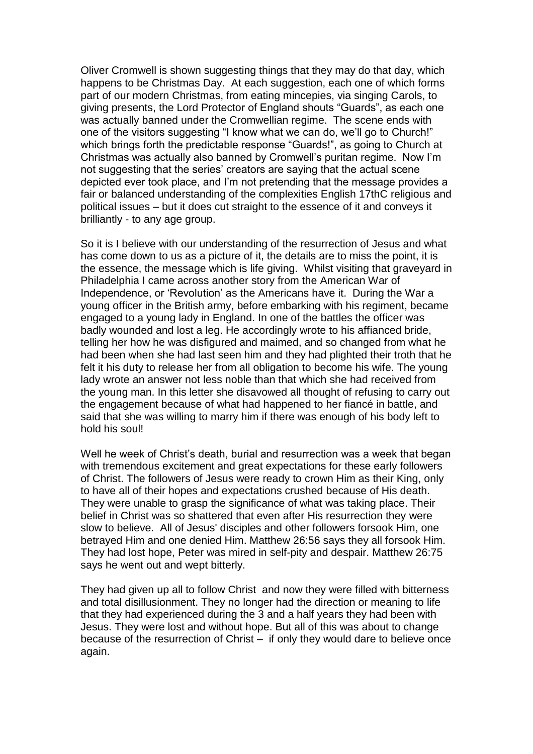Oliver Cromwell is shown suggesting things that they may do that day, which happens to be Christmas Day. At each suggestion, each one of which forms part of our modern Christmas, from eating mincepies, via singing Carols, to giving presents, the Lord Protector of England shouts "Guards", as each one was actually banned under the Cromwellian regime. The scene ends with one of the visitors suggesting "I know what we can do, we'll go to Church!" which brings forth the predictable response "Guards!", as going to Church at Christmas was actually also banned by Cromwell's puritan regime. Now I'm not suggesting that the series' creators are saying that the actual scene depicted ever took place, and I'm not pretending that the message provides a fair or balanced understanding of the complexities English 17thC religious and political issues – but it does cut straight to the essence of it and conveys it brilliantly - to any age group.

So it is I believe with our understanding of the resurrection of Jesus and what has come down to us as a picture of it, the details are to miss the point, it is the essence, the message which is life giving. Whilst visiting that graveyard in Philadelphia I came across another story from the American War of Independence, or 'Revolution' as the Americans have it. During the War a young officer in the British army, before embarking with his regiment, became engaged to a young lady in England. In one of the battles the officer was badly wounded and lost a leg. He accordingly wrote to his affianced bride, telling her how he was disfigured and maimed, and so changed from what he had been when she had last seen him and they had plighted their troth that he felt it his duty to release her from all obligation to become his wife. The young lady wrote an answer not less noble than that which she had received from the young man. In this letter she disavowed all thought of refusing to carry out the engagement because of what had happened to her fiancé in battle, and said that she was willing to marry him if there was enough of his body left to hold his soul!

Well he week of Christ's death, burial and resurrection was a week that began with tremendous excitement and great expectations for these early followers of Christ. The followers of Jesus were ready to crown Him as their King, only to have all of their hopes and expectations crushed because of His death. They were unable to grasp the significance of what was taking place. Their belief in Christ was so shattered that even after His resurrection they were slow to believe. All of Jesus' disciples and other followers forsook Him, one betrayed Him and one denied Him. Matthew 26:56 says they all forsook Him. They had lost hope, Peter was mired in self-pity and despair. Matthew 26:75 says he went out and wept bitterly.

They had given up all to follow Christ and now they were filled with bitterness and total disillusionment. They no longer had the direction or meaning to life that they had experienced during the 3 and a half years they had been with Jesus. They were lost and without hope. But all of this was about to change because of the resurrection of Christ – if only they would dare to believe once again.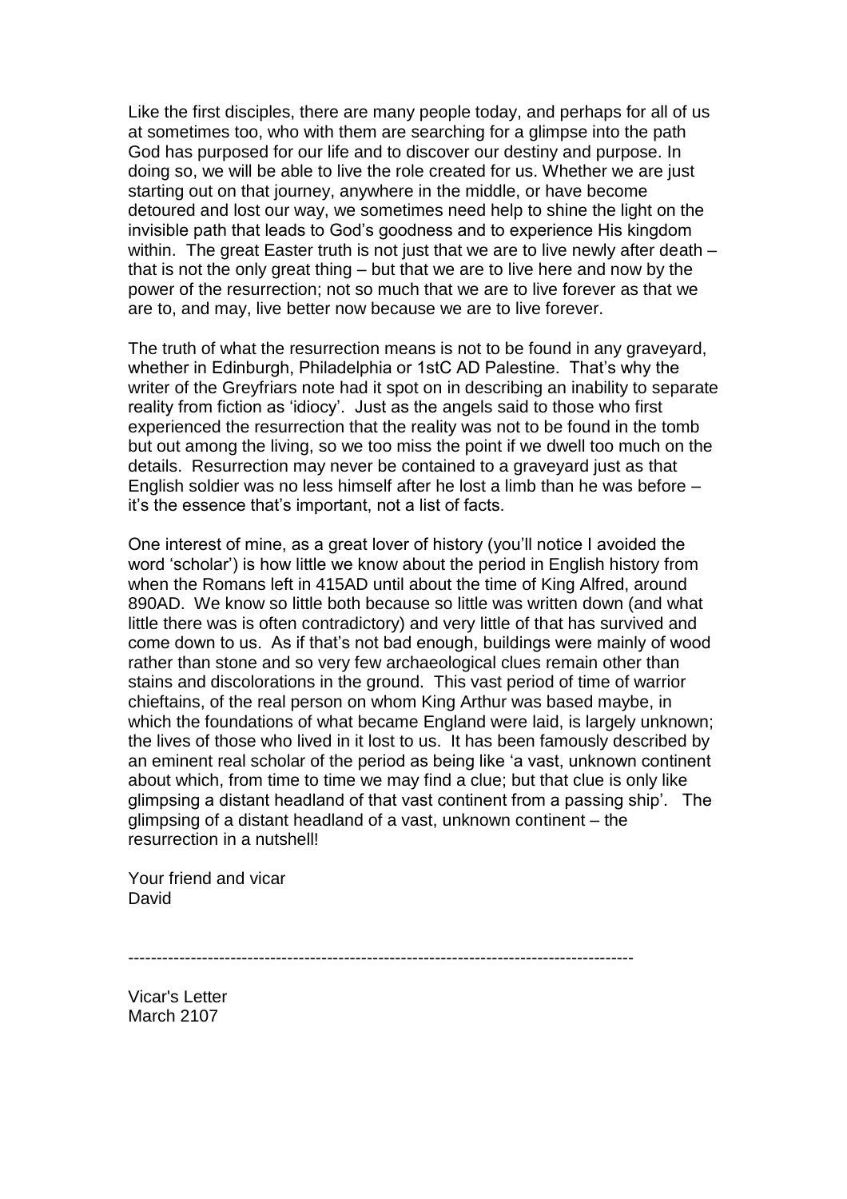Like the first disciples, there are many people today, and perhaps for all of us at sometimes too, who with them are searching for a glimpse into the path God has purposed for our life and to discover our destiny and purpose. In doing so, we will be able to live the role created for us. Whether we are just starting out on that journey, anywhere in the middle, or have become detoured and lost our way, we sometimes need help to shine the light on the invisible path that leads to God's goodness and to experience His kingdom within. The great Easter truth is not just that we are to live newly after death – that is not the only great thing – but that we are to live here and now by the power of the resurrection; not so much that we are to live forever as that we are to, and may, live better now because we are to live forever.

The truth of what the resurrection means is not to be found in any graveyard, whether in Edinburgh, Philadelphia or 1stC AD Palestine. That's why the writer of the Greyfriars note had it spot on in describing an inability to separate reality from fiction as 'idiocy'. Just as the angels said to those who first experienced the resurrection that the reality was not to be found in the tomb but out among the living, so we too miss the point if we dwell too much on the details. Resurrection may never be contained to a graveyard just as that English soldier was no less himself after he lost a limb than he was before – it's the essence that's important, not a list of facts.

One interest of mine, as a great lover of history (you'll notice I avoided the word 'scholar') is how little we know about the period in English history from when the Romans left in 415AD until about the time of King Alfred, around 890AD. We know so little both because so little was written down (and what little there was is often contradictory) and very little of that has survived and come down to us. As if that's not bad enough, buildings were mainly of wood rather than stone and so very few archaeological clues remain other than stains and discolorations in the ground. This vast period of time of warrior chieftains, of the real person on whom King Arthur was based maybe, in which the foundations of what became England were laid, is largely unknown; the lives of those who lived in it lost to us. It has been famously described by an eminent real scholar of the period as being like 'a vast, unknown continent about which, from time to time we may find a clue; but that clue is only like glimpsing a distant headland of that vast continent from a passing ship'. The glimpsing of a distant headland of a vast, unknown continent – the resurrection in a nutshell!

Your friend and vicar
David

---

Vicar's Letter
March 2107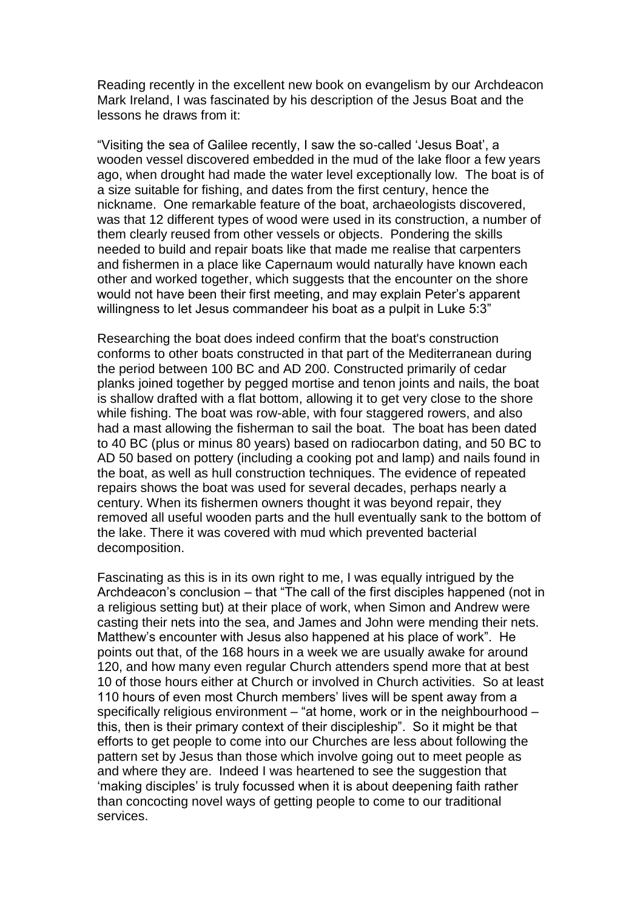Reading recently in the excellent new book on evangelism by our Archdeacon Mark Ireland, I was fascinated by his description of the Jesus Boat and the lessons he draws from it:

"Visiting the sea of Galilee recently, I saw the so-called 'Jesus Boat', a wooden vessel discovered embedded in the mud of the lake floor a few years ago, when drought had made the water level exceptionally low. The boat is of a size suitable for fishing, and dates from the first century, hence the nickname. One remarkable feature of the boat, archaeologists discovered, was that 12 different types of wood were used in its construction, a number of them clearly reused from other vessels or objects. Pondering the skills needed to build and repair boats like that made me realise that carpenters and fishermen in a place like Capernaum would naturally have known each other and worked together, which suggests that the encounter on the shore would not have been their first meeting, and may explain Peter's apparent willingness to let Jesus commandeer his boat as a pulpit in Luke 5:3"

Researching the boat does indeed confirm that the boat's construction conforms to other boats constructed in that part of the Mediterranean during the period between 100 BC and AD 200. Constructed primarily of cedar planks joined together by pegged mortise and tenon joints and nails, the boat is shallow drafted with a flat bottom, allowing it to get very close to the shore while fishing. The boat was row-able, with four staggered rowers, and also had a mast allowing the fisherman to sail the boat. The boat has been dated to 40 BC (plus or minus 80 years) based on radiocarbon dating, and 50 BC to AD 50 based on pottery (including a cooking pot and lamp) and nails found in the boat, as well as hull construction techniques. The evidence of repeated repairs shows the boat was used for several decades, perhaps nearly a century. When its fishermen owners thought it was beyond repair, they removed all useful wooden parts and the hull eventually sank to the bottom of the lake. There it was covered with mud which prevented bacterial decomposition.

Fascinating as this is in its own right to me, I was equally intrigued by the Archdeacon's conclusion – that "The call of the first disciples happened (not in a religious setting but) at their place of work, when Simon and Andrew were casting their nets into the sea, and James and John were mending their nets. Matthew's encounter with Jesus also happened at his place of work". He points out that, of the 168 hours in a week we are usually awake for around 120, and how many even regular Church attenders spend more that at best 10 of those hours either at Church or involved in Church activities. So at least 110 hours of even most Church members' lives will be spent away from a specifically religious environment – "at home, work or in the neighbourhood – this, then is their primary context of their discipleship". So it might be that efforts to get people to come into our Churches are less about following the pattern set by Jesus than those which involve going out to meet people as and where they are. Indeed I was heartened to see the suggestion that 'making disciples' is truly focussed when it is about deepening faith rather than concocting novel ways of getting people to come to our traditional services.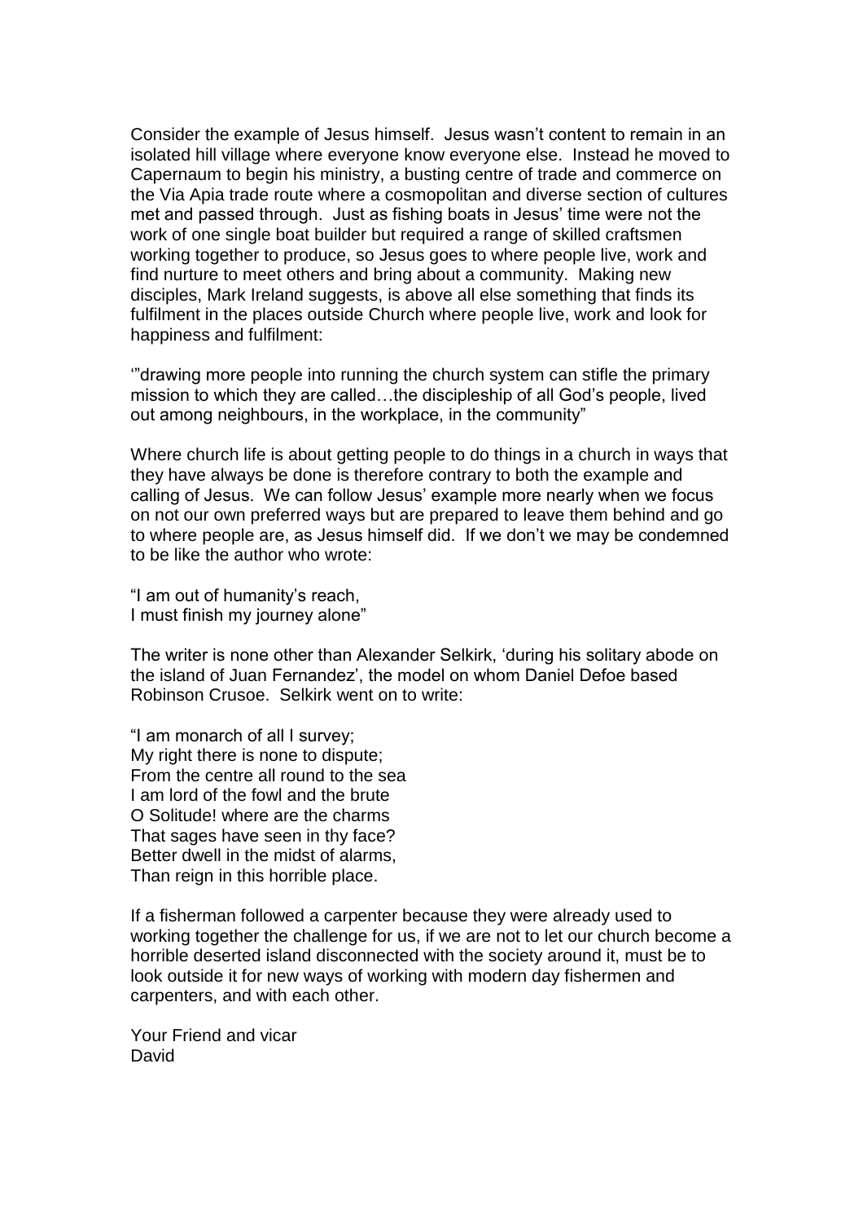Consider the example of Jesus himself. Jesus wasn't content to remain in an isolated hill village where everyone know everyone else. Instead he moved to Capernaum to begin his ministry, a busting centre of trade and commerce on the Via Apia trade route where a cosmopolitan and diverse section of cultures met and passed through. Just as fishing boats in Jesus' time were not the work of one single boat builder but required a range of skilled craftsmen working together to produce, so Jesus goes to where people live, work and find nurture to meet others and bring about a community. Making new disciples, Mark Ireland suggests, is above all else something that finds its fulfilment in the places outside Church where people live, work and look for happiness and fulfilment:

'"drawing more people into running the church system can stifle the primary mission to which they are called…the discipleship of all God's people, lived out among neighbours, in the workplace, in the community"

Where church life is about getting people to do things in a church in ways that they have always be done is therefore contrary to both the example and calling of Jesus. We can follow Jesus' example more nearly when we focus on not our own preferred ways but are prepared to leave them behind and go to where people are, as Jesus himself did. If we don't we may be condemned to be like the author who wrote:

"I am out of humanity's reach,  
I must finish my journey alone"

The writer is none other than Alexander Selkirk, 'during his solitary abode on the island of Juan Fernandez', the model on whom Daniel Defoe based Robinson Crusoe. Selkirk went on to write:

"I am monarch of all I survey;  
My right there is none to dispute;  
From the centre all round to the sea  
I am lord of the fowl and the brute  
O Solitude! where are the charms  
That sages have seen in thy face?  
Better dwell in the midst of alarms,  
Than reign in this horrible place.

If a fisherman followed a carpenter because they were already used to working together the challenge for us, if we are not to let our church become a horrible deserted island disconnected with the society around it, must be to look outside it for new ways of working with modern day fishermen and carpenters, and with each other.

Your Friend and vicar  
David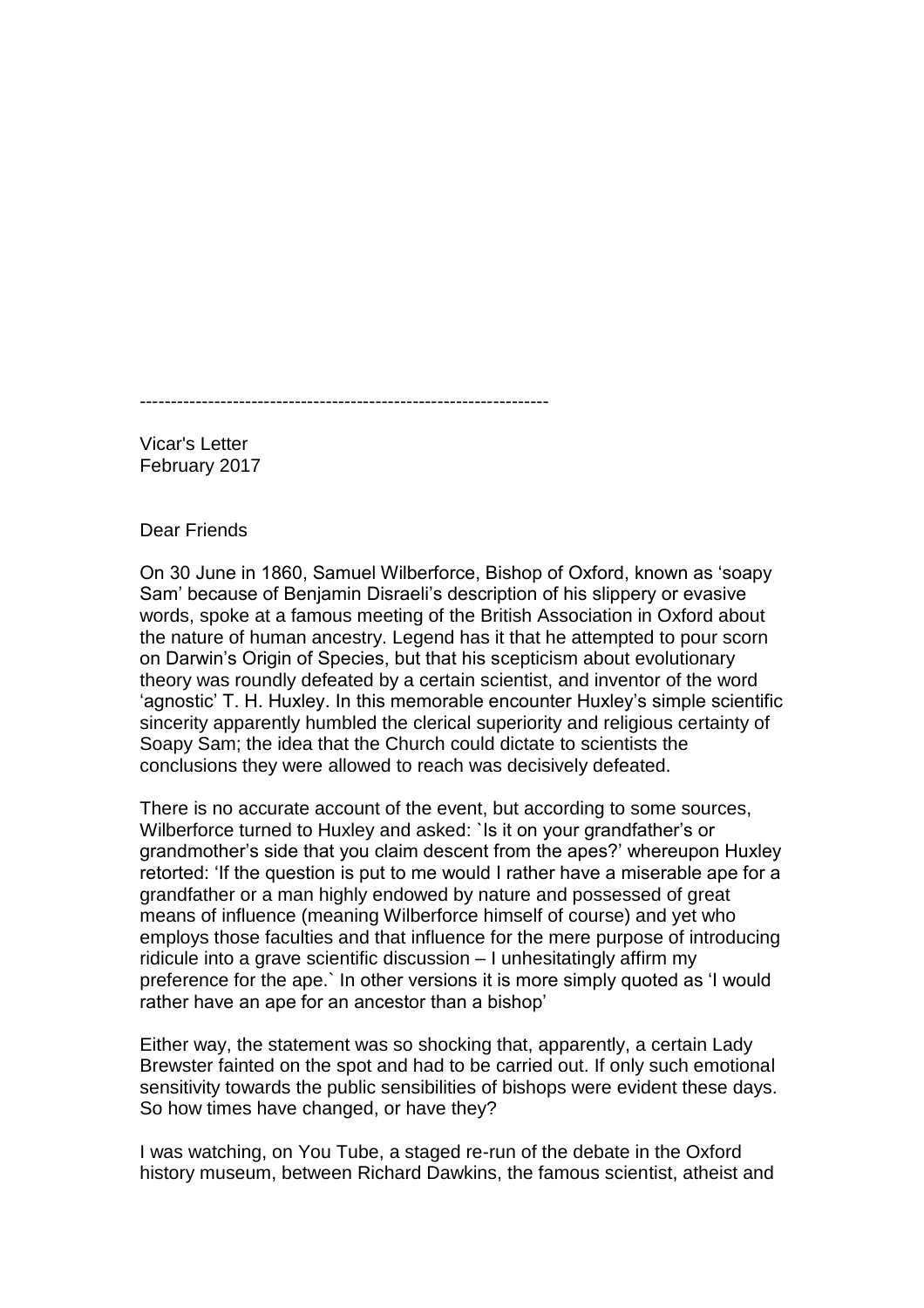---

Vicar's Letter
February 2017

Dear Friends

On 30 June in 1860, Samuel Wilberforce, Bishop of Oxford, known as 'soapy Sam' because of Benjamin Disraeli's description of his slippery or evasive words, spoke at a famous meeting of the British Association in Oxford about the nature of human ancestry. Legend has it that he attempted to pour scorn on Darwin's Origin of Species, but that his scepticism about evolutionary theory was roundly defeated by a certain scientist, and inventor of the word 'agnostic' T. H. Huxley. In this memorable encounter Huxley's simple scientific sincerity apparently humbled the clerical superiority and religious certainty of Soapy Sam; the idea that the Church could dictate to scientists the conclusions they were allowed to reach was decisively defeated.

There is no accurate account of the event, but according to some sources, Wilberforce turned to Huxley and asked: `Is it on your grandfather's or grandmother's side that you claim descent from the apes?' whereupon Huxley retorted: 'If the question is put to me would I rather have a miserable ape for a grandfather or a man highly endowed by nature and possessed of great means of influence (meaning Wilberforce himself of course) and yet who employs those faculties and that influence for the mere purpose of introducing ridicule into a grave scientific discussion – I unhesitatingly affirm my preference for the ape.` In other versions it is more simply quoted as 'I would rather have an ape for an ancestor than a bishop'

Either way, the statement was so shocking that, apparently, a certain Lady Brewster fainted on the spot and had to be carried out. If only such emotional sensitivity towards the public sensibilities of bishops were evident these days. So how times have changed, or have they?

I was watching, on You Tube, a staged re-run of the debate in the Oxford history museum, between Richard Dawkins, the famous scientist, atheist and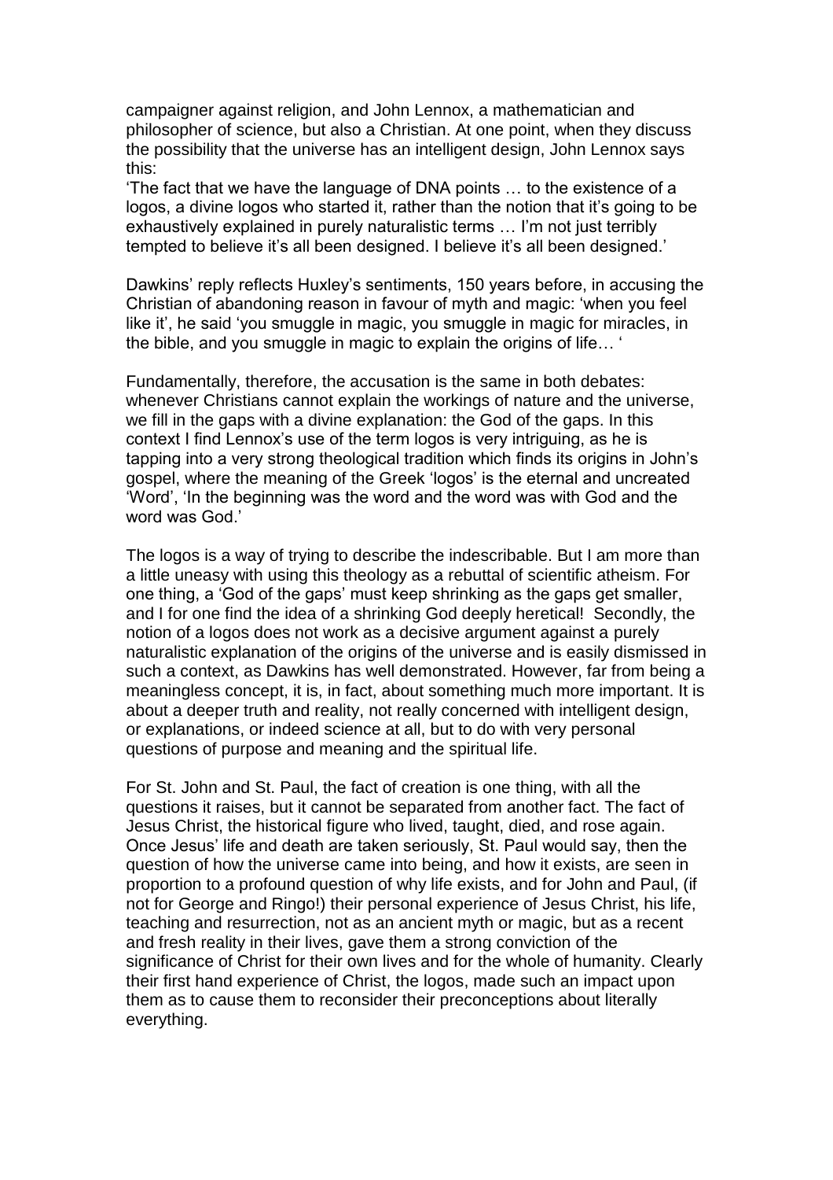campaigner against religion, and John Lennox, a mathematician and philosopher of science, but also a Christian. At one point, when they discuss the possibility that the universe has an intelligent design, John Lennox says this:

'The fact that we have the language of DNA points … to the existence of a logos, a divine logos who started it, rather than the notion that it's going to be exhaustively explained in purely naturalistic terms … I'm not just terribly tempted to believe it's all been designed. I believe it's all been designed.'

Dawkins' reply reflects Huxley's sentiments, 150 years before, in accusing the Christian of abandoning reason in favour of myth and magic: 'when you feel like it', he said 'you smuggle in magic, you smuggle in magic for miracles, in the bible, and you smuggle in magic to explain the origins of life… '

Fundamentally, therefore, the accusation is the same in both debates: whenever Christians cannot explain the workings of nature and the universe, we fill in the gaps with a divine explanation: the God of the gaps. In this context I find Lennox's use of the term logos is very intriguing, as he is tapping into a very strong theological tradition which finds its origins in John's gospel, where the meaning of the Greek 'logos' is the eternal and uncreated 'Word', 'In the beginning was the word and the word was with God and the word was God.'

The logos is a way of trying to describe the indescribable. But I am more than a little uneasy with using this theology as a rebuttal of scientific atheism. For one thing, a 'God of the gaps' must keep shrinking as the gaps get smaller, and I for one find the idea of a shrinking God deeply heretical! Secondly, the notion of a logos does not work as a decisive argument against a purely naturalistic explanation of the origins of the universe and is easily dismissed in such a context, as Dawkins has well demonstrated. However, far from being a meaningless concept, it is, in fact, about something much more important. It is about a deeper truth and reality, not really concerned with intelligent design, or explanations, or indeed science at all, but to do with very personal questions of purpose and meaning and the spiritual life.

For St. John and St. Paul, the fact of creation is one thing, with all the questions it raises, but it cannot be separated from another fact. The fact of Jesus Christ, the historical figure who lived, taught, died, and rose again. Once Jesus' life and death are taken seriously, St. Paul would say, then the question of how the universe came into being, and how it exists, are seen in proportion to a profound question of why life exists, and for John and Paul, (if not for George and Ringo!) their personal experience of Jesus Christ, his life, teaching and resurrection, not as an ancient myth or magic, but as a recent and fresh reality in their lives, gave them a strong conviction of the significance of Christ for their own lives and for the whole of humanity. Clearly their first hand experience of Christ, the logos, made such an impact upon them as to cause them to reconsider their preconceptions about literally everything.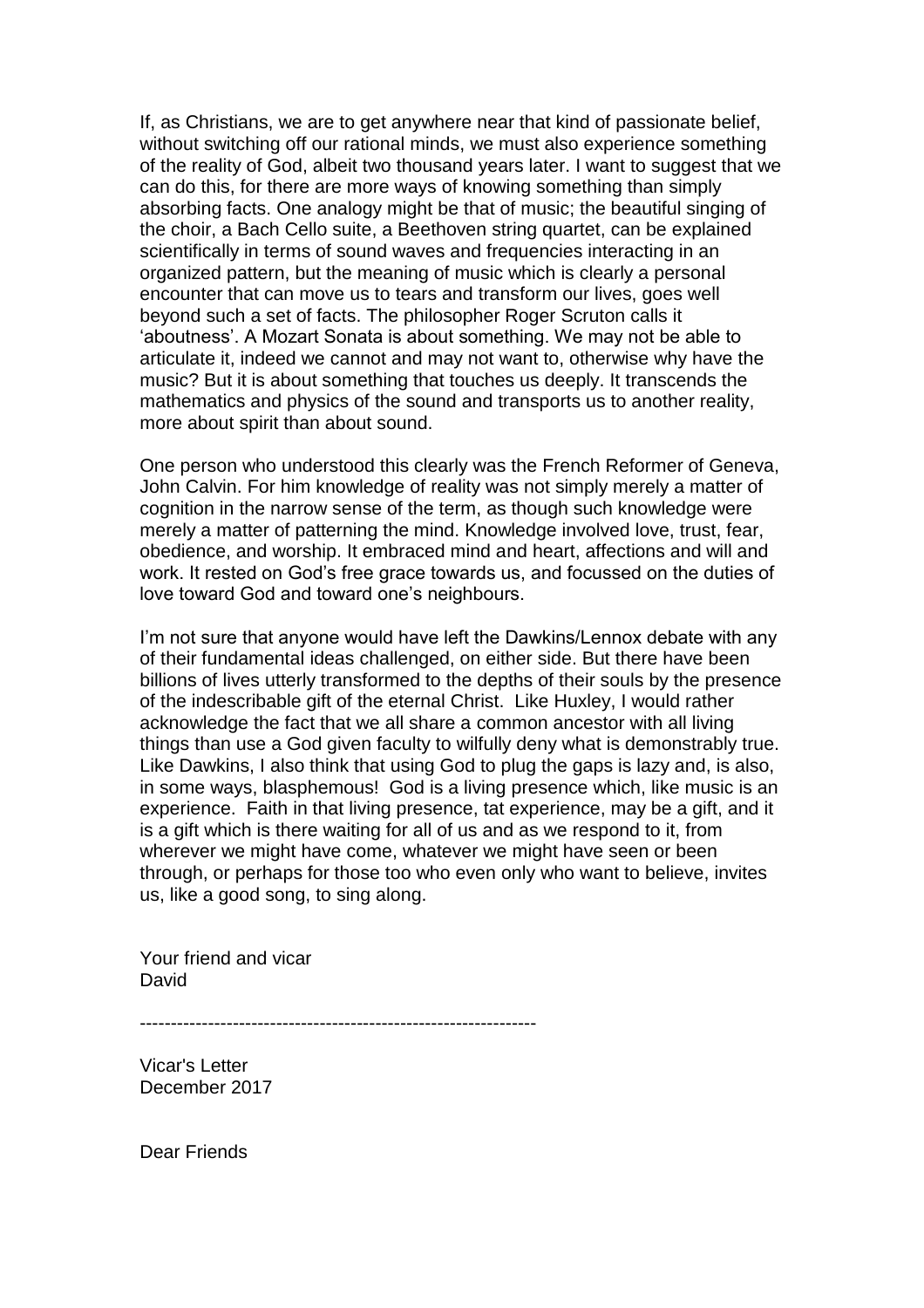If, as Christians, we are to get anywhere near that kind of passionate belief, without switching off our rational minds, we must also experience something of the reality of God, albeit two thousand years later. I want to suggest that we can do this, for there are more ways of knowing something than simply absorbing facts. One analogy might be that of music; the beautiful singing of the choir, a Bach Cello suite, a Beethoven string quartet, can be explained scientifically in terms of sound waves and frequencies interacting in an organized pattern, but the meaning of music which is clearly a personal encounter that can move us to tears and transform our lives, goes well beyond such a set of facts. The philosopher Roger Scruton calls it 'aboutness'. A Mozart Sonata is about something. We may not be able to articulate it, indeed we cannot and may not want to, otherwise why have the music? But it is about something that touches us deeply. It transcends the mathematics and physics of the sound and transports us to another reality, more about spirit than about sound.

One person who understood this clearly was the French Reformer of Geneva, John Calvin. For him knowledge of reality was not simply merely a matter of cognition in the narrow sense of the term, as though such knowledge were merely a matter of patterning the mind. Knowledge involved love, trust, fear, obedience, and worship. It embraced mind and heart, affections and will and work. It rested on God's free grace towards us, and focussed on the duties of love toward God and toward one's neighbours.

I'm not sure that anyone would have left the Dawkins/Lennox debate with any of their fundamental ideas challenged, on either side. But there have been billions of lives utterly transformed to the depths of their souls by the presence of the indescribable gift of the eternal Christ. Like Huxley, I would rather acknowledge the fact that we all share a common ancestor with all living things than use a God given faculty to wilfully deny what is demonstrably true. Like Dawkins, I also think that using God to plug the gaps is lazy and, is also, in some ways, blasphemous! God is a living presence which, like music is an experience. Faith in that living presence, tat experience, may be a gift, and it is a gift which is there waiting for all of us and as we respond to it, from wherever we might have come, whatever we might have seen or been through, or perhaps for those too who even only who want to believe, invites us, like a good song, to sing along.

Your friend and vicar
David

---

Vicar's Letter
December 2017

Dear Friends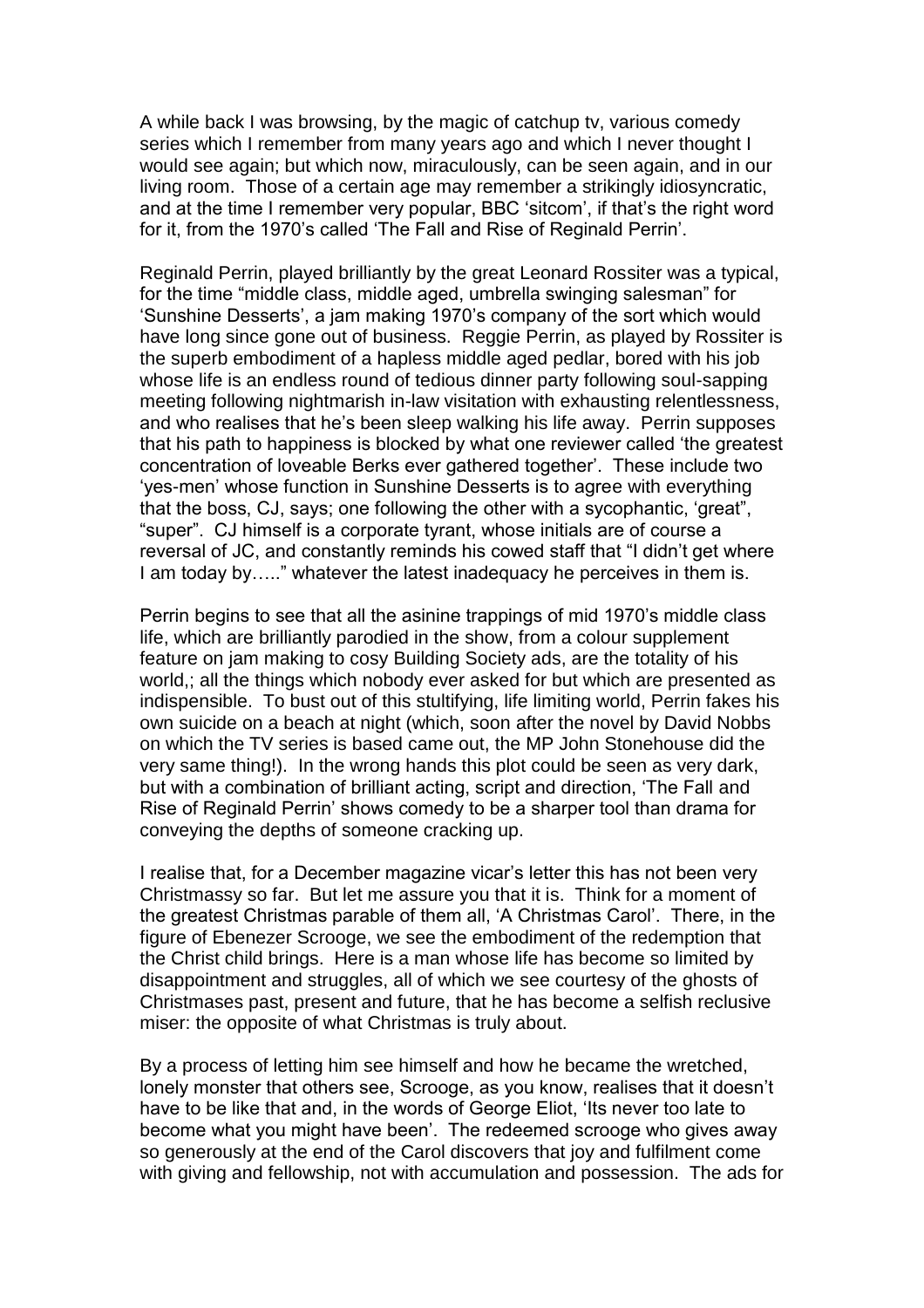A while back I was browsing, by the magic of catchup tv, various comedy series which I remember from many years ago and which I never thought I would see again; but which now, miraculously, can be seen again, and in our living room. Those of a certain age may remember a strikingly idiosyncratic, and at the time I remember very popular, BBC 'sitcom', if that's the right word for it, from the 1970's called 'The Fall and Rise of Reginald Perrin'.

Reginald Perrin, played brilliantly by the great Leonard Rossiter was a typical, for the time "middle class, middle aged, umbrella swinging salesman" for 'Sunshine Desserts', a jam making 1970's company of the sort which would have long since gone out of business. Reggie Perrin, as played by Rossiter is the superb embodiment of a hapless middle aged pedlar, bored with his job whose life is an endless round of tedious dinner party following soul-sapping meeting following nightmarish in-law visitation with exhausting relentlessness, and who realises that he's been sleep walking his life away. Perrin supposes that his path to happiness is blocked by what one reviewer called 'the greatest concentration of loveable Berks ever gathered together'. These include two 'yes-men' whose function in Sunshine Desserts is to agree with everything that the boss, CJ, says; one following the other with a sycophantic, 'great", "super". CJ himself is a corporate tyrant, whose initials are of course a reversal of JC, and constantly reminds his cowed staff that "I didn't get where I am today by….." whatever the latest inadequacy he perceives in them is.

Perrin begins to see that all the asinine trappings of mid 1970's middle class life, which are brilliantly parodied in the show, from a colour supplement feature on jam making to cosy Building Society ads, are the totality of his world,; all the things which nobody ever asked for but which are presented as indispensible. To bust out of this stultifying, life limiting world, Perrin fakes his own suicide on a beach at night (which, soon after the novel by David Nobbs on which the TV series is based came out, the MP John Stonehouse did the very same thing!). In the wrong hands this plot could be seen as very dark, but with a combination of brilliant acting, script and direction, 'The Fall and Rise of Reginald Perrin' shows comedy to be a sharper tool than drama for conveying the depths of someone cracking up.

I realise that, for a December magazine vicar's letter this has not been very Christmassy so far. But let me assure you that it is. Think for a moment of the greatest Christmas parable of them all, 'A Christmas Carol'. There, in the figure of Ebenezer Scrooge, we see the embodiment of the redemption that the Christ child brings. Here is a man whose life has become so limited by disappointment and struggles, all of which we see courtesy of the ghosts of Christmases past, present and future, that he has become a selfish reclusive miser: the opposite of what Christmas is truly about.

By a process of letting him see himself and how he became the wretched, lonely monster that others see, Scrooge, as you know, realises that it doesn't have to be like that and, in the words of George Eliot, 'Its never too late to become what you might have been'. The redeemed scrooge who gives away so generously at the end of the Carol discovers that joy and fulfilment come with giving and fellowship, not with accumulation and possession. The ads for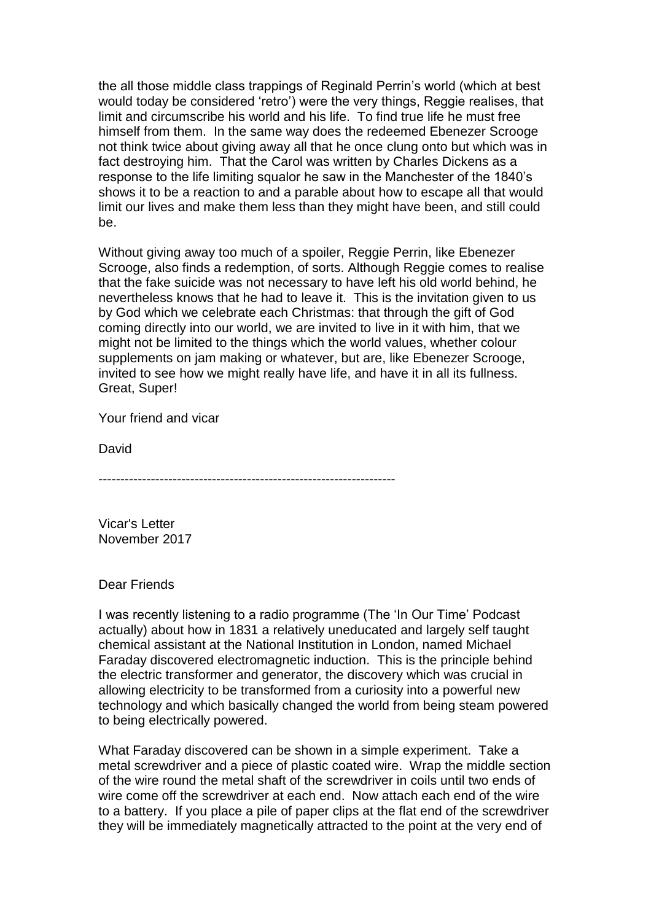the all those middle class trappings of Reginald Perrin's world (which at best would today be considered 'retro') were the very things, Reggie realises, that limit and circumscribe his world and his life. To find true life he must free himself from them. In the same way does the redeemed Ebenezer Scrooge not think twice about giving away all that he once clung onto but which was in fact destroying him. That the Carol was written by Charles Dickens as a response to the life limiting squalor he saw in the Manchester of the 1840's shows it to be a reaction to and a parable about how to escape all that would limit our lives and make them less than they might have been, and still could be.

Without giving away too much of a spoiler, Reggie Perrin, like Ebenezer Scrooge, also finds a redemption, of sorts. Although Reggie comes to realise that the fake suicide was not necessary to have left his old world behind, he nevertheless knows that he had to leave it. This is the invitation given to us by God which we celebrate each Christmas: that through the gift of God coming directly into our world, we are invited to live in it with him, that we might not be limited to the things which the world values, whether colour supplements on jam making or whatever, but are, like Ebenezer Scrooge, invited to see how we might really have life, and have it in all its fullness. Great, Super!

Your friend and vicar

David

---

Vicar's Letter
November 2017

Dear Friends

I was recently listening to a radio programme (The 'In Our Time' Podcast actually) about how in 1831 a relatively uneducated and largely self taught chemical assistant at the National Institution in London, named Michael Faraday discovered electromagnetic induction. This is the principle behind the electric transformer and generator, the discovery which was crucial in allowing electricity to be transformed from a curiosity into a powerful new technology and which basically changed the world from being steam powered to being electrically powered.

What Faraday discovered can be shown in a simple experiment. Take a metal screwdriver and a piece of plastic coated wire. Wrap the middle section of the wire round the metal shaft of the screwdriver in coils until two ends of wire come off the screwdriver at each end. Now attach each end of the wire to a battery. If you place a pile of paper clips at the flat end of the screwdriver they will be immediately magnetically attracted to the point at the very end of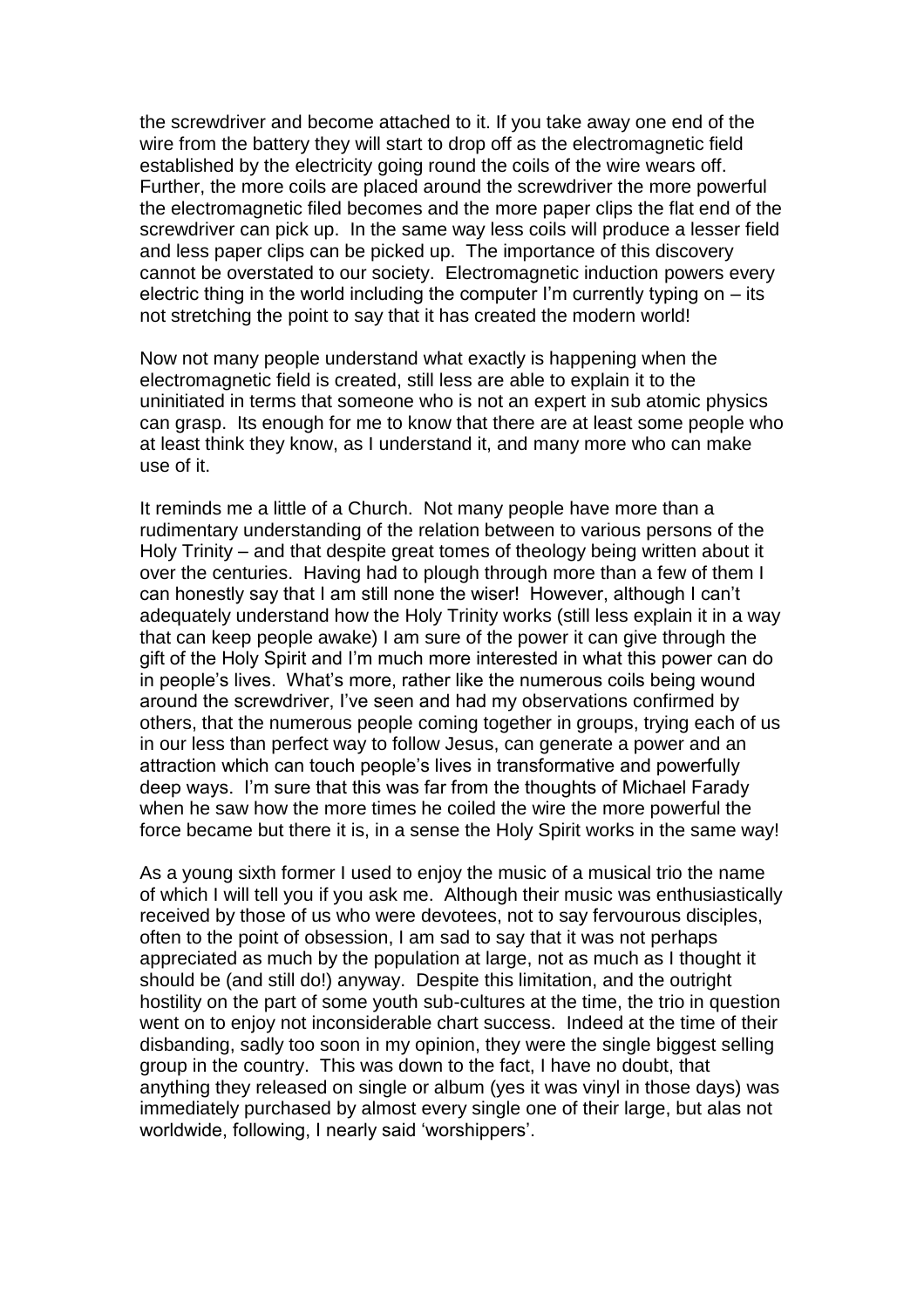the screwdriver and become attached to it. If you take away one end of the wire from the battery they will start to drop off as the electromagnetic field established by the electricity going round the coils of the wire wears off. Further, the more coils are placed around the screwdriver the more powerful the electromagnetic filed becomes and the more paper clips the flat end of the screwdriver can pick up. In the same way less coils will produce a lesser field and less paper clips can be picked up. The importance of this discovery cannot be overstated to our society. Electromagnetic induction powers every electric thing in the world including the computer I'm currently typing on – its not stretching the point to say that it has created the modern world!

Now not many people understand what exactly is happening when the electromagnetic field is created, still less are able to explain it to the uninitiated in terms that someone who is not an expert in sub atomic physics can grasp. Its enough for me to know that there are at least some people who at least think they know, as I understand it, and many more who can make use of it.

It reminds me a little of a Church. Not many people have more than a rudimentary understanding of the relation between to various persons of the Holy Trinity – and that despite great tomes of theology being written about it over the centuries. Having had to plough through more than a few of them I can honestly say that I am still none the wiser! However, although I can't adequately understand how the Holy Trinity works (still less explain it in a way that can keep people awake) I am sure of the power it can give through the gift of the Holy Spirit and I'm much more interested in what this power can do in people's lives. What's more, rather like the numerous coils being wound around the screwdriver, I've seen and had my observations confirmed by others, that the numerous people coming together in groups, trying each of us in our less than perfect way to follow Jesus, can generate a power and an attraction which can touch people's lives in transformative and powerfully deep ways. I'm sure that this was far from the thoughts of Michael Farady when he saw how the more times he coiled the wire the more powerful the force became but there it is, in a sense the Holy Spirit works in the same way!

As a young sixth former I used to enjoy the music of a musical trio the name of which I will tell you if you ask me. Although their music was enthusiastically received by those of us who were devotees, not to say fervourous disciples, often to the point of obsession, I am sad to say that it was not perhaps appreciated as much by the population at large, not as much as I thought it should be (and still do!) anyway. Despite this limitation, and the outright hostility on the part of some youth sub-cultures at the time, the trio in question went on to enjoy not inconsiderable chart success. Indeed at the time of their disbanding, sadly too soon in my opinion, they were the single biggest selling group in the country. This was down to the fact, I have no doubt, that anything they released on single or album (yes it was vinyl in those days) was immediately purchased by almost every single one of their large, but alas not worldwide, following, I nearly said 'worshippers'.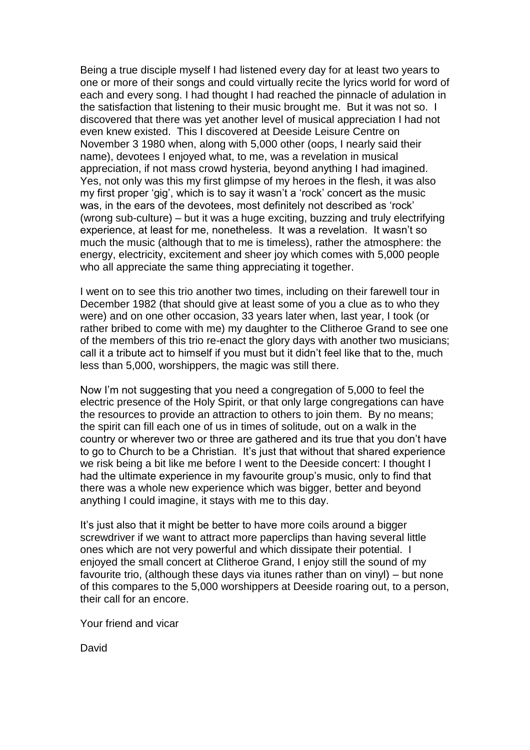Being a true disciple myself I had listened every day for at least two years to one or more of their songs and could virtually recite the lyrics world for word of each and every song. I had thought I had reached the pinnacle of adulation in the satisfaction that listening to their music brought me. But it was not so. I discovered that there was yet another level of musical appreciation I had not even knew existed. This I discovered at Deeside Leisure Centre on November 3 1980 when, along with 5,000 other (oops, I nearly said their name), devotees I enjoyed what, to me, was a revelation in musical appreciation, if not mass crowd hysteria, beyond anything I had imagined. Yes, not only was this my first glimpse of my heroes in the flesh, it was also my first proper 'gig', which is to say it wasn't a 'rock' concert as the music was, in the ears of the devotees, most definitely not described as 'rock' (wrong sub-culture) – but it was a huge exciting, buzzing and truly electrifying experience, at least for me, nonetheless. It was a revelation. It wasn't so much the music (although that to me is timeless), rather the atmosphere: the energy, electricity, excitement and sheer joy which comes with 5,000 people who all appreciate the same thing appreciating it together.

I went on to see this trio another two times, including on their farewell tour in December 1982 (that should give at least some of you a clue as to who they were) and on one other occasion, 33 years later when, last year, I took (or rather bribed to come with me) my daughter to the Clitheroe Grand to see one of the members of this trio re-enact the glory days with another two musicians; call it a tribute act to himself if you must but it didn't feel like that to the, much less than 5,000, worshippers, the magic was still there.

Now I'm not suggesting that you need a congregation of 5,000 to feel the electric presence of the Holy Spirit, or that only large congregations can have the resources to provide an attraction to others to join them. By no means; the spirit can fill each one of us in times of solitude, out on a walk in the country or wherever two or three are gathered and its true that you don't have to go to Church to be a Christian. It's just that without that shared experience we risk being a bit like me before I went to the Deeside concert: I thought I had the ultimate experience in my favourite group's music, only to find that there was a whole new experience which was bigger, better and beyond anything I could imagine, it stays with me to this day.

It's just also that it might be better to have more coils around a bigger screwdriver if we want to attract more paperclips than having several little ones which are not very powerful and which dissipate their potential. I enjoyed the small concert at Clitheroe Grand, I enjoy still the sound of my favourite trio, (although these days via itunes rather than on vinyl) – but none of this compares to the 5,000 worshippers at Deeside roaring out, to a person, their call for an encore.

Your friend and vicar

David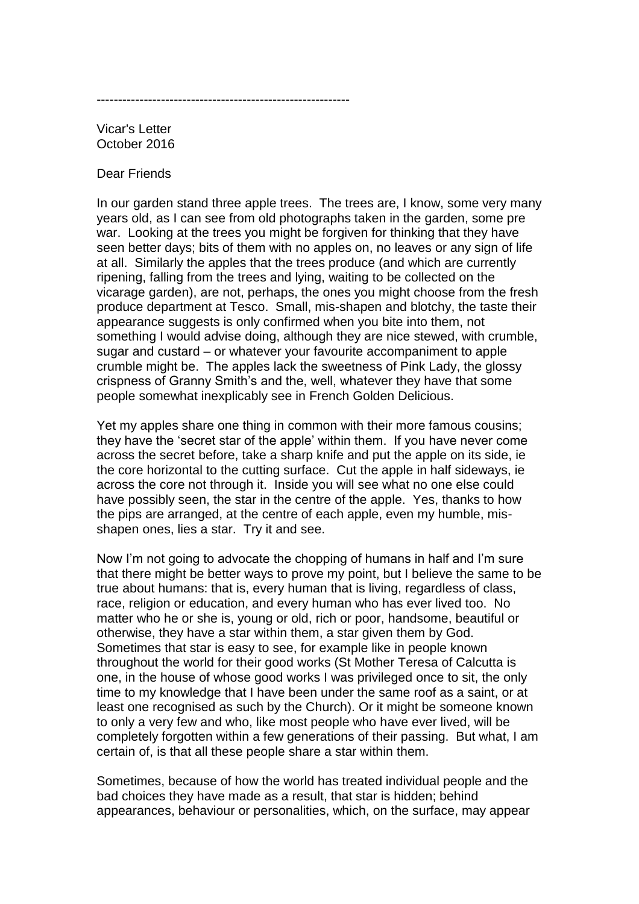-----------------------------------------------------------

Vicar's Letter
October 2016

Dear Friends

In our garden stand three apple trees. The trees are, I know, some very many years old, as I can see from old photographs taken in the garden, some pre war. Looking at the trees you might be forgiven for thinking that they have seen better days; bits of them with no apples on, no leaves or any sign of life at all. Similarly the apples that the trees produce (and which are currently ripening, falling from the trees and lying, waiting to be collected on the vicarage garden), are not, perhaps, the ones you might choose from the fresh produce department at Tesco. Small, mis-shapen and blotchy, the taste their appearance suggests is only confirmed when you bite into them, not something I would advise doing, although they are nice stewed, with crumble, sugar and custard – or whatever your favourite accompaniment to apple crumble might be. The apples lack the sweetness of Pink Lady, the glossy crispness of Granny Smith's and the, well, whatever they have that some people somewhat inexplicably see in French Golden Delicious.

Yet my apples share one thing in common with their more famous cousins; they have the 'secret star of the apple' within them. If you have never come across the secret before, take a sharp knife and put the apple on its side, ie the core horizontal to the cutting surface. Cut the apple in half sideways, ie across the core not through it. Inside you will see what no one else could have possibly seen, the star in the centre of the apple. Yes, thanks to how the pips are arranged, at the centre of each apple, even my humble, mis-shapen ones, lies a star. Try it and see.

Now I'm not going to advocate the chopping of humans in half and I'm sure that there might be better ways to prove my point, but I believe the same to be true about humans: that is, every human that is living, regardless of class, race, religion or education, and every human who has ever lived too. No matter who he or she is, young or old, rich or poor, handsome, beautiful or otherwise, they have a star within them, a star given them by God. Sometimes that star is easy to see, for example like in people known throughout the world for their good works (St Mother Teresa of Calcutta is one, in the house of whose good works I was privileged once to sit, the only time to my knowledge that I have been under the same roof as a saint, or at least one recognised as such by the Church). Or it might be someone known to only a very few and who, like most people who have ever lived, will be completely forgotten within a few generations of their passing. But what, I am certain of, is that all these people share a star within them.

Sometimes, because of how the world has treated individual people and the bad choices they have made as a result, that star is hidden; behind appearances, behaviour or personalities, which, on the surface, may appear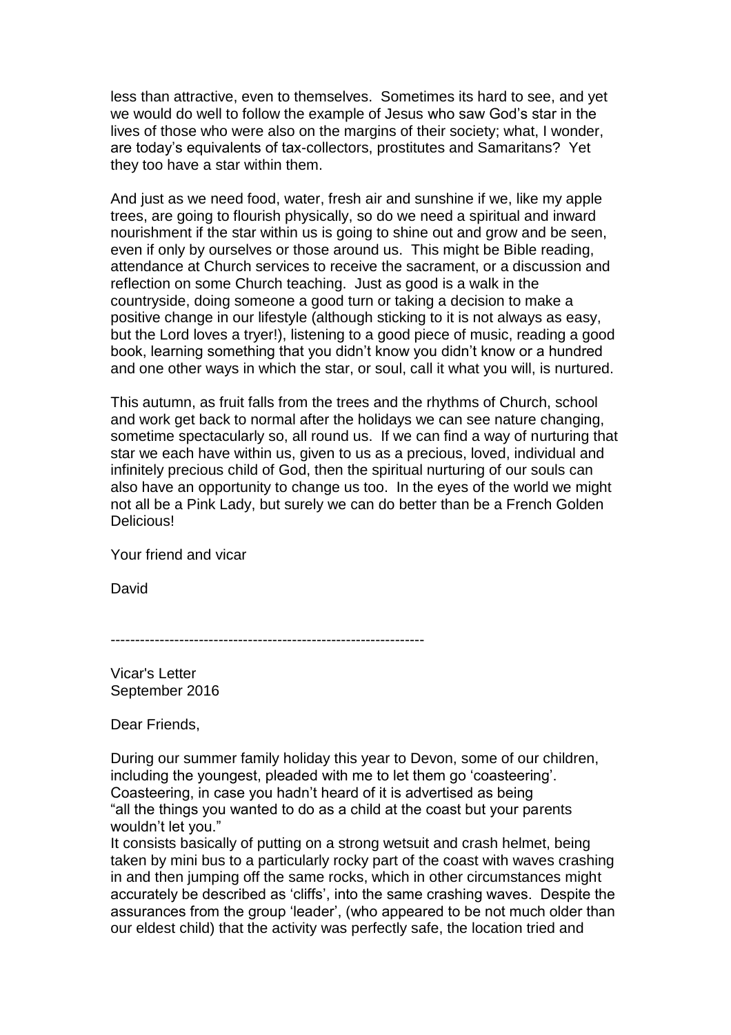less than attractive, even to themselves. Sometimes its hard to see, and yet we would do well to follow the example of Jesus who saw God's star in the lives of those who were also on the margins of their society; what, I wonder, are today's equivalents of tax-collectors, prostitutes and Samaritans? Yet they too have a star within them.

And just as we need food, water, fresh air and sunshine if we, like my apple trees, are going to flourish physically, so do we need a spiritual and inward nourishment if the star within us is going to shine out and grow and be seen, even if only by ourselves or those around us. This might be Bible reading, attendance at Church services to receive the sacrament, or a discussion and reflection on some Church teaching. Just as good is a walk in the countryside, doing someone a good turn or taking a decision to make a positive change in our lifestyle (although sticking to it is not always as easy, but the Lord loves a tryer!), listening to a good piece of music, reading a good book, learning something that you didn't know you didn't know or a hundred and one other ways in which the star, or soul, call it what you will, is nurtured.

This autumn, as fruit falls from the trees and the rhythms of Church, school and work get back to normal after the holidays we can see nature changing, sometime spectacularly so, all round us. If we can find a way of nurturing that star we each have within us, given to us as a precious, loved, individual and infinitely precious child of God, then the spiritual nurturing of our souls can also have an opportunity to change us too. In the eyes of the world we might not all be a Pink Lady, but surely we can do better than be a French Golden Delicious!

Your friend and vicar

David

---------------------------------------------------------------

Vicar's Letter
September 2016

Dear Friends,

During our summer family holiday this year to Devon, some of our children, including the youngest, pleaded with me to let them go 'coasteering'. Coasteering, in case you hadn't heard of it is advertised as being "all the things you wanted to do as a child at the coast but your parents wouldn't let you."
It consists basically of putting on a strong wetsuit and crash helmet, being taken by mini bus to a particularly rocky part of the coast with waves crashing in and then jumping off the same rocks, which in other circumstances might accurately be described as 'cliffs', into the same crashing waves. Despite the assurances from the group 'leader', (who appeared to be not much older than our eldest child) that the activity was perfectly safe, the location tried and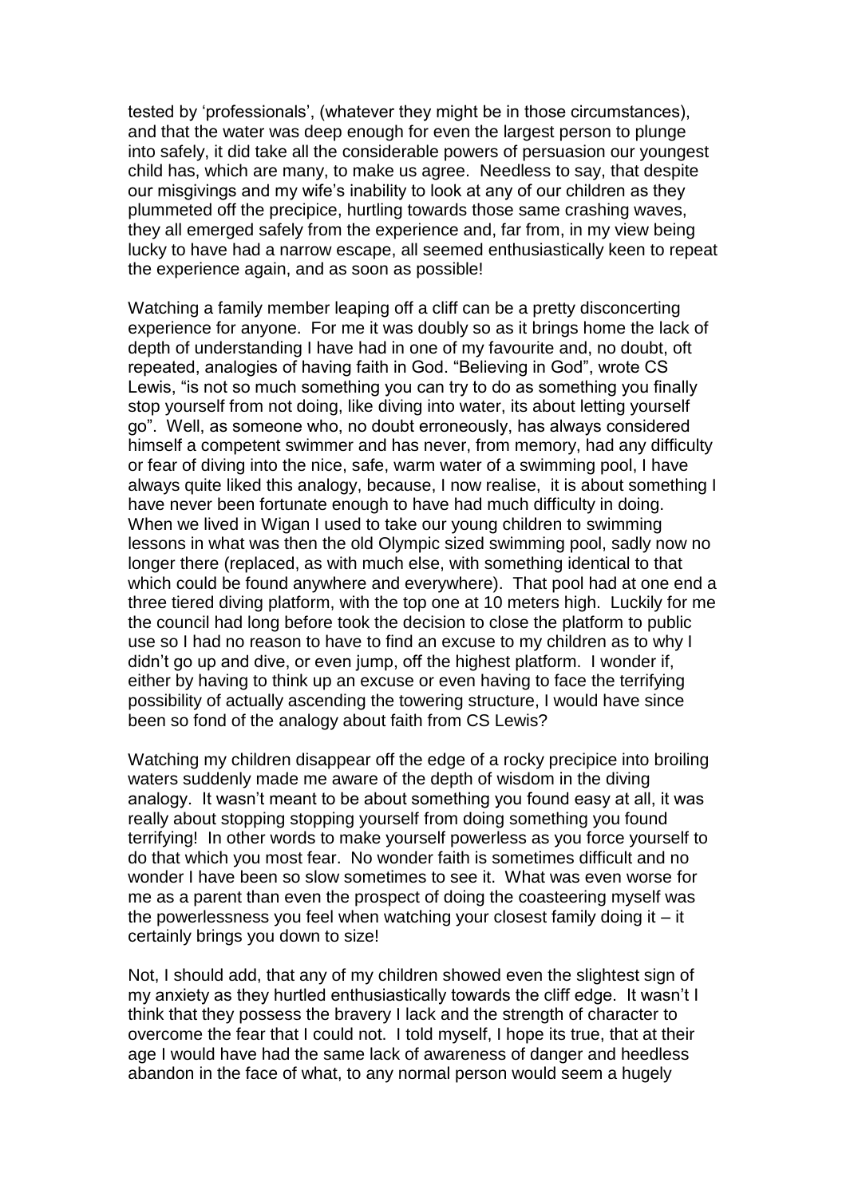tested by 'professionals', (whatever they might be in those circumstances), and that the water was deep enough for even the largest person to plunge into safely, it did take all the considerable powers of persuasion our youngest child has, which are many, to make us agree. Needless to say, that despite our misgivings and my wife's inability to look at any of our children as they plummeted off the precipice, hurtling towards those same crashing waves, they all emerged safely from the experience and, far from, in my view being lucky to have had a narrow escape, all seemed enthusiastically keen to repeat the experience again, and as soon as possible!

Watching a family member leaping off a cliff can be a pretty disconcerting experience for anyone. For me it was doubly so as it brings home the lack of depth of understanding I have had in one of my favourite and, no doubt, oft repeated, analogies of having faith in God. "Believing in God", wrote CS Lewis, "is not so much something you can try to do as something you finally stop yourself from not doing, like diving into water, its about letting yourself go". Well, as someone who, no doubt erroneously, has always considered himself a competent swimmer and has never, from memory, had any difficulty or fear of diving into the nice, safe, warm water of a swimming pool, I have always quite liked this analogy, because, I now realise, it is about something I have never been fortunate enough to have had much difficulty in doing. When we lived in Wigan I used to take our young children to swimming lessons in what was then the old Olympic sized swimming pool, sadly now no longer there (replaced, as with much else, with something identical to that which could be found anywhere and everywhere). That pool had at one end a three tiered diving platform, with the top one at 10 meters high. Luckily for me the council had long before took the decision to close the platform to public use so I had no reason to have to find an excuse to my children as to why I didn't go up and dive, or even jump, off the highest platform. I wonder if, either by having to think up an excuse or even having to face the terrifying possibility of actually ascending the towering structure, I would have since been so fond of the analogy about faith from CS Lewis?

Watching my children disappear off the edge of a rocky precipice into broiling waters suddenly made me aware of the depth of wisdom in the diving analogy. It wasn't meant to be about something you found easy at all, it was really about stopping stopping yourself from doing something you found terrifying! In other words to make yourself powerless as you force yourself to do that which you most fear. No wonder faith is sometimes difficult and no wonder I have been so slow sometimes to see it. What was even worse for me as a parent than even the prospect of doing the coasteering myself was the powerlessness you feel when watching your closest family doing it – it certainly brings you down to size!

Not, I should add, that any of my children showed even the slightest sign of my anxiety as they hurtled enthusiastically towards the cliff edge. It wasn't I think that they possess the bravery I lack and the strength of character to overcome the fear that I could not. I told myself, I hope its true, that at their age I would have had the same lack of awareness of danger and heedless abandon in the face of what, to any normal person would seem a hugely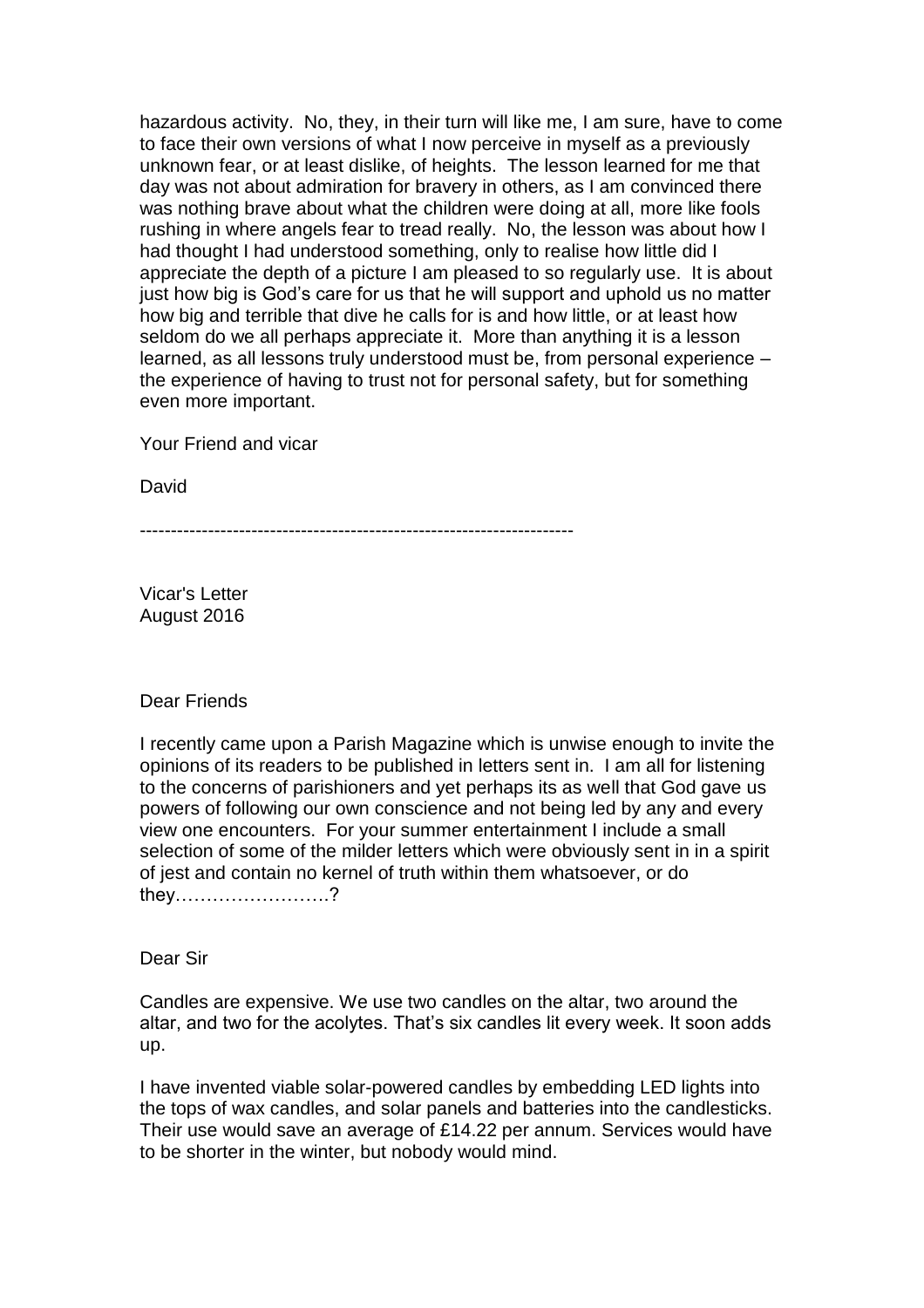hazardous activity.  No, they, in their turn will like me, I am sure, have to come to face their own versions of what I now perceive in myself as a previously unknown fear, or at least dislike, of heights.  The lesson learned for me that day was not about admiration for bravery in others, as I am convinced there was nothing brave about what the children were doing at all, more like fools rushing in where angels fear to tread really.  No, the lesson was about how I had thought I had understood something, only to realise how little did I appreciate the depth of a picture I am pleased to so regularly use.  It is about just how big is God's care for us that he will support and uphold us no matter how big and terrible that dive he calls for is and how little, or at least how seldom do we all perhaps appreciate it.  More than anything it is a lesson learned, as all lessons truly understood must be, from personal experience – the experience of having to trust not for personal safety, but for something even more important.

Your Friend and vicar

David

---------------------------------------------------------------------

Vicar's Letter
August 2016

Dear Friends

I recently came upon a Parish Magazine which is unwise enough to invite the opinions of its readers to be published in letters sent in.  I am all for listening to the concerns of parishioners and yet perhaps its as well that God gave us powers of following our own conscience and not being led by any and every view one encounters.  For your summer entertainment I include a small selection of some of the milder letters which were obviously sent in in a spirit of jest and contain no kernel of truth within them whatsoever, or do they…………………….?

Dear Sir

Candles are expensive. We use two candles on the altar, two around the altar, and two for the acolytes. That's six candles lit every week. It soon adds up.

I have invented viable solar-powered candles by embedding LED lights into the tops of wax candles, and solar panels and batteries into the candlesticks. Their use would save an average of £14.22 per annum. Services would have to be shorter in the winter, but nobody would mind.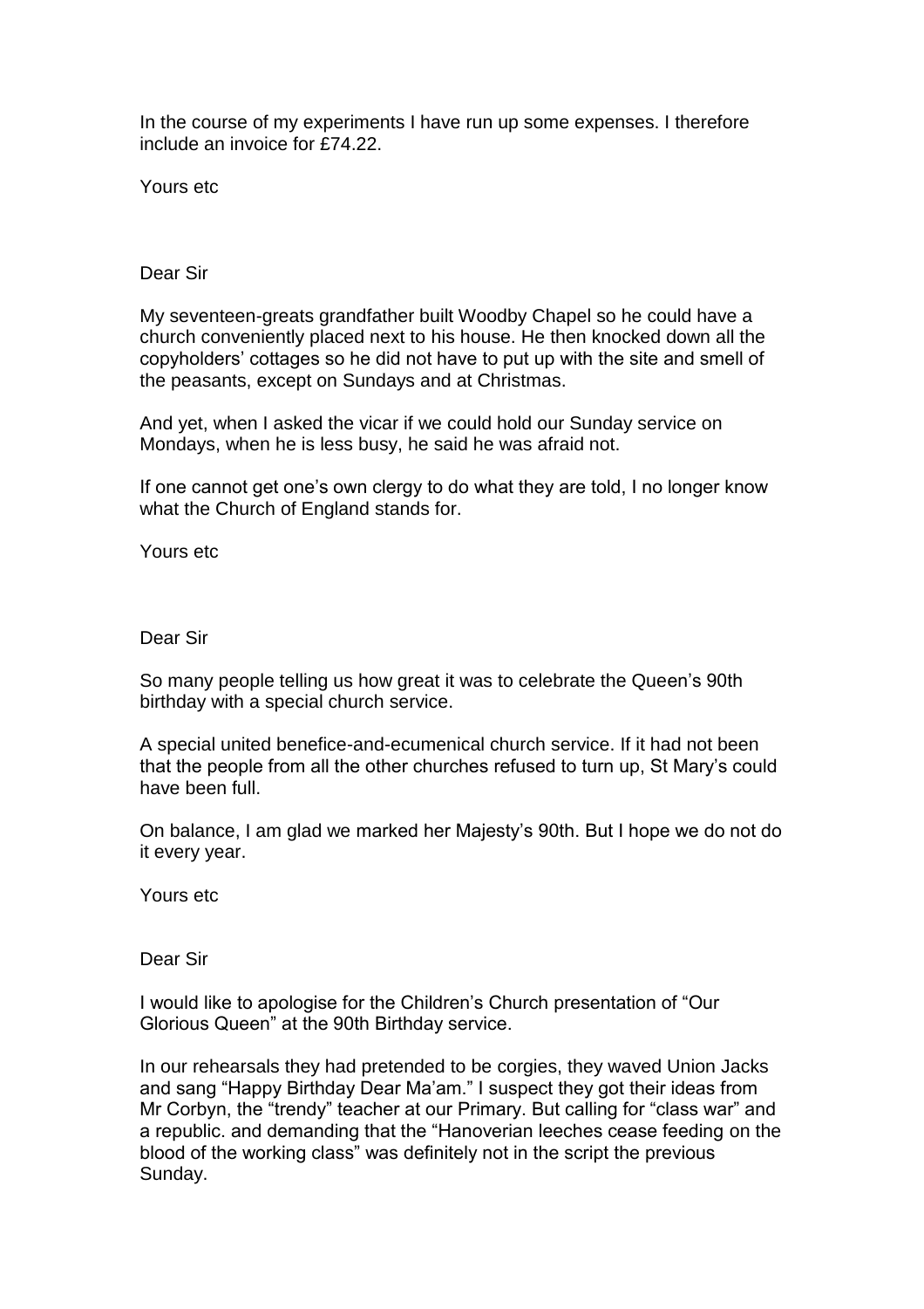In the course of my experiments I have run up some expenses. I therefore include an invoice for £74.22.

Yours etc

Dear Sir

My seventeen-greats grandfather built Woodby Chapel so he could have a church conveniently placed next to his house. He then knocked down all the copyholders' cottages so he did not have to put up with the site and smell of the peasants, except on Sundays and at Christmas.

And yet, when I asked the vicar if we could hold our Sunday service on Mondays, when he is less busy, he said he was afraid not.

If one cannot get one's own clergy to do what they are told, I no longer know what the Church of England stands for.

Yours etc

Dear Sir

So many people telling us how great it was to celebrate the Queen's 90th birthday with a special church service.

A special united benefice-and-ecumenical church service. If it had not been that the people from all the other churches refused to turn up, St Mary's could have been full.

On balance, I am glad we marked her Majesty's 90th. But I hope we do not do it every year.

Yours etc

Dear Sir

I would like to apologise for the Children's Church presentation of "Our Glorious Queen" at the 90th Birthday service.

In our rehearsals they had pretended to be corgies, they waved Union Jacks and sang "Happy Birthday Dear Ma'am." I suspect they got their ideas from Mr Corbyn, the "trendy" teacher at our Primary. But calling for "class war" and a republic. and demanding that the "Hanoverian leeches cease feeding on the blood of the working class" was definitely not in the script the previous Sunday.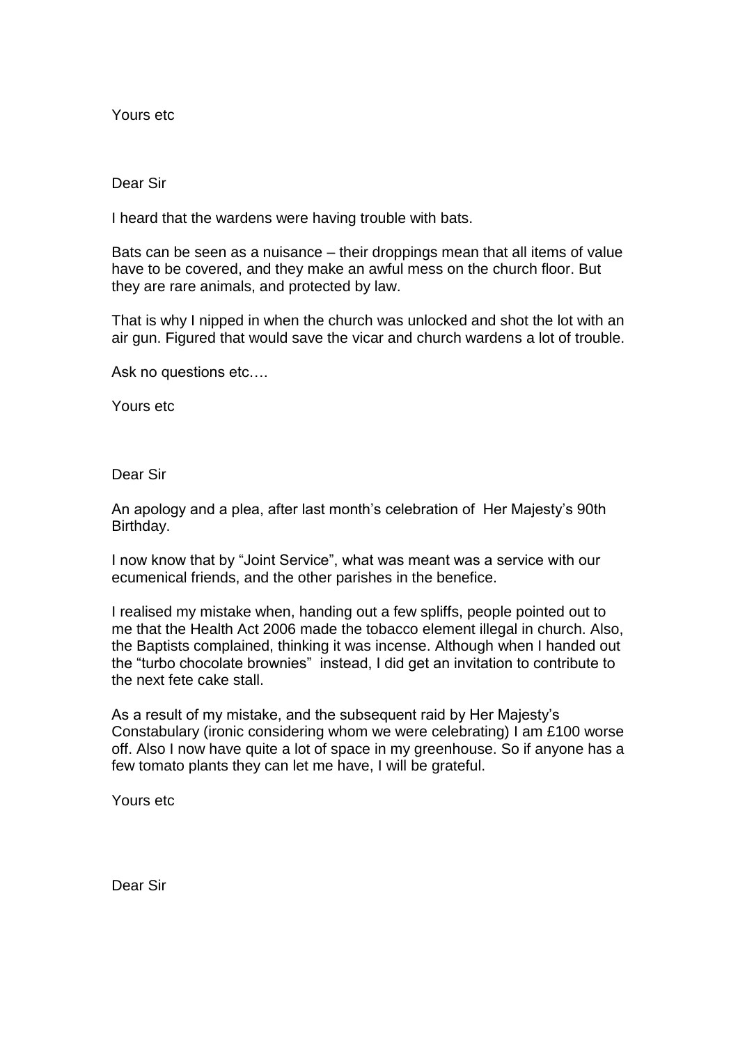Yours etc

Dear Sir

I heard that the wardens were having trouble with bats.

Bats can be seen as a nuisance – their droppings mean that all items of value have to be covered, and they make an awful mess on the church floor. But they are rare animals, and protected by law.

That is why I nipped in when the church was unlocked and shot the lot with an air gun. Figured that would save the vicar and church wardens a lot of trouble.

Ask no questions etc….

Yours etc

Dear Sir

An apology and a plea, after last month's celebration of Her Majesty's 90th Birthday.

I now know that by "Joint Service", what was meant was a service with our ecumenical friends, and the other parishes in the benefice.

I realised my mistake when, handing out a few spliffs, people pointed out to me that the Health Act 2006 made the tobacco element illegal in church. Also, the Baptists complained, thinking it was incense. Although when I handed out the "turbo chocolate brownies" instead, I did get an invitation to contribute to the next fete cake stall.

As a result of my mistake, and the subsequent raid by Her Majesty's Constabulary (ironic considering whom we were celebrating) I am £100 worse off. Also I now have quite a lot of space in my greenhouse. So if anyone has a few tomato plants they can let me have, I will be grateful.

Yours etc

Dear Sir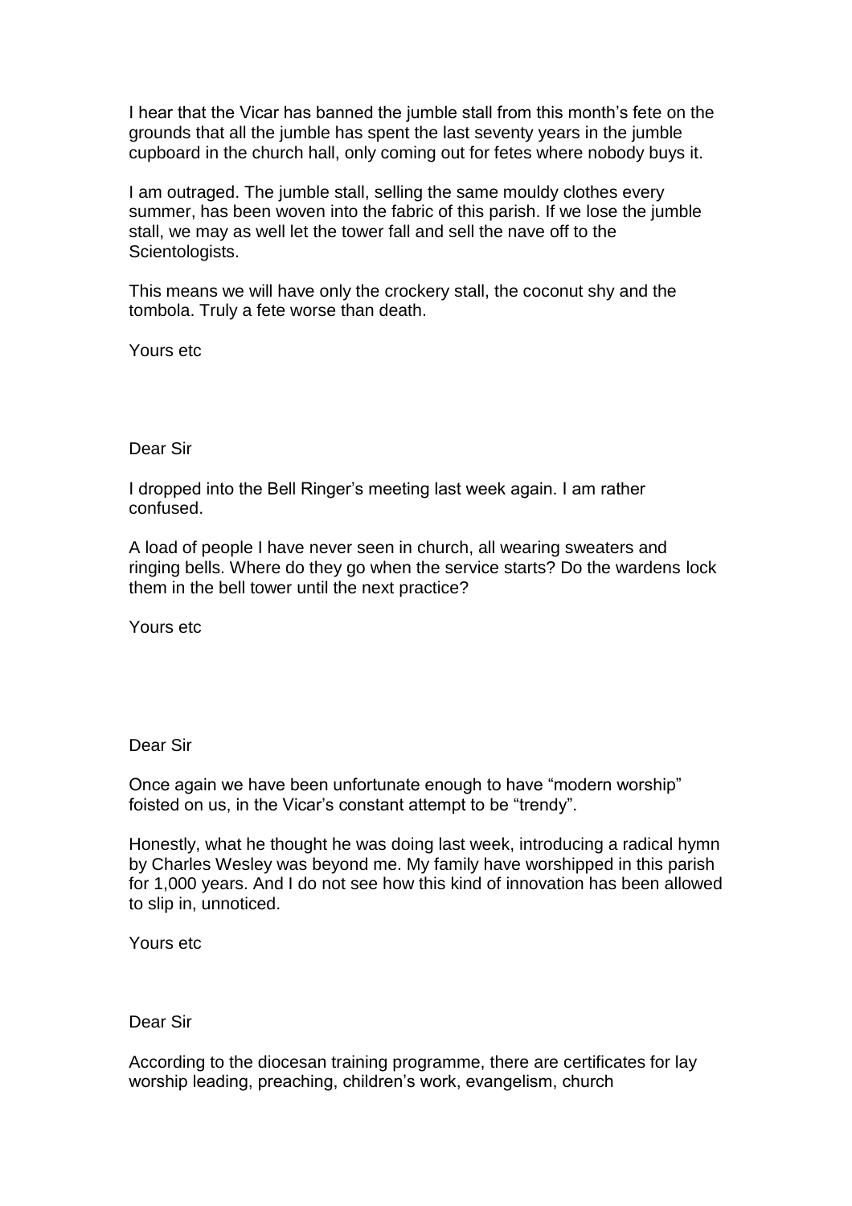I hear that the Vicar has banned the jumble stall from this month's fete on the grounds that all the jumble has spent the last seventy years in the jumble cupboard in the church hall, only coming out for fetes where nobody buys it.

I am outraged. The jumble stall, selling the same mouldy clothes every summer, has been woven into the fabric of this parish. If we lose the jumble stall, we may as well let the tower fall and sell the nave off to the Scientologists.

This means we will have only the crockery stall, the coconut shy and the tombola. Truly a fete worse than death.

Yours etc

Dear Sir

I dropped into the Bell Ringer's meeting last week again. I am rather confused.

A load of people I have never seen in church, all wearing sweaters and ringing bells. Where do they go when the service starts? Do the wardens lock them in the bell tower until the next practice?

Yours etc

Dear Sir

Once again we have been unfortunate enough to have "modern worship" foisted on us, in the Vicar's constant attempt to be "trendy".

Honestly, what he thought he was doing last week, introducing a radical hymn by Charles Wesley was beyond me. My family have worshipped in this parish for 1,000 years. And I do not see how this kind of innovation has been allowed to slip in, unnoticed.

Yours etc

Dear Sir

According to the diocesan training programme, there are certificates for lay worship leading, preaching, children's work, evangelism, church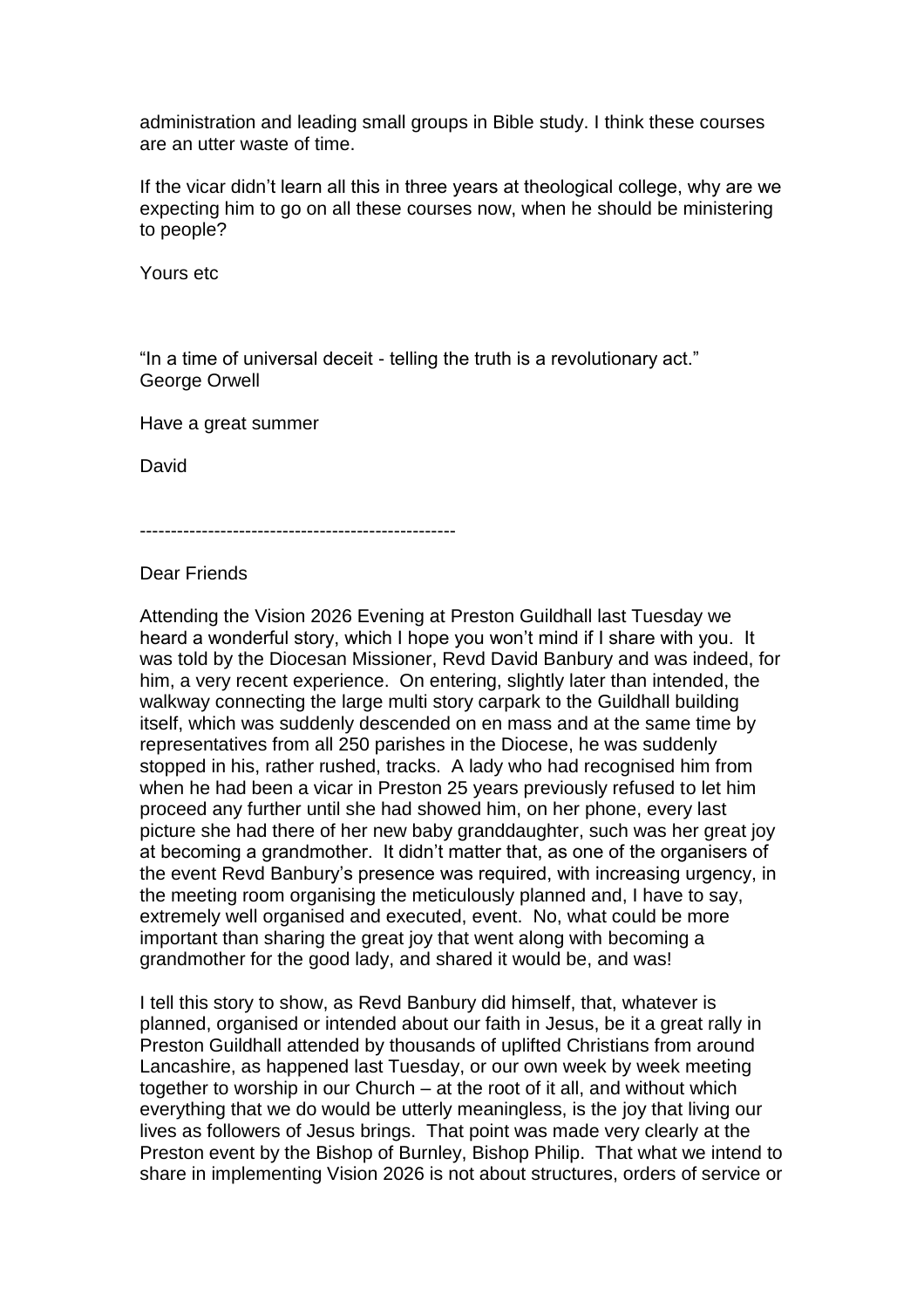administration and leading small groups in Bible study. I think these courses are an utter waste of time.

If the vicar didn't learn all this in three years at theological college, why are we expecting him to go on all these courses now, when he should be ministering to people?

Yours etc

"In a time of universal deceit - telling the truth is a revolutionary act."
George Orwell

Have a great summer

David

---------------------------------------------------

Dear Friends

Attending the Vision 2026 Evening at Preston Guildhall last Tuesday we heard a wonderful story, which I hope you won't mind if I share with you. It was told by the Diocesan Missioner, Revd David Banbury and was indeed, for him, a very recent experience. On entering, slightly later than intended, the walkway connecting the large multi story carpark to the Guildhall building itself, which was suddenly descended on en mass and at the same time by representatives from all 250 parishes in the Diocese, he was suddenly stopped in his, rather rushed, tracks. A lady who had recognised him from when he had been a vicar in Preston 25 years previously refused to let him proceed any further until she had showed him, on her phone, every last picture she had there of her new baby granddaughter, such was her great joy at becoming a grandmother. It didn't matter that, as one of the organisers of the event Revd Banbury's presence was required, with increasing urgency, in the meeting room organising the meticulously planned and, I have to say, extremely well organised and executed, event. No, what could be more important than sharing the great joy that went along with becoming a grandmother for the good lady, and shared it would be, and was!

I tell this story to show, as Revd Banbury did himself, that, whatever is planned, organised or intended about our faith in Jesus, be it a great rally in Preston Guildhall attended by thousands of uplifted Christians from around Lancashire, as happened last Tuesday, or our own week by week meeting together to worship in our Church – at the root of it all, and without which everything that we do would be utterly meaningless, is the joy that living our lives as followers of Jesus brings. That point was made very clearly at the Preston event by the Bishop of Burnley, Bishop Philip. That what we intend to share in implementing Vision 2026 is not about structures, orders of service or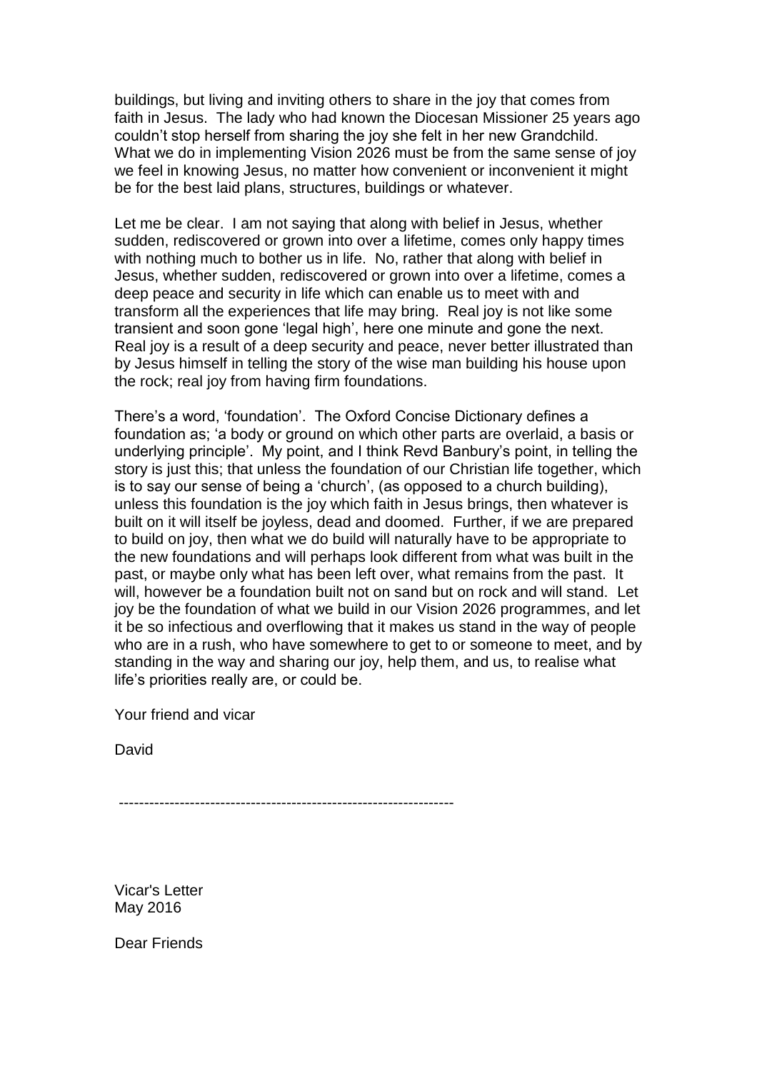buildings, but living and inviting others to share in the joy that comes from faith in Jesus. The lady who had known the Diocesan Missioner 25 years ago couldn't stop herself from sharing the joy she felt in her new Grandchild. What we do in implementing Vision 2026 must be from the same sense of joy we feel in knowing Jesus, no matter how convenient or inconvenient it might be for the best laid plans, structures, buildings or whatever.

Let me be clear. I am not saying that along with belief in Jesus, whether sudden, rediscovered or grown into over a lifetime, comes only happy times with nothing much to bother us in life. No, rather that along with belief in Jesus, whether sudden, rediscovered or grown into over a lifetime, comes a deep peace and security in life which can enable us to meet with and transform all the experiences that life may bring. Real joy is not like some transient and soon gone 'legal high', here one minute and gone the next. Real joy is a result of a deep security and peace, never better illustrated than by Jesus himself in telling the story of the wise man building his house upon the rock; real joy from having firm foundations.

There's a word, 'foundation'. The Oxford Concise Dictionary defines a foundation as; 'a body or ground on which other parts are overlaid, a basis or underlying principle'. My point, and I think Revd Banbury's point, in telling the story is just this; that unless the foundation of our Christian life together, which is to say our sense of being a 'church', (as opposed to a church building), unless this foundation is the joy which faith in Jesus brings, then whatever is built on it will itself be joyless, dead and doomed. Further, if we are prepared to build on joy, then what we do build will naturally have to be appropriate to the new foundations and will perhaps look different from what was built in the past, or maybe only what has been left over, what remains from the past. It will, however be a foundation built not on sand but on rock and will stand. Let joy be the foundation of what we build in our Vision 2026 programmes, and let it be so infectious and overflowing that it makes us stand in the way of people who are in a rush, who have somewhere to get to or someone to meet, and by standing in the way and sharing our joy, help them, and us, to realise what life's priorities really are, or could be.

Your friend and vicar

David

---

Vicar's Letter
May 2016

Dear Friends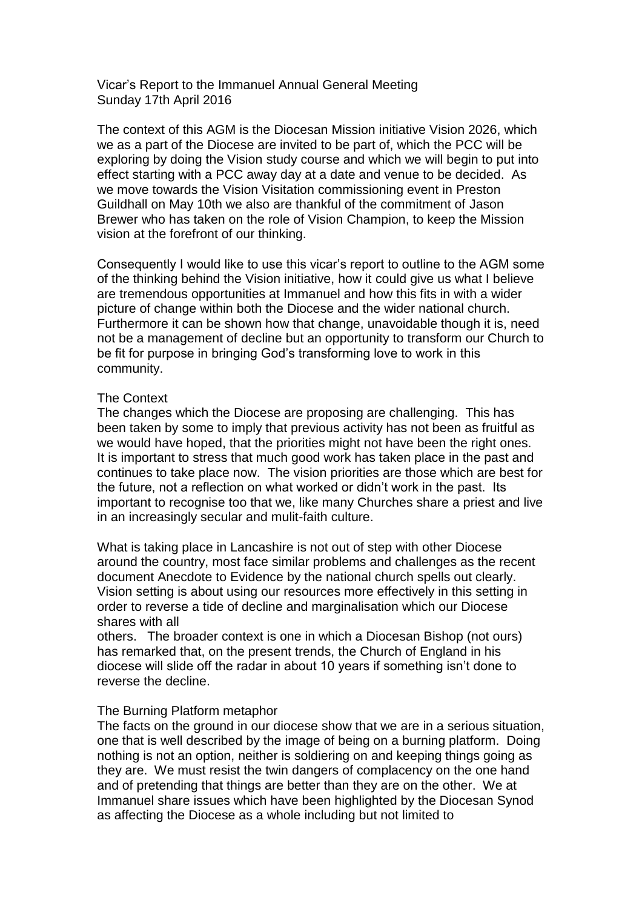Vicar's Report to the Immanuel Annual General Meeting
Sunday 17th April 2016

The context of this AGM is the Diocesan Mission initiative Vision 2026, which we as a part of the Diocese are invited to be part of, which the PCC will be exploring by doing the Vision study course and which we will begin to put into effect starting with a PCC away day at a date and venue to be decided. As we move towards the Vision Visitation commissioning event in Preston Guildhall on May 10th we also are thankful of the commitment of Jason Brewer who has taken on the role of Vision Champion, to keep the Mission vision at the forefront of our thinking.

Consequently I would like to use this vicar's report to outline to the AGM some of the thinking behind the Vision initiative, how it could give us what I believe are tremendous opportunities at Immanuel and how this fits in with a wider picture of change within both the Diocese and the wider national church. Furthermore it can be shown how that change, unavoidable though it is, need not be a management of decline but an opportunity to transform our Church to be fit for purpose in bringing God's transforming love to work in this community.

The Context

The changes which the Diocese are proposing are challenging. This has been taken by some to imply that previous activity has not been as fruitful as we would have hoped, that the priorities might not have been the right ones. It is important to stress that much good work has taken place in the past and continues to take place now. The vision priorities are those which are best for the future, not a reflection on what worked or didn't work in the past. Its important to recognise too that we, like many Churches share a priest and live in an increasingly secular and mulit-faith culture.

What is taking place in Lancashire is not out of step with other Diocese around the country, most face similar problems and challenges as the recent document Anecdote to Evidence by the national church spells out clearly. Vision setting is about using our resources more effectively in this setting in order to reverse a tide of decline and marginalisation which our Diocese shares with all others. The broader context is one in which a Diocesan Bishop (not ours) has remarked that, on the present trends, the Church of England in his diocese will slide off the radar in about 10 years if something isn't done to reverse the decline.

The Burning Platform metaphor

The facts on the ground in our diocese show that we are in a serious situation, one that is well described by the image of being on a burning platform. Doing nothing is not an option, neither is soldiering on and keeping things going as they are. We must resist the twin dangers of complacency on the one hand and of pretending that things are better than they are on the other. We at Immanuel share issues which have been highlighted by the Diocesan Synod as affecting the Diocese as a whole including but not limited to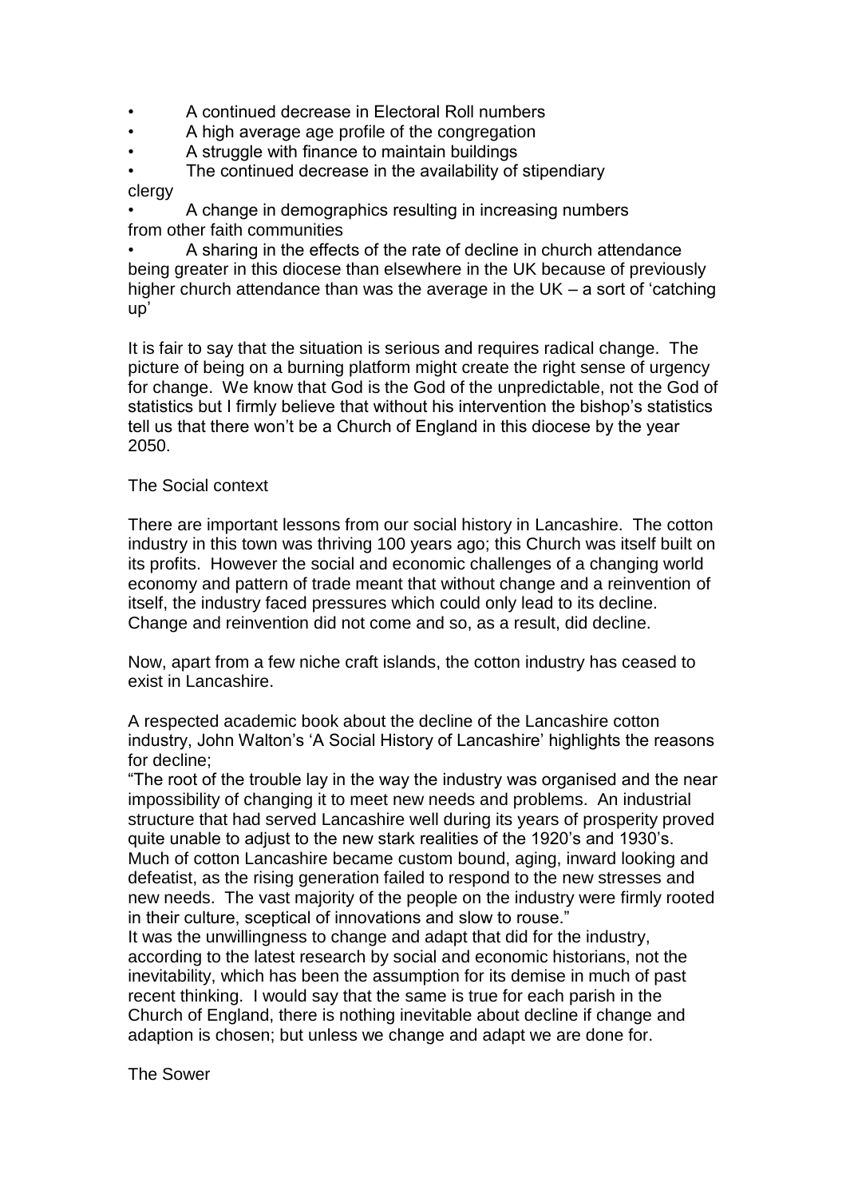- A continued decrease in Electoral Roll numbers
- A high average age profile of the congregation
- A struggle with finance to maintain buildings
- The continued decrease in the availability of stipendiary clergy
- A change in demographics resulting in increasing numbers from other faith communities
- A sharing in the effects of the rate of decline in church attendance being greater in this diocese than elsewhere in the UK because of previously higher church attendance than was the average in the UK – a sort of 'catching up'

It is fair to say that the situation is serious and requires radical change. The picture of being on a burning platform might create the right sense of urgency for change. We know that God is the God of the unpredictable, not the God of statistics but I firmly believe that without his intervention the bishop's statistics tell us that there won't be a Church of England in this diocese by the year 2050.

The Social context

There are important lessons from our social history in Lancashire. The cotton industry in this town was thriving 100 years ago; this Church was itself built on its profits. However the social and economic challenges of a changing world economy and pattern of trade meant that without change and a reinvention of itself, the industry faced pressures which could only lead to its decline. Change and reinvention did not come and so, as a result, did decline.

Now, apart from a few niche craft islands, the cotton industry has ceased to exist in Lancashire.

A respected academic book about the decline of the Lancashire cotton industry, John Walton's 'A Social History of Lancashire' highlights the reasons for decline;

"The root of the trouble lay in the way the industry was organised and the near impossibility of changing it to meet new needs and problems. An industrial structure that had served Lancashire well during its years of prosperity proved quite unable to adjust to the new stark realities of the 1920's and 1930's. Much of cotton Lancashire became custom bound, aging, inward looking and defeatist, as the rising generation failed to respond to the new stresses and new needs. The vast majority of the people on the industry were firmly rooted in their culture, sceptical of innovations and slow to rouse."

It was the unwillingness to change and adapt that did for the industry, according to the latest research by social and economic historians, not the inevitability, which has been the assumption for its demise in much of past recent thinking. I would say that the same is true for each parish in the Church of England, there is nothing inevitable about decline if change and adaption is chosen; but unless we change and adapt we are done for.

The Sower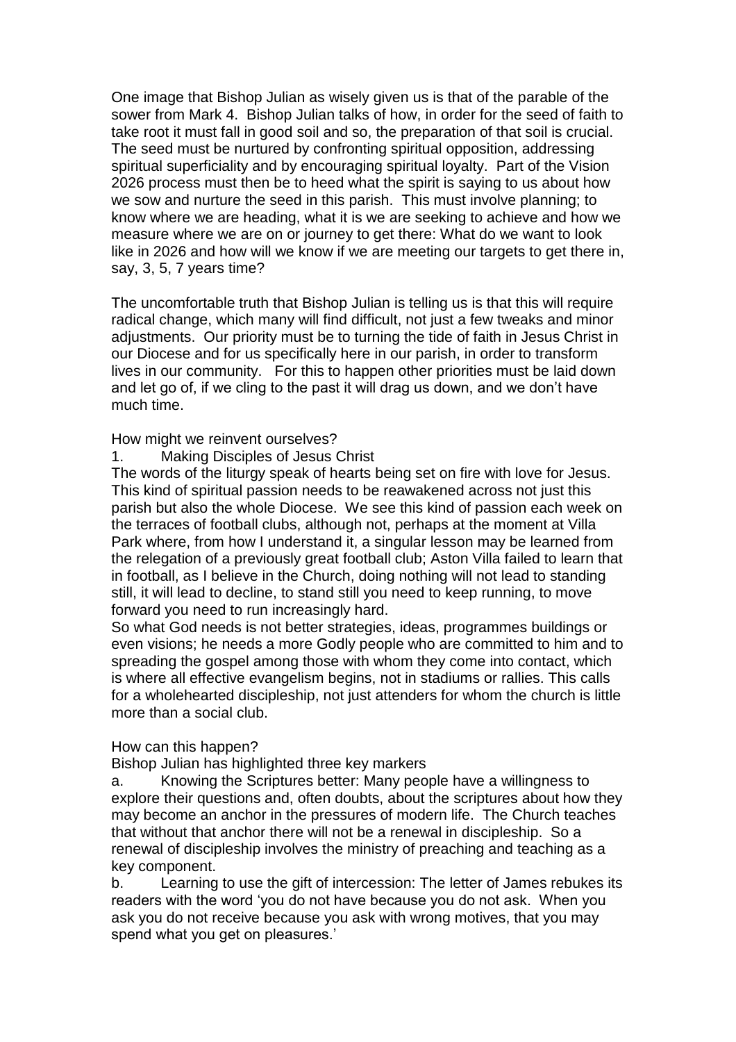One image that Bishop Julian as wisely given us is that of the parable of the sower from Mark 4. Bishop Julian talks of how, in order for the seed of faith to take root it must fall in good soil and so, the preparation of that soil is crucial. The seed must be nurtured by confronting spiritual opposition, addressing spiritual superficiality and by encouraging spiritual loyalty. Part of the Vision 2026 process must then be to heed what the spirit is saying to us about how we sow and nurture the seed in this parish. This must involve planning; to know where we are heading, what it is we are seeking to achieve and how we measure where we are on or journey to get there: What do we want to look like in 2026 and how will we know if we are meeting our targets to get there in, say, 3, 5, 7 years time?

The uncomfortable truth that Bishop Julian is telling us is that this will require radical change, which many will find difficult, not just a few tweaks and minor adjustments. Our priority must be to turning the tide of faith in Jesus Christ in our Diocese and for us specifically here in our parish, in order to transform lives in our community. For this to happen other priorities must be laid down and let go of, if we cling to the past it will drag us down, and we don't have much time.

How might we reinvent ourselves?

1. Making Disciples of Jesus Christ

The words of the liturgy speak of hearts being set on fire with love for Jesus. This kind of spiritual passion needs to be reawakened across not just this parish but also the whole Diocese. We see this kind of passion each week on the terraces of football clubs, although not, perhaps at the moment at Villa Park where, from how I understand it, a singular lesson may be learned from the relegation of a previously great football club; Aston Villa failed to learn that in football, as I believe in the Church, doing nothing will not lead to standing still, it will lead to decline, to stand still you need to keep running, to move forward you need to run increasingly hard.

So what God needs is not better strategies, ideas, programmes buildings or even visions; he needs a more Godly people who are committed to him and to spreading the gospel among those with whom they come into contact, which is where all effective evangelism begins, not in stadiums or rallies. This calls for a wholehearted discipleship, not just attenders for whom the church is little more than a social club.

How can this happen?

Bishop Julian has highlighted three key markers

a. Knowing the Scriptures better: Many people have a willingness to explore their questions and, often doubts, about the scriptures about how they may become an anchor in the pressures of modern life. The Church teaches that without that anchor there will not be a renewal in discipleship. So a renewal of discipleship involves the ministry of preaching and teaching as a key component.

b. Learning to use the gift of intercession: The letter of James rebukes its readers with the word 'you do not have because you do not ask. When you ask you do not receive because you ask with wrong motives, that you may spend what you get on pleasures.'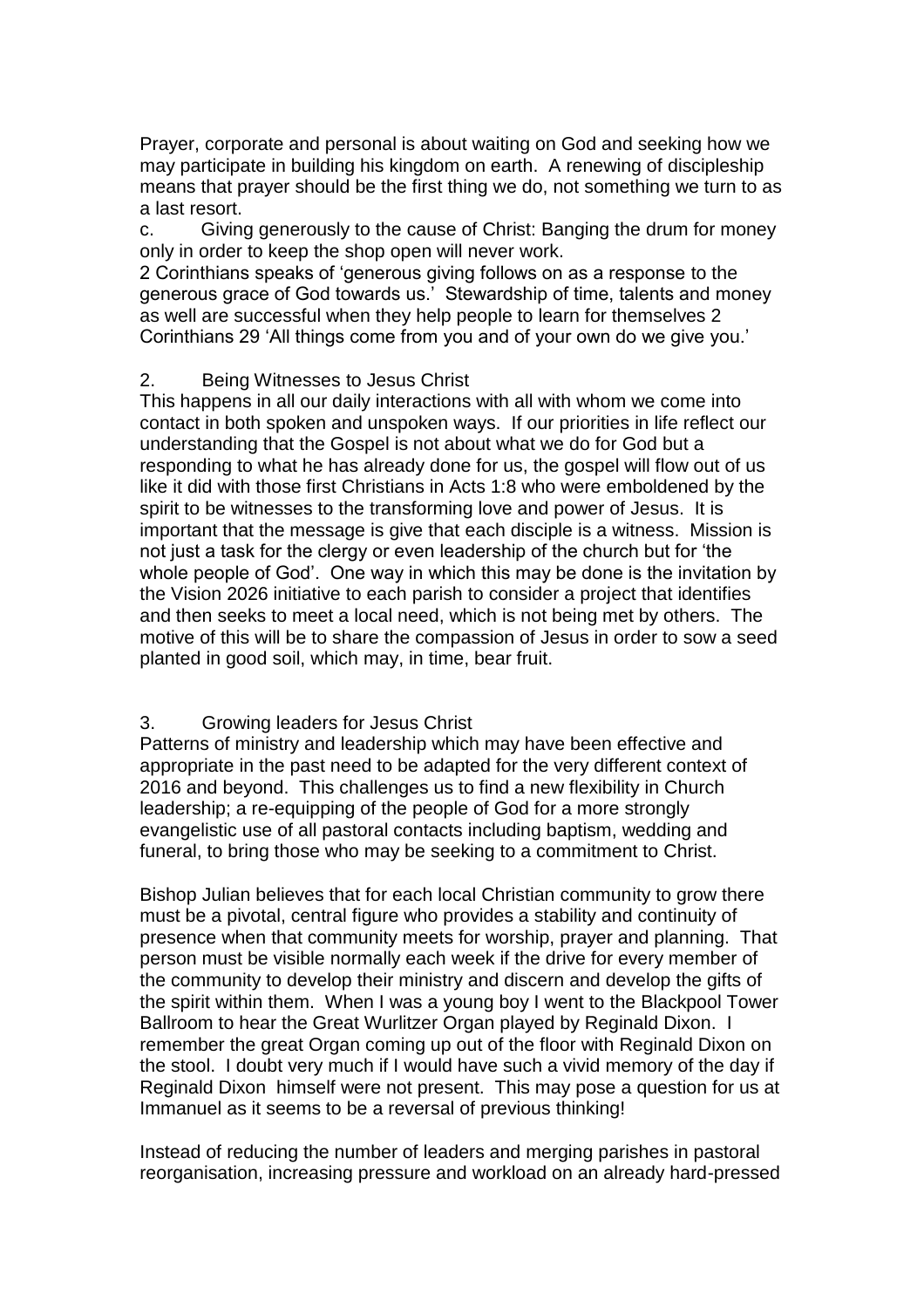Prayer, corporate and personal is about waiting on God and seeking how we may participate in building his kingdom on earth. A renewing of discipleship means that prayer should be the first thing we do, not something we turn to as a last resort.

c. Giving generously to the cause of Christ: Banging the drum for money only in order to keep the shop open will never work.

2 Corinthians speaks of 'generous giving follows on as a response to the generous grace of God towards us.' Stewardship of time, talents and money as well are successful when they help people to learn for themselves 2 Corinthians 29 'All things come from you and of your own do we give you.'

2. Being Witnesses to Jesus Christ

This happens in all our daily interactions with all with whom we come into contact in both spoken and unspoken ways. If our priorities in life reflect our understanding that the Gospel is not about what we do for God but a responding to what he has already done for us, the gospel will flow out of us like it did with those first Christians in Acts 1:8 who were emboldened by the spirit to be witnesses to the transforming love and power of Jesus. It is important that the message is give that each disciple is a witness. Mission is not just a task for the clergy or even leadership of the church but for 'the whole people of God'. One way in which this may be done is the invitation by the Vision 2026 initiative to each parish to consider a project that identifies and then seeks to meet a local need, which is not being met by others. The motive of this will be to share the compassion of Jesus in order to sow a seed planted in good soil, which may, in time, bear fruit.

3. Growing leaders for Jesus Christ

Patterns of ministry and leadership which may have been effective and appropriate in the past need to be adapted for the very different context of 2016 and beyond. This challenges us to find a new flexibility in Church leadership; a re-equipping of the people of God for a more strongly evangelistic use of all pastoral contacts including baptism, wedding and funeral, to bring those who may be seeking to a commitment to Christ.

Bishop Julian believes that for each local Christian community to grow there must be a pivotal, central figure who provides a stability and continuity of presence when that community meets for worship, prayer and planning. That person must be visible normally each week if the drive for every member of the community to develop their ministry and discern and develop the gifts of the spirit within them. When I was a young boy I went to the Blackpool Tower Ballroom to hear the Great Wurlitzer Organ played by Reginald Dixon. I remember the great Organ coming up out of the floor with Reginald Dixon on the stool. I doubt very much if I would have such a vivid memory of the day if Reginald Dixon himself were not present. This may pose a question for us at Immanuel as it seems to be a reversal of previous thinking!

Instead of reducing the number of leaders and merging parishes in pastoral reorganisation, increasing pressure and workload on an already hard-pressed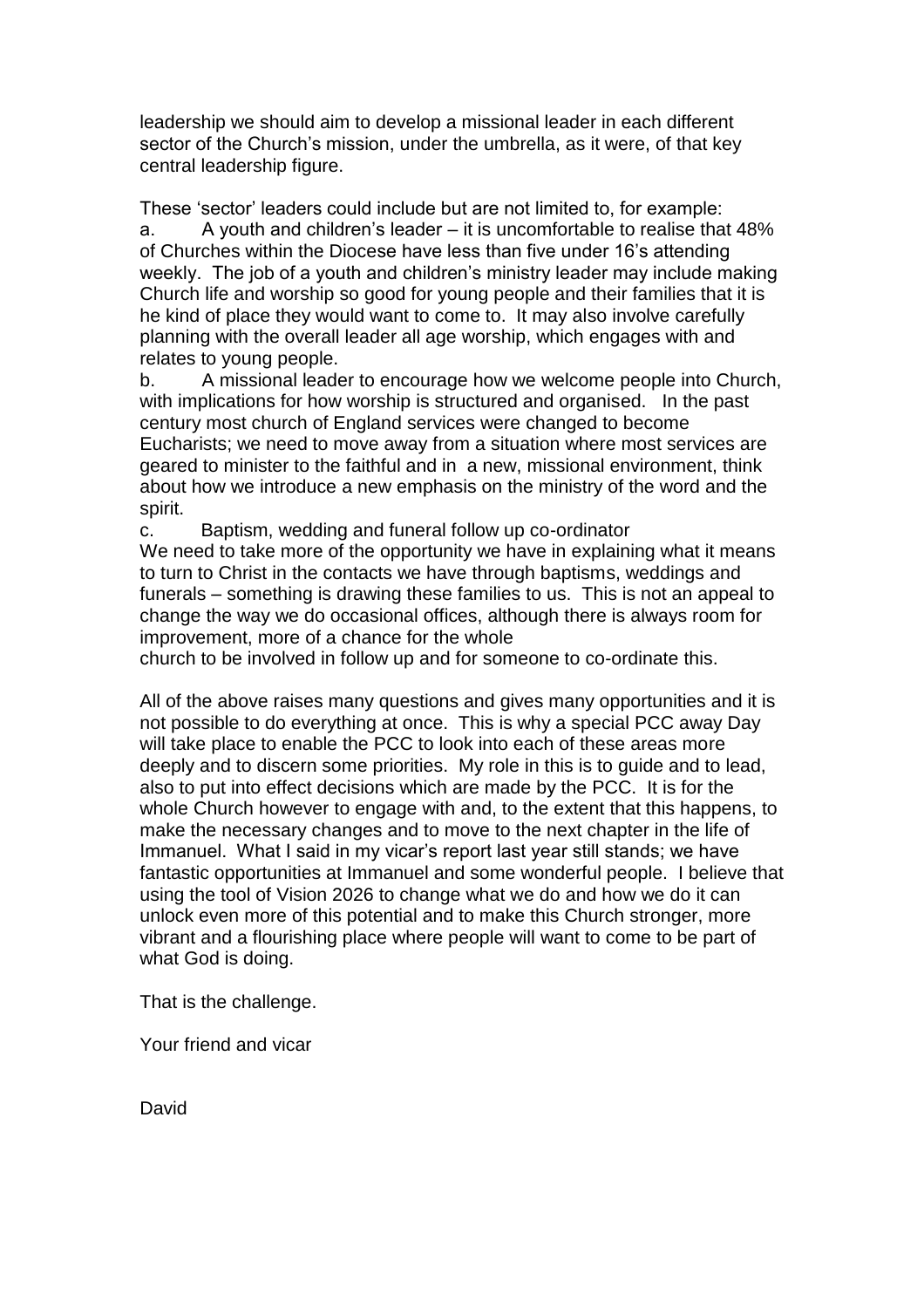leadership we should aim to develop a missional leader in each different sector of the Church's mission, under the umbrella, as it were, of that key central leadership figure.

These 'sector' leaders could include but are not limited to, for example:

a. A youth and children's leader – it is uncomfortable to realise that 48% of Churches within the Diocese have less than five under 16's attending weekly. The job of a youth and children's ministry leader may include making Church life and worship so good for young people and their families that it is he kind of place they would want to come to. It may also involve carefully planning with the overall leader all age worship, which engages with and relates to young people.

b. A missional leader to encourage how we welcome people into Church, with implications for how worship is structured and organised. In the past century most church of England services were changed to become Eucharists; we need to move away from a situation where most services are geared to minister to the faithful and in a new, missional environment, think about how we introduce a new emphasis on the ministry of the word and the spirit.

c. Baptism, wedding and funeral follow up co-ordinator

We need to take more of the opportunity we have in explaining what it means to turn to Christ in the contacts we have through baptisms, weddings and funerals – something is drawing these families to us. This is not an appeal to change the way we do occasional offices, although there is always room for improvement, more of a chance for the whole church to be involved in follow up and for someone to co-ordinate this.

All of the above raises many questions and gives many opportunities and it is not possible to do everything at once. This is why a special PCC away Day will take place to enable the PCC to look into each of these areas more deeply and to discern some priorities. My role in this is to guide and to lead, also to put into effect decisions which are made by the PCC. It is for the whole Church however to engage with and, to the extent that this happens, to make the necessary changes and to move to the next chapter in the life of Immanuel. What I said in my vicar's report last year still stands; we have fantastic opportunities at Immanuel and some wonderful people. I believe that using the tool of Vision 2026 to change what we do and how we do it can unlock even more of this potential and to make this Church stronger, more vibrant and a flourishing place where people will want to come to be part of what God is doing.

That is the challenge.

Your friend and vicar

David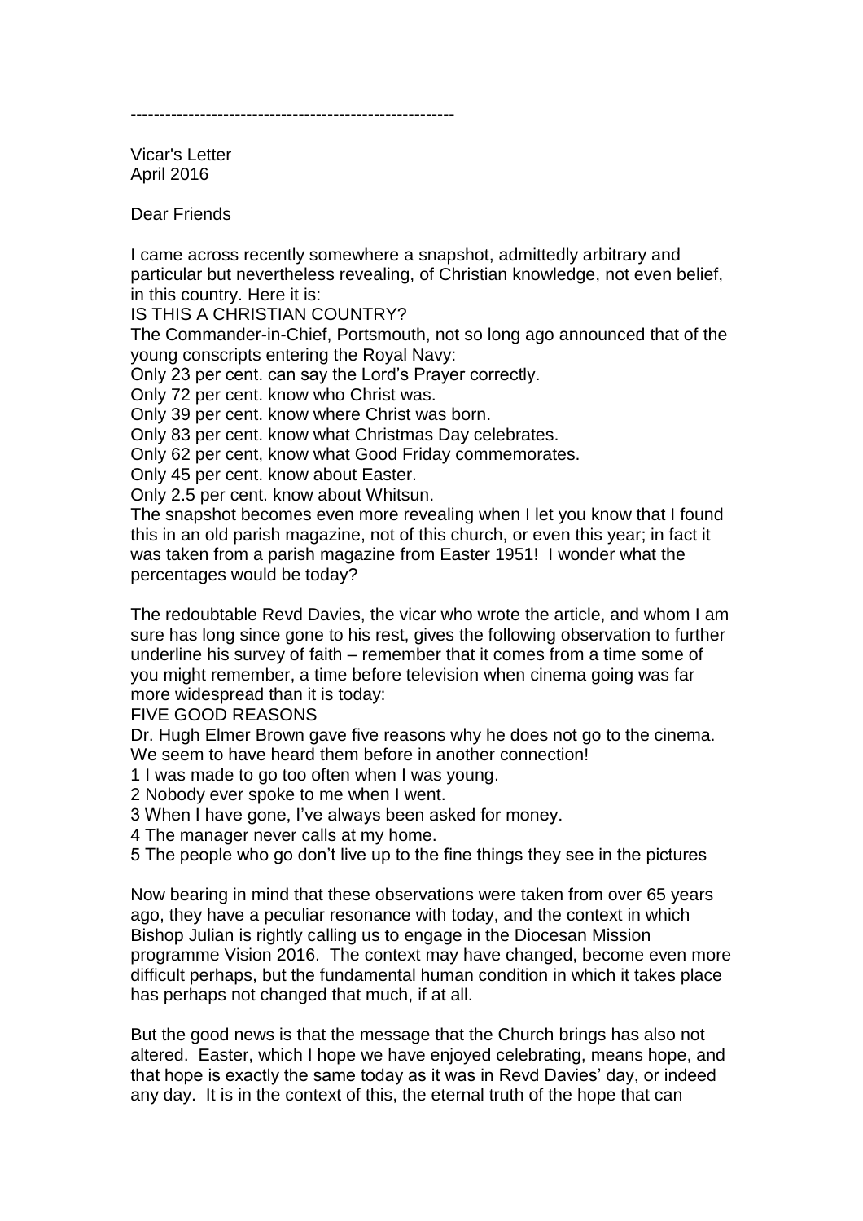--------------------------------------------------------

Vicar's Letter
April 2016

Dear Friends

I came across recently somewhere a snapshot, admittedly arbitrary and particular but nevertheless revealing, of Christian knowledge, not even belief, in this country. Here it is:

IS THIS A CHRISTIAN COUNTRY?

The Commander-in-Chief, Portsmouth, not so long ago announced that of the young conscripts entering the Royal Navy:

Only 23 per cent. can say the Lord's Prayer correctly.
Only 72 per cent. know who Christ was.
Only 39 per cent. know where Christ was born.
Only 83 per cent. know what Christmas Day celebrates.
Only 62 per cent, know what Good Friday commemorates.
Only 45 per cent. know about Easter.
Only 2.5 per cent. know about Whitsun.

The snapshot becomes even more revealing when I let you know that I found this in an old parish magazine, not of this church, or even this year; in fact it was taken from a parish magazine from Easter 1951! I wonder what the percentages would be today?

The redoubtable Revd Davies, the vicar who wrote the article, and whom I am sure has long since gone to his rest, gives the following observation to further underline his survey of faith – remember that it comes from a time some of you might remember, a time before television when cinema going was far more widespread than it is today:

FIVE GOOD REASONS

Dr. Hugh Elmer Brown gave five reasons why he does not go to the cinema. We seem to have heard them before in another connection!

1 I was made to go too often when I was young.
2 Nobody ever spoke to me when I went.
3 When I have gone, I've always been asked for money.
4 The manager never calls at my home.
5 The people who go don't live up to the fine things they see in the pictures

Now bearing in mind that these observations were taken from over 65 years ago, they have a peculiar resonance with today, and the context in which Bishop Julian is rightly calling us to engage in the Diocesan Mission programme Vision 2016. The context may have changed, become even more difficult perhaps, but the fundamental human condition in which it takes place has perhaps not changed that much, if at all.

But the good news is that the message that the Church brings has also not altered. Easter, which I hope we have enjoyed celebrating, means hope, and that hope is exactly the same today as it was in Revd Davies' day, or indeed any day. It is in the context of this, the eternal truth of the hope that can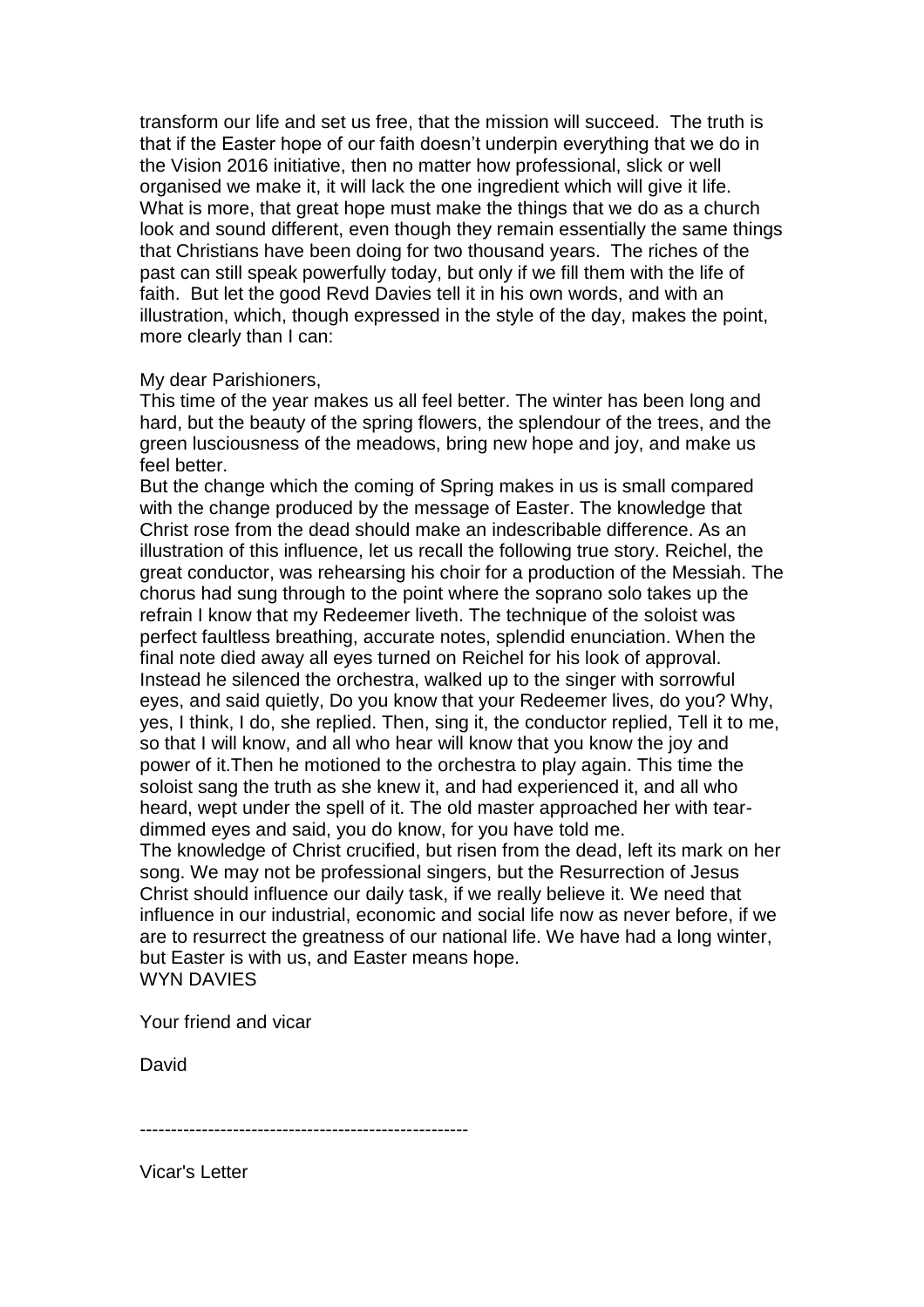transform our life and set us free, that the mission will succeed. The truth is that if the Easter hope of our faith doesn't underpin everything that we do in the Vision 2016 initiative, then no matter how professional, slick or well organised we make it, it will lack the one ingredient which will give it life. What is more, that great hope must make the things that we do as a church look and sound different, even though they remain essentially the same things that Christians have been doing for two thousand years. The riches of the past can still speak powerfully today, but only if we fill them with the life of faith. But let the good Revd Davies tell it in his own words, and with an illustration, which, though expressed in the style of the day, makes the point, more clearly than I can:

My dear Parishioners,
This time of the year makes us all feel better. The winter has been long and hard, but the beauty of the spring flowers, the splendour of the trees, and the green lusciousness of the meadows, bring new hope and joy, and make us feel better.
But the change which the coming of Spring makes in us is small compared with the change produced by the message of Easter. The knowledge that Christ rose from the dead should make an indescribable difference. As an illustration of this influence, let us recall the following true story. Reichel, the great conductor, was rehearsing his choir for a production of the Messiah. The chorus had sung through to the point where the soprano solo takes up the refrain I know that my Redeemer liveth. The technique of the soloist was perfect faultless breathing, accurate notes, splendid enunciation. When the final note died away all eyes turned on Reichel for his look of approval. Instead he silenced the orchestra, walked up to the singer with sorrowful eyes, and said quietly, Do you know that your Redeemer lives, do you? Why, yes, I think, I do, she replied. Then, sing it, the conductor replied, Tell it to me, so that I will know, and all who hear will know that you know the joy and power of it.Then he motioned to the orchestra to play again. This time the soloist sang the truth as she knew it, and had experienced it, and all who heard, wept under the spell of it. The old master approached her with tear-dimmed eyes and said, you do know, for you have told me.
The knowledge of Christ crucified, but risen from the dead, left its mark on her song. We may not be professional singers, but the Resurrection of Jesus Christ should influence our daily task, if we really believe it. We need that influence in our industrial, economic and social life now as never before, if we are to resurrect the greatness of our national life. We have had a long winter, but Easter is with us, and Easter means hope.
WYN DAVIES

Your friend and vicar

David

-----------------------------------------------------

Vicar's Letter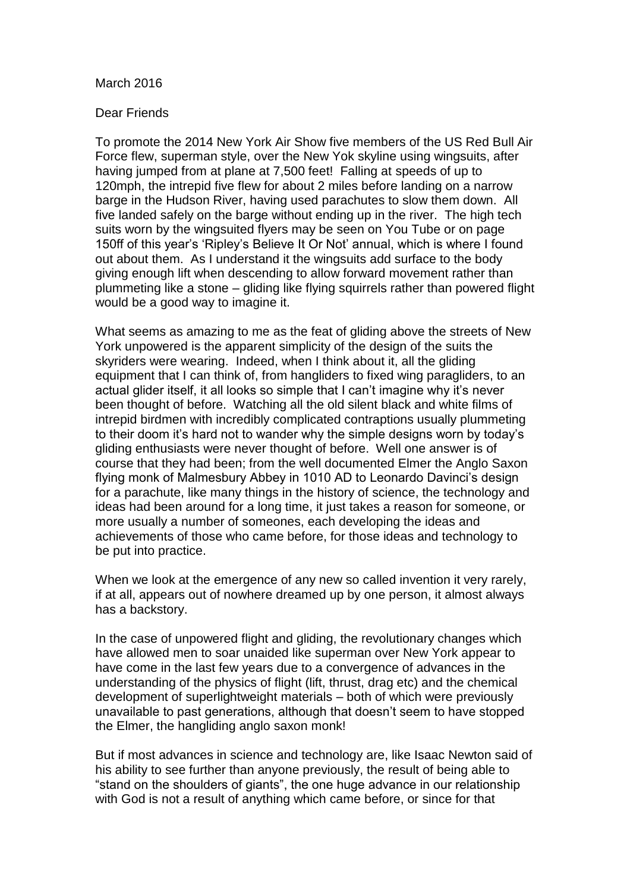March 2016

Dear Friends

To promote the 2014 New York Air Show five members of the US Red Bull Air Force flew, superman style, over the New Yok skyline using wingsuits, after having jumped from at plane at 7,500 feet! Falling at speeds of up to 120mph, the intrepid five flew for about 2 miles before landing on a narrow barge in the Hudson River, having used parachutes to slow them down. All five landed safely on the barge without ending up in the river. The high tech suits worn by the wingsuited flyers may be seen on You Tube or on page 150ff of this year's 'Ripley's Believe It Or Not' annual, which is where I found out about them. As I understand it the wingsuits add surface to the body giving enough lift when descending to allow forward movement rather than plummeting like a stone – gliding like flying squirrels rather than powered flight would be a good way to imagine it.

What seems as amazing to me as the feat of gliding above the streets of New York unpowered is the apparent simplicity of the design of the suits the skyriders were wearing. Indeed, when I think about it, all the gliding equipment that I can think of, from hangliders to fixed wing paragliders, to an actual glider itself, it all looks so simple that I can't imagine why it's never been thought of before. Watching all the old silent black and white films of intrepid birdmen with incredibly complicated contraptions usually plummeting to their doom it's hard not to wander why the simple designs worn by today's gliding enthusiasts were never thought of before. Well one answer is of course that they had been; from the well documented Elmer the Anglo Saxon flying monk of Malmesbury Abbey in 1010 AD to Leonardo Davinci's design for a parachute, like many things in the history of science, the technology and ideas had been around for a long time, it just takes a reason for someone, or more usually a number of someones, each developing the ideas and achievements of those who came before, for those ideas and technology to be put into practice.

When we look at the emergence of any new so called invention it very rarely, if at all, appears out of nowhere dreamed up by one person, it almost always has a backstory.

In the case of unpowered flight and gliding, the revolutionary changes which have allowed men to soar unaided like superman over New York appear to have come in the last few years due to a convergence of advances in the understanding of the physics of flight (lift, thrust, drag etc) and the chemical development of superlightweight materials – both of which were previously unavailable to past generations, although that doesn't seem to have stopped the Elmer, the hangliding anglo saxon monk!

But if most advances in science and technology are, like Isaac Newton said of his ability to see further than anyone previously, the result of being able to "stand on the shoulders of giants", the one huge advance in our relationship with God is not a result of anything which came before, or since for that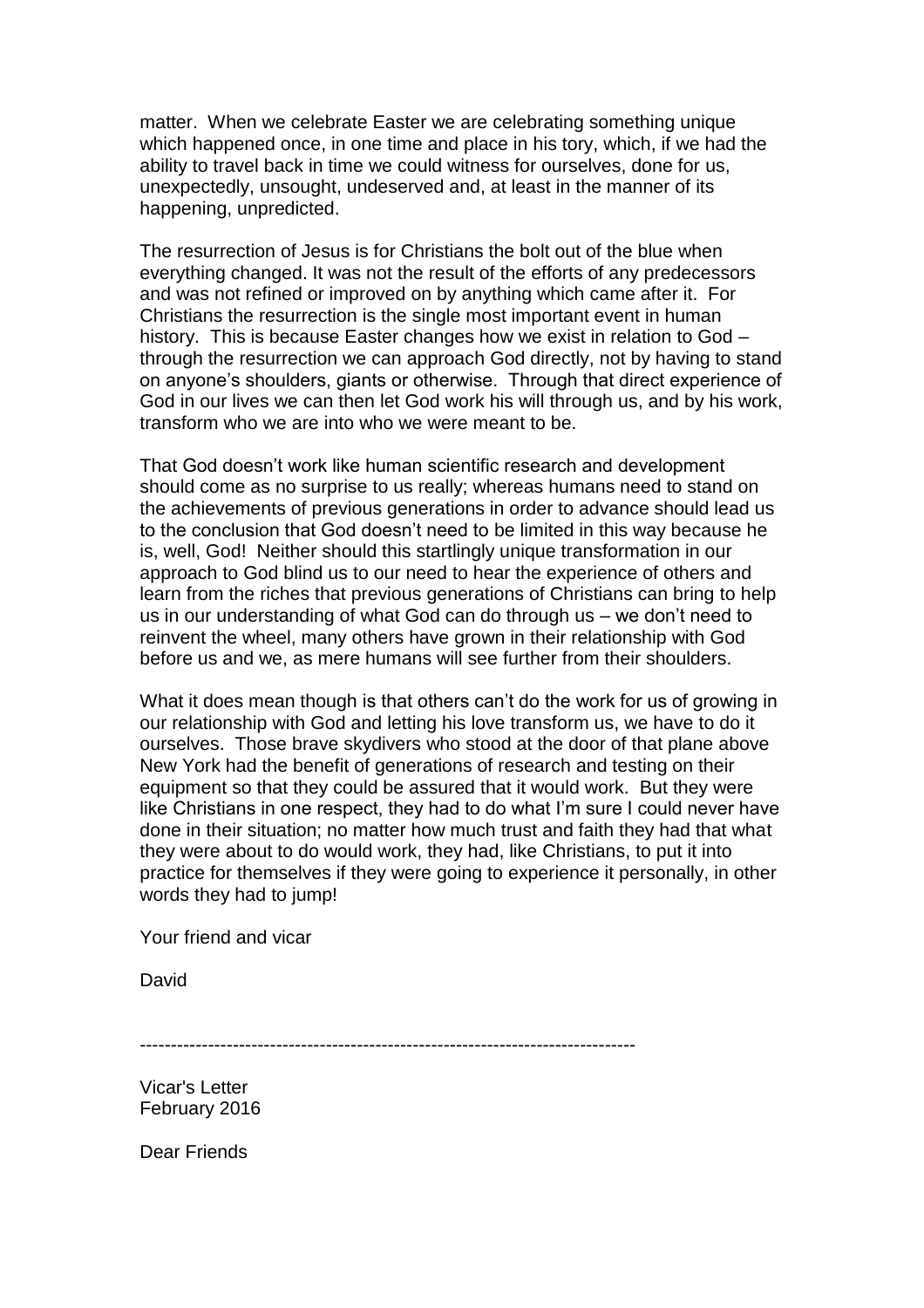matter. When we celebrate Easter we are celebrating something unique which happened once, in one time and place in his tory, which, if we had the ability to travel back in time we could witness for ourselves, done for us, unexpectedly, unsought, undeserved and, at least in the manner of its happening, unpredicted.

The resurrection of Jesus is for Christians the bolt out of the blue when everything changed. It was not the result of the efforts of any predecessors and was not refined or improved on by anything which came after it. For Christians the resurrection is the single most important event in human history. This is because Easter changes how we exist in relation to God – through the resurrection we can approach God directly, not by having to stand on anyone's shoulders, giants or otherwise. Through that direct experience of God in our lives we can then let God work his will through us, and by his work, transform who we are into who we were meant to be.

That God doesn't work like human scientific research and development should come as no surprise to us really; whereas humans need to stand on the achievements of previous generations in order to advance should lead us to the conclusion that God doesn't need to be limited in this way because he is, well, God! Neither should this startlingly unique transformation in our approach to God blind us to our need to hear the experience of others and learn from the riches that previous generations of Christians can bring to help us in our understanding of what God can do through us – we don't need to reinvent the wheel, many others have grown in their relationship with God before us and we, as mere humans will see further from their shoulders.

What it does mean though is that others can't do the work for us of growing in our relationship with God and letting his love transform us, we have to do it ourselves. Those brave skydivers who stood at the door of that plane above New York had the benefit of generations of research and testing on their equipment so that they could be assured that it would work. But they were like Christians in one respect, they had to do what I'm sure I could never have done in their situation; no matter how much trust and faith they had that what they were about to do would work, they had, like Christians, to put it into practice for themselves if they were going to experience it personally, in other words they had to jump!

Your friend and vicar

David

--------------------------------------------------------------------------------

Vicar's Letter
February 2016

Dear Friends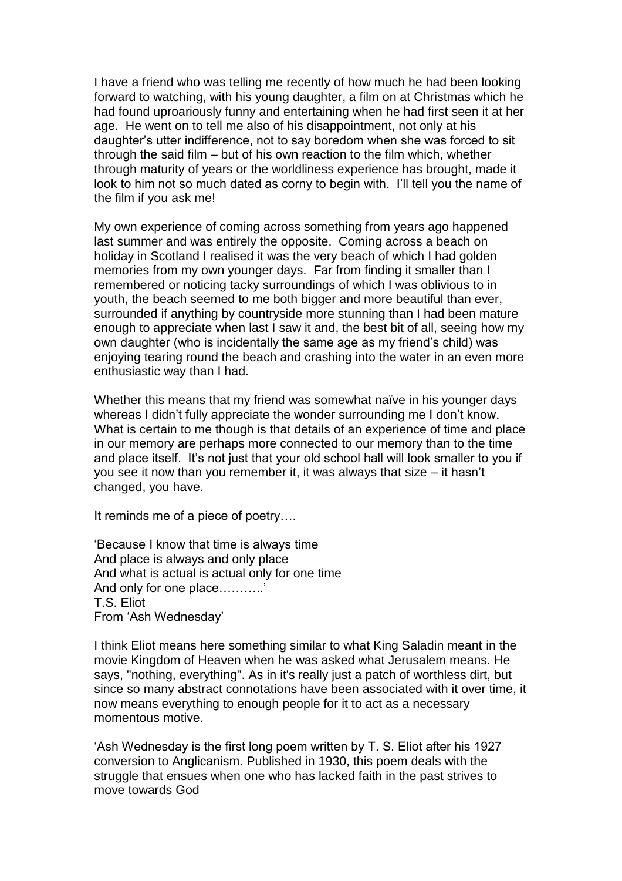I have a friend who was telling me recently of how much he had been looking forward to watching, with his young daughter, a film on at Christmas which he had found uproariously funny and entertaining when he had first seen it at her age. He went on to tell me also of his disappointment, not only at his daughter's utter indifference, not to say boredom when she was forced to sit through the said film – but of his own reaction to the film which, whether through maturity of years or the worldliness experience has brought, made it look to him not so much dated as corny to begin with. I'll tell you the name of the film if you ask me!

My own experience of coming across something from years ago happened last summer and was entirely the opposite. Coming across a beach on holiday in Scotland I realised it was the very beach of which I had golden memories from my own younger days. Far from finding it smaller than I remembered or noticing tacky surroundings of which I was oblivious to in youth, the beach seemed to me both bigger and more beautiful than ever, surrounded if anything by countryside more stunning than I had been mature enough to appreciate when last I saw it and, the best bit of all, seeing how my own daughter (who is incidentally the same age as my friend's child) was enjoying tearing round the beach and crashing into the water in an even more enthusiastic way than I had.

Whether this means that my friend was somewhat naïve in his younger days whereas I didn't fully appreciate the wonder surrounding me I don't know. What is certain to me though is that details of an experience of time and place in our memory are perhaps more connected to our memory than to the time and place itself. It's not just that your old school hall will look smaller to you if you see it now than you remember it, it was always that size – it hasn't changed, you have.

It reminds me of a piece of poetry….

'Because I know that time is always time  
And place is always and only place  
And what is actual is actual only for one time  
And only for one place………..'  
T.S. Eliot  
From 'Ash Wednesday'

I think Eliot means here something similar to what King Saladin meant in the movie Kingdom of Heaven when he was asked what Jerusalem means. He says, "nothing, everything". As in it's really just a patch of worthless dirt, but since so many abstract connotations have been associated with it over time, it now means everything to enough people for it to act as a necessary momentous motive.

'Ash Wednesday is the first long poem written by T. S. Eliot after his 1927 conversion to Anglicanism. Published in 1930, this poem deals with the struggle that ensues when one who has lacked faith in the past strives to move towards God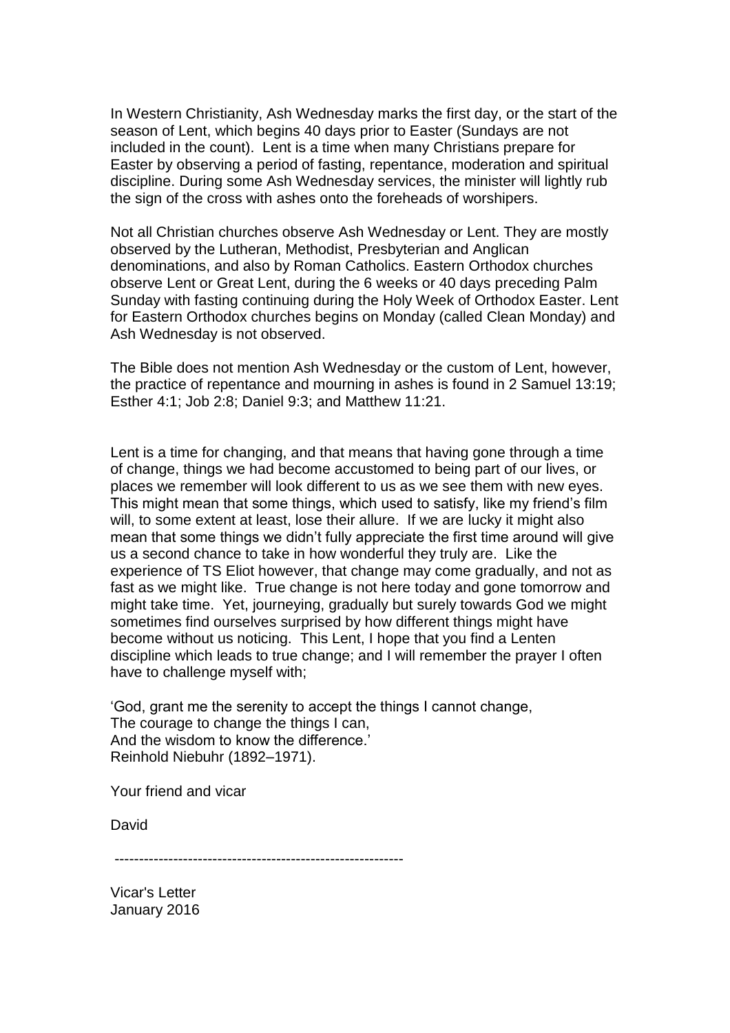In Western Christianity, Ash Wednesday marks the first day, or the start of the season of Lent, which begins 40 days prior to Easter (Sundays are not included in the count). Lent is a time when many Christians prepare for Easter by observing a period of fasting, repentance, moderation and spiritual discipline. During some Ash Wednesday services, the minister will lightly rub the sign of the cross with ashes onto the foreheads of worshipers.

Not all Christian churches observe Ash Wednesday or Lent. They are mostly observed by the Lutheran, Methodist, Presbyterian and Anglican denominations, and also by Roman Catholics. Eastern Orthodox churches observe Lent or Great Lent, during the 6 weeks or 40 days preceding Palm Sunday with fasting continuing during the Holy Week of Orthodox Easter. Lent for Eastern Orthodox churches begins on Monday (called Clean Monday) and Ash Wednesday is not observed.

The Bible does not mention Ash Wednesday or the custom of Lent, however, the practice of repentance and mourning in ashes is found in 2 Samuel 13:19; Esther 4:1; Job 2:8; Daniel 9:3; and Matthew 11:21.

Lent is a time for changing, and that means that having gone through a time of change, things we had become accustomed to being part of our lives, or places we remember will look different to us as we see them with new eyes. This might mean that some things, which used to satisfy, like my friend's film will, to some extent at least, lose their allure. If we are lucky it might also mean that some things we didn't fully appreciate the first time around will give us a second chance to take in how wonderful they truly are. Like the experience of TS Eliot however, that change may come gradually, and not as fast as we might like. True change is not here today and gone tomorrow and might take time. Yet, journeying, gradually but surely towards God we might sometimes find ourselves surprised by how different things might have become without us noticing. This Lent, I hope that you find a Lenten discipline which leads to true change; and I will remember the prayer I often have to challenge myself with;

'God, grant me the serenity to accept the things I cannot change,  
The courage to change the things I can,  
And the wisdom to know the difference.'  
Reinhold Niebuhr (1892–1971).

Your friend and vicar

David

----------------------------------------------------------

Vicar's Letter  
January 2016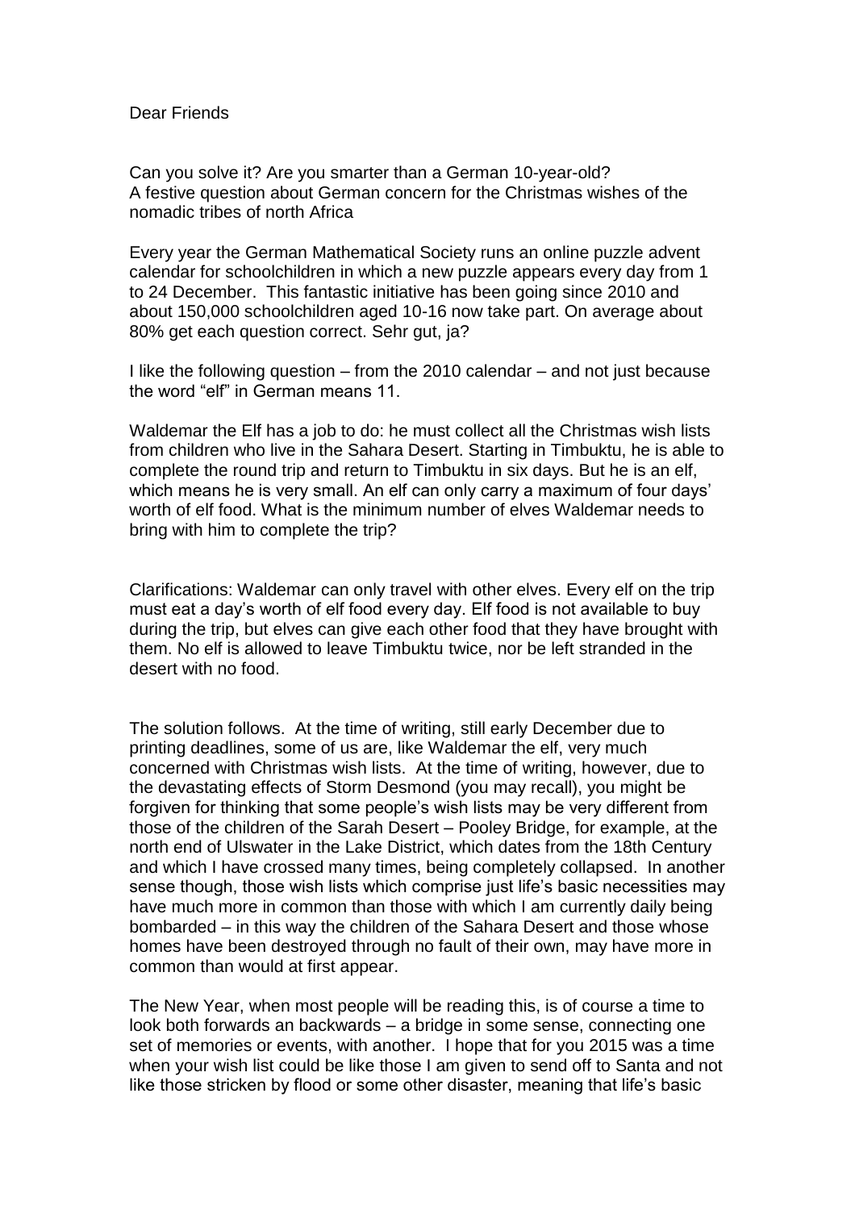Dear Friends

Can you solve it? Are you smarter than a German 10-year-old?
A festive question about German concern for the Christmas wishes of the nomadic tribes of north Africa

Every year the German Mathematical Society runs an online puzzle advent calendar for schoolchildren in which a new puzzle appears every day from 1 to 24 December. This fantastic initiative has been going since 2010 and about 150,000 schoolchildren aged 10-16 now take part. On average about 80% get each question correct. Sehr gut, ja?

I like the following question – from the 2010 calendar – and not just because the word "elf" in German means 11.

Waldemar the Elf has a job to do: he must collect all the Christmas wish lists from children who live in the Sahara Desert. Starting in Timbuktu, he is able to complete the round trip and return to Timbuktu in six days. But he is an elf, which means he is very small. An elf can only carry a maximum of four days' worth of elf food. What is the minimum number of elves Waldemar needs to bring with him to complete the trip?

Clarifications: Waldemar can only travel with other elves. Every elf on the trip must eat a day's worth of elf food every day. Elf food is not available to buy during the trip, but elves can give each other food that they have brought with them. No elf is allowed to leave Timbuktu twice, nor be left stranded in the desert with no food.

The solution follows. At the time of writing, still early December due to printing deadlines, some of us are, like Waldemar the elf, very much concerned with Christmas wish lists. At the time of writing, however, due to the devastating effects of Storm Desmond (you may recall), you might be forgiven for thinking that some people's wish lists may be very different from those of the children of the Sarah Desert – Pooley Bridge, for example, at the north end of Ulswater in the Lake District, which dates from the 18th Century and which I have crossed many times, being completely collapsed. In another sense though, those wish lists which comprise just life's basic necessities may have much more in common than those with which I am currently daily being bombarded – in this way the children of the Sahara Desert and those whose homes have been destroyed through no fault of their own, may have more in common than would at first appear.

The New Year, when most people will be reading this, is of course a time to look both forwards an backwards – a bridge in some sense, connecting one set of memories or events, with another. I hope that for you 2015 was a time when your wish list could be like those I am given to send off to Santa and not like those stricken by flood or some other disaster, meaning that life's basic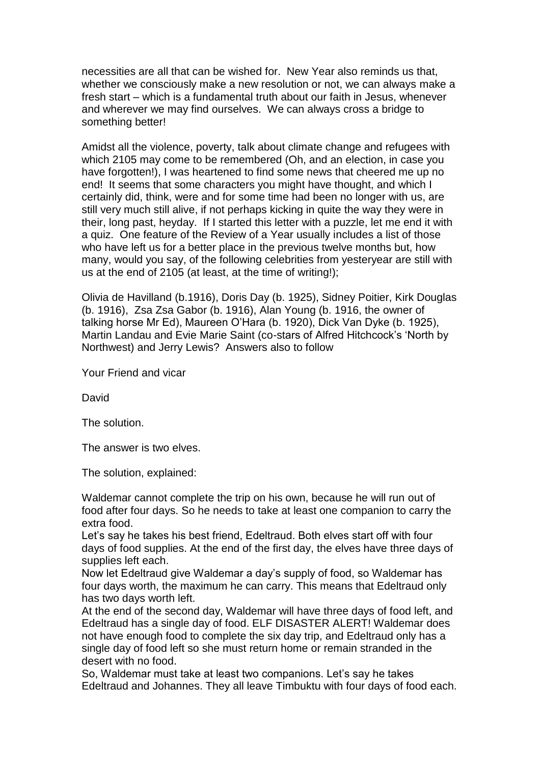necessities are all that can be wished for. New Year also reminds us that, whether we consciously make a new resolution or not, we can always make a fresh start – which is a fundamental truth about our faith in Jesus, whenever and wherever we may find ourselves. We can always cross a bridge to something better!

Amidst all the violence, poverty, talk about climate change and refugees with which 2105 may come to be remembered (Oh, and an election, in case you have forgotten!), I was heartened to find some news that cheered me up no end! It seems that some characters you might have thought, and which I certainly did, think, were and for some time had been no longer with us, are still very much still alive, if not perhaps kicking in quite the way they were in their, long past, heyday. If I started this letter with a puzzle, let me end it with a quiz. One feature of the Review of a Year usually includes a list of those who have left us for a better place in the previous twelve months but, how many, would you say, of the following celebrities from yesteryear are still with us at the end of 2105 (at least, at the time of writing!);

Olivia de Havilland (b.1916), Doris Day (b. 1925), Sidney Poitier, Kirk Douglas (b. 1916), Zsa Zsa Gabor (b. 1916), Alan Young (b. 1916, the owner of talking horse Mr Ed), Maureen O'Hara (b. 1920), Dick Van Dyke (b. 1925), Martin Landau and Evie Marie Saint (co-stars of Alfred Hitchcock's 'North by Northwest) and Jerry Lewis? Answers also to follow

Your Friend and vicar

David

The solution.

The answer is two elves.

The solution, explained:

Waldemar cannot complete the trip on his own, because he will run out of food after four days. So he needs to take at least one companion to carry the extra food.

Let's say he takes his best friend, Edeltraud. Both elves start off with four days of food supplies. At the end of the first day, the elves have three days of supplies left each.

Now let Edeltraud give Waldemar a day's supply of food, so Waldemar has four days worth, the maximum he can carry. This means that Edeltraud only has two days worth left.

At the end of the second day, Waldemar will have three days of food left, and Edeltraud has a single day of food. ELF DISASTER ALERT! Waldemar does not have enough food to complete the six day trip, and Edeltraud only has a single day of food left so she must return home or remain stranded in the desert with no food.

So, Waldemar must take at least two companions. Let's say he takes Edeltraud and Johannes. They all leave Timbuktu with four days of food each.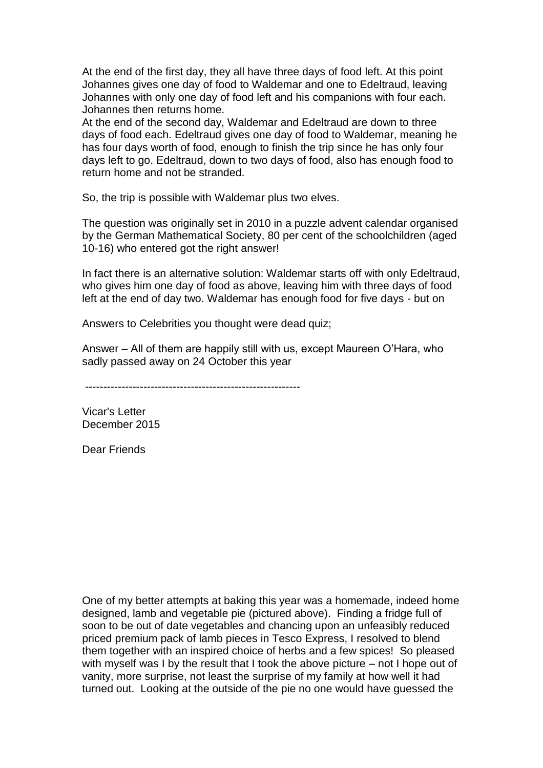At the end of the first day, they all have three days of food left. At this point Johannes gives one day of food to Waldemar and one to Edeltraud, leaving Johannes with only one day of food left and his companions with four each. Johannes then returns home.

At the end of the second day, Waldemar and Edeltraud are down to three days of food each. Edeltraud gives one day of food to Waldemar, meaning he has four days worth of food, enough to finish the trip since he has only four days left to go. Edeltraud, down to two days of food, also has enough food to return home and not be stranded.

So, the trip is possible with Waldemar plus two elves.

The question was originally set in 2010 in a puzzle advent calendar organised by the German Mathematical Society, 80 per cent of the schoolchildren (aged 10-16) who entered got the right answer!

In fact there is an alternative solution: Waldemar starts off with only Edeltraud, who gives him one day of food as above, leaving him with three days of food left at the end of day two. Waldemar has enough food for five days - but on

Answers to Celebrities you thought were dead quiz;

Answer – All of them are happily still with us, except Maureen O'Hara, who sadly passed away on 24 October this year

------------------------------------------------------------

Vicar's Letter
December 2015

Dear Friends

One of my better attempts at baking this year was a homemade, indeed home designed, lamb and vegetable pie (pictured above). Finding a fridge full of soon to be out of date vegetables and chancing upon an unfeasibly reduced priced premium pack of lamb pieces in Tesco Express, I resolved to blend them together with an inspired choice of herbs and a few spices! So pleased with myself was I by the result that I took the above picture – not I hope out of vanity, more surprise, not least the surprise of my family at how well it had turned out. Looking at the outside of the pie no one would have guessed the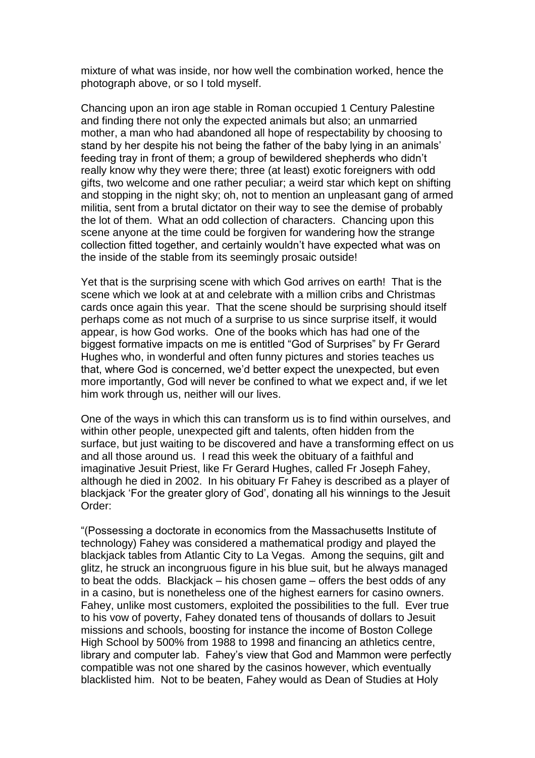mixture of what was inside, nor how well the combination worked, hence the photograph above, or so I told myself.

Chancing upon an iron age stable in Roman occupied 1 Century Palestine and finding there not only the expected animals but also; an unmarried mother, a man who had abandoned all hope of respectability by choosing to stand by her despite his not being the father of the baby lying in an animals' feeding tray in front of them; a group of bewildered shepherds who didn't really know why they were there; three (at least) exotic foreigners with odd gifts, two welcome and one rather peculiar; a weird star which kept on shifting and stopping in the night sky; oh, not to mention an unpleasant gang of armed militia, sent from a brutal dictator on their way to see the demise of probably the lot of them. What an odd collection of characters. Chancing upon this scene anyone at the time could be forgiven for wandering how the strange collection fitted together, and certainly wouldn't have expected what was on the inside of the stable from its seemingly prosaic outside!

Yet that is the surprising scene with which God arrives on earth! That is the scene which we look at at and celebrate with a million cribs and Christmas cards once again this year. That the scene should be surprising should itself perhaps come as not much of a surprise to us since surprise itself, it would appear, is how God works. One of the books which has had one of the biggest formative impacts on me is entitled "God of Surprises" by Fr Gerard Hughes who, in wonderful and often funny pictures and stories teaches us that, where God is concerned, we'd better expect the unexpected, but even more importantly, God will never be confined to what we expect and, if we let him work through us, neither will our lives.

One of the ways in which this can transform us is to find within ourselves, and within other people, unexpected gift and talents, often hidden from the surface, but just waiting to be discovered and have a transforming effect on us and all those around us. I read this week the obituary of a faithful and imaginative Jesuit Priest, like Fr Gerard Hughes, called Fr Joseph Fahey, although he died in 2002. In his obituary Fr Fahey is described as a player of blackjack 'For the greater glory of God', donating all his winnings to the Jesuit Order:

"(Possessing a doctorate in economics from the Massachusetts Institute of technology) Fahey was considered a mathematical prodigy and played the blackjack tables from Atlantic City to La Vegas. Among the sequins, gilt and glitz, he struck an incongruous figure in his blue suit, but he always managed to beat the odds. Blackjack – his chosen game – offers the best odds of any in a casino, but is nonetheless one of the highest earners for casino owners. Fahey, unlike most customers, exploited the possibilities to the full. Ever true to his vow of poverty, Fahey donated tens of thousands of dollars to Jesuit missions and schools, boosting for instance the income of Boston College High School by 500% from 1988 to 1998 and financing an athletics centre, library and computer lab. Fahey's view that God and Mammon were perfectly compatible was not one shared by the casinos however, which eventually blacklisted him. Not to be beaten, Fahey would as Dean of Studies at Holy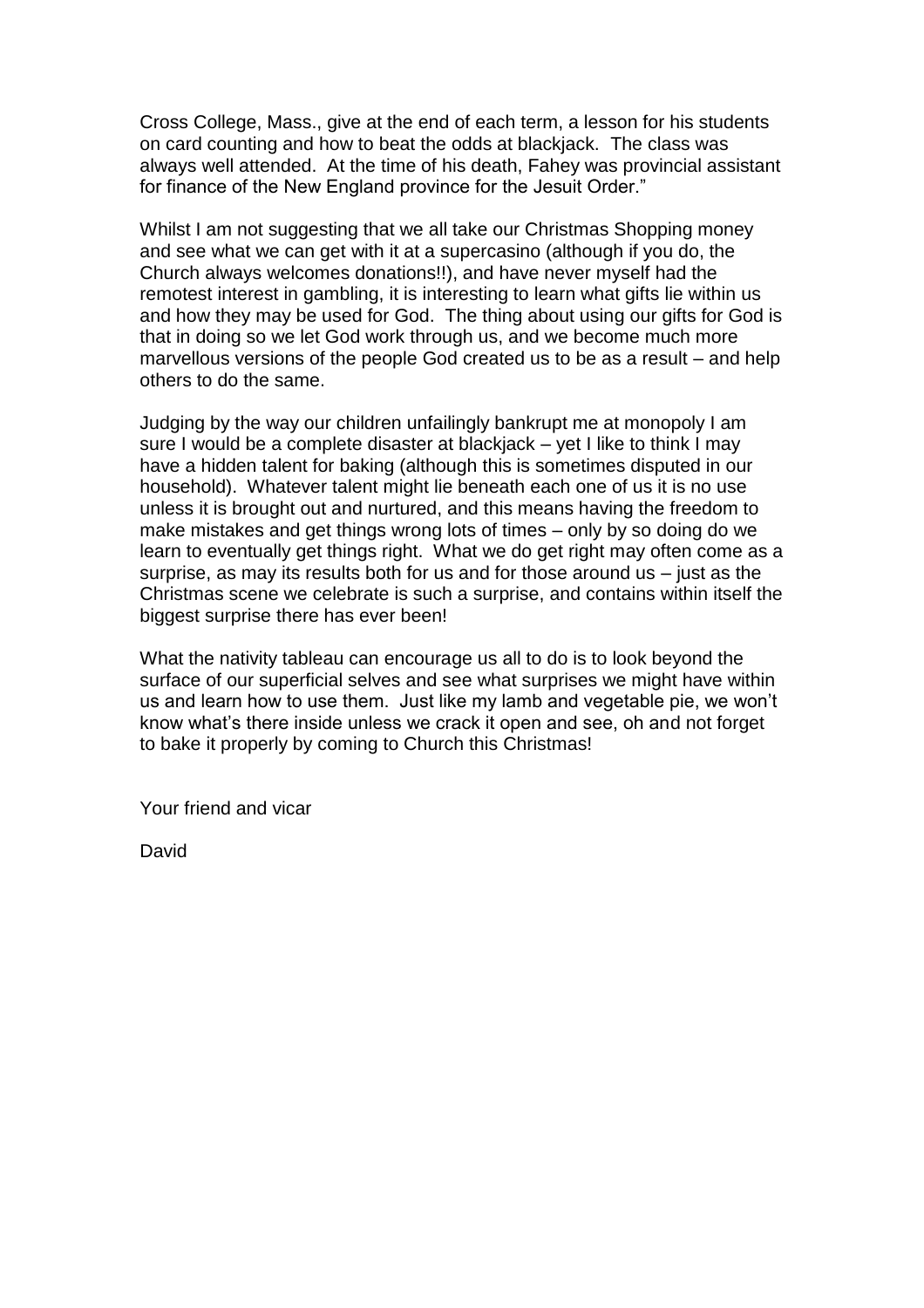Cross College, Mass., give at the end of each term, a lesson for his students on card counting and how to beat the odds at blackjack. The class was always well attended. At the time of his death, Fahey was provincial assistant for finance of the New England province for the Jesuit Order."

Whilst I am not suggesting that we all take our Christmas Shopping money and see what we can get with it at a supercasino (although if you do, the Church always welcomes donations!!), and have never myself had the remotest interest in gambling, it is interesting to learn what gifts lie within us and how they may be used for God. The thing about using our gifts for God is that in doing so we let God work through us, and we become much more marvellous versions of the people God created us to be as a result – and help others to do the same.

Judging by the way our children unfailingly bankrupt me at monopoly I am sure I would be a complete disaster at blackjack – yet I like to think I may have a hidden talent for baking (although this is sometimes disputed in our household). Whatever talent might lie beneath each one of us it is no use unless it is brought out and nurtured, and this means having the freedom to make mistakes and get things wrong lots of times – only by so doing do we learn to eventually get things right. What we do get right may often come as a surprise, as may its results both for us and for those around us – just as the Christmas scene we celebrate is such a surprise, and contains within itself the biggest surprise there has ever been!

What the nativity tableau can encourage us all to do is to look beyond the surface of our superficial selves and see what surprises we might have within us and learn how to use them. Just like my lamb and vegetable pie, we won't know what's there inside unless we crack it open and see, oh and not forget to bake it properly by coming to Church this Christmas!

Your friend and vicar

David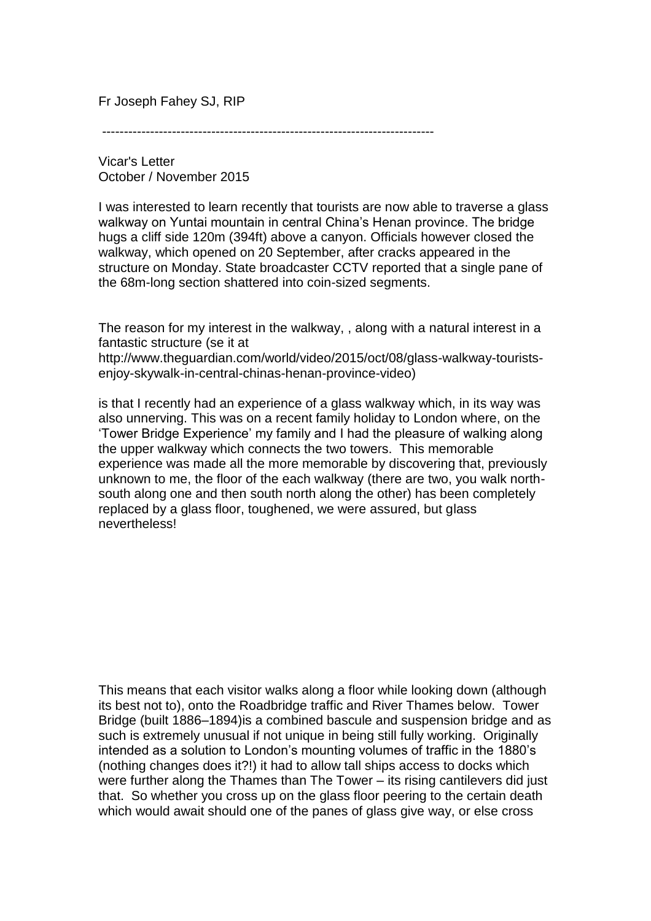Fr Joseph Fahey SJ, RIP

---

Vicar's Letter
October / November 2015

I was interested to learn recently that tourists are now able to traverse a glass walkway on Yuntai mountain in central China's Henan province. The bridge hugs a cliff side 120m (394ft) above a canyon. Officials however closed the walkway, which opened on 20 September, after cracks appeared in the structure on Monday. State broadcaster CCTV reported that a single pane of the 68m-long section shattered into coin-sized segments.

The reason for my interest in the walkway, , along with a natural interest in a fantastic structure (se it at http://www.theguardian.com/world/video/2015/oct/08/glass-walkway-tourists-enjoy-skywalk-in-central-chinas-henan-province-video)

is that I recently had an experience of a glass walkway which, in its way was also unnerving. This was on a recent family holiday to London where, on the 'Tower Bridge Experience' my family and I had the pleasure of walking along the upper walkway which connects the two towers. This memorable experience was made all the more memorable by discovering that, previously unknown to me, the floor of the each walkway (there are two, you walk north-south along one and then south north along the other) has been completely replaced by a glass floor, toughened, we were assured, but glass nevertheless!

This means that each visitor walks along a floor while looking down (although its best not to), onto the Roadbridge traffic and River Thames below. Tower Bridge (built 1886–1894)is a combined bascule and suspension bridge and as such is extremely unusual if not unique in being still fully working. Originally intended as a solution to London's mounting volumes of traffic in the 1880's (nothing changes does it?!) it had to allow tall ships access to docks which were further along the Thames than The Tower – its rising cantilevers did just that. So whether you cross up on the glass floor peering to the certain death which would await should one of the panes of glass give way, or else cross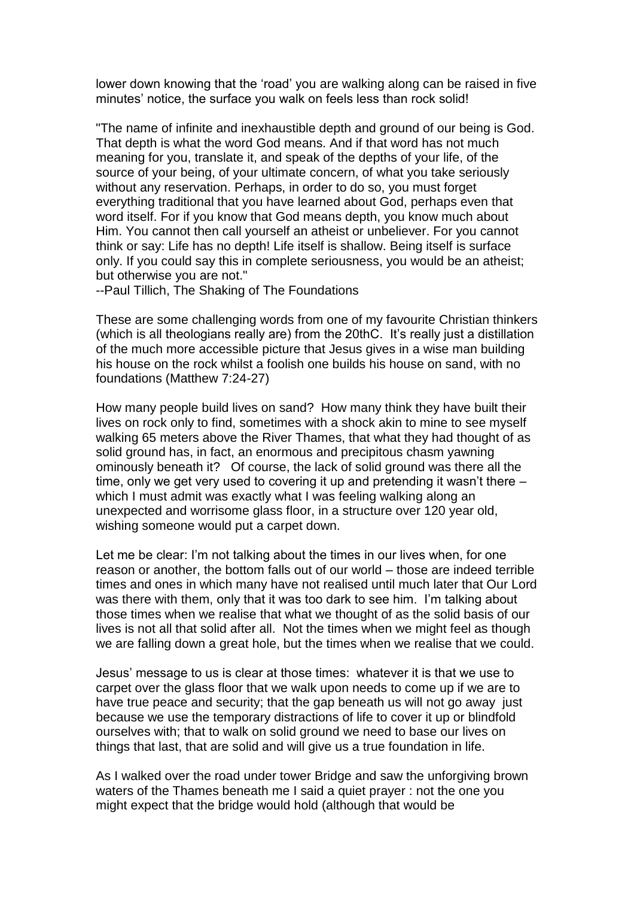lower down knowing that the 'road' you are walking along can be raised in five minutes' notice, the surface you walk on feels less than rock solid!

"The name of infinite and inexhaustible depth and ground of our being is God. That depth is what the word God means. And if that word has not much meaning for you, translate it, and speak of the depths of your life, of the source of your being, of your ultimate concern, of what you take seriously without any reservation. Perhaps, in order to do so, you must forget everything traditional that you have learned about God, perhaps even that word itself. For if you know that God means depth, you know much about Him. You cannot then call yourself an atheist or unbeliever. For you cannot think or say: Life has no depth! Life itself is shallow. Being itself is surface only. If you could say this in complete seriousness, you would be an atheist; but otherwise you are not."
--Paul Tillich, The Shaking of The Foundations

These are some challenging words from one of my favourite Christian thinkers (which is all theologians really are) from the 20thC. It's really just a distillation of the much more accessible picture that Jesus gives in a wise man building his house on the rock whilst a foolish one builds his house on sand, with no foundations (Matthew 7:24-27)

How many people build lives on sand? How many think they have built their lives on rock only to find, sometimes with a shock akin to mine to see myself walking 65 meters above the River Thames, that what they had thought of as solid ground has, in fact, an enormous and precipitous chasm yawning ominously beneath it? Of course, the lack of solid ground was there all the time, only we get very used to covering it up and pretending it wasn't there – which I must admit was exactly what I was feeling walking along an unexpected and worrisome glass floor, in a structure over 120 year old, wishing someone would put a carpet down.

Let me be clear: I'm not talking about the times in our lives when, for one reason or another, the bottom falls out of our world – those are indeed terrible times and ones in which many have not realised until much later that Our Lord was there with them, only that it was too dark to see him. I'm talking about those times when we realise that what we thought of as the solid basis of our lives is not all that solid after all. Not the times when we might feel as though we are falling down a great hole, but the times when we realise that we could.

Jesus' message to us is clear at those times: whatever it is that we use to carpet over the glass floor that we walk upon needs to come up if we are to have true peace and security; that the gap beneath us will not go away just because we use the temporary distractions of life to cover it up or blindfold ourselves with; that to walk on solid ground we need to base our lives on things that last, that are solid and will give us a true foundation in life.

As I walked over the road under tower Bridge and saw the unforgiving brown waters of the Thames beneath me I said a quiet prayer : not the one you might expect that the bridge would hold (although that would be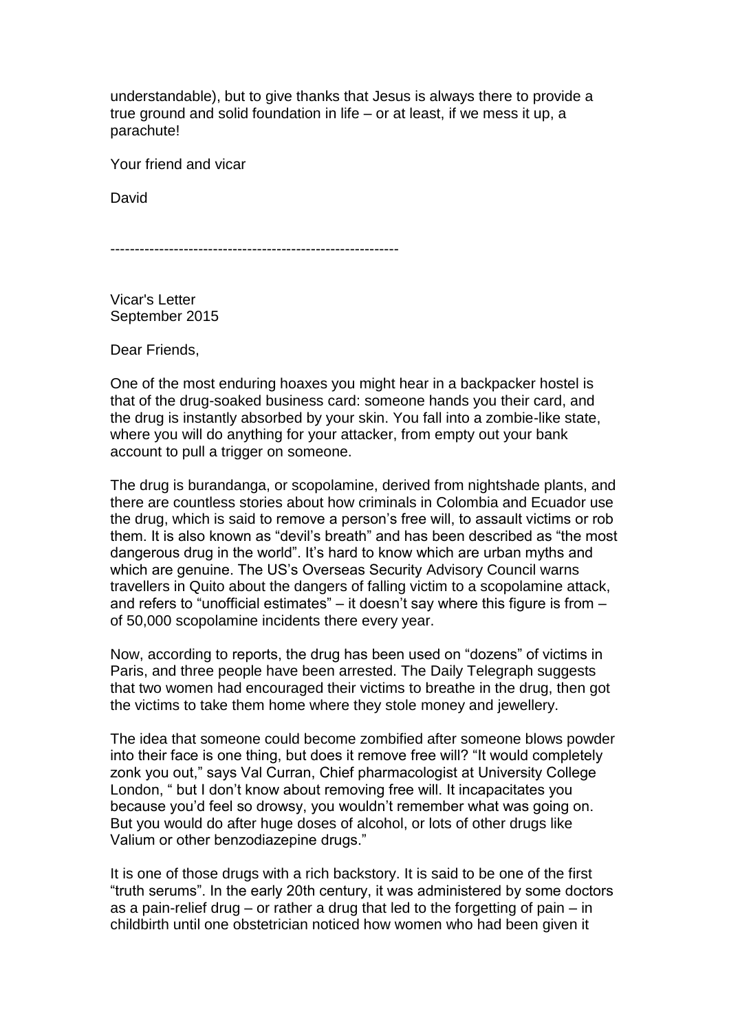understandable), but to give thanks that Jesus is always there to provide a true ground and solid foundation in life – or at least, if we mess it up, a parachute!

Your friend and vicar

David

-----------------------------------------------------------

Vicar's Letter
September 2015

Dear Friends,

One of the most enduring hoaxes you might hear in a backpacker hostel is that of the drug-soaked business card: someone hands you their card, and the drug is instantly absorbed by your skin. You fall into a zombie-like state, where you will do anything for your attacker, from empty out your bank account to pull a trigger on someone.

The drug is burandanga, or scopolamine, derived from nightshade plants, and there are countless stories about how criminals in Colombia and Ecuador use the drug, which is said to remove a person's free will, to assault victims or rob them. It is also known as "devil's breath" and has been described as "the most dangerous drug in the world". It's hard to know which are urban myths and which are genuine. The US's Overseas Security Advisory Council warns travellers in Quito about the dangers of falling victim to a scopolamine attack, and refers to "unofficial estimates" – it doesn't say where this figure is from – of 50,000 scopolamine incidents there every year.

Now, according to reports, the drug has been used on "dozens" of victims in Paris, and three people have been arrested. The Daily Telegraph suggests that two women had encouraged their victims to breathe in the drug, then got the victims to take them home where they stole money and jewellery.

The idea that someone could become zombified after someone blows powder into their face is one thing, but does it remove free will? "It would completely zonk you out," says Val Curran, Chief pharmacologist at University College London, " but I don't know about removing free will. It incapacitates you because you'd feel so drowsy, you wouldn't remember what was going on. But you would do after huge doses of alcohol, or lots of other drugs like Valium or other benzodiazepine drugs."

It is one of those drugs with a rich backstory. It is said to be one of the first "truth serums". In the early 20th century, it was administered by some doctors as a pain-relief drug – or rather a drug that led to the forgetting of pain – in childbirth until one obstetrician noticed how women who had been given it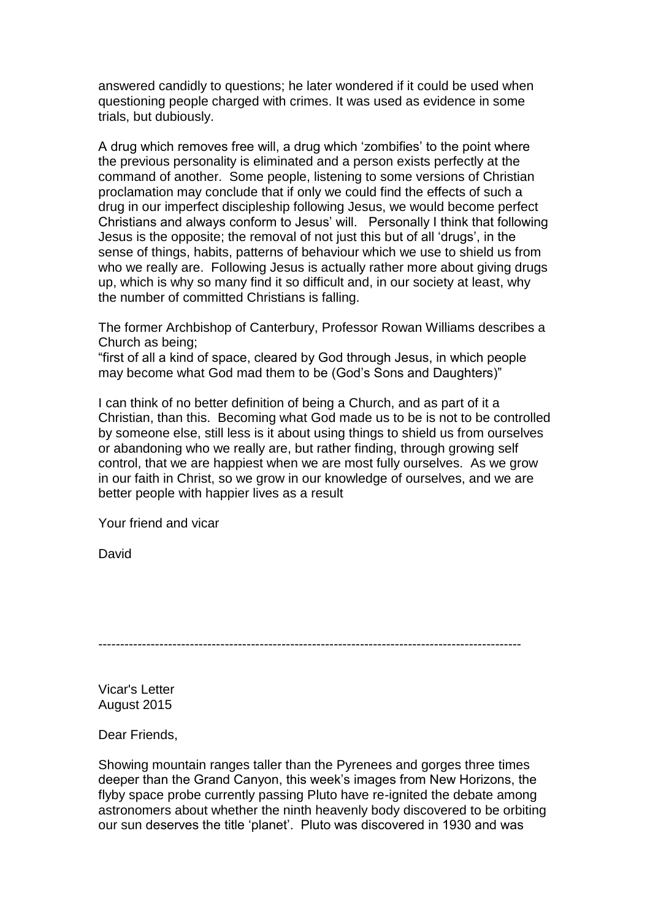answered candidly to questions; he later wondered if it could be used when questioning people charged with crimes. It was used as evidence in some trials, but dubiously.

A drug which removes free will, a drug which 'zombifies' to the point where the previous personality is eliminated and a person exists perfectly at the command of another. Some people, listening to some versions of Christian proclamation may conclude that if only we could find the effects of such a drug in our imperfect discipleship following Jesus, we would become perfect Christians and always conform to Jesus' will. Personally I think that following Jesus is the opposite; the removal of not just this but of all 'drugs', in the sense of things, habits, patterns of behaviour which we use to shield us from who we really are. Following Jesus is actually rather more about giving drugs up, which is why so many find it so difficult and, in our society at least, why the number of committed Christians is falling.

The former Archbishop of Canterbury, Professor Rowan Williams describes a Church as being;
"first of all a kind of space, cleared by God through Jesus, in which people may become what God mad them to be (God's Sons and Daughters)"

I can think of no better definition of being a Church, and as part of it a Christian, than this. Becoming what God made us to be is not to be controlled by someone else, still less is it about using things to shield us from ourselves or abandoning who we really are, but rather finding, through growing self control, that we are happiest when we are most fully ourselves. As we grow in our faith in Christ, so we grow in our knowledge of ourselves, and we are better people with happier lives as a result

Your friend and vicar

David

---

Vicar's Letter
August 2015

Dear Friends,

Showing mountain ranges taller than the Pyrenees and gorges three times deeper than the Grand Canyon, this week's images from New Horizons, the flyby space probe currently passing Pluto have re-ignited the debate among astronomers about whether the ninth heavenly body discovered to be orbiting our sun deserves the title 'planet'. Pluto was discovered in 1930 and was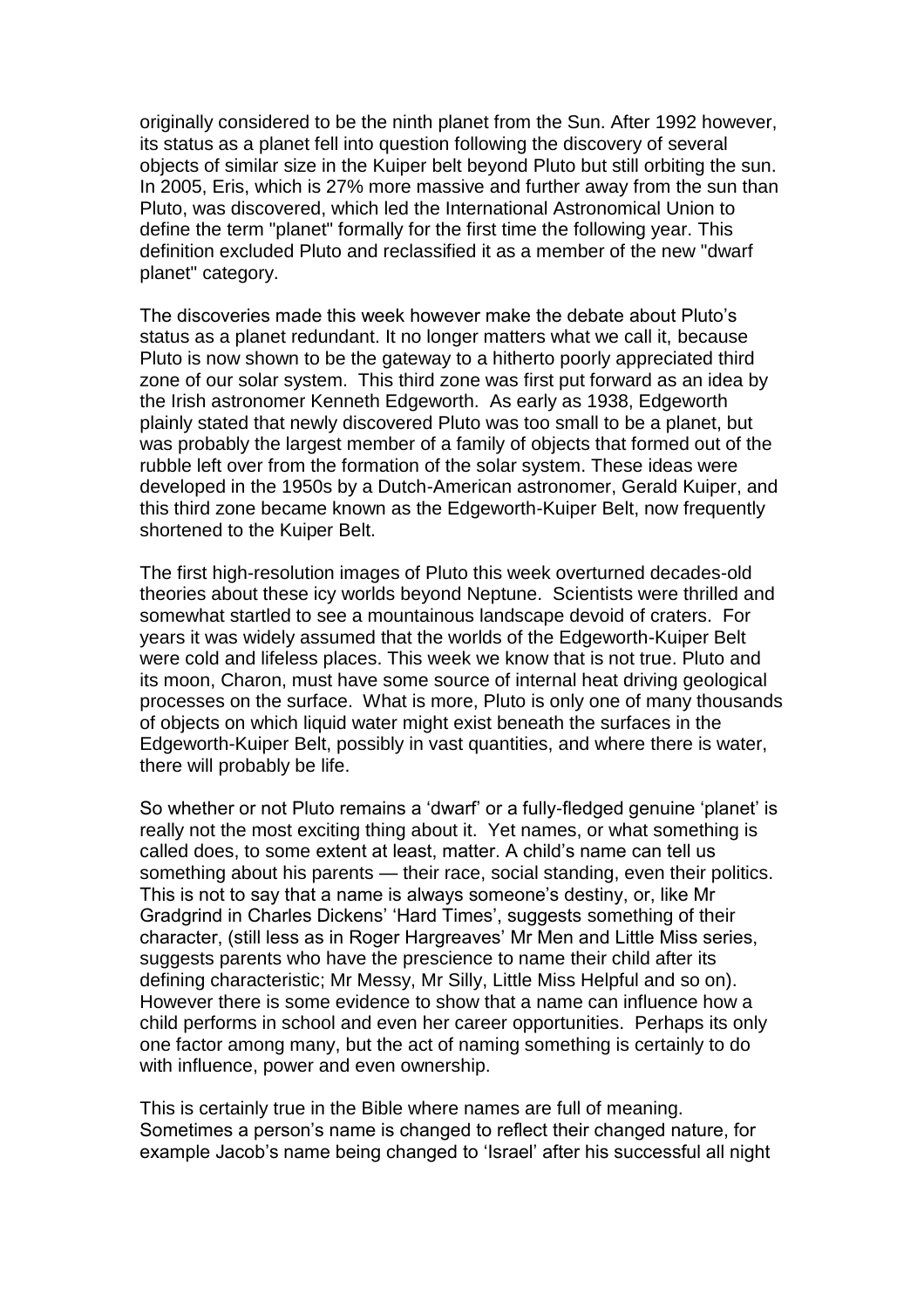originally considered to be the ninth planet from the Sun. After 1992 however, its status as a planet fell into question following the discovery of several objects of similar size in the Kuiper belt beyond Pluto but still orbiting the sun. In 2005, Eris, which is 27% more massive and further away from the sun than Pluto, was discovered, which led the International Astronomical Union to define the term "planet" formally for the first time the following year. This definition excluded Pluto and reclassified it as a member of the new "dwarf planet" category.

The discoveries made this week however make the debate about Pluto's status as a planet redundant. It no longer matters what we call it, because Pluto is now shown to be the gateway to a hitherto poorly appreciated third zone of our solar system. This third zone was first put forward as an idea by the Irish astronomer Kenneth Edgeworth. As early as 1938, Edgeworth plainly stated that newly discovered Pluto was too small to be a planet, but was probably the largest member of a family of objects that formed out of the rubble left over from the formation of the solar system. These ideas were developed in the 1950s by a Dutch-American astronomer, Gerald Kuiper, and this third zone became known as the Edgeworth-Kuiper Belt, now frequently shortened to the Kuiper Belt.

The first high-resolution images of Pluto this week overturned decades-old theories about these icy worlds beyond Neptune. Scientists were thrilled and somewhat startled to see a mountainous landscape devoid of craters. For years it was widely assumed that the worlds of the Edgeworth-Kuiper Belt were cold and lifeless places. This week we know that is not true. Pluto and its moon, Charon, must have some source of internal heat driving geological processes on the surface. What is more, Pluto is only one of many thousands of objects on which liquid water might exist beneath the surfaces in the Edgeworth-Kuiper Belt, possibly in vast quantities, and where there is water, there will probably be life.

So whether or not Pluto remains a 'dwarf' or a fully-fledged genuine 'planet' is really not the most exciting thing about it. Yet names, or what something is called does, to some extent at least, matter. A child's name can tell us something about his parents — their race, social standing, even their politics. This is not to say that a name is always someone's destiny, or, like Mr Gradgrind in Charles Dickens' 'Hard Times', suggests something of their character, (still less as in Roger Hargreaves' Mr Men and Little Miss series, suggests parents who have the prescience to name their child after its defining characteristic; Mr Messy, Mr Silly, Little Miss Helpful and so on). However there is some evidence to show that a name can influence how a child performs in school and even her career opportunities. Perhaps its only one factor among many, but the act of naming something is certainly to do with influence, power and even ownership.

This is certainly true in the Bible where names are full of meaning. Sometimes a person's name is changed to reflect their changed nature, for example Jacob's name being changed to 'Israel' after his successful all night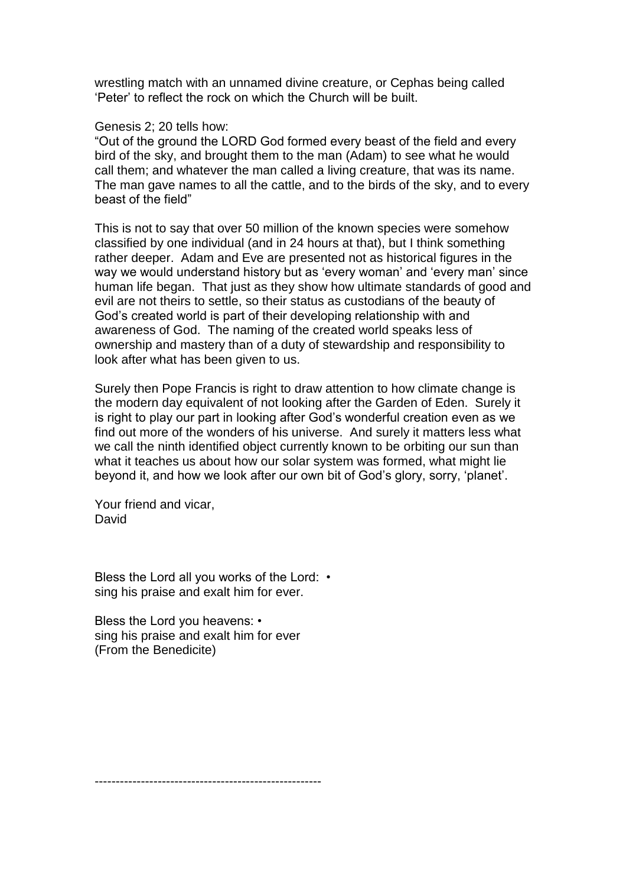wrestling match with an unnamed divine creature, or Cephas being called 'Peter' to reflect the rock on which the Church will be built.

Genesis 2; 20 tells how:
"Out of the ground the LORD God formed every beast of the field and every bird of the sky, and brought them to the man (Adam) to see what he would call them; and whatever the man called a living creature, that was its name. The man gave names to all the cattle, and to the birds of the sky, and to every beast of the field"

This is not to say that over 50 million of the known species were somehow classified by one individual (and in 24 hours at that), but I think something rather deeper. Adam and Eve are presented not as historical figures in the way we would understand history but as 'every woman' and 'every man' since human life began. That just as they show how ultimate standards of good and evil are not theirs to settle, so their status as custodians of the beauty of God's created world is part of their developing relationship with and awareness of God. The naming of the created world speaks less of ownership and mastery than of a duty of stewardship and responsibility to look after what has been given to us.

Surely then Pope Francis is right to draw attention to how climate change is the modern day equivalent of not looking after the Garden of Eden. Surely it is right to play our part in looking after God's wonderful creation even as we find out more of the wonders of his universe. And surely it matters less what we call the ninth identified object currently known to be orbiting our sun than what it teaches us about how our solar system was formed, what might lie beyond it, and how we look after our own bit of God's glory, sorry, 'planet'.

Your friend and vicar,
David

Bless the Lord all you works of the Lord: •
sing his praise and exalt him for ever.

Bless the Lord you heavens: •
sing his praise and exalt him for ever
(From the Benedicite)

------------------------------------------------------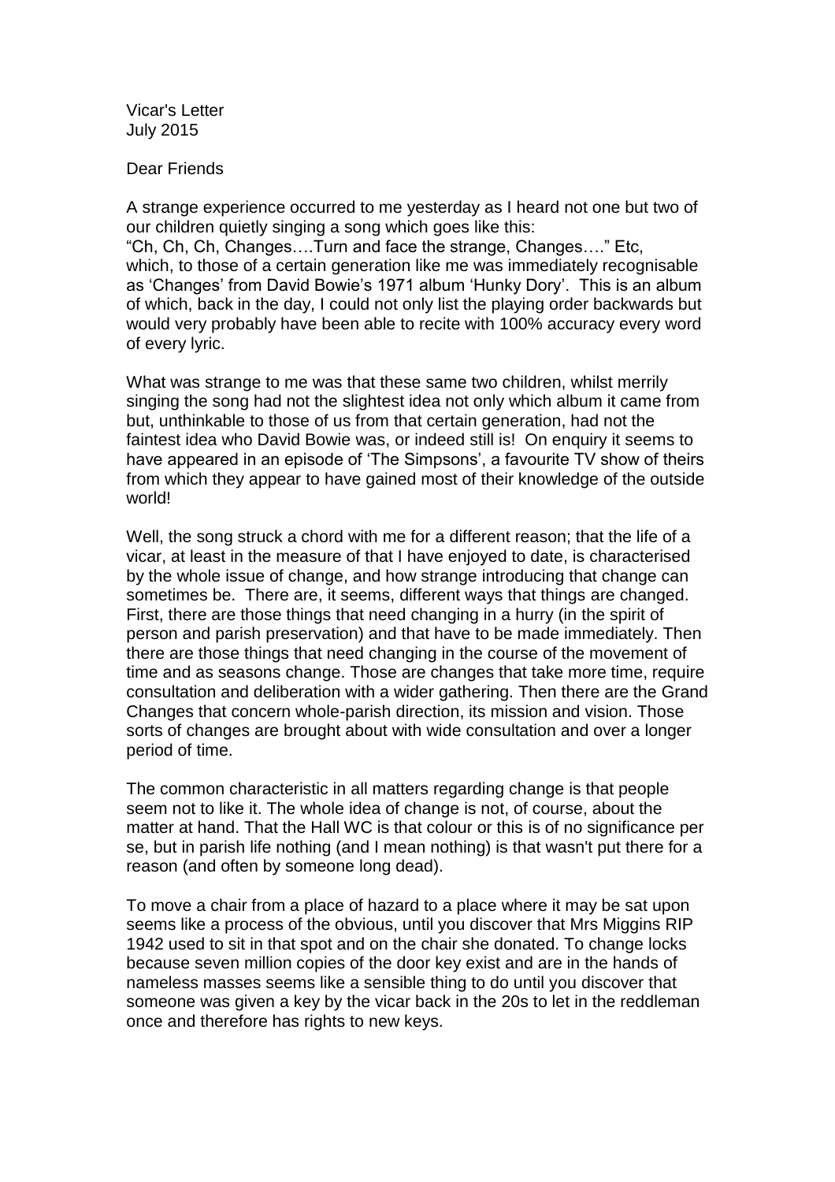Vicar's Letter
July 2015

Dear Friends

A strange experience occurred to me yesterday as I heard not one but two of our children quietly singing a song which goes like this:
"Ch, Ch, Ch, Changes….Turn and face the strange, Changes…." Etc, which, to those of a certain generation like me was immediately recognisable as 'Changes' from David Bowie's 1971 album 'Hunky Dory'. This is an album of which, back in the day, I could not only list the playing order backwards but would very probably have been able to recite with 100% accuracy every word of every lyric.

What was strange to me was that these same two children, whilst merrily singing the song had not the slightest idea not only which album it came from but, unthinkable to those of us from that certain generation, had not the faintest idea who David Bowie was, or indeed still is! On enquiry it seems to have appeared in an episode of 'The Simpsons', a favourite TV show of theirs from which they appear to have gained most of their knowledge of the outside world!

Well, the song struck a chord with me for a different reason; that the life of a vicar, at least in the measure of that I have enjoyed to date, is characterised by the whole issue of change, and how strange introducing that change can sometimes be. There are, it seems, different ways that things are changed. First, there are those things that need changing in a hurry (in the spirit of person and parish preservation) and that have to be made immediately. Then there are those things that need changing in the course of the movement of time and as seasons change. Those are changes that take more time, require consultation and deliberation with a wider gathering. Then there are the Grand Changes that concern whole-parish direction, its mission and vision. Those sorts of changes are brought about with wide consultation and over a longer period of time.

The common characteristic in all matters regarding change is that people seem not to like it. The whole idea of change is not, of course, about the matter at hand. That the Hall WC is that colour or this is of no significance per se, but in parish life nothing (and I mean nothing) is that wasn't put there for a reason (and often by someone long dead).

To move a chair from a place of hazard to a place where it may be sat upon seems like a process of the obvious, until you discover that Mrs Miggins RIP 1942 used to sit in that spot and on the chair she donated. To change locks because seven million copies of the door key exist and are in the hands of nameless masses seems like a sensible thing to do until you discover that someone was given a key by the vicar back in the 20s to let in the reddleman once and therefore has rights to new keys.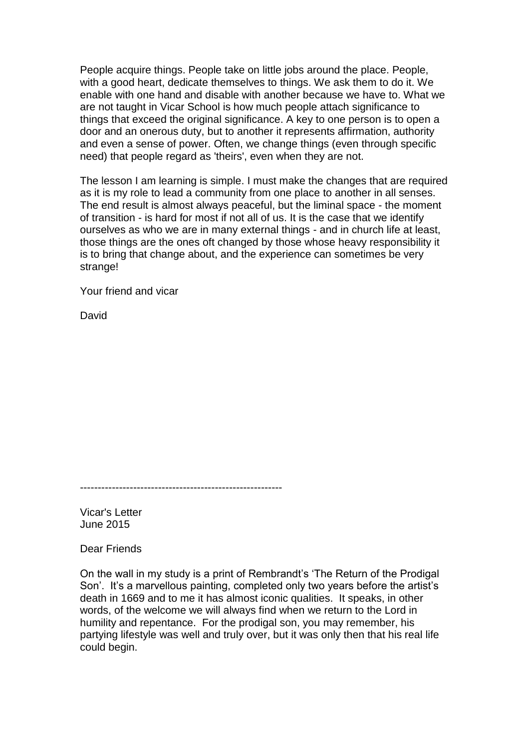People acquire things. People take on little jobs around the place. People, with a good heart, dedicate themselves to things. We ask them to do it. We enable with one hand and disable with another because we have to. What we are not taught in Vicar School is how much people attach significance to things that exceed the original significance. A key to one person is to open a door and an onerous duty, but to another it represents affirmation, authority and even a sense of power. Often, we change things (even through specific need) that people regard as 'theirs', even when they are not.

The lesson I am learning is simple. I must make the changes that are required as it is my role to lead a community from one place to another in all senses. The end result is almost always peaceful, but the liminal space - the moment of transition - is hard for most if not all of us. It is the case that we identify ourselves as who we are in many external things - and in church life at least, those things are the ones oft changed by those whose heavy responsibility it is to bring that change about, and the experience can sometimes be very strange!

Your friend and vicar

David

---------------------------------------------------------

Vicar's Letter
June 2015

Dear Friends

On the wall in my study is a print of Rembrandt's 'The Return of the Prodigal Son'. It's a marvellous painting, completed only two years before the artist's death in 1669 and to me it has almost iconic qualities. It speaks, in other words, of the welcome we will always find when we return to the Lord in humility and repentance. For the prodigal son, you may remember, his partying lifestyle was well and truly over, but it was only then that his real life could begin.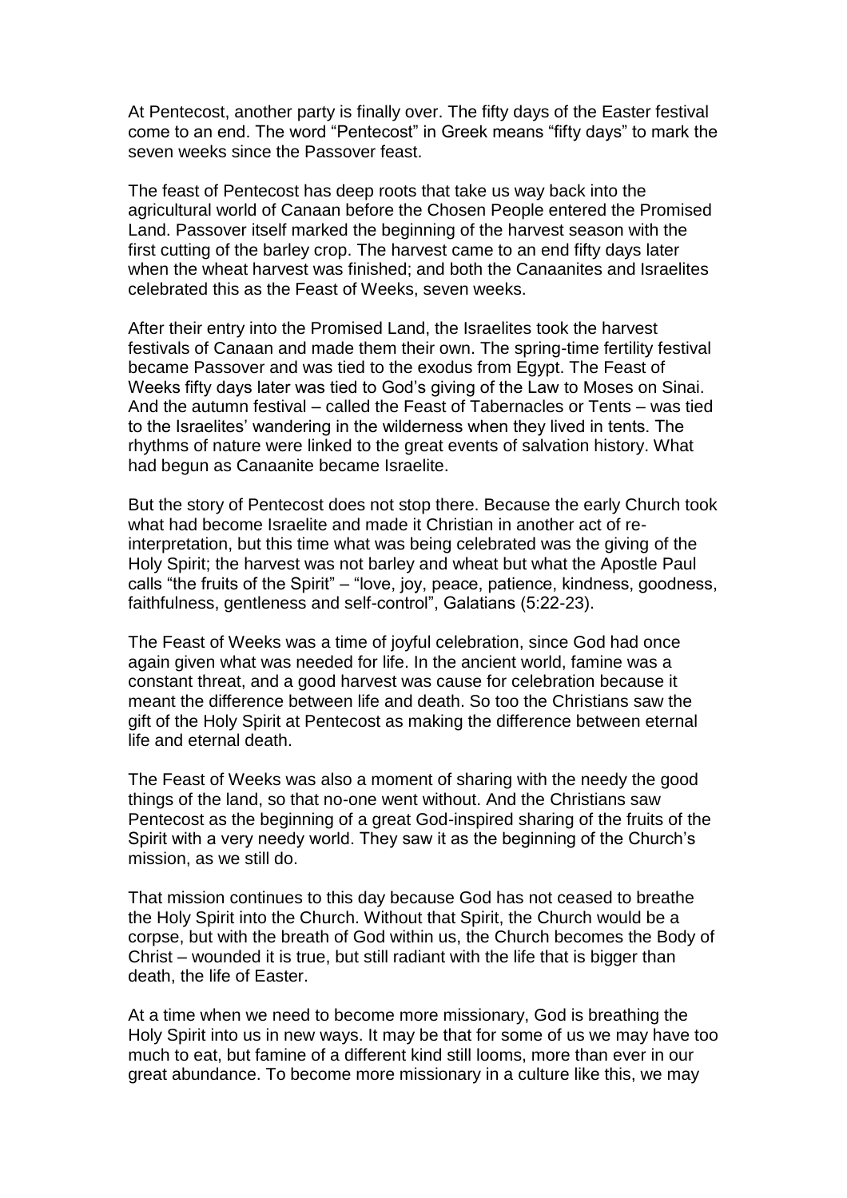At Pentecost, another party is finally over. The fifty days of the Easter festival come to an end. The word "Pentecost" in Greek means "fifty days" to mark the seven weeks since the Passover feast.

The feast of Pentecost has deep roots that take us way back into the agricultural world of Canaan before the Chosen People entered the Promised Land. Passover itself marked the beginning of the harvest season with the first cutting of the barley crop. The harvest came to an end fifty days later when the wheat harvest was finished; and both the Canaanites and Israelites celebrated this as the Feast of Weeks, seven weeks.

After their entry into the Promised Land, the Israelites took the harvest festivals of Canaan and made them their own. The spring-time fertility festival became Passover and was tied to the exodus from Egypt. The Feast of Weeks fifty days later was tied to God's giving of the Law to Moses on Sinai. And the autumn festival – called the Feast of Tabernacles or Tents – was tied to the Israelites' wandering in the wilderness when they lived in tents. The rhythms of nature were linked to the great events of salvation history. What had begun as Canaanite became Israelite.

But the story of Pentecost does not stop there. Because the early Church took what had become Israelite and made it Christian in another act of re-interpretation, but this time what was being celebrated was the giving of the Holy Spirit; the harvest was not barley and wheat but what the Apostle Paul calls "the fruits of the Spirit" – "love, joy, peace, patience, kindness, goodness, faithfulness, gentleness and self-control", Galatians (5:22-23).

The Feast of Weeks was a time of joyful celebration, since God had once again given what was needed for life. In the ancient world, famine was a constant threat, and a good harvest was cause for celebration because it meant the difference between life and death. So too the Christians saw the gift of the Holy Spirit at Pentecost as making the difference between eternal life and eternal death.

The Feast of Weeks was also a moment of sharing with the needy the good things of the land, so that no-one went without. And the Christians saw Pentecost as the beginning of a great God-inspired sharing of the fruits of the Spirit with a very needy world. They saw it as the beginning of the Church's mission, as we still do.

That mission continues to this day because God has not ceased to breathe the Holy Spirit into the Church. Without that Spirit, the Church would be a corpse, but with the breath of God within us, the Church becomes the Body of Christ – wounded it is true, but still radiant with the life that is bigger than death, the life of Easter.

At a time when we need to become more missionary, God is breathing the Holy Spirit into us in new ways. It may be that for some of us we may have too much to eat, but famine of a different kind still looms, more than ever in our great abundance. To become more missionary in a culture like this, we may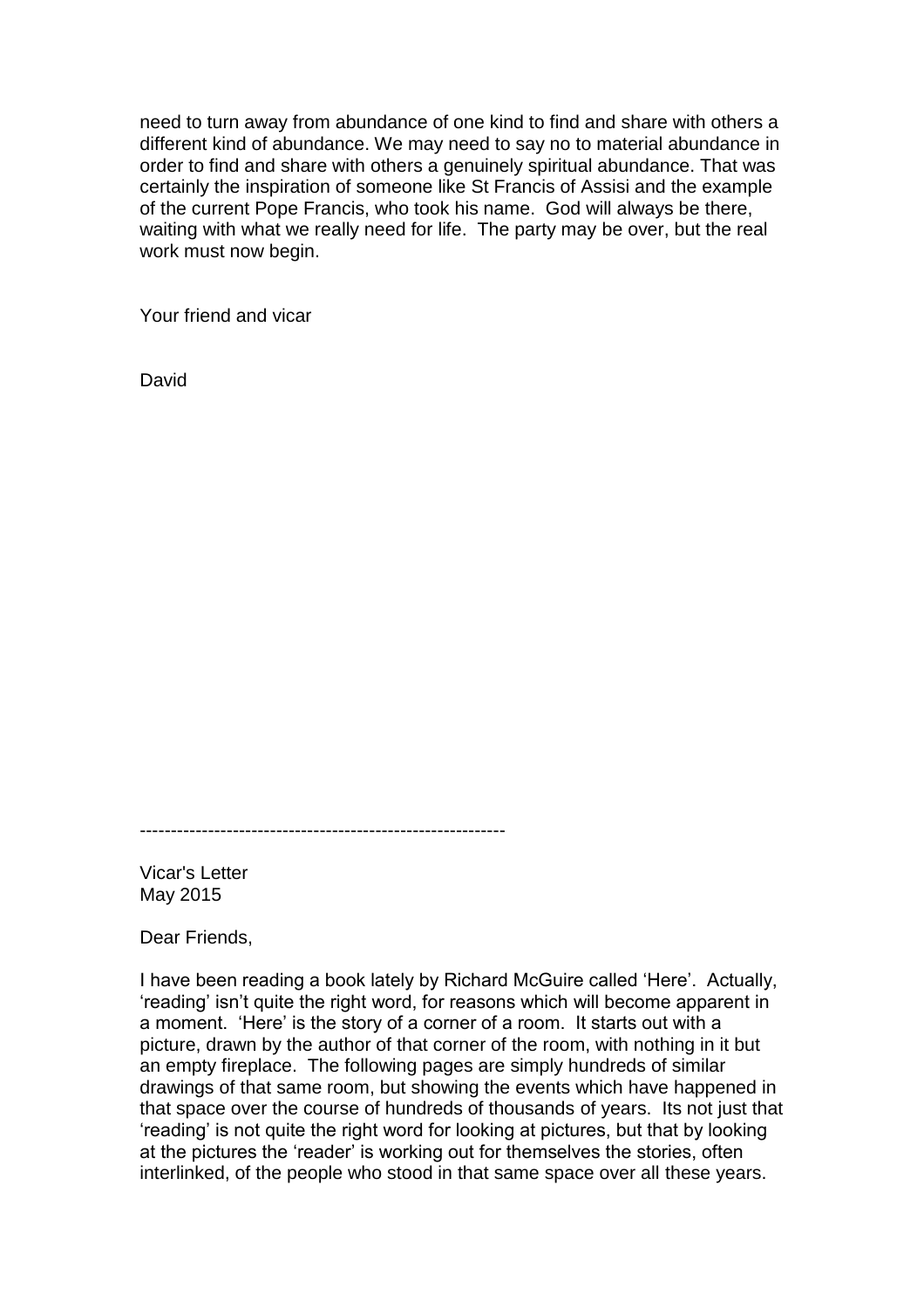need to turn away from abundance of one kind to find and share with others a different kind of abundance. We may need to say no to material abundance in order to find and share with others a genuinely spiritual abundance. That was certainly the inspiration of someone like St Francis of Assisi and the example of the current Pope Francis, who took his name. God will always be there, waiting with what we really need for life. The party may be over, but the real work must now begin.

Your friend and vicar

David

-----------------------------------------------------------

Vicar's Letter
May 2015

Dear Friends,

I have been reading a book lately by Richard McGuire called 'Here'. Actually, 'reading' isn't quite the right word, for reasons which will become apparent in a moment. 'Here' is the story of a corner of a room. It starts out with a picture, drawn by the author of that corner of the room, with nothing in it but an empty fireplace. The following pages are simply hundreds of similar drawings of that same room, but showing the events which have happened in that space over the course of hundreds of thousands of years. Its not just that 'reading' is not quite the right word for looking at pictures, but that by looking at the pictures the 'reader' is working out for themselves the stories, often interlinked, of the people who stood in that same space over all these years.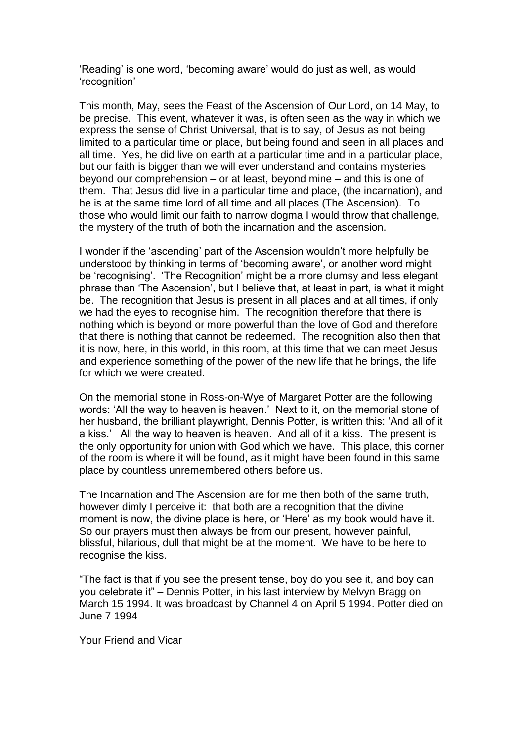'Reading' is one word, 'becoming aware' would do just as well, as would 'recognition'

This month, May, sees the Feast of the Ascension of Our Lord, on 14 May, to be precise. This event, whatever it was, is often seen as the way in which we express the sense of Christ Universal, that is to say, of Jesus as not being limited to a particular time or place, but being found and seen in all places and all time. Yes, he did live on earth at a particular time and in a particular place, but our faith is bigger than we will ever understand and contains mysteries beyond our comprehension – or at least, beyond mine – and this is one of them. That Jesus did live in a particular time and place, (the incarnation), and he is at the same time lord of all time and all places (The Ascension). To those who would limit our faith to narrow dogma I would throw that challenge, the mystery of the truth of both the incarnation and the ascension.

I wonder if the 'ascending' part of the Ascension wouldn't more helpfully be understood by thinking in terms of 'becoming aware', or another word might be 'recognising'. 'The Recognition' might be a more clumsy and less elegant phrase than 'The Ascension', but I believe that, at least in part, is what it might be. The recognition that Jesus is present in all places and at all times, if only we had the eyes to recognise him. The recognition therefore that there is nothing which is beyond or more powerful than the love of God and therefore that there is nothing that cannot be redeemed. The recognition also then that it is now, here, in this world, in this room, at this time that we can meet Jesus and experience something of the power of the new life that he brings, the life for which we were created.

On the memorial stone in Ross-on-Wye of Margaret Potter are the following words: 'All the way to heaven is heaven.' Next to it, on the memorial stone of her husband, the brilliant playwright, Dennis Potter, is written this: 'And all of it a kiss.' All the way to heaven is heaven. And all of it a kiss. The present is the only opportunity for union with God which we have. This place, this corner of the room is where it will be found, as it might have been found in this same place by countless unremembered others before us.

The Incarnation and The Ascension are for me then both of the same truth, however dimly I perceive it: that both are a recognition that the divine moment is now, the divine place is here, or 'Here' as my book would have it. So our prayers must then always be from our present, however painful, blissful, hilarious, dull that might be at the moment. We have to be here to recognise the kiss.

"The fact is that if you see the present tense, boy do you see it, and boy can you celebrate it" – Dennis Potter, in his last interview by Melvyn Bragg on March 15 1994. It was broadcast by Channel 4 on April 5 1994. Potter died on June 7 1994

Your Friend and Vicar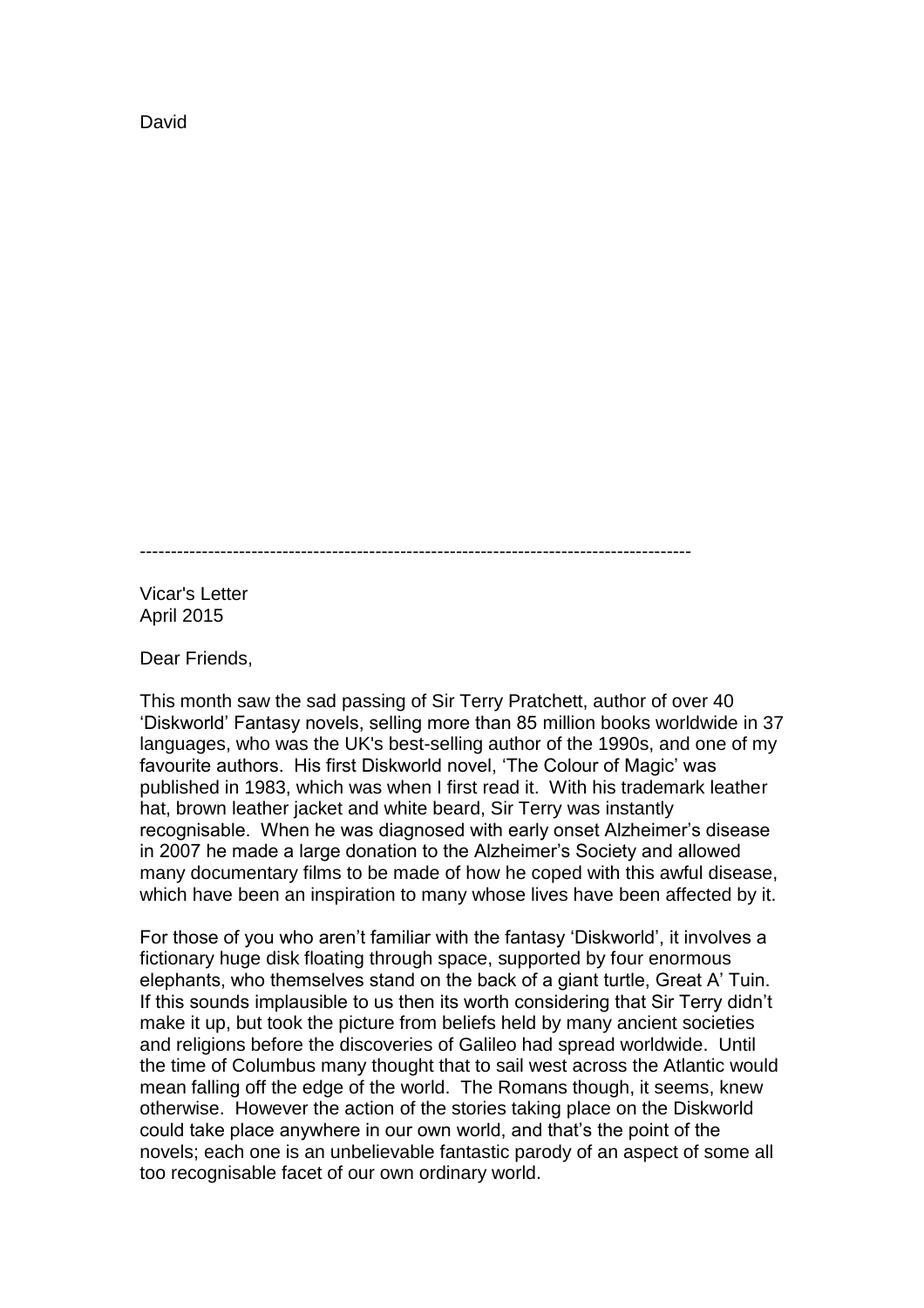David

---

Vicar's Letter
April 2015

Dear Friends,

This month saw the sad passing of Sir Terry Pratchett, author of over 40 'Diskworld' Fantasy novels, selling more than 85 million books worldwide in 37 languages, who was the UK's best-selling author of the 1990s, and one of my favourite authors. His first Diskworld novel, 'The Colour of Magic' was published in 1983, which was when I first read it. With his trademark leather hat, brown leather jacket and white beard, Sir Terry was instantly recognisable. When he was diagnosed with early onset Alzheimer's disease in 2007 he made a large donation to the Alzheimer's Society and allowed many documentary films to be made of how he coped with this awful disease, which have been an inspiration to many whose lives have been affected by it.

For those of you who aren't familiar with the fantasy 'Diskworld', it involves a fictionary huge disk floating through space, supported by four enormous elephants, who themselves stand on the back of a giant turtle, Great A' Tuin. If this sounds implausible to us then its worth considering that Sir Terry didn't make it up, but took the picture from beliefs held by many ancient societies and religions before the discoveries of Galileo had spread worldwide. Until the time of Columbus many thought that to sail west across the Atlantic would mean falling off the edge of the world. The Romans though, it seems, knew otherwise. However the action of the stories taking place on the Diskworld could take place anywhere in our own world, and that's the point of the novels; each one is an unbelievable fantastic parody of an aspect of some all too recognisable facet of our own ordinary world.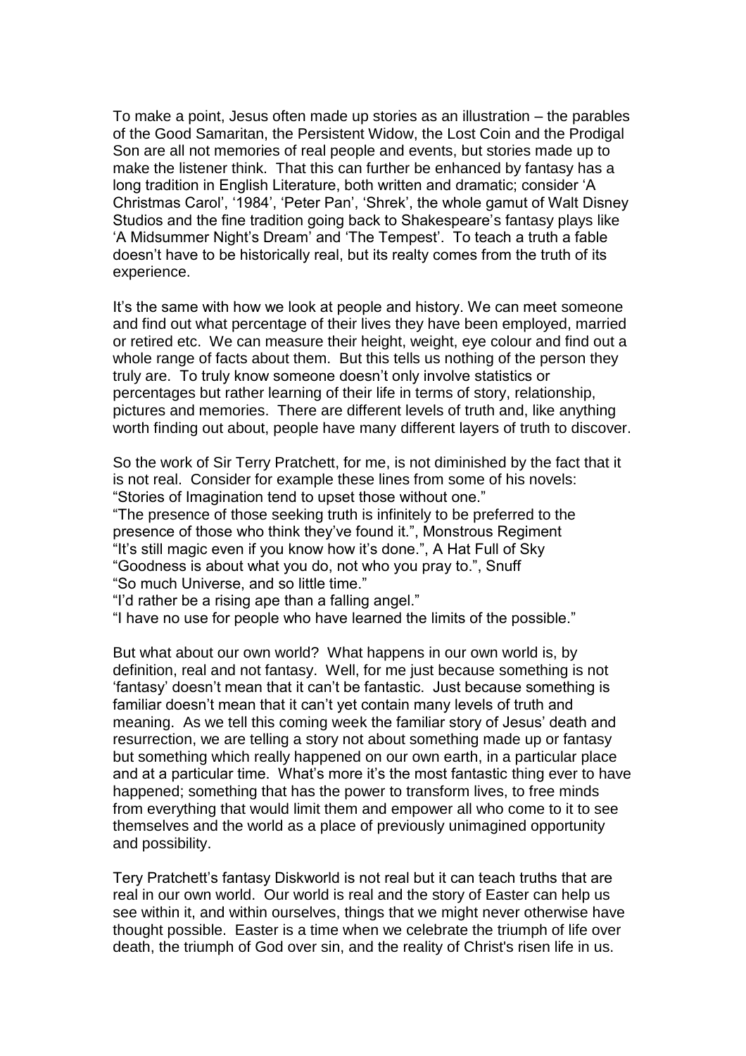To make a point, Jesus often made up stories as an illustration – the parables of the Good Samaritan, the Persistent Widow, the Lost Coin and the Prodigal Son are all not memories of real people and events, but stories made up to make the listener think. That this can further be enhanced by fantasy has a long tradition in English Literature, both written and dramatic; consider 'A Christmas Carol', '1984', 'Peter Pan', 'Shrek', the whole gamut of Walt Disney Studios and the fine tradition going back to Shakespeare's fantasy plays like 'A Midsummer Night's Dream' and 'The Tempest'. To teach a truth a fable doesn't have to be historically real, but its realty comes from the truth of its experience.

It's the same with how we look at people and history. We can meet someone and find out what percentage of their lives they have been employed, married or retired etc. We can measure their height, weight, eye colour and find out a whole range of facts about them. But this tells us nothing of the person they truly are. To truly know someone doesn't only involve statistics or percentages but rather learning of their life in terms of story, relationship, pictures and memories. There are different levels of truth and, like anything worth finding out about, people have many different layers of truth to discover.

So the work of Sir Terry Pratchett, for me, is not diminished by the fact that it is not real. Consider for example these lines from some of his novels:
"Stories of Imagination tend to upset those without one."
"The presence of those seeking truth is infinitely to be preferred to the presence of those who think they've found it.", Monstrous Regiment
"It's still magic even if you know how it's done.", A Hat Full of Sky
"Goodness is about what you do, not who you pray to.", Snuff
"So much Universe, and so little time."
"I'd rather be a rising ape than a falling angel."
"I have no use for people who have learned the limits of the possible."

But what about our own world? What happens in our own world is, by definition, real and not fantasy. Well, for me just because something is not 'fantasy' doesn't mean that it can't be fantastic. Just because something is familiar doesn't mean that it can't yet contain many levels of truth and meaning. As we tell this coming week the familiar story of Jesus' death and resurrection, we are telling a story not about something made up or fantasy but something which really happened on our own earth, in a particular place and at a particular time. What's more it's the most fantastic thing ever to have happened; something that has the power to transform lives, to free minds from everything that would limit them and empower all who come to it to see themselves and the world as a place of previously unimagined opportunity and possibility.

Tery Pratchett's fantasy Diskworld is not real but it can teach truths that are real in our own world. Our world is real and the story of Easter can help us see within it, and within ourselves, things that we might never otherwise have thought possible. Easter is a time when we celebrate the triumph of life over death, the triumph of God over sin, and the reality of Christ's risen life in us.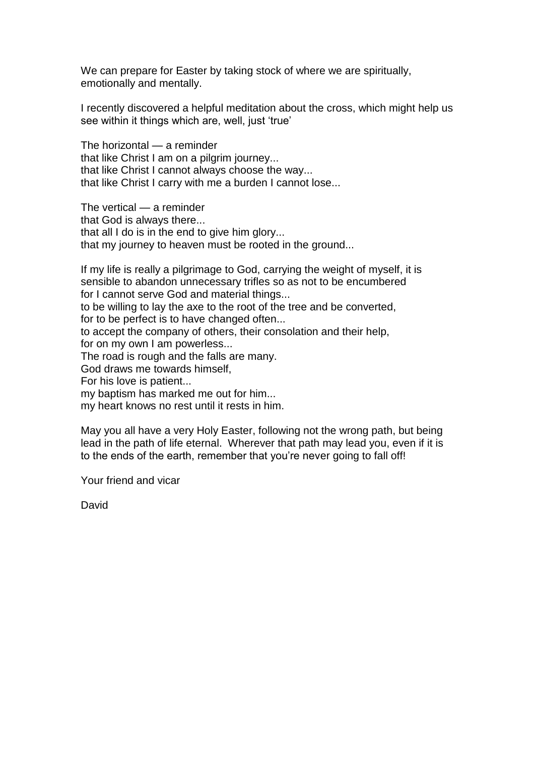We can prepare for Easter by taking stock of where we are spiritually, emotionally and mentally.

I recently discovered a helpful meditation about the cross, which might help us see within it things which are, well, just 'true'

The horizontal — a reminder  
that like Christ I am on a pilgrim journey...  
that like Christ I cannot always choose the way...  
that like Christ I carry with me a burden I cannot lose...

The vertical — a reminder  
that God is always there...  
that all I do is in the end to give him glory...  
that my journey to heaven must be rooted in the ground...

If my life is really a pilgrimage to God, carrying the weight of myself, it is sensible to abandon unnecessary trifles so as not to be encumbered  
for I cannot serve God and material things...  
to be willing to lay the axe to the root of the tree and be converted,  
for to be perfect is to have changed often...  
to accept the company of others, their consolation and their help,  
for on my own I am powerless...  
The road is rough and the falls are many.  
God draws me towards himself,  
For his love is patient...  
my baptism has marked me out for him...  
my heart knows no rest until it rests in him.

May you all have a very Holy Easter, following not the wrong path, but being lead in the path of life eternal. Wherever that path may lead you, even if it is to the ends of the earth, remember that you're never going to fall off!

Your friend and vicar

David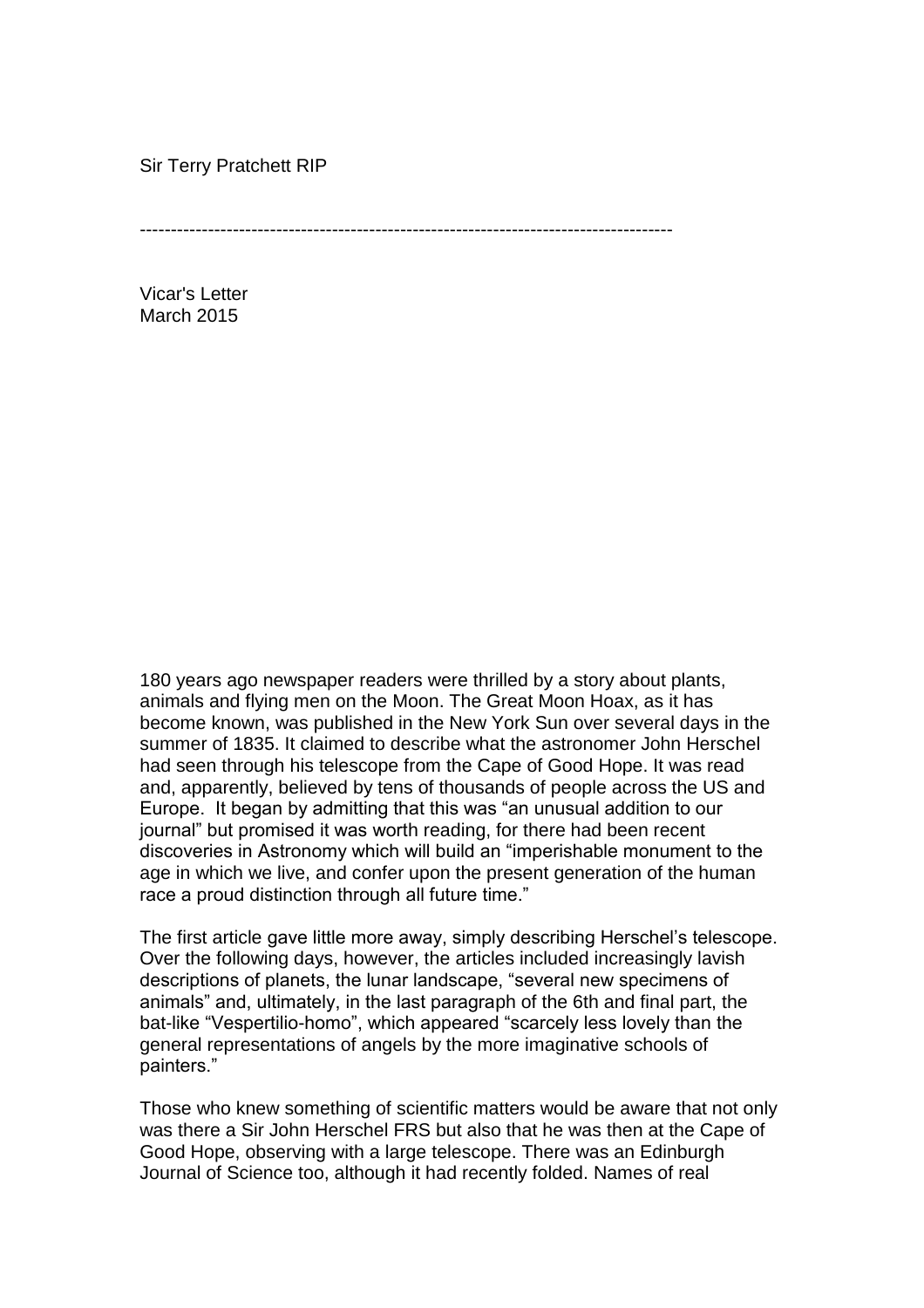Sir Terry Pratchett RIP

---

Vicar's Letter
March 2015

180 years ago newspaper readers were thrilled by a story about plants, animals and flying men on the Moon. The Great Moon Hoax, as it has become known, was published in the New York Sun over several days in the summer of 1835. It claimed to describe what the astronomer John Herschel had seen through his telescope from the Cape of Good Hope. It was read and, apparently, believed by tens of thousands of people across the US and Europe. It began by admitting that this was "an unusual addition to our journal" but promised it was worth reading, for there had been recent discoveries in Astronomy which will build an "imperishable monument to the age in which we live, and confer upon the present generation of the human race a proud distinction through all future time."

The first article gave little more away, simply describing Herschel's telescope. Over the following days, however, the articles included increasingly lavish descriptions of planets, the lunar landscape, "several new specimens of animals" and, ultimately, in the last paragraph of the 6th and final part, the bat-like "Vespertilio-homo", which appeared "scarcely less lovely than the general representations of angels by the more imaginative schools of painters."

Those who knew something of scientific matters would be aware that not only was there a Sir John Herschel FRS but also that he was then at the Cape of Good Hope, observing with a large telescope. There was an Edinburgh Journal of Science too, although it had recently folded. Names of real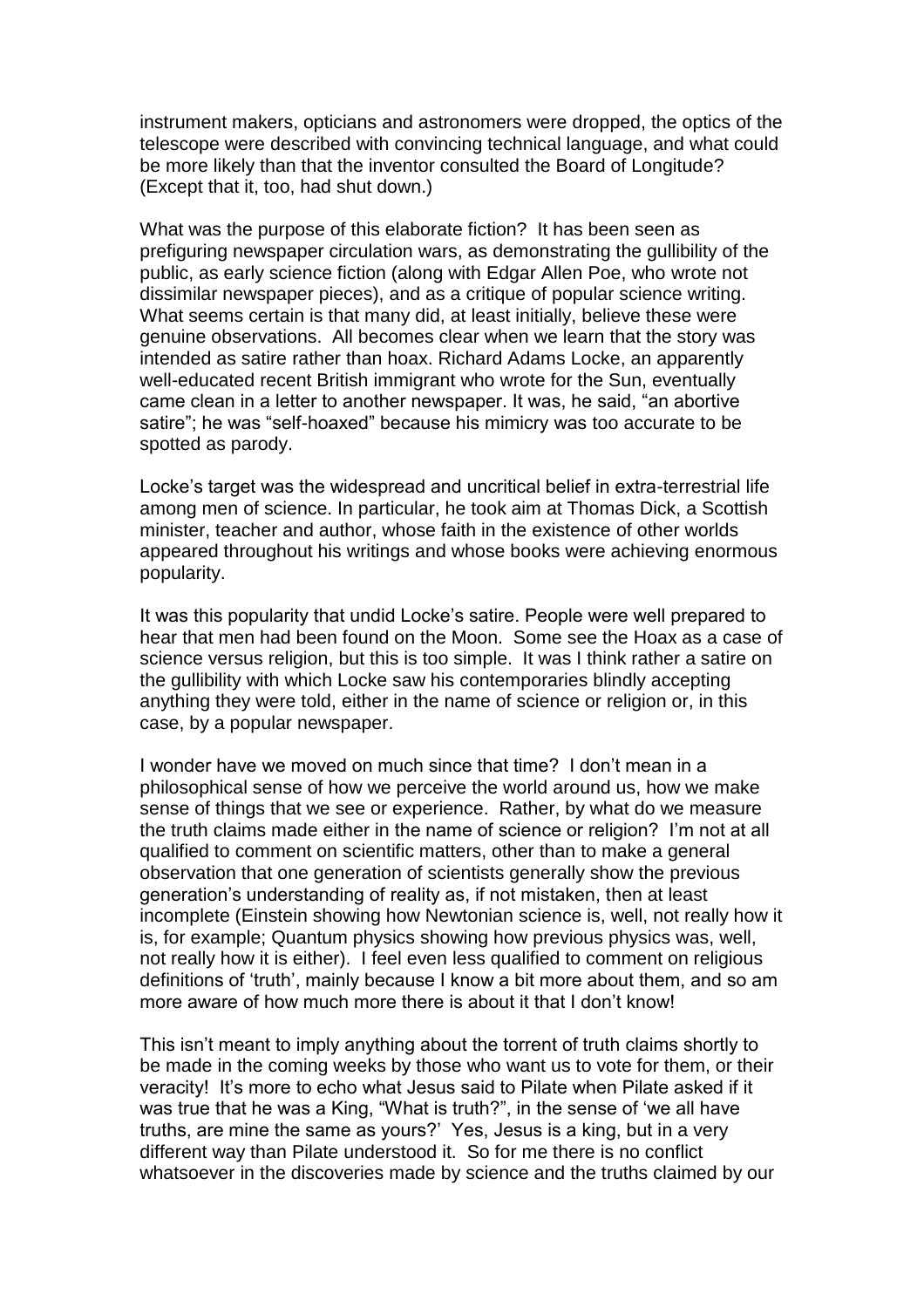instrument makers, opticians and astronomers were dropped, the optics of the telescope were described with convincing technical language, and what could be more likely than that the inventor consulted the Board of Longitude? (Except that it, too, had shut down.)

What was the purpose of this elaborate fiction? It has been seen as prefiguring newspaper circulation wars, as demonstrating the gullibility of the public, as early science fiction (along with Edgar Allen Poe, who wrote not dissimilar newspaper pieces), and as a critique of popular science writing. What seems certain is that many did, at least initially, believe these were genuine observations. All becomes clear when we learn that the story was intended as satire rather than hoax. Richard Adams Locke, an apparently well-educated recent British immigrant who wrote for the Sun, eventually came clean in a letter to another newspaper. It was, he said, "an abortive satire"; he was "self-hoaxed" because his mimicry was too accurate to be spotted as parody.

Locke's target was the widespread and uncritical belief in extra-terrestrial life among men of science. In particular, he took aim at Thomas Dick, a Scottish minister, teacher and author, whose faith in the existence of other worlds appeared throughout his writings and whose books were achieving enormous popularity.

It was this popularity that undid Locke's satire. People were well prepared to hear that men had been found on the Moon. Some see the Hoax as a case of science versus religion, but this is too simple. It was I think rather a satire on the gullibility with which Locke saw his contemporaries blindly accepting anything they were told, either in the name of science or religion or, in this case, by a popular newspaper.

I wonder have we moved on much since that time? I don't mean in a philosophical sense of how we perceive the world around us, how we make sense of things that we see or experience. Rather, by what do we measure the truth claims made either in the name of science or religion? I'm not at all qualified to comment on scientific matters, other than to make a general observation that one generation of scientists generally show the previous generation's understanding of reality as, if not mistaken, then at least incomplete (Einstein showing how Newtonian science is, well, not really how it is, for example; Quantum physics showing how previous physics was, well, not really how it is either). I feel even less qualified to comment on religious definitions of 'truth', mainly because I know a bit more about them, and so am more aware of how much more there is about it that I don't know!

This isn't meant to imply anything about the torrent of truth claims shortly to be made in the coming weeks by those who want us to vote for them, or their veracity! It's more to echo what Jesus said to Pilate when Pilate asked if it was true that he was a King, "What is truth?", in the sense of 'we all have truths, are mine the same as yours?' Yes, Jesus is a king, but in a very different way than Pilate understood it. So for me there is no conflict whatsoever in the discoveries made by science and the truths claimed by our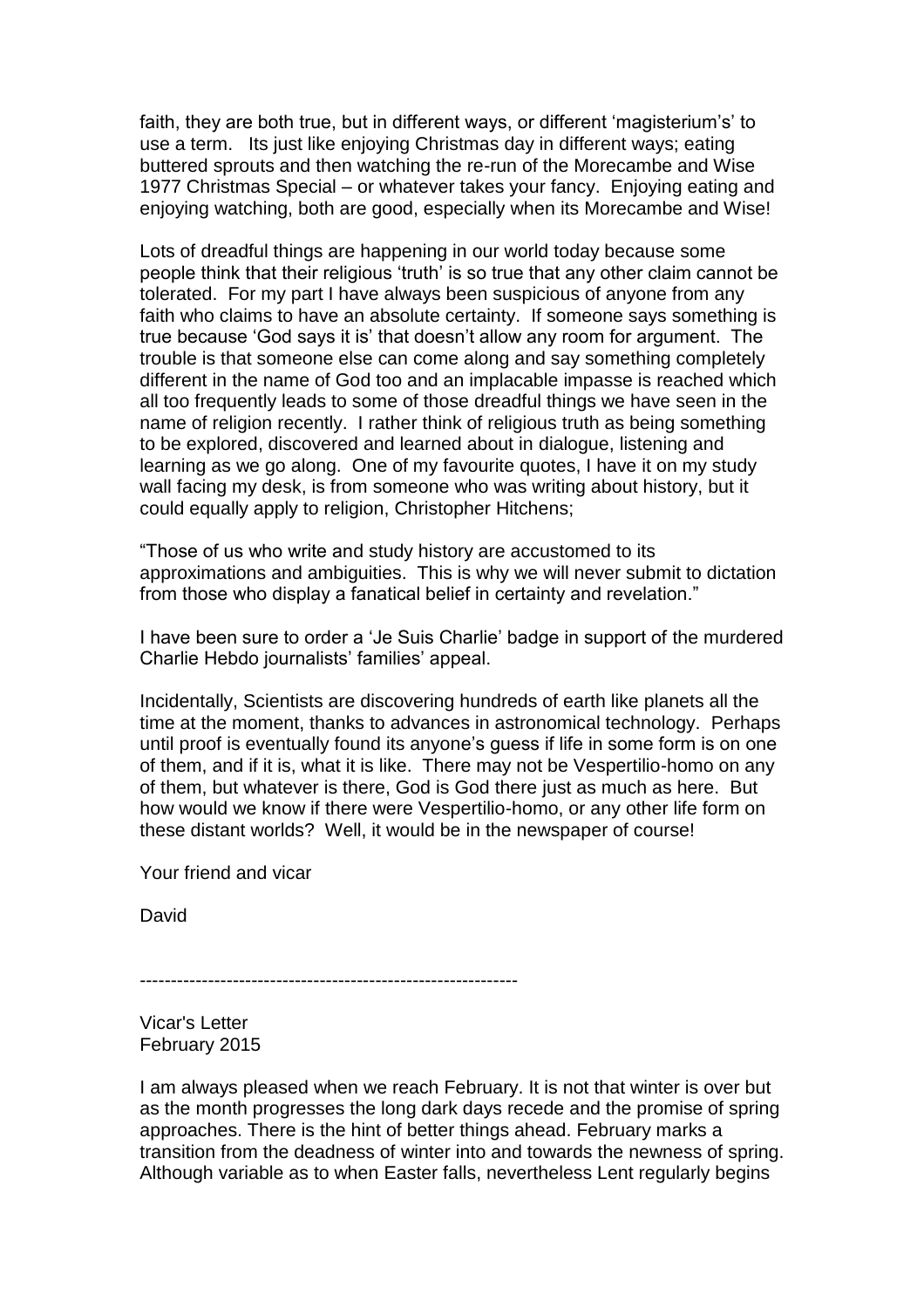faith, they are both true, but in different ways, or different 'magisterium's' to use a term. Its just like enjoying Christmas day in different ways; eating buttered sprouts and then watching the re-run of the Morecambe and Wise 1977 Christmas Special – or whatever takes your fancy. Enjoying eating and enjoying watching, both are good, especially when its Morecambe and Wise!

Lots of dreadful things are happening in our world today because some people think that their religious 'truth' is so true that any other claim cannot be tolerated. For my part I have always been suspicious of anyone from any faith who claims to have an absolute certainty. If someone says something is true because 'God says it is' that doesn't allow any room for argument. The trouble is that someone else can come along and say something completely different in the name of God too and an implacable impasse is reached which all too frequently leads to some of those dreadful things we have seen in the name of religion recently. I rather think of religious truth as being something to be explored, discovered and learned about in dialogue, listening and learning as we go along. One of my favourite quotes, I have it on my study wall facing my desk, is from someone who was writing about history, but it could equally apply to religion, Christopher Hitchens;

"Those of us who write and study history are accustomed to its approximations and ambiguities. This is why we will never submit to dictation from those who display a fanatical belief in certainty and revelation."

I have been sure to order a 'Je Suis Charlie' badge in support of the murdered Charlie Hebdo journalists' families' appeal.

Incidentally, Scientists are discovering hundreds of earth like planets all the time at the moment, thanks to advances in astronomical technology. Perhaps until proof is eventually found its anyone's guess if life in some form is on one of them, and if it is, what it is like. There may not be Vespertilio-homo on any of them, but whatever is there, God is God there just as much as here. But how would we know if there were Vespertilio-homo, or any other life form on these distant worlds? Well, it would be in the newspaper of course!

Your friend and vicar

David

------------------------------------------------------------

Vicar's Letter
February 2015

I am always pleased when we reach February. It is not that winter is over but as the month progresses the long dark days recede and the promise of spring approaches. There is the hint of better things ahead. February marks a transition from the deadness of winter into and towards the newness of spring. Although variable as to when Easter falls, nevertheless Lent regularly begins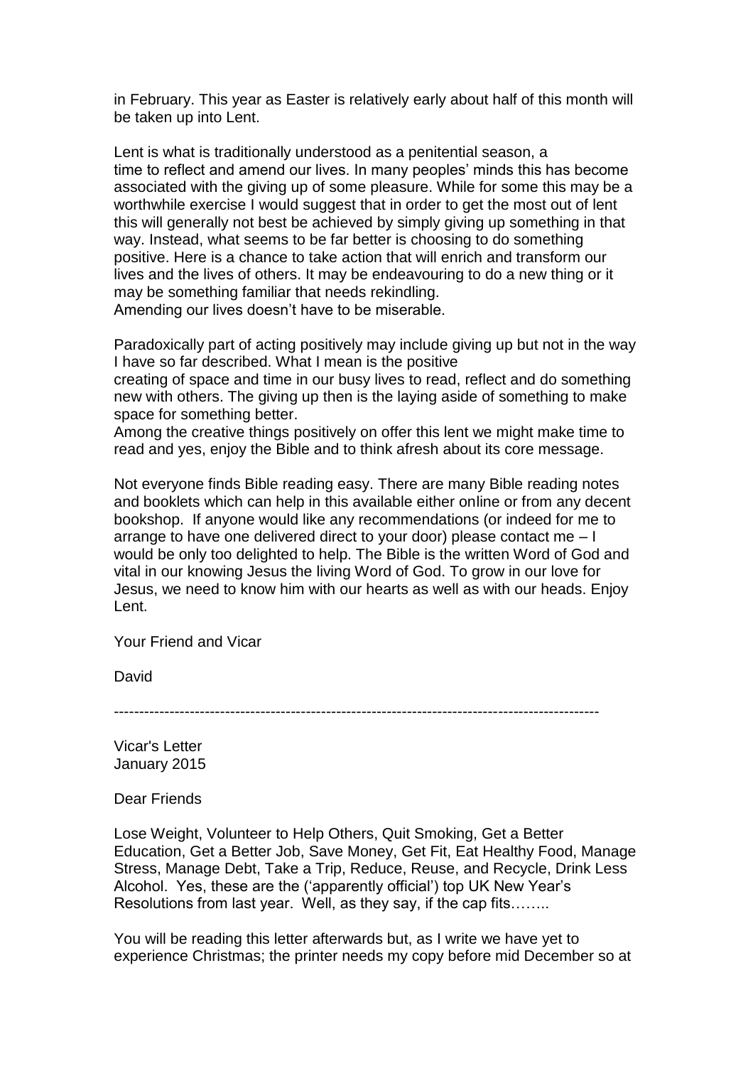in February. This year as Easter is relatively early about half of this month will be taken up into Lent.

Lent is what is traditionally understood as a penitential season, a time to reflect and amend our lives. In many peoples' minds this has become associated with the giving up of some pleasure. While for some this may be a worthwhile exercise I would suggest that in order to get the most out of lent this will generally not best be achieved by simply giving up something in that way. Instead, what seems to be far better is choosing to do something positive. Here is a chance to take action that will enrich and transform our lives and the lives of others. It may be endeavouring to do a new thing or it may be something familiar that needs rekindling.
Amending our lives doesn't have to be miserable.

Paradoxically part of acting positively may include giving up but not in the way I have so far described. What I mean is the positive creating of space and time in our busy lives to read, reflect and do something new with others. The giving up then is the laying aside of something to make space for something better.
Among the creative things positively on offer this lent we might make time to read and yes, enjoy the Bible and to think afresh about its core message.

Not everyone finds Bible reading easy. There are many Bible reading notes and booklets which can help in this available either online or from any decent bookshop. If anyone would like any recommendations (or indeed for me to arrange to have one delivered direct to your door) please contact me – I would be only too delighted to help. The Bible is the written Word of God and vital in our knowing Jesus the living Word of God. To grow in our love for Jesus, we need to know him with our hearts as well as with our heads. Enjoy Lent.

Your Friend and Vicar

David

---

Vicar's Letter
January 2015

Dear Friends

Lose Weight, Volunteer to Help Others, Quit Smoking, Get a Better Education, Get a Better Job, Save Money, Get Fit, Eat Healthy Food, Manage Stress, Manage Debt, Take a Trip, Reduce, Reuse, and Recycle, Drink Less Alcohol. Yes, these are the ('apparently official') top UK New Year's Resolutions from last year. Well, as they say, if the cap fits……..

You will be reading this letter afterwards but, as I write we have yet to experience Christmas; the printer needs my copy before mid December so at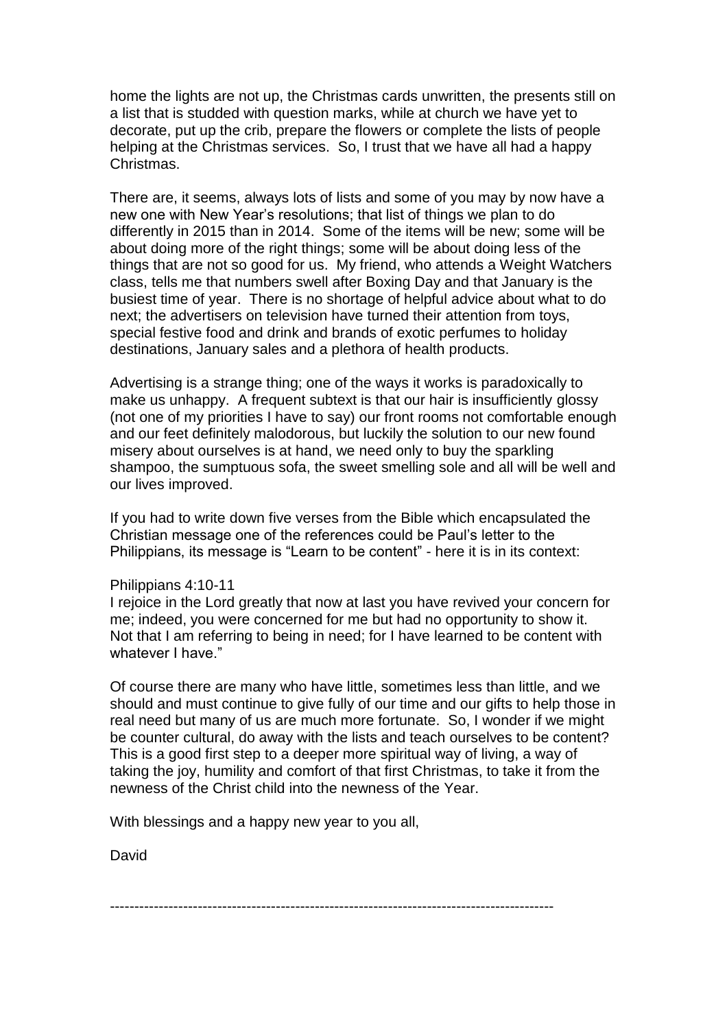home the lights are not up, the Christmas cards unwritten, the presents still on a list that is studded with question marks, while at church we have yet to decorate, put up the crib, prepare the flowers or complete the lists of people helping at the Christmas services. So, I trust that we have all had a happy Christmas.

There are, it seems, always lots of lists and some of you may by now have a new one with New Year's resolutions; that list of things we plan to do differently in 2015 than in 2014. Some of the items will be new; some will be about doing more of the right things; some will be about doing less of the things that are not so good for us. My friend, who attends a Weight Watchers class, tells me that numbers swell after Boxing Day and that January is the busiest time of year. There is no shortage of helpful advice about what to do next; the advertisers on television have turned their attention from toys, special festive food and drink and brands of exotic perfumes to holiday destinations, January sales and a plethora of health products.

Advertising is a strange thing; one of the ways it works is paradoxically to make us unhappy. A frequent subtext is that our hair is insufficiently glossy (not one of my priorities I have to say) our front rooms not comfortable enough and our feet definitely malodorous, but luckily the solution to our new found misery about ourselves is at hand, we need only to buy the sparkling shampoo, the sumptuous sofa, the sweet smelling sole and all will be well and our lives improved.

If you had to write down five verses from the Bible which encapsulated the Christian message one of the references could be Paul's letter to the Philippians, its message is "Learn to be content" - here it is in its context:

Philippians 4:10-11
I rejoice in the Lord greatly that now at last you have revived your concern for me; indeed, you were concerned for me but had no opportunity to show it. Not that I am referring to being in need; for I have learned to be content with whatever I have."

Of course there are many who have little, sometimes less than little, and we should and must continue to give fully of our time and our gifts to help those in real need but many of us are much more fortunate. So, I wonder if we might be counter cultural, do away with the lists and teach ourselves to be content? This is a good first step to a deeper more spiritual way of living, a way of taking the joy, humility and comfort of that first Christmas, to take it from the newness of the Christ child into the newness of the Year.

With blessings and a happy new year to you all,

David

---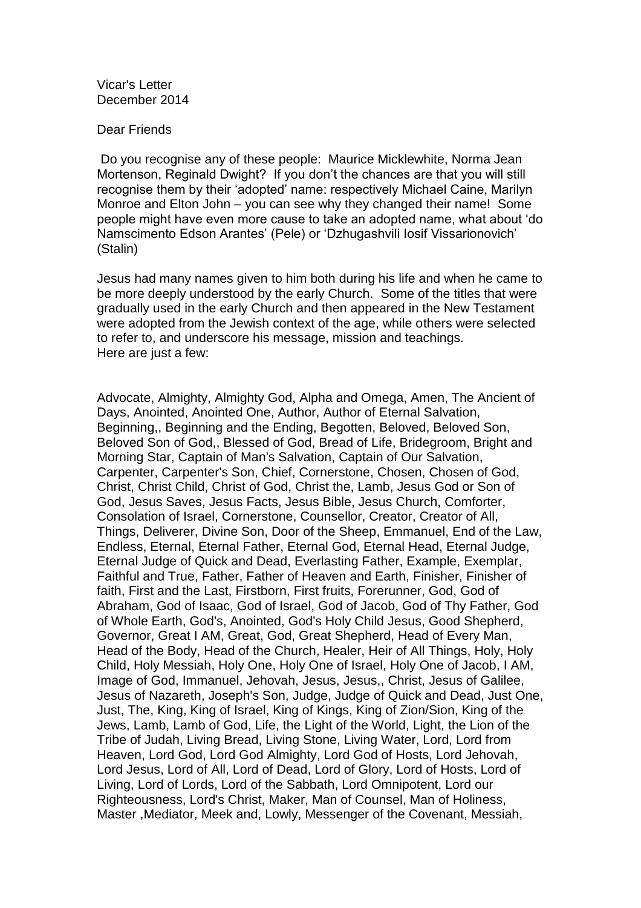Vicar's Letter
December 2014

Dear Friends

Do you recognise any of these people: Maurice Micklewhite, Norma Jean Mortenson, Reginald Dwight? If you don't the chances are that you will still recognise them by their 'adopted' name: respectively Michael Caine, Marilyn Monroe and Elton John – you can see why they changed their name! Some people might have even more cause to take an adopted name, what about 'do Namscimento Edson Arantes' (Pele) or 'Dzhugashvili Iosif Vissarionovich' (Stalin)

Jesus had many names given to him both during his life and when he came to be more deeply understood by the early Church. Some of the titles that were gradually used in the early Church and then appeared in the New Testament were adopted from the Jewish context of the age, while others were selected to refer to, and underscore his message, mission and teachings. Here are just a few:

Advocate, Almighty, Almighty God, Alpha and Omega, Amen, The Ancient of Days, Anointed, Anointed One, Author, Author of Eternal Salvation, Beginning,, Beginning and the Ending, Begotten, Beloved, Beloved Son, Beloved Son of God,, Blessed of God, Bread of Life, Bridegroom, Bright and Morning Star, Captain of Man's Salvation, Captain of Our Salvation, Carpenter, Carpenter's Son, Chief, Cornerstone, Chosen, Chosen of God, Christ, Christ Child, Christ of God, Christ the, Lamb, Jesus God or Son of God, Jesus Saves, Jesus Facts, Jesus Bible, Jesus Church, Comforter, Consolation of Israel, Cornerstone, Counsellor, Creator, Creator of All, Things, Deliverer, Divine Son, Door of the Sheep, Emmanuel, End of the Law, Endless, Eternal, Eternal Father, Eternal God, Eternal Head, Eternal Judge, Eternal Judge of Quick and Dead, Everlasting Father, Example, Exemplar, Faithful and True, Father, Father of Heaven and Earth, Finisher, Finisher of faith, First and the Last, Firstborn, First fruits, Forerunner, God, God of Abraham, God of Isaac, God of Israel, God of Jacob, God of Thy Father, God of Whole Earth, God's, Anointed, God's Holy Child Jesus, Good Shepherd, Governor, Great I AM, Great, God, Great Shepherd, Head of Every Man, Head of the Body, Head of the Church, Healer, Heir of All Things, Holy, Holy Child, Holy Messiah, Holy One, Holy One of Israel, Holy One of Jacob, I AM, Image of God, Immanuel, Jehovah, Jesus, Jesus,, Christ, Jesus of Galilee, Jesus of Nazareth, Joseph's Son, Judge, Judge of Quick and Dead, Just One, Just, The, King, King of Israel, King of Kings, King of Zion/Sion, King of the Jews, Lamb, Lamb of God, Life, the Light of the World, Light, the Lion of the Tribe of Judah, Living Bread, Living Stone, Living Water, Lord, Lord from Heaven, Lord God, Lord God Almighty, Lord God of Hosts, Lord Jehovah, Lord Jesus, Lord of All, Lord of Dead, Lord of Glory, Lord of Hosts, Lord of Living, Lord of Lords, Lord of the Sabbath, Lord Omnipotent, Lord our Righteousness, Lord's Christ, Maker, Man of Counsel, Man of Holiness, Master ,Mediator, Meek and, Lowly, Messenger of the Covenant, Messiah,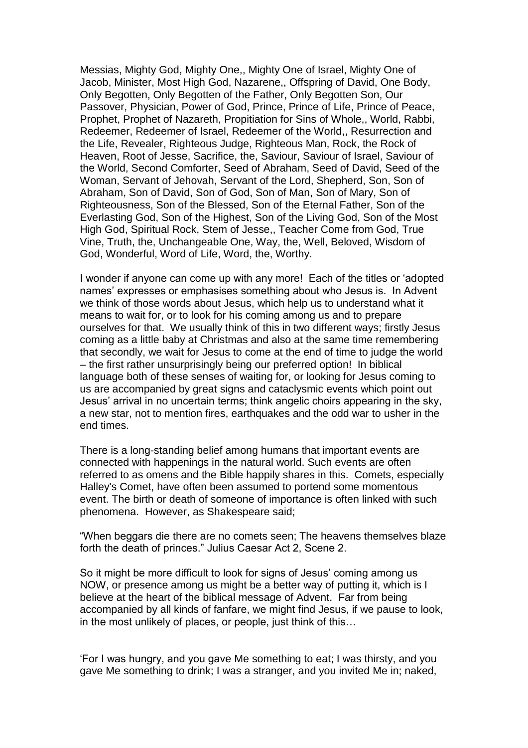Messias, Mighty God, Mighty One,, Mighty One of Israel, Mighty One of Jacob, Minister, Most High God, Nazarene,, Offspring of David, One Body, Only Begotten, Only Begotten of the Father, Only Begotten Son, Our Passover, Physician, Power of God, Prince, Prince of Life, Prince of Peace, Prophet, Prophet of Nazareth, Propitiation for Sins of Whole,, World, Rabbi, Redeemer, Redeemer of Israel, Redeemer of the World,, Resurrection and the Life, Revealer, Righteous Judge, Righteous Man, Rock, the Rock of Heaven, Root of Jesse, Sacrifice, the, Saviour, Saviour of Israel, Saviour of the World, Second Comforter, Seed of Abraham, Seed of David, Seed of the Woman, Servant of Jehovah, Servant of the Lord, Shepherd, Son, Son of Abraham, Son of David, Son of God, Son of Man, Son of Mary, Son of Righteousness, Son of the Blessed, Son of the Eternal Father, Son of the Everlasting God, Son of the Highest, Son of the Living God, Son of the Most High God, Spiritual Rock, Stem of Jesse,, Teacher Come from God, True Vine, Truth, the, Unchangeable One, Way, the, Well, Beloved, Wisdom of God, Wonderful, Word of Life, Word, the, Worthy.

I wonder if anyone can come up with any more! Each of the titles or 'adopted names' expresses or emphasises something about who Jesus is. In Advent we think of those words about Jesus, which help us to understand what it means to wait for, or to look for his coming among us and to prepare ourselves for that. We usually think of this in two different ways; firstly Jesus coming as a little baby at Christmas and also at the same time remembering that secondly, we wait for Jesus to come at the end of time to judge the world – the first rather unsurprisingly being our preferred option! In biblical language both of these senses of waiting for, or looking for Jesus coming to us are accompanied by great signs and cataclysmic events which point out Jesus' arrival in no uncertain terms; think angelic choirs appearing in the sky, a new star, not to mention fires, earthquakes and the odd war to usher in the end times.

There is a long-standing belief among humans that important events are connected with happenings in the natural world. Such events are often referred to as omens and the Bible happily shares in this. Comets, especially Halley's Comet, have often been assumed to portend some momentous event. The birth or death of someone of importance is often linked with such phenomena. However, as Shakespeare said;

"When beggars die there are no comets seen; The heavens themselves blaze forth the death of princes." Julius Caesar Act 2, Scene 2.

So it might be more difficult to look for signs of Jesus' coming among us NOW, or presence among us might be a better way of putting it, which is I believe at the heart of the biblical message of Advent. Far from being accompanied by all kinds of fanfare, we might find Jesus, if we pause to look, in the most unlikely of places, or people, just think of this…

'For I was hungry, and you gave Me something to eat; I was thirsty, and you gave Me something to drink; I was a stranger, and you invited Me in; naked,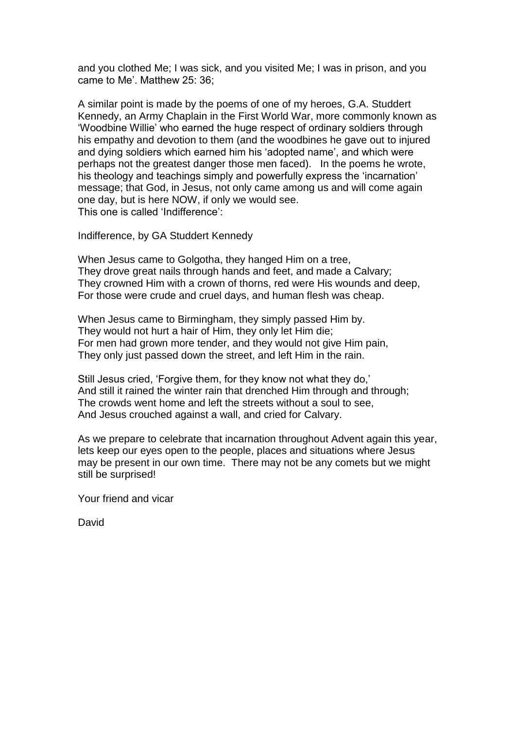and you clothed Me; I was sick, and you visited Me; I was in prison, and you came to Me'. Matthew 25: 36;

A similar point is made by the poems of one of my heroes, G.A. Studdert Kennedy, an Army Chaplain in the First World War, more commonly known as 'Woodbine Willie' who earned the huge respect of ordinary soldiers through his empathy and devotion to them (and the woodbines he gave out to injured and dying soldiers which earned him his 'adopted name', and which were perhaps not the greatest danger those men faced). In the poems he wrote, his theology and teachings simply and powerfully express the 'incarnation' message; that God, in Jesus, not only came among us and will come again one day, but is here NOW, if only we would see.
This one is called 'Indifference':

Indifference, by GA Studdert Kennedy

When Jesus came to Golgotha, they hanged Him on a tree,
They drove great nails through hands and feet, and made a Calvary;
They crowned Him with a crown of thorns, red were His wounds and deep,
For those were crude and cruel days, and human flesh was cheap.

When Jesus came to Birmingham, they simply passed Him by.
They would not hurt a hair of Him, they only let Him die;
For men had grown more tender, and they would not give Him pain,
They only just passed down the street, and left Him in the rain.

Still Jesus cried, 'Forgive them, for they know not what they do,'
And still it rained the winter rain that drenched Him through and through;
The crowds went home and left the streets without a soul to see,
And Jesus crouched against a wall, and cried for Calvary.

As we prepare to celebrate that incarnation throughout Advent again this year, lets keep our eyes open to the people, places and situations where Jesus may be present in our own time. There may not be any comets but we might still be surprised!

Your friend and vicar

David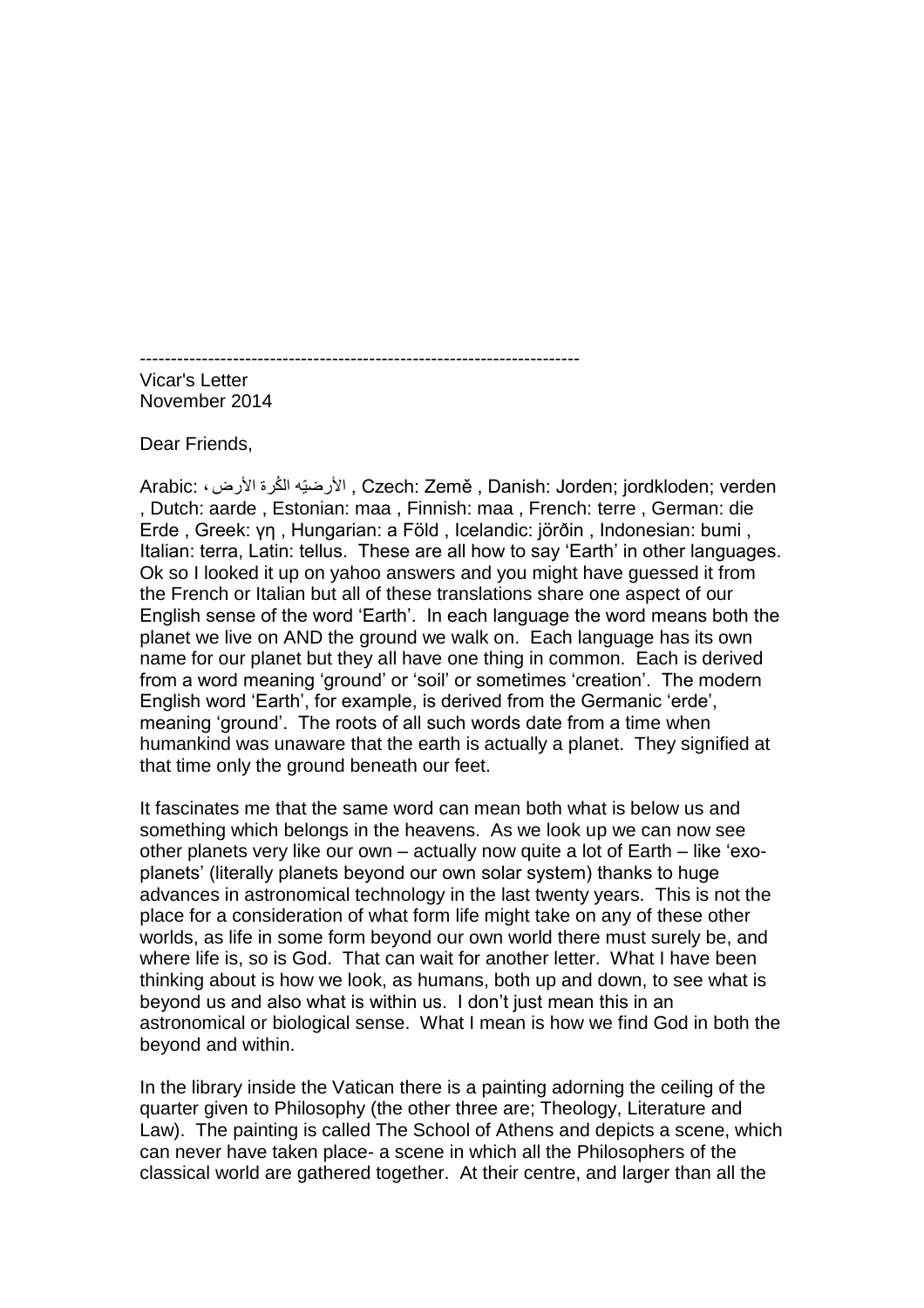-----------------------------------------------------------------------

Vicar's Letter
November 2014

Dear Friends,

Arabic: الأرضيّه الكُرة الأرض ، , Czech: Země , Danish: Jorden; jordkloden; verden , Dutch: aarde , Estonian: maa , Finnish: maa , French: terre , German: die Erde , Greek: γη , Hungarian: a Föld , Icelandic: jörðin , Indonesian: bumi , Italian: terra, Latin: tellus. These are all how to say 'Earth' in other languages. Ok so I looked it up on yahoo answers and you might have guessed it from the French or Italian but all of these translations share one aspect of our English sense of the word 'Earth'. In each language the word means both the planet we live on AND the ground we walk on. Each language has its own name for our planet but they all have one thing in common. Each is derived from a word meaning 'ground' or 'soil' or sometimes 'creation'. The modern English word 'Earth', for example, is derived from the Germanic 'erde', meaning 'ground'. The roots of all such words date from a time when humankind was unaware that the earth is actually a planet. They signified at that time only the ground beneath our feet.

It fascinates me that the same word can mean both what is below us and something which belongs in the heavens. As we look up we can now see other planets very like our own – actually now quite a lot of Earth – like 'exo-planets' (literally planets beyond our own solar system) thanks to huge advances in astronomical technology in the last twenty years. This is not the place for a consideration of what form life might take on any of these other worlds, as life in some form beyond our own world there must surely be, and where life is, so is God. That can wait for another letter. What I have been thinking about is how we look, as humans, both up and down, to see what is beyond us and also what is within us. I don't just mean this in an astronomical or biological sense. What I mean is how we find God in both the beyond and within.

In the library inside the Vatican there is a painting adorning the ceiling of the quarter given to Philosophy (the other three are; Theology, Literature and Law). The painting is called The School of Athens and depicts a scene, which can never have taken place- a scene in which all the Philosophers of the classical world are gathered together. At their centre, and larger than all the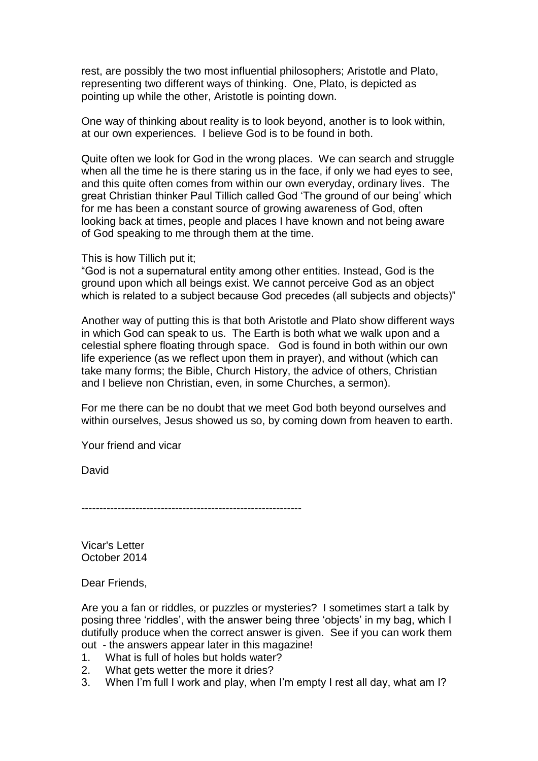rest, are possibly the two most influential philosophers; Aristotle and Plato, representing two different ways of thinking. One, Plato, is depicted as pointing up while the other, Aristotle is pointing down.

One way of thinking about reality is to look beyond, another is to look within, at our own experiences. I believe God is to be found in both.

Quite often we look for God in the wrong places. We can search and struggle when all the time he is there staring us in the face, if only we had eyes to see, and this quite often comes from within our own everyday, ordinary lives. The great Christian thinker Paul Tillich called God 'The ground of our being' which for me has been a constant source of growing awareness of God, often looking back at times, people and places I have known and not being aware of God speaking to me through them at the time.

This is how Tillich put it;
"God is not a supernatural entity among other entities. Instead, God is the ground upon which all beings exist. We cannot perceive God as an object which is related to a subject because God precedes (all subjects and objects)"

Another way of putting this is that both Aristotle and Plato show different ways in which God can speak to us. The Earth is both what we walk upon and a celestial sphere floating through space. God is found in both within our own life experience (as we reflect upon them in prayer), and without (which can take many forms; the Bible, Church History, the advice of others, Christian and I believe non Christian, even, in some Churches, a sermon).

For me there can be no doubt that we meet God both beyond ourselves and within ourselves, Jesus showed us so, by coming down from heaven to earth.

Your friend and vicar

David

------------------------------------------------------------

Vicar's Letter
October 2014

Dear Friends,

Are you a fan or riddles, or puzzles or mysteries? I sometimes start a talk by posing three 'riddles', with the answer being three 'objects' in my bag, which I dutifully produce when the correct answer is given. See if you can work them out - the answers appear later in this magazine!

1. What is full of holes but holds water?
2. What gets wetter the more it dries?
3. When I'm full I work and play, when I'm empty I rest all day, what am I?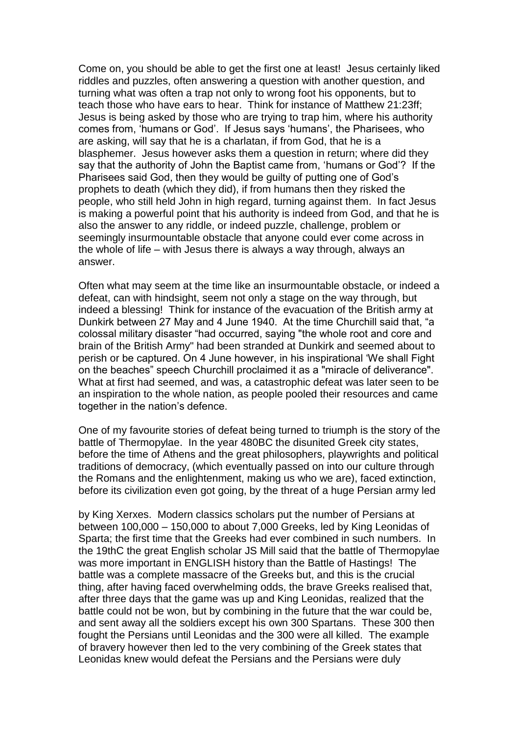Come on, you should be able to get the first one at least! Jesus certainly liked riddles and puzzles, often answering a question with another question, and turning what was often a trap not only to wrong foot his opponents, but to teach those who have ears to hear. Think for instance of Matthew 21:23ff; Jesus is being asked by those who are trying to trap him, where his authority comes from, 'humans or God'. If Jesus says 'humans', the Pharisees, who are asking, will say that he is a charlatan, if from God, that he is a blasphemer. Jesus however asks them a question in return; where did they say that the authority of John the Baptist came from, 'humans or God'? If the Pharisees said God, then they would be guilty of putting one of God's prophets to death (which they did), if from humans then they risked the people, who still held John in high regard, turning against them. In fact Jesus is making a powerful point that his authority is indeed from God, and that he is also the answer to any riddle, or indeed puzzle, challenge, problem or seemingly insurmountable obstacle that anyone could ever come across in the whole of life – with Jesus there is always a way through, always an answer.

Often what may seem at the time like an insurmountable obstacle, or indeed a defeat, can with hindsight, seem not only a stage on the way through, but indeed a blessing! Think for instance of the evacuation of the British army at Dunkirk between 27 May and 4 June 1940. At the time Churchill said that, "a colossal military disaster "had occurred, saying "the whole root and core and brain of the British Army" had been stranded at Dunkirk and seemed about to perish or be captured. On 4 June however, in his inspirational 'We shall Fight on the beaches" speech Churchill proclaimed it as a "miracle of deliverance". What at first had seemed, and was, a catastrophic defeat was later seen to be an inspiration to the whole nation, as people pooled their resources and came together in the nation's defence.

One of my favourite stories of defeat being turned to triumph is the story of the battle of Thermopylae. In the year 480BC the disunited Greek city states, before the time of Athens and the great philosophers, playwrights and political traditions of democracy, (which eventually passed on into our culture through the Romans and the enlightenment, making us who we are), faced extinction, before its civilization even got going, by the threat of a huge Persian army led by King Xerxes. Modern classics scholars put the number of Persians at between 100,000 – 150,000 to about 7,000 Greeks, led by King Leonidas of Sparta; the first time that the Greeks had ever combined in such numbers. In the 19thC the great English scholar JS Mill said that the battle of Thermopylae was more important in ENGLISH history than the Battle of Hastings! The battle was a complete massacre of the Greeks but, and this is the crucial thing, after having faced overwhelming odds, the brave Greeks realised that, after three days that the game was up and King Leonidas, realized that the battle could not be won, but by combining in the future that the war could be, and sent away all the soldiers except his own 300 Spartans. These 300 then fought the Persians until Leonidas and the 300 were all killed. The example of bravery however then led to the very combining of the Greek states that Leonidas knew would defeat the Persians and the Persians were duly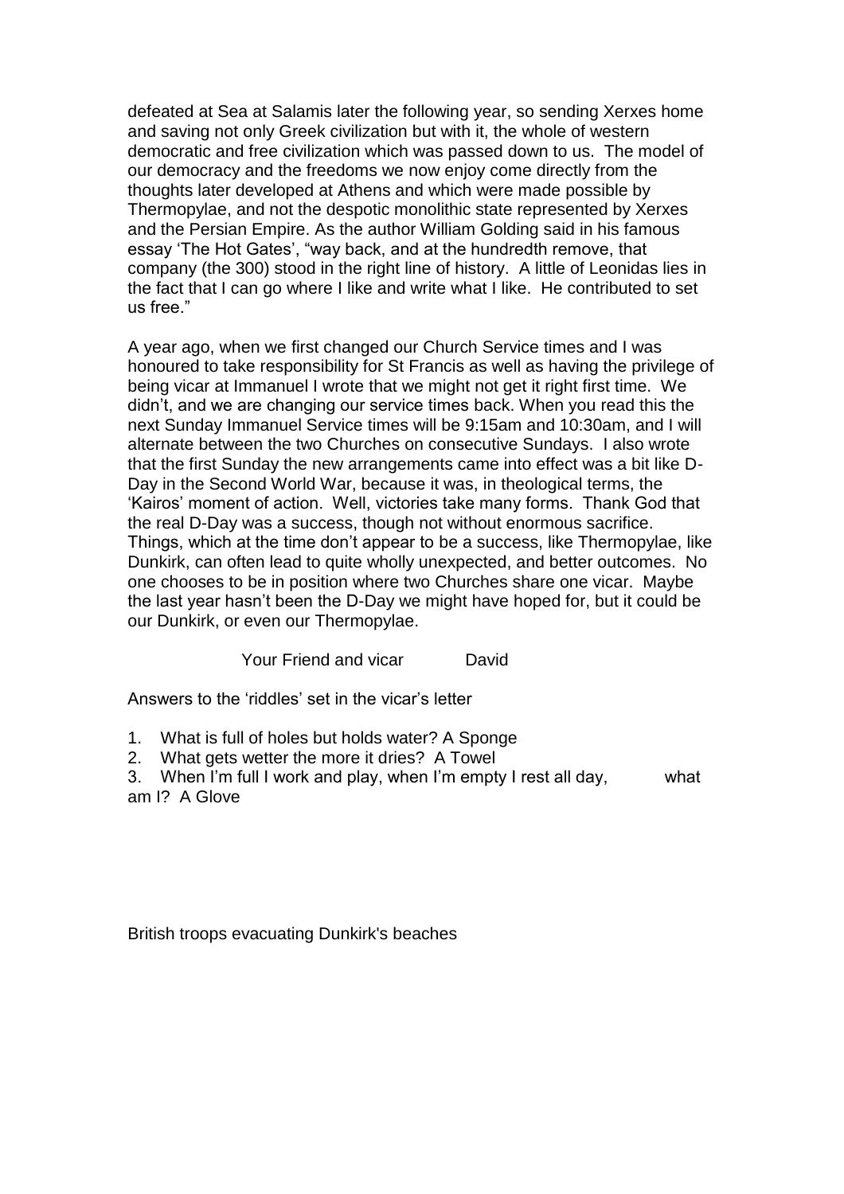defeated at Sea at Salamis later the following year, so sending Xerxes home and saving not only Greek civilization but with it, the whole of western democratic and free civilization which was passed down to us. The model of our democracy and the freedoms we now enjoy come directly from the thoughts later developed at Athens and which were made possible by Thermopylae, and not the despotic monolithic state represented by Xerxes and the Persian Empire. As the author William Golding said in his famous essay 'The Hot Gates', "way back, and at the hundredth remove, that company (the 300) stood in the right line of history. A little of Leonidas lies in the fact that I can go where I like and write what I like. He contributed to set us free."

A year ago, when we first changed our Church Service times and I was honoured to take responsibility for St Francis as well as having the privilege of being vicar at Immanuel I wrote that we might not get it right first time. We didn't, and we are changing our service times back. When you read this the next Sunday Immanuel Service times will be 9:15am and 10:30am, and I will alternate between the two Churches on consecutive Sundays. I also wrote that the first Sunday the new arrangements came into effect was a bit like D-Day in the Second World War, because it was, in theological terms, the 'Kairos' moment of action. Well, victories take many forms. Thank God that the real D-Day was a success, though not without enormous sacrifice. Things, which at the time don't appear to be a success, like Thermopylae, like Dunkirk, can often lead to quite wholly unexpected, and better outcomes. No one chooses to be in position where two Churches share one vicar. Maybe the last year hasn't been the D-Day we might have hoped for, but it could be our Dunkirk, or even our Thermopylae.

Your Friend and vicar David

Answers to the 'riddles' set in the vicar's letter

1. What is full of holes but holds water? A Sponge
2. What gets wetter the more it dries? A Towel
3. When I'm full I work and play, when I'm empty I rest all day, what am I? A Glove

British troops evacuating Dunkirk's beaches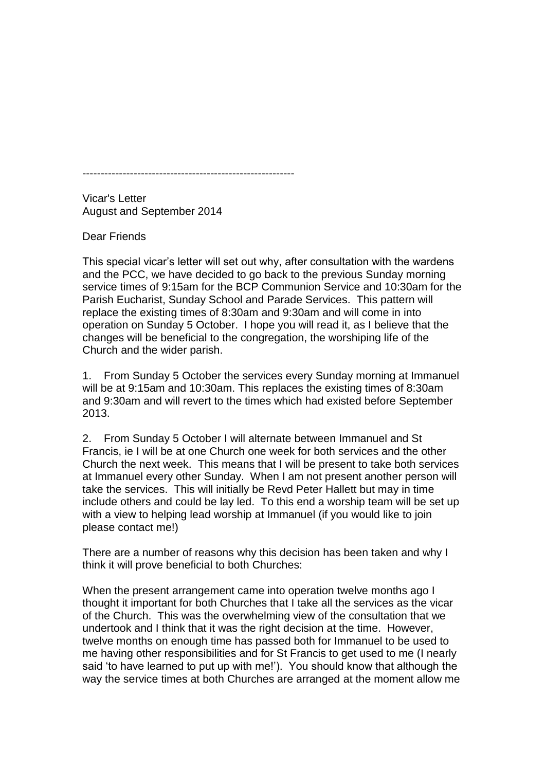---

Vicar's Letter
August and September 2014

Dear Friends

This special vicar's letter will set out why, after consultation with the wardens and the PCC, we have decided to go back to the previous Sunday morning service times of 9:15am for the BCP Communion Service and 10:30am for the Parish Eucharist, Sunday School and Parade Services. This pattern will replace the existing times of 8:30am and 9:30am and will come in into operation on Sunday 5 October. I hope you will read it, as I believe that the changes will be beneficial to the congregation, the worshiping life of the Church and the wider parish.

1. From Sunday 5 October the services every Sunday morning at Immanuel will be at 9:15am and 10:30am. This replaces the existing times of 8:30am and 9:30am and will revert to the times which had existed before September 2013.

2. From Sunday 5 October I will alternate between Immanuel and St Francis, ie I will be at one Church one week for both services and the other Church the next week. This means that I will be present to take both services at Immanuel every other Sunday. When I am not present another person will take the services. This will initially be Revd Peter Hallett but may in time include others and could be lay led. To this end a worship team will be set up with a view to helping lead worship at Immanuel (if you would like to join please contact me!)

There are a number of reasons why this decision has been taken and why I think it will prove beneficial to both Churches:

When the present arrangement came into operation twelve months ago I thought it important for both Churches that I take all the services as the vicar of the Church. This was the overwhelming view of the consultation that we undertook and I think that it was the right decision at the time. However, twelve months on enough time has passed both for Immanuel to be used to me having other responsibilities and for St Francis to get used to me (I nearly said 'to have learned to put up with me!'). You should know that although the way the service times at both Churches are arranged at the moment allow me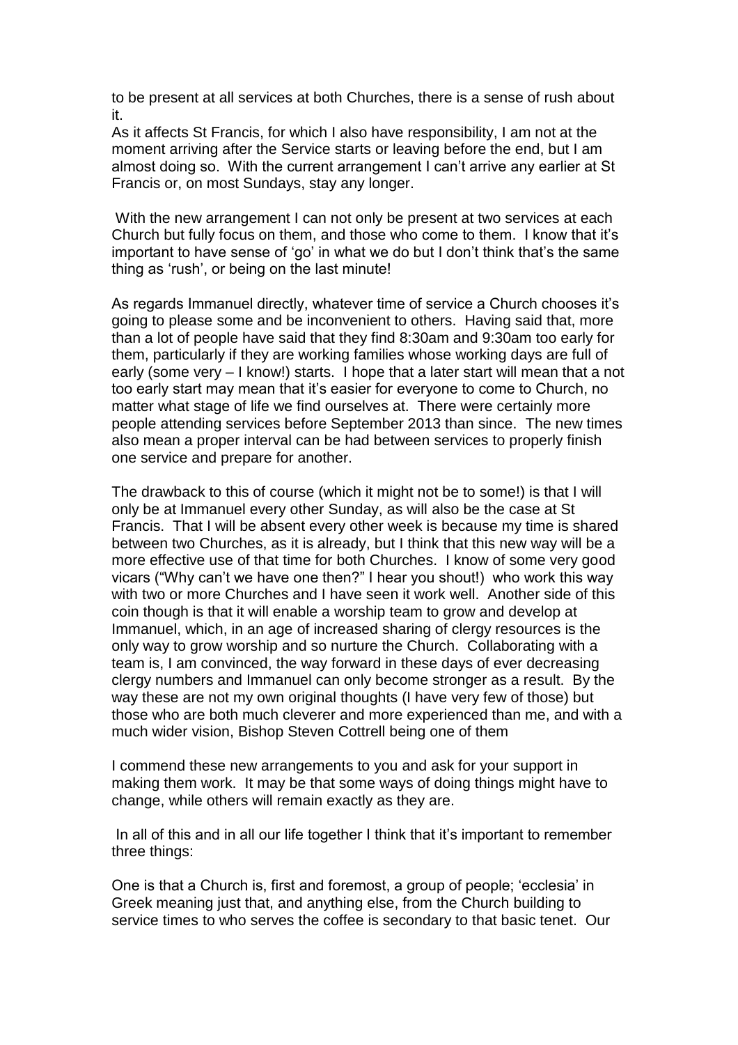to be present at all services at both Churches, there is a sense of rush about it.

As it affects St Francis, for which I also have responsibility, I am not at the moment arriving after the Service starts or leaving before the end, but I am almost doing so. With the current arrangement I can't arrive any earlier at St Francis or, on most Sundays, stay any longer.

With the new arrangement I can not only be present at two services at each Church but fully focus on them, and those who come to them. I know that it's important to have sense of 'go' in what we do but I don't think that's the same thing as 'rush', or being on the last minute!

As regards Immanuel directly, whatever time of service a Church chooses it's going to please some and be inconvenient to others. Having said that, more than a lot of people have said that they find 8:30am and 9:30am too early for them, particularly if they are working families whose working days are full of early (some very – I know!) starts. I hope that a later start will mean that a not too early start may mean that it's easier for everyone to come to Church, no matter what stage of life we find ourselves at. There were certainly more people attending services before September 2013 than since. The new times also mean a proper interval can be had between services to properly finish one service and prepare for another.

The drawback to this of course (which it might not be to some!) is that I will only be at Immanuel every other Sunday, as will also be the case at St Francis. That I will be absent every other week is because my time is shared between two Churches, as it is already, but I think that this new way will be a more effective use of that time for both Churches. I know of some very good vicars ("Why can't we have one then?" I hear you shout!) who work this way with two or more Churches and I have seen it work well. Another side of this coin though is that it will enable a worship team to grow and develop at Immanuel, which, in an age of increased sharing of clergy resources is the only way to grow worship and so nurture the Church. Collaborating with a team is, I am convinced, the way forward in these days of ever decreasing clergy numbers and Immanuel can only become stronger as a result. By the way these are not my own original thoughts (I have very few of those) but those who are both much cleverer and more experienced than me, and with a much wider vision, Bishop Steven Cottrell being one of them

I commend these new arrangements to you and ask for your support in making them work. It may be that some ways of doing things might have to change, while others will remain exactly as they are.

In all of this and in all our life together I think that it's important to remember three things:

One is that a Church is, first and foremost, a group of people; 'ecclesia' in Greek meaning just that, and anything else, from the Church building to service times to who serves the coffee is secondary to that basic tenet. Our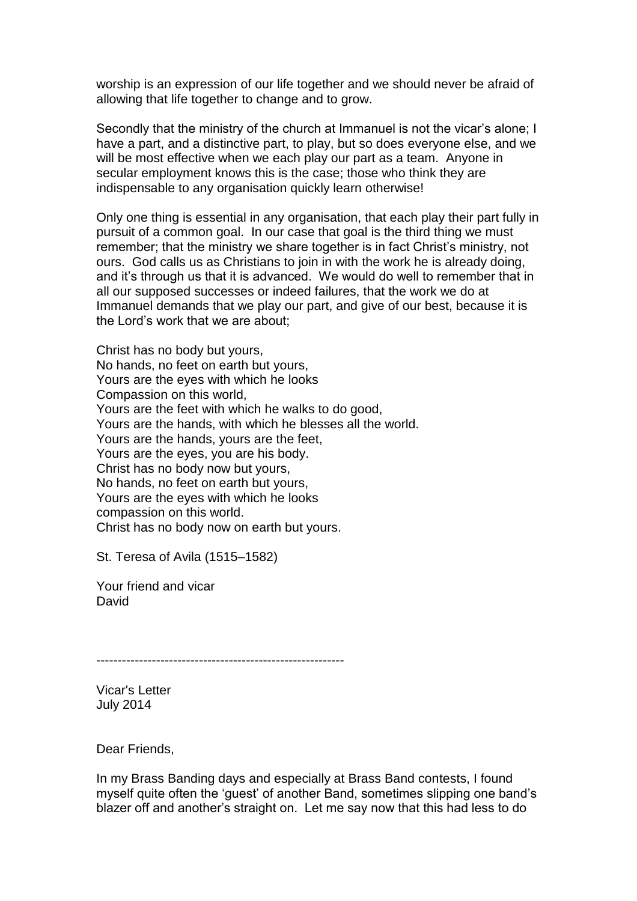worship is an expression of our life together and we should never be afraid of allowing that life together to change and to grow.

Secondly that the ministry of the church at Immanuel is not the vicar's alone; I have a part, and a distinctive part, to play, but so does everyone else, and we will be most effective when we each play our part as a team. Anyone in secular employment knows this is the case; those who think they are indispensable to any organisation quickly learn otherwise!

Only one thing is essential in any organisation, that each play their part fully in pursuit of a common goal. In our case that goal is the third thing we must remember; that the ministry we share together is in fact Christ's ministry, not ours. God calls us as Christians to join in with the work he is already doing, and it's through us that it is advanced. We would do well to remember that in all our supposed successes or indeed failures, that the work we do at Immanuel demands that we play our part, and give of our best, because it is the Lord's work that we are about;

Christ has no body but yours,  
No hands, no feet on earth but yours,  
Yours are the eyes with which he looks  
Compassion on this world,  
Yours are the feet with which he walks to do good,  
Yours are the hands, with which he blesses all the world.  
Yours are the hands, yours are the feet,  
Yours are the eyes, you are his body.  
Christ has no body now but yours,  
No hands, no feet on earth but yours,  
Yours are the eyes with which he looks  
compassion on this world.  
Christ has no body now on earth but yours.

St. Teresa of Avila (1515–1582)

Your friend and vicar  
David

---

Vicar's Letter  
July 2014

Dear Friends,

In my Brass Banding days and especially at Brass Band contests, I found myself quite often the 'guest' of another Band, sometimes slipping one band's blazer off and another's straight on. Let me say now that this had less to do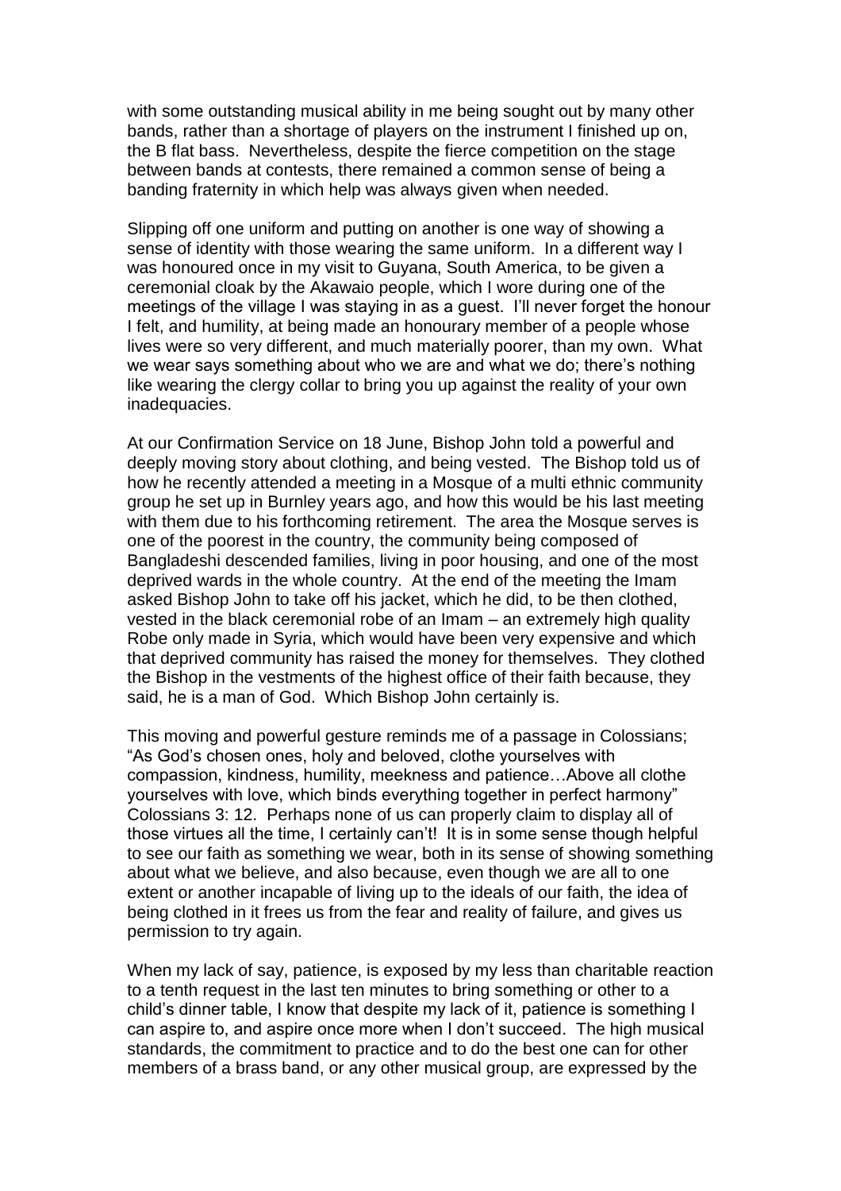with some outstanding musical ability in me being sought out by many other bands, rather than a shortage of players on the instrument I finished up on, the B flat bass. Nevertheless, despite the fierce competition on the stage between bands at contests, there remained a common sense of being a banding fraternity in which help was always given when needed.

Slipping off one uniform and putting on another is one way of showing a sense of identity with those wearing the same uniform. In a different way I was honoured once in my visit to Guyana, South America, to be given a ceremonial cloak by the Akawaio people, which I wore during one of the meetings of the village I was staying in as a guest. I'll never forget the honour I felt, and humility, at being made an honourary member of a people whose lives were so very different, and much materially poorer, than my own. What we wear says something about who we are and what we do; there's nothing like wearing the clergy collar to bring you up against the reality of your own inadequacies.

At our Confirmation Service on 18 June, Bishop John told a powerful and deeply moving story about clothing, and being vested. The Bishop told us of how he recently attended a meeting in a Mosque of a multi ethnic community group he set up in Burnley years ago, and how this would be his last meeting with them due to his forthcoming retirement. The area the Mosque serves is one of the poorest in the country, the community being composed of Bangladeshi descended families, living in poor housing, and one of the most deprived wards in the whole country. At the end of the meeting the Imam asked Bishop John to take off his jacket, which he did, to be then clothed, vested in the black ceremonial robe of an Imam – an extremely high quality Robe only made in Syria, which would have been very expensive and which that deprived community has raised the money for themselves. They clothed the Bishop in the vestments of the highest office of their faith because, they said, he is a man of God. Which Bishop John certainly is.

This moving and powerful gesture reminds me of a passage in Colossians; "As God's chosen ones, holy and beloved, clothe yourselves with compassion, kindness, humility, meekness and patience…Above all clothe yourselves with love, which binds everything together in perfect harmony" Colossians 3: 12. Perhaps none of us can properly claim to display all of those virtues all the time, I certainly can't! It is in some sense though helpful to see our faith as something we wear, both in its sense of showing something about what we believe, and also because, even though we are all to one extent or another incapable of living up to the ideals of our faith, the idea of being clothed in it frees us from the fear and reality of failure, and gives us permission to try again.

When my lack of say, patience, is exposed by my less than charitable reaction to a tenth request in the last ten minutes to bring something or other to a child's dinner table, I know that despite my lack of it, patience is something I can aspire to, and aspire once more when I don't succeed. The high musical standards, the commitment to practice and to do the best one can for other members of a brass band, or any other musical group, are expressed by the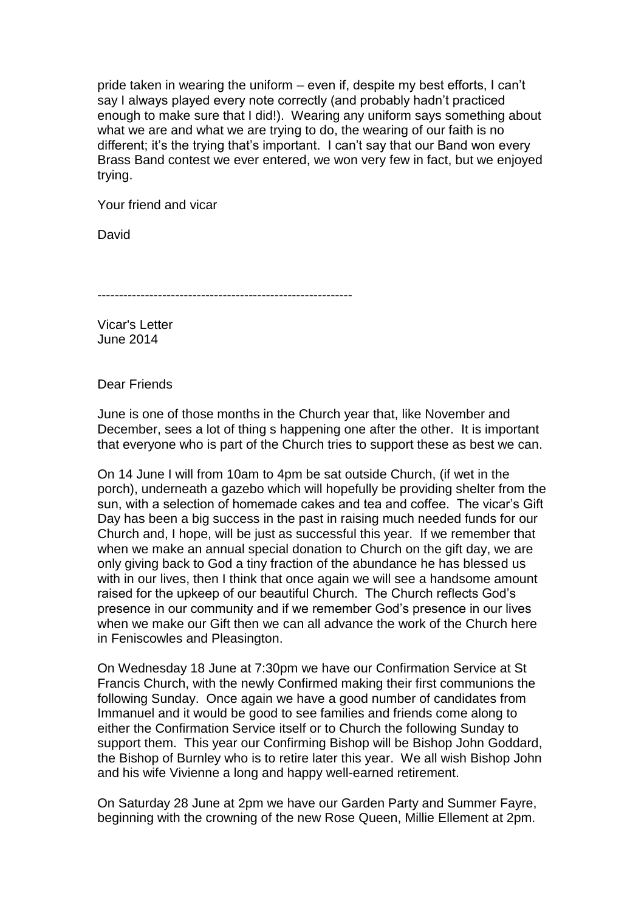pride taken in wearing the uniform – even if, despite my best efforts, I can't say I always played every note correctly (and probably hadn't practiced enough to make sure that I did!). Wearing any uniform says something about what we are and what we are trying to do, the wearing of our faith is no different; it's the trying that's important. I can't say that our Band won every Brass Band contest we ever entered, we won very few in fact, but we enjoyed trying.

Your friend and vicar

David

-----------------------------------------------------------

Vicar's Letter
June 2014

Dear Friends

June is one of those months in the Church year that, like November and December, sees a lot of thing s happening one after the other. It is important that everyone who is part of the Church tries to support these as best we can.

On 14 June I will from 10am to 4pm be sat outside Church, (if wet in the porch), underneath a gazebo which will hopefully be providing shelter from the sun, with a selection of homemade cakes and tea and coffee. The vicar's Gift Day has been a big success in the past in raising much needed funds for our Church and, I hope, will be just as successful this year. If we remember that when we make an annual special donation to Church on the gift day, we are only giving back to God a tiny fraction of the abundance he has blessed us with in our lives, then I think that once again we will see a handsome amount raised for the upkeep of our beautiful Church. The Church reflects God's presence in our community and if we remember God's presence in our lives when we make our Gift then we can all advance the work of the Church here in Feniscowles and Pleasington.

On Wednesday 18 June at 7:30pm we have our Confirmation Service at St Francis Church, with the newly Confirmed making their first communions the following Sunday. Once again we have a good number of candidates from Immanuel and it would be good to see families and friends come along to either the Confirmation Service itself or to Church the following Sunday to support them. This year our Confirming Bishop will be Bishop John Goddard, the Bishop of Burnley who is to retire later this year. We all wish Bishop John and his wife Vivienne a long and happy well-earned retirement.

On Saturday 28 June at 2pm we have our Garden Party and Summer Fayre, beginning with the crowning of the new Rose Queen, Millie Ellement at 2pm.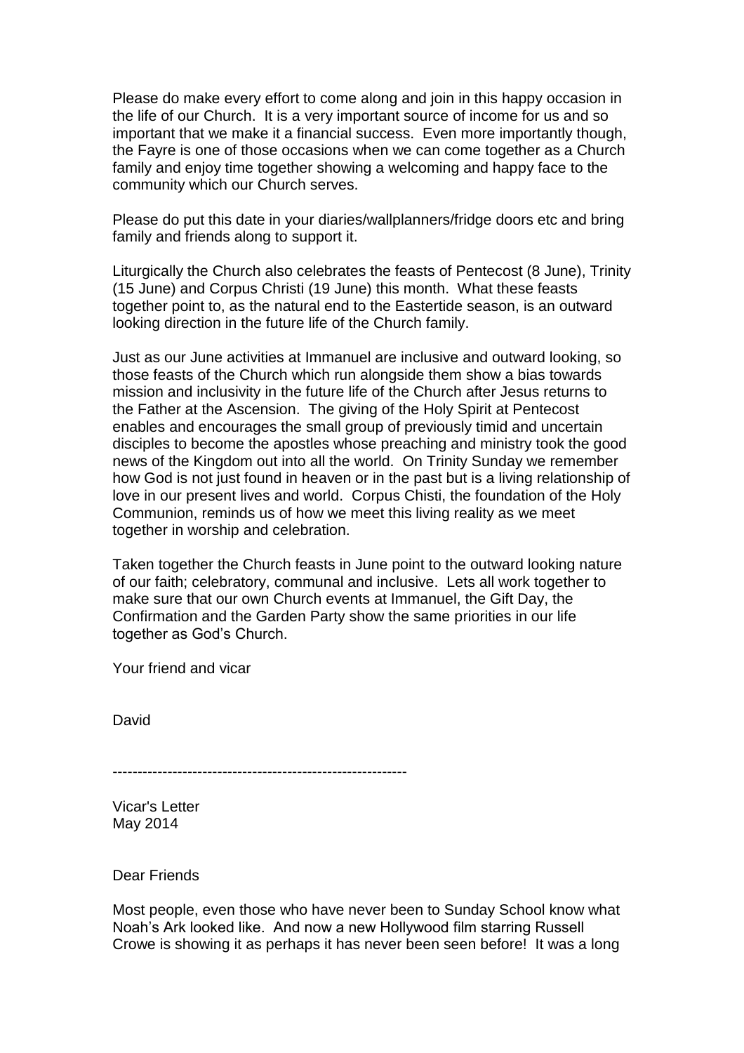Please do make every effort to come along and join in this happy occasion in the life of our Church. It is a very important source of income for us and so important that we make it a financial success. Even more importantly though, the Fayre is one of those occasions when we can come together as a Church family and enjoy time together showing a welcoming and happy face to the community which our Church serves.

Please do put this date in your diaries/wallplanners/fridge doors etc and bring family and friends along to support it.

Liturgically the Church also celebrates the feasts of Pentecost (8 June), Trinity (15 June) and Corpus Christi (19 June) this month. What these feasts together point to, as the natural end to the Eastertide season, is an outward looking direction in the future life of the Church family.

Just as our June activities at Immanuel are inclusive and outward looking, so those feasts of the Church which run alongside them show a bias towards mission and inclusivity in the future life of the Church after Jesus returns to the Father at the Ascension. The giving of the Holy Spirit at Pentecost enables and encourages the small group of previously timid and uncertain disciples to become the apostles whose preaching and ministry took the good news of the Kingdom out into all the world. On Trinity Sunday we remember how God is not just found in heaven or in the past but is a living relationship of love in our present lives and world. Corpus Chisti, the foundation of the Holy Communion, reminds us of how we meet this living reality as we meet together in worship and celebration.

Taken together the Church feasts in June point to the outward looking nature of our faith; celebratory, communal and inclusive. Lets all work together to make sure that our own Church events at Immanuel, the Gift Day, the Confirmation and the Garden Party show the same priorities in our life together as God's Church.

Your friend and vicar

David

-----------------------------------------------------------

Vicar's Letter
May 2014

Dear Friends

Most people, even those who have never been to Sunday School know what Noah's Ark looked like. And now a new Hollywood film starring Russell Crowe is showing it as perhaps it has never been seen before! It was a long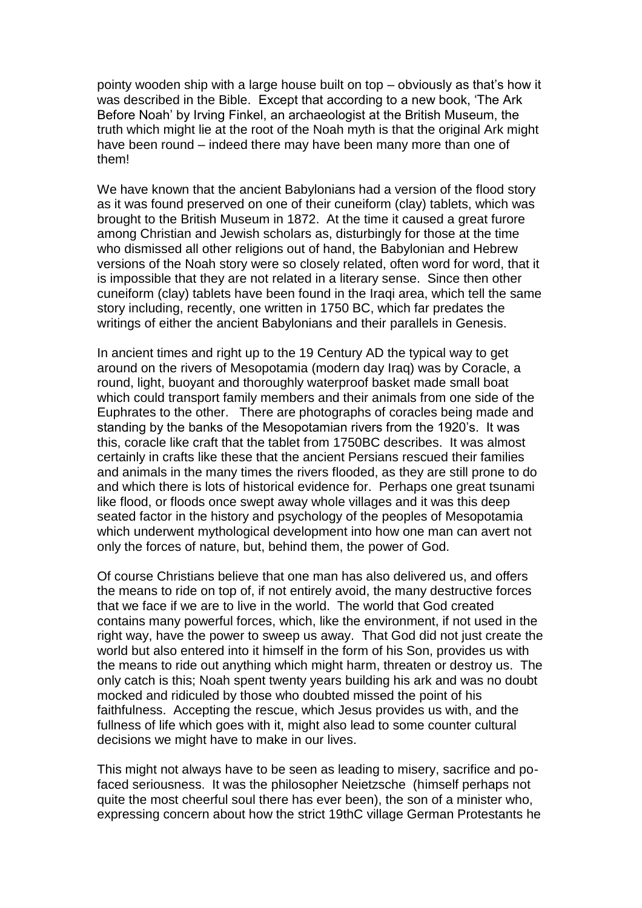pointy wooden ship with a large house built on top – obviously as that's how it was described in the Bible. Except that according to a new book, 'The Ark Before Noah' by Irving Finkel, an archaeologist at the British Museum, the truth which might lie at the root of the Noah myth is that the original Ark might have been round – indeed there may have been many more than one of them!

We have known that the ancient Babylonians had a version of the flood story as it was found preserved on one of their cuneiform (clay) tablets, which was brought to the British Museum in 1872. At the time it caused a great furore among Christian and Jewish scholars as, disturbingly for those at the time who dismissed all other religions out of hand, the Babylonian and Hebrew versions of the Noah story were so closely related, often word for word, that it is impossible that they are not related in a literary sense. Since then other cuneiform (clay) tablets have been found in the Iraqi area, which tell the same story including, recently, one written in 1750 BC, which far predates the writings of either the ancient Babylonians and their parallels in Genesis.

In ancient times and right up to the 19 Century AD the typical way to get around on the rivers of Mesopotamia (modern day Iraq) was by Coracle, a round, light, buoyant and thoroughly waterproof basket made small boat which could transport family members and their animals from one side of the Euphrates to the other. There are photographs of coracles being made and standing by the banks of the Mesopotamian rivers from the 1920's. It was this, coracle like craft that the tablet from 1750BC describes. It was almost certainly in crafts like these that the ancient Persians rescued their families and animals in the many times the rivers flooded, as they are still prone to do and which there is lots of historical evidence for. Perhaps one great tsunami like flood, or floods once swept away whole villages and it was this deep seated factor in the history and psychology of the peoples of Mesopotamia which underwent mythological development into how one man can avert not only the forces of nature, but, behind them, the power of God.

Of course Christians believe that one man has also delivered us, and offers the means to ride on top of, if not entirely avoid, the many destructive forces that we face if we are to live in the world. The world that God created contains many powerful forces, which, like the environment, if not used in the right way, have the power to sweep us away. That God did not just create the world but also entered into it himself in the form of his Son, provides us with the means to ride out anything which might harm, threaten or destroy us. The only catch is this; Noah spent twenty years building his ark and was no doubt mocked and ridiculed by those who doubted missed the point of his faithfulness. Accepting the rescue, which Jesus provides us with, and the fullness of life which goes with it, might also lead to some counter cultural decisions we might have to make in our lives.

This might not always have to be seen as leading to misery, sacrifice and po-faced seriousness. It was the philosopher Neietzsche (himself perhaps not quite the most cheerful soul there has ever been), the son of a minister who, expressing concern about how the strict 19thC village German Protestants he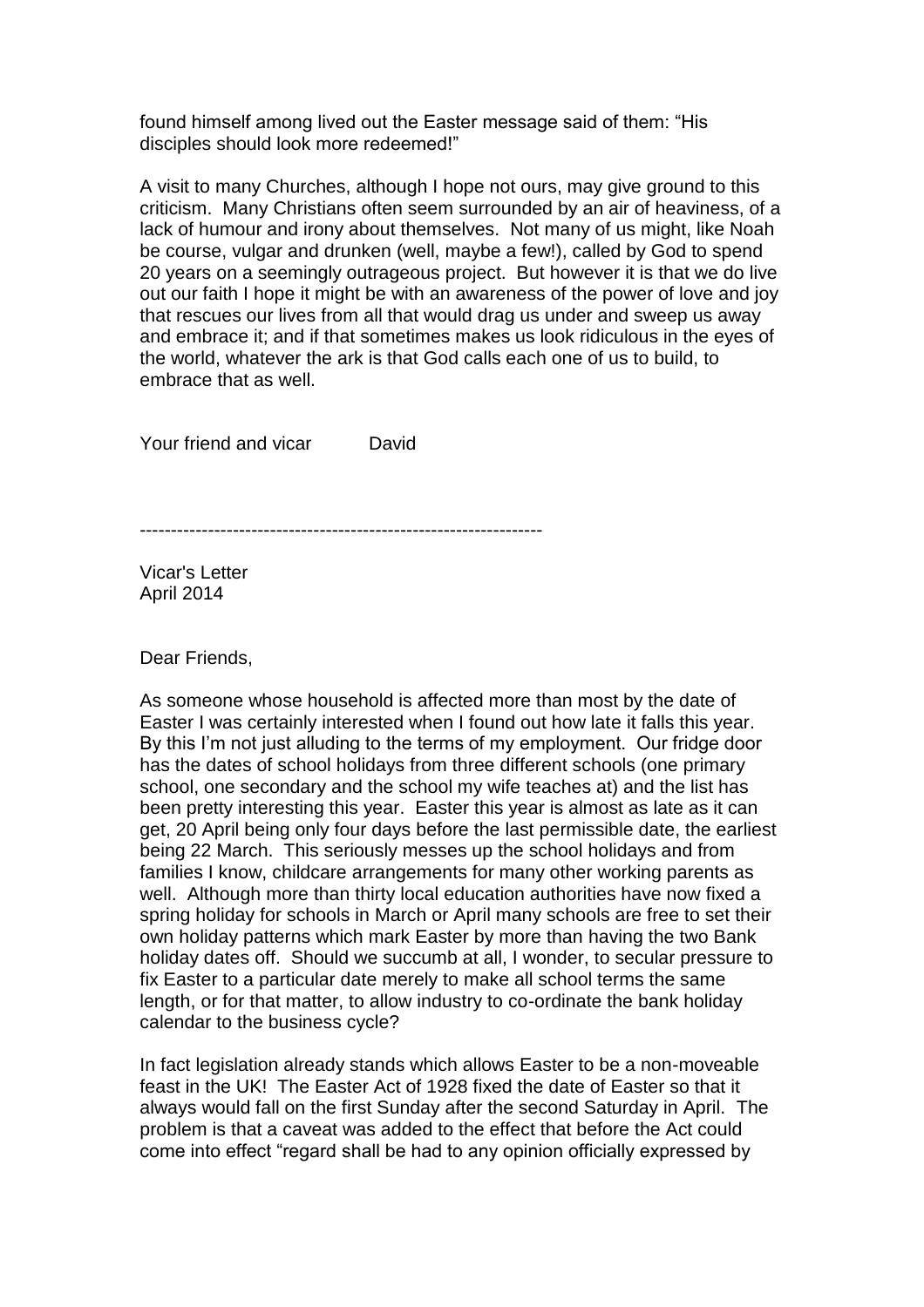found himself among lived out the Easter message said of them: “His disciples should look more redeemed!”

A visit to many Churches, although I hope not ours, may give ground to this criticism. Many Christians often seem surrounded by an air of heaviness, of a lack of humour and irony about themselves. Not many of us might, like Noah be course, vulgar and drunken (well, maybe a few!), called by God to spend 20 years on a seemingly outrageous project. But however it is that we do live out our faith I hope it might be with an awareness of the power of love and joy that rescues our lives from all that would drag us under and sweep us away and embrace it; and if that sometimes makes us look ridiculous in the eyes of the world, whatever the ark is that God calls each one of us to build, to embrace that as well.

Your friend and vicar David

---

Vicar's Letter
April 2014

Dear Friends,

As someone whose household is affected more than most by the date of Easter I was certainly interested when I found out how late it falls this year. By this I’m not just alluding to the terms of my employment. Our fridge door has the dates of school holidays from three different schools (one primary school, one secondary and the school my wife teaches at) and the list has been pretty interesting this year. Easter this year is almost as late as it can get, 20 April being only four days before the last permissible date, the earliest being 22 March. This seriously messes up the school holidays and from families I know, childcare arrangements for many other working parents as well. Although more than thirty local education authorities have now fixed a spring holiday for schools in March or April many schools are free to set their own holiday patterns which mark Easter by more than having the two Bank holiday dates off. Should we succumb at all, I wonder, to secular pressure to fix Easter to a particular date merely to make all school terms the same length, or for that matter, to allow industry to co-ordinate the bank holiday calendar to the business cycle?

In fact legislation already stands which allows Easter to be a non-moveable feast in the UK! The Easter Act of 1928 fixed the date of Easter so that it always would fall on the first Sunday after the second Saturday in April. The problem is that a caveat was added to the effect that before the Act could come into effect “regard shall be had to any opinion officially expressed by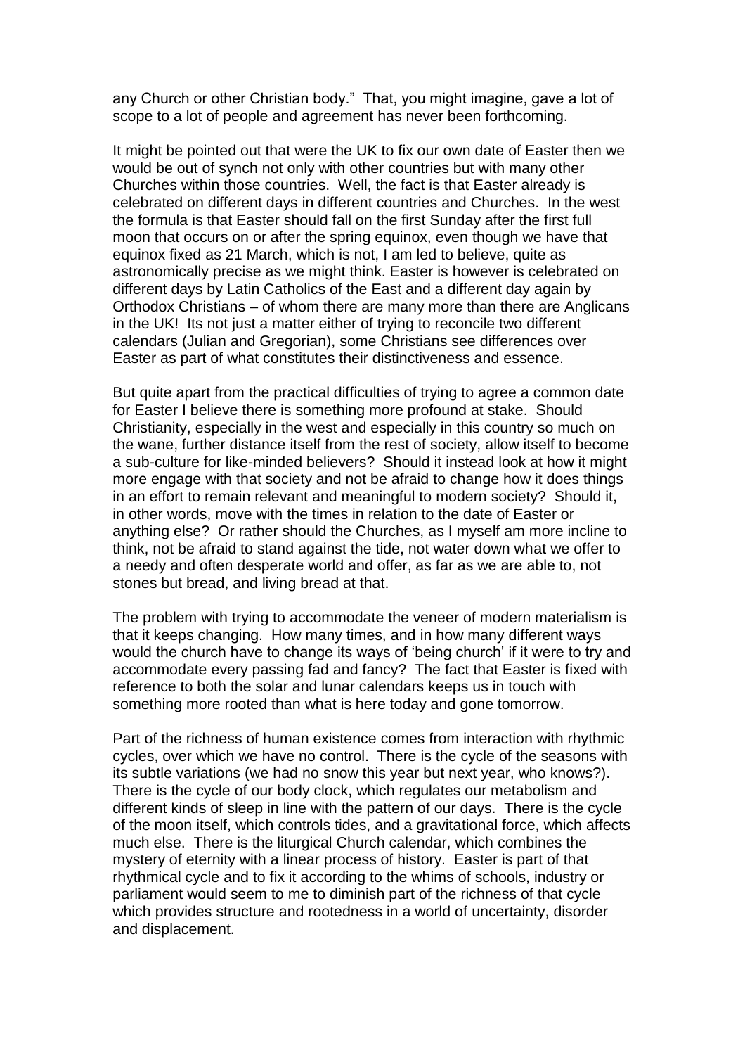any Church or other Christian body." That, you might imagine, gave a lot of scope to a lot of people and agreement has never been forthcoming.

It might be pointed out that were the UK to fix our own date of Easter then we would be out of synch not only with other countries but with many other Churches within those countries. Well, the fact is that Easter already is celebrated on different days in different countries and Churches. In the west the formula is that Easter should fall on the first Sunday after the first full moon that occurs on or after the spring equinox, even though we have that equinox fixed as 21 March, which is not, I am led to believe, quite as astronomically precise as we might think. Easter is however is celebrated on different days by Latin Catholics of the East and a different day again by Orthodox Christians – of whom there are many more than there are Anglicans in the UK! Its not just a matter either of trying to reconcile two different calendars (Julian and Gregorian), some Christians see differences over Easter as part of what constitutes their distinctiveness and essence.

But quite apart from the practical difficulties of trying to agree a common date for Easter I believe there is something more profound at stake. Should Christianity, especially in the west and especially in this country so much on the wane, further distance itself from the rest of society, allow itself to become a sub-culture for like-minded believers? Should it instead look at how it might more engage with that society and not be afraid to change how it does things in an effort to remain relevant and meaningful to modern society? Should it, in other words, move with the times in relation to the date of Easter or anything else? Or rather should the Churches, as I myself am more incline to think, not be afraid to stand against the tide, not water down what we offer to a needy and often desperate world and offer, as far as we are able to, not stones but bread, and living bread at that.

The problem with trying to accommodate the veneer of modern materialism is that it keeps changing. How many times, and in how many different ways would the church have to change its ways of 'being church' if it were to try and accommodate every passing fad and fancy? The fact that Easter is fixed with reference to both the solar and lunar calendars keeps us in touch with something more rooted than what is here today and gone tomorrow.

Part of the richness of human existence comes from interaction with rhythmic cycles, over which we have no control. There is the cycle of the seasons with its subtle variations (we had no snow this year but next year, who knows?). There is the cycle of our body clock, which regulates our metabolism and different kinds of sleep in line with the pattern of our days. There is the cycle of the moon itself, which controls tides, and a gravitational force, which affects much else. There is the liturgical Church calendar, which combines the mystery of eternity with a linear process of history. Easter is part of that rhythmical cycle and to fix it according to the whims of schools, industry or parliament would seem to me to diminish part of the richness of that cycle which provides structure and rootedness in a world of uncertainty, disorder and displacement.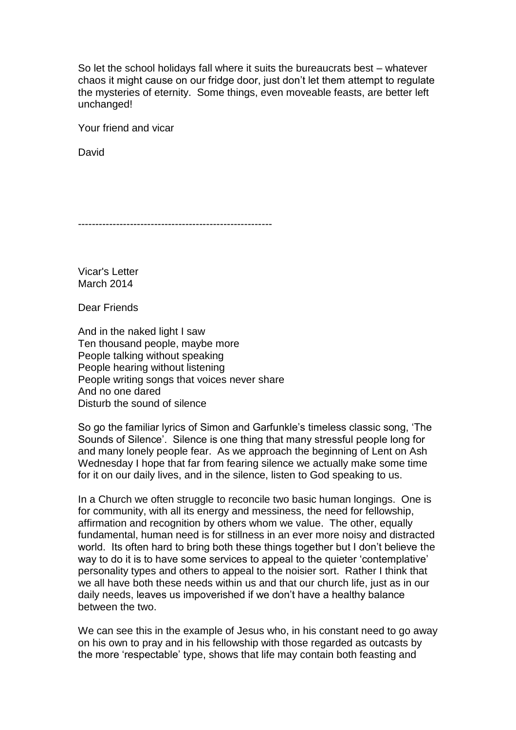So let the school holidays fall where it suits the bureaucrats best – whatever chaos it might cause on our fridge door, just don't let them attempt to regulate the mysteries of eternity. Some things, even moveable feasts, are better left unchanged!

Your friend and vicar

David

---

Vicar's Letter
March 2014

Dear Friends

And in the naked light I saw
Ten thousand people, maybe more
People talking without speaking
People hearing without listening
People writing songs that voices never share
And no one dared
Disturb the sound of silence

So go the familiar lyrics of Simon and Garfunkle's timeless classic song, 'The Sounds of Silence'. Silence is one thing that many stressful people long for and many lonely people fear. As we approach the beginning of Lent on Ash Wednesday I hope that far from fearing silence we actually make some time for it on our daily lives, and in the silence, listen to God speaking to us.

In a Church we often struggle to reconcile two basic human longings. One is for community, with all its energy and messiness, the need for fellowship, affirmation and recognition by others whom we value. The other, equally fundamental, human need is for stillness in an ever more noisy and distracted world. Its often hard to bring both these things together but I don't believe the way to do it is to have some services to appeal to the quieter 'contemplative' personality types and others to appeal to the noisier sort. Rather I think that we all have both these needs within us and that our church life, just as in our daily needs, leaves us impoverished if we don't have a healthy balance between the two.

We can see this in the example of Jesus who, in his constant need to go away on his own to pray and in his fellowship with those regarded as outcasts by the more 'respectable' type, shows that life may contain both feasting and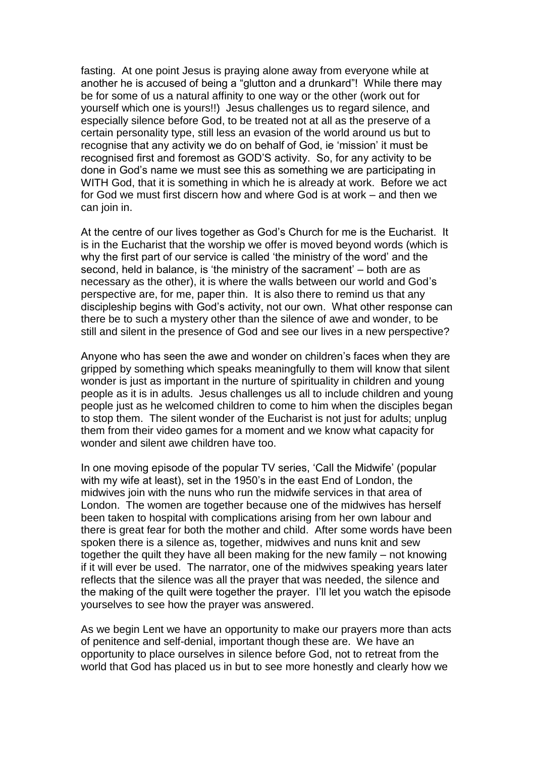fasting. At one point Jesus is praying alone away from everyone while at another he is accused of being a "glutton and a drunkard"! While there may be for some of us a natural affinity to one way or the other (work out for yourself which one is yours!!) Jesus challenges us to regard silence, and especially silence before God, to be treated not at all as the preserve of a certain personality type, still less an evasion of the world around us but to recognise that any activity we do on behalf of God, ie 'mission' it must be recognised first and foremost as GOD'S activity. So, for any activity to be done in God's name we must see this as something we are participating in WITH God, that it is something in which he is already at work. Before we act for God we must first discern how and where God is at work – and then we can join in.

At the centre of our lives together as God's Church for me is the Eucharist. It is in the Eucharist that the worship we offer is moved beyond words (which is why the first part of our service is called 'the ministry of the word' and the second, held in balance, is 'the ministry of the sacrament' – both are as necessary as the other), it is where the walls between our world and God's perspective are, for me, paper thin. It is also there to remind us that any discipleship begins with God's activity, not our own. What other response can there be to such a mystery other than the silence of awe and wonder, to be still and silent in the presence of God and see our lives in a new perspective?

Anyone who has seen the awe and wonder on children's faces when they are gripped by something which speaks meaningfully to them will know that silent wonder is just as important in the nurture of spirituality in children and young people as it is in adults. Jesus challenges us all to include children and young people just as he welcomed children to come to him when the disciples began to stop them. The silent wonder of the Eucharist is not just for adults; unplug them from their video games for a moment and we know what capacity for wonder and silent awe children have too.

In one moving episode of the popular TV series, 'Call the Midwife' (popular with my wife at least), set in the 1950's in the east End of London, the midwives join with the nuns who run the midwife services in that area of London. The women are together because one of the midwives has herself been taken to hospital with complications arising from her own labour and there is great fear for both the mother and child. After some words have been spoken there is a silence as, together, midwives and nuns knit and sew together the quilt they have all been making for the new family – not knowing if it will ever be used. The narrator, one of the midwives speaking years later reflects that the silence was all the prayer that was needed, the silence and the making of the quilt were together the prayer. I'll let you watch the episode yourselves to see how the prayer was answered.

As we begin Lent we have an opportunity to make our prayers more than acts of penitence and self-denial, important though these are. We have an opportunity to place ourselves in silence before God, not to retreat from the world that God has placed us in but to see more honestly and clearly how we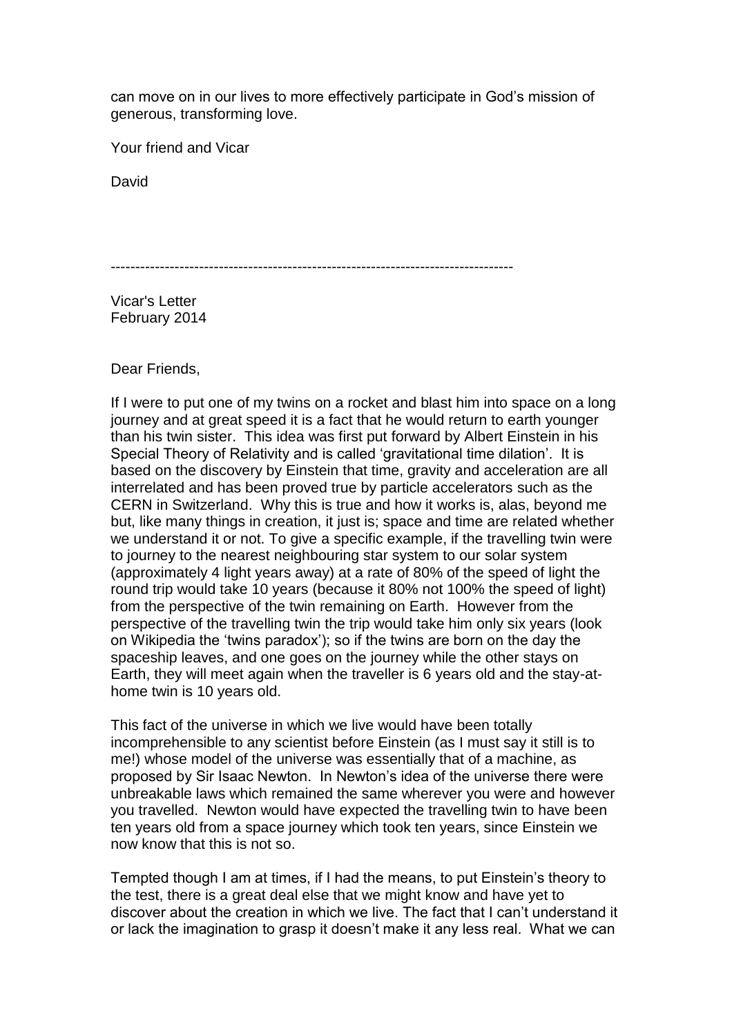can move on in our lives to more effectively participate in God's mission of generous, transforming love.

Your friend and Vicar

David

---

Vicar's Letter
February 2014

Dear Friends,

If I were to put one of my twins on a rocket and blast him into space on a long journey and at great speed it is a fact that he would return to earth younger than his twin sister. This idea was first put forward by Albert Einstein in his Special Theory of Relativity and is called 'gravitational time dilation'. It is based on the discovery by Einstein that time, gravity and acceleration are all interrelated and has been proved true by particle accelerators such as the CERN in Switzerland. Why this is true and how it works is, alas, beyond me but, like many things in creation, it just is; space and time are related whether we understand it or not. To give a specific example, if the travelling twin were to journey to the nearest neighbouring star system to our solar system (approximately 4 light years away) at a rate of 80% of the speed of light the round trip would take 10 years (because it 80% not 100% the speed of light) from the perspective of the twin remaining on Earth. However from the perspective of the travelling twin the trip would take him only six years (look on Wikipedia the 'twins paradox'); so if the twins are born on the day the spaceship leaves, and one goes on the journey while the other stays on Earth, they will meet again when the traveller is 6 years old and the stay-at-home twin is 10 years old.

This fact of the universe in which we live would have been totally incomprehensible to any scientist before Einstein (as I must say it still is to me!) whose model of the universe was essentially that of a machine, as proposed by Sir Isaac Newton. In Newton's idea of the universe there were unbreakable laws which remained the same wherever you were and however you travelled. Newton would have expected the travelling twin to have been ten years old from a space journey which took ten years, since Einstein we now know that this is not so.

Tempted though I am at times, if I had the means, to put Einstein's theory to the test, there is a great deal else that we might know and have yet to discover about the creation in which we live. The fact that I can't understand it or lack the imagination to grasp it doesn't make it any less real. What we can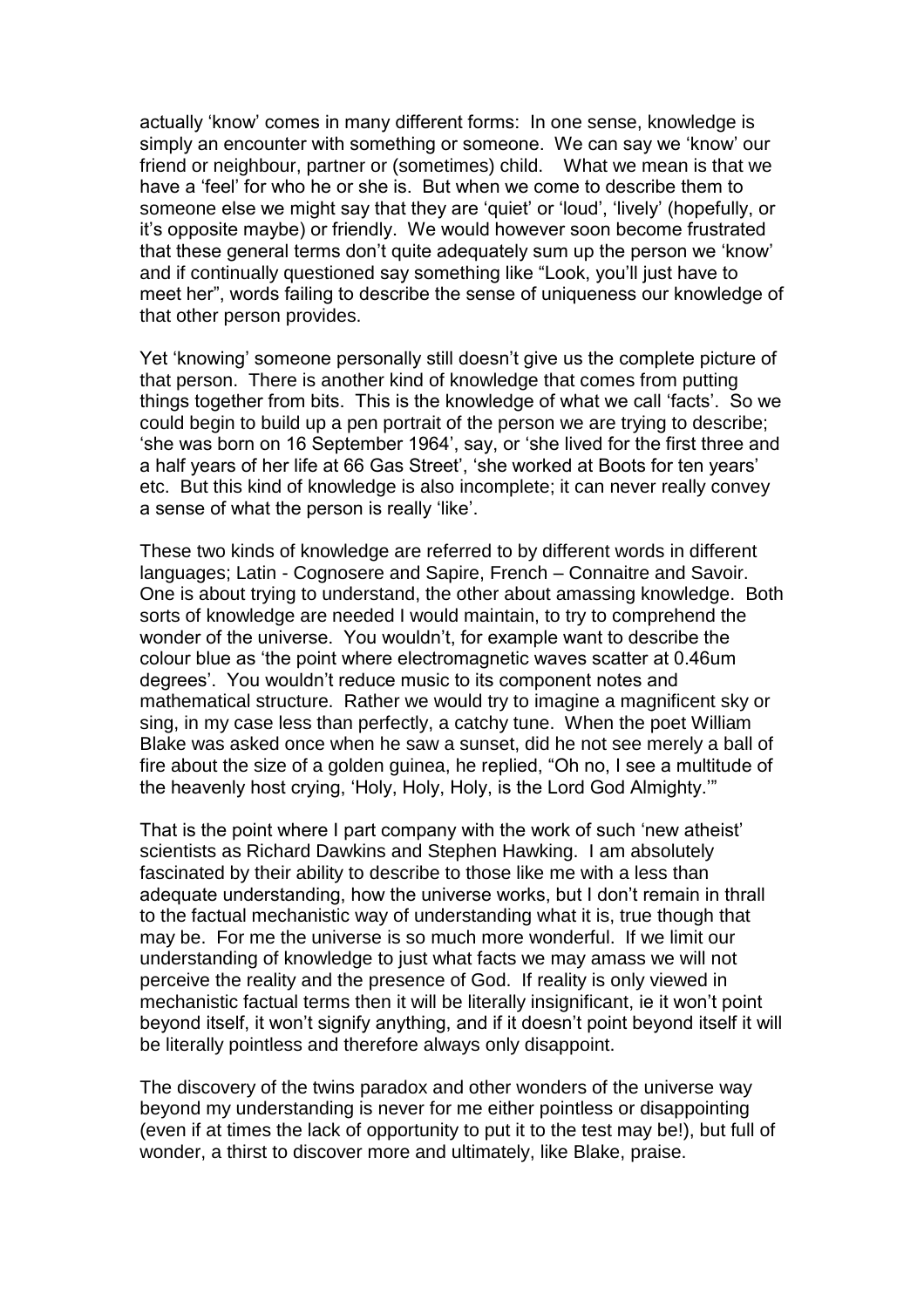actually 'know' comes in many different forms: In one sense, knowledge is simply an encounter with something or someone. We can say we 'know' our friend or neighbour, partner or (sometimes) child. What we mean is that we have a 'feel' for who he or she is. But when we come to describe them to someone else we might say that they are 'quiet' or 'loud', 'lively' (hopefully, or it's opposite maybe) or friendly. We would however soon become frustrated that these general terms don't quite adequately sum up the person we 'know' and if continually questioned say something like "Look, you'll just have to meet her", words failing to describe the sense of uniqueness our knowledge of that other person provides.

Yet 'knowing' someone personally still doesn't give us the complete picture of that person. There is another kind of knowledge that comes from putting things together from bits. This is the knowledge of what we call 'facts'. So we could begin to build up a pen portrait of the person we are trying to describe; 'she was born on 16 September 1964', say, or 'she lived for the first three and a half years of her life at 66 Gas Street', 'she worked at Boots for ten years' etc. But this kind of knowledge is also incomplete; it can never really convey a sense of what the person is really 'like'.

These two kinds of knowledge are referred to by different words in different languages; Latin - Cognosere and Sapire, French – Connaitre and Savoir. One is about trying to understand, the other about amassing knowledge. Both sorts of knowledge are needed I would maintain, to try to comprehend the wonder of the universe. You wouldn't, for example want to describe the colour blue as 'the point where electromagnetic waves scatter at 0.46um degrees'. You wouldn't reduce music to its component notes and mathematical structure. Rather we would try to imagine a magnificent sky or sing, in my case less than perfectly, a catchy tune. When the poet William Blake was asked once when he saw a sunset, did he not see merely a ball of fire about the size of a golden guinea, he replied, "Oh no, I see a multitude of the heavenly host crying, 'Holy, Holy, Holy, is the Lord God Almighty.'"

That is the point where I part company with the work of such 'new atheist' scientists as Richard Dawkins and Stephen Hawking. I am absolutely fascinated by their ability to describe to those like me with a less than adequate understanding, how the universe works, but I don't remain in thrall to the factual mechanistic way of understanding what it is, true though that may be. For me the universe is so much more wonderful. If we limit our understanding of knowledge to just what facts we may amass we will not perceive the reality and the presence of God. If reality is only viewed in mechanistic factual terms then it will be literally insignificant, ie it won't point beyond itself, it won't signify anything, and if it doesn't point beyond itself it will be literally pointless and therefore always only disappoint.

The discovery of the twins paradox and other wonders of the universe way beyond my understanding is never for me either pointless or disappointing (even if at times the lack of opportunity to put it to the test may be!), but full of wonder, a thirst to discover more and ultimately, like Blake, praise.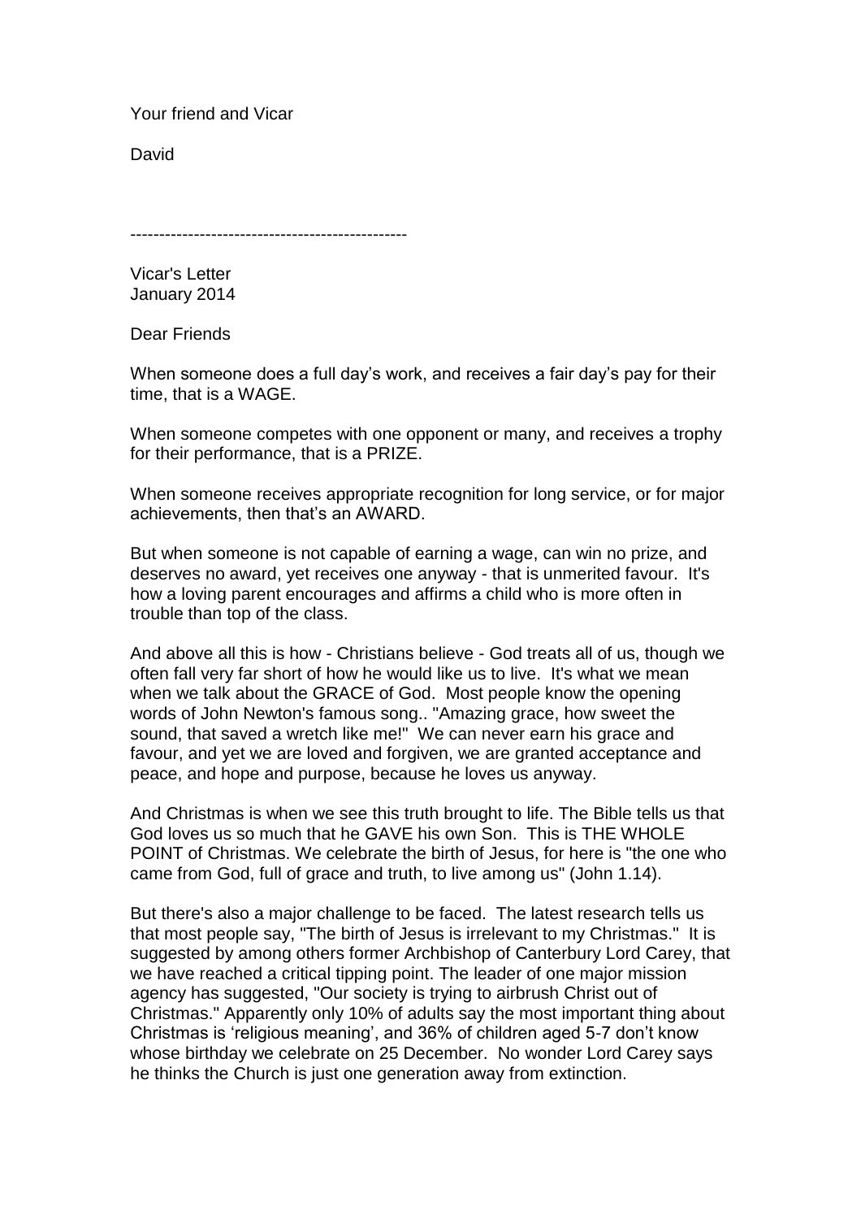Your friend and Vicar

David

------------------------------------------------

Vicar's Letter
January 2014

Dear Friends

When someone does a full day's work, and receives a fair day's pay for their time, that is a WAGE.

When someone competes with one opponent or many, and receives a trophy for their performance, that is a PRIZE.

When someone receives appropriate recognition for long service, or for major achievements, then that's an AWARD.

But when someone is not capable of earning a wage, can win no prize, and deserves no award, yet receives one anyway - that is unmerited favour. It's how a loving parent encourages and affirms a child who is more often in trouble than top of the class.

And above all this is how - Christians believe - God treats all of us, though we often fall very far short of how he would like us to live. It's what we mean when we talk about the GRACE of God. Most people know the opening words of John Newton's famous song.. "Amazing grace, how sweet the sound, that saved a wretch like me!" We can never earn his grace and favour, and yet we are loved and forgiven, we are granted acceptance and peace, and hope and purpose, because he loves us anyway.

And Christmas is when we see this truth brought to life. The Bible tells us that God loves us so much that he GAVE his own Son. This is THE WHOLE POINT of Christmas. We celebrate the birth of Jesus, for here is "the one who came from God, full of grace and truth, to live among us" (John 1.14).

But there's also a major challenge to be faced. The latest research tells us that most people say, "The birth of Jesus is irrelevant to my Christmas." It is suggested by among others former Archbishop of Canterbury Lord Carey, that we have reached a critical tipping point. The leader of one major mission agency has suggested, "Our society is trying to airbrush Christ out of Christmas." Apparently only 10% of adults say the most important thing about Christmas is 'religious meaning', and 36% of children aged 5-7 don't know whose birthday we celebrate on 25 December. No wonder Lord Carey says he thinks the Church is just one generation away from extinction.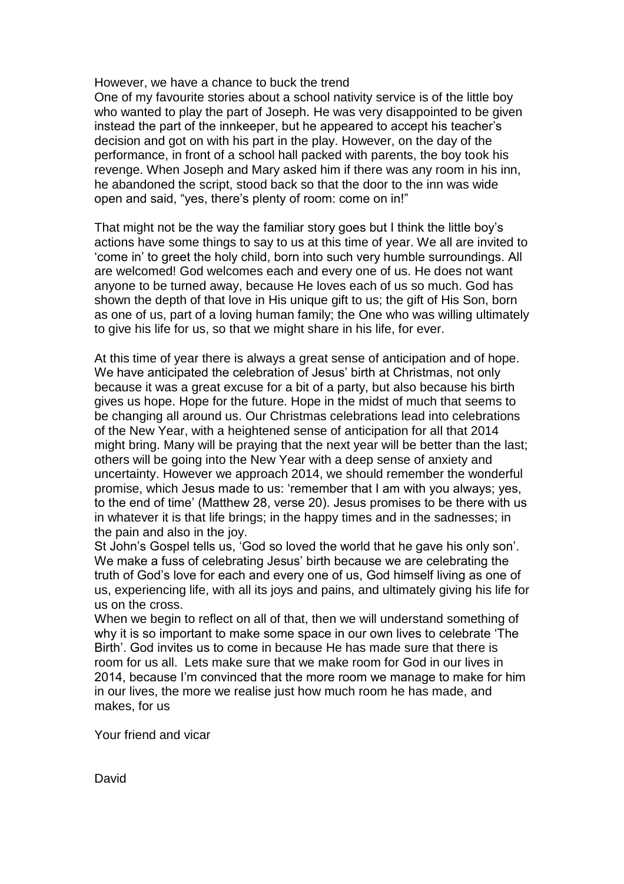However, we have a chance to buck the trend

One of my favourite stories about a school nativity service is of the little boy who wanted to play the part of Joseph. He was very disappointed to be given instead the part of the innkeeper, but he appeared to accept his teacher's decision and got on with his part in the play. However, on the day of the performance, in front of a school hall packed with parents, the boy took his revenge. When Joseph and Mary asked him if there was any room in his inn, he abandoned the script, stood back so that the door to the inn was wide open and said, "yes, there's plenty of room: come on in!"

That might not be the way the familiar story goes but I think the little boy's actions have some things to say to us at this time of year. We all are invited to 'come in' to greet the holy child, born into such very humble surroundings. All are welcomed! God welcomes each and every one of us. He does not want anyone to be turned away, because He loves each of us so much. God has shown the depth of that love in His unique gift to us; the gift of His Son, born as one of us, part of a loving human family; the One who was willing ultimately to give his life for us, so that we might share in his life, for ever.

At this time of year there is always a great sense of anticipation and of hope. We have anticipated the celebration of Jesus' birth at Christmas, not only because it was a great excuse for a bit of a party, but also because his birth gives us hope. Hope for the future. Hope in the midst of much that seems to be changing all around us. Our Christmas celebrations lead into celebrations of the New Year, with a heightened sense of anticipation for all that 2014 might bring. Many will be praying that the next year will be better than the last; others will be going into the New Year with a deep sense of anxiety and uncertainty. However we approach 2014, we should remember the wonderful promise, which Jesus made to us: 'remember that I am with you always; yes, to the end of time' (Matthew 28, verse 20). Jesus promises to be there with us in whatever it is that life brings; in the happy times and in the sadnesses; in the pain and also in the joy.

St John's Gospel tells us, 'God so loved the world that he gave his only son'. We make a fuss of celebrating Jesus' birth because we are celebrating the truth of God's love for each and every one of us, God himself living as one of us, experiencing life, with all its joys and pains, and ultimately giving his life for us on the cross.

When we begin to reflect on all of that, then we will understand something of why it is so important to make some space in our own lives to celebrate 'The Birth'. God invites us to come in because He has made sure that there is room for us all. Lets make sure that we make room for God in our lives in 2014, because I'm convinced that the more room we manage to make for him in our lives, the more we realise just how much room he has made, and makes, for us

Your friend and vicar

David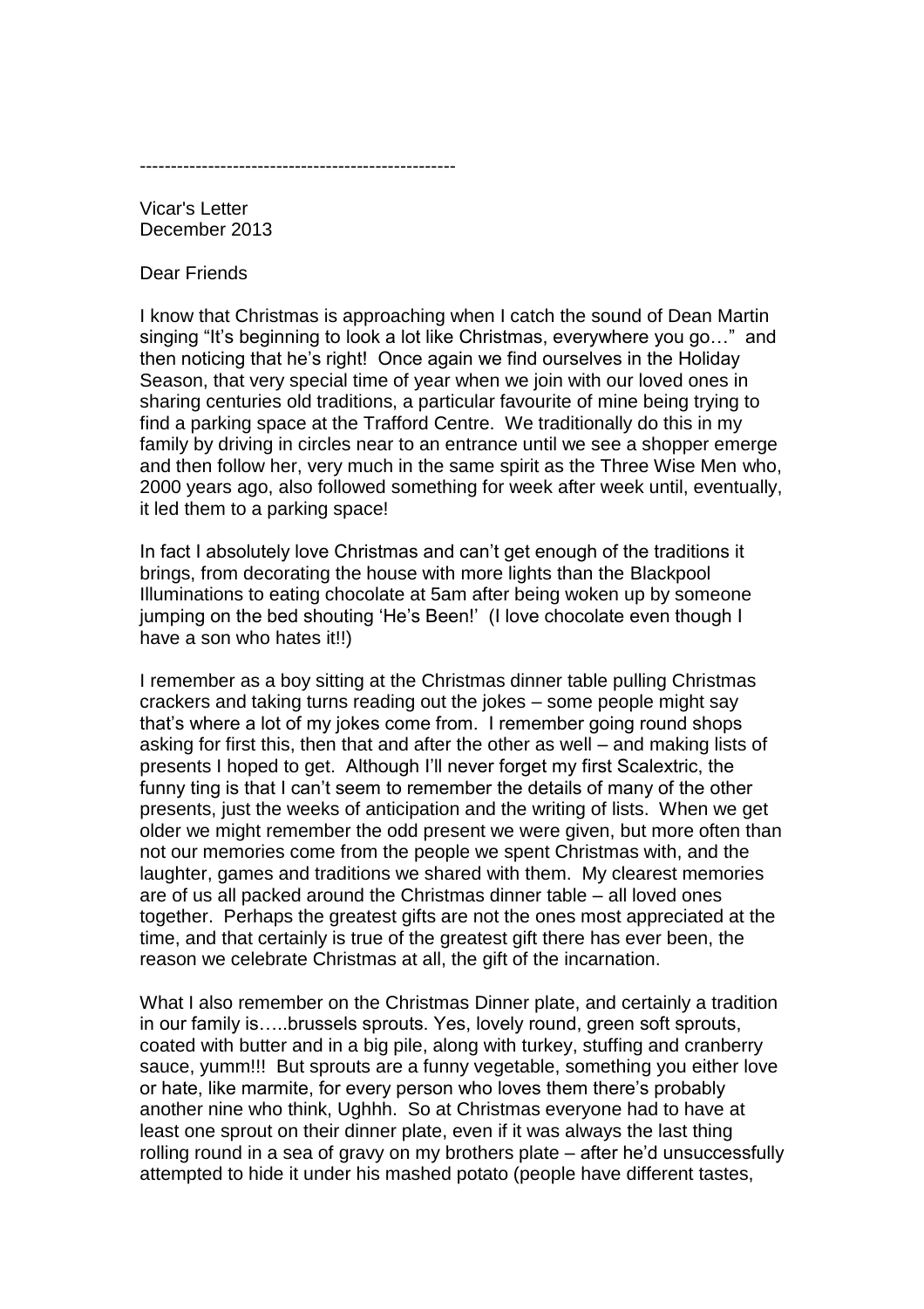---------------------------------------------------

Vicar's Letter
December 2013

Dear Friends

I know that Christmas is approaching when I catch the sound of Dean Martin singing "It's beginning to look a lot like Christmas, everywhere you go…" and then noticing that he's right! Once again we find ourselves in the Holiday Season, that very special time of year when we join with our loved ones in sharing centuries old traditions, a particular favourite of mine being trying to find a parking space at the Trafford Centre. We traditionally do this in my family by driving in circles near to an entrance until we see a shopper emerge and then follow her, very much in the same spirit as the Three Wise Men who, 2000 years ago, also followed something for week after week until, eventually, it led them to a parking space!

In fact I absolutely love Christmas and can't get enough of the traditions it brings, from decorating the house with more lights than the Blackpool Illuminations to eating chocolate at 5am after being woken up by someone jumping on the bed shouting 'He's Been!' (I love chocolate even though I have a son who hates it!!)

I remember as a boy sitting at the Christmas dinner table pulling Christmas crackers and taking turns reading out the jokes – some people might say that's where a lot of my jokes come from. I remember going round shops asking for first this, then that and after the other as well – and making lists of presents I hoped to get. Although I'll never forget my first Scalextric, the funny ting is that I can't seem to remember the details of many of the other presents, just the weeks of anticipation and the writing of lists. When we get older we might remember the odd present we were given, but more often than not our memories come from the people we spent Christmas with, and the laughter, games and traditions we shared with them. My clearest memories are of us all packed around the Christmas dinner table – all loved ones together. Perhaps the greatest gifts are not the ones most appreciated at the time, and that certainly is true of the greatest gift there has ever been, the reason we celebrate Christmas at all, the gift of the incarnation.

What I also remember on the Christmas Dinner plate, and certainly a tradition in our family is…..brussels sprouts. Yes, lovely round, green soft sprouts, coated with butter and in a big pile, along with turkey, stuffing and cranberry sauce, yumm!!! But sprouts are a funny vegetable, something you either love or hate, like marmite, for every person who loves them there's probably another nine who think, Ughhh. So at Christmas everyone had to have at least one sprout on their dinner plate, even if it was always the last thing rolling round in a sea of gravy on my brothers plate – after he'd unsuccessfully attempted to hide it under his mashed potato (people have different tastes,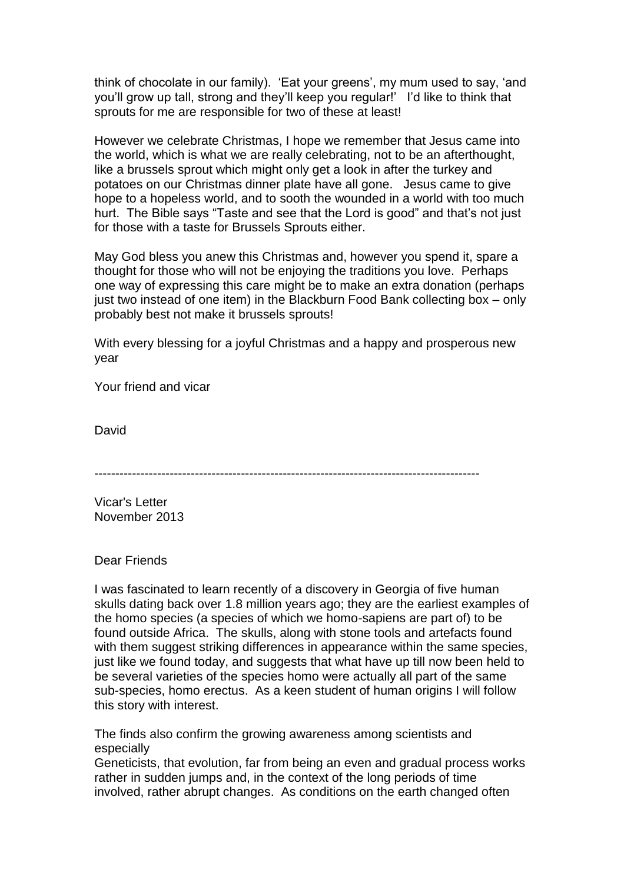think of chocolate in our family). 'Eat your greens', my mum used to say, 'and you'll grow up tall, strong and they'll keep you regular!' I'd like to think that sprouts for me are responsible for two of these at least!

However we celebrate Christmas, I hope we remember that Jesus came into the world, which is what we are really celebrating, not to be an afterthought, like a brussels sprout which might only get a look in after the turkey and potatoes on our Christmas dinner plate have all gone. Jesus came to give hope to a hopeless world, and to sooth the wounded in a world with too much hurt. The Bible says "Taste and see that the Lord is good" and that's not just for those with a taste for Brussels Sprouts either.

May God bless you anew this Christmas and, however you spend it, spare a thought for those who will not be enjoying the traditions you love. Perhaps one way of expressing this care might be to make an extra donation (perhaps just two instead of one item) in the Blackburn Food Bank collecting box – only probably best not make it brussels sprouts!

With every blessing for a joyful Christmas and a happy and prosperous new year

Your friend and vicar

David

---------------------------------------------------------------------------------------------

Vicar's Letter
November 2013

Dear Friends

I was fascinated to learn recently of a discovery in Georgia of five human skulls dating back over 1.8 million years ago; they are the earliest examples of the homo species (a species of which we homo-sapiens are part of) to be found outside Africa. The skulls, along with stone tools and artefacts found with them suggest striking differences in appearance within the same species, just like we found today, and suggests that what have up till now been held to be several varieties of the species homo were actually all part of the same sub-species, homo erectus. As a keen student of human origins I will follow this story with interest.

The finds also confirm the growing awareness among scientists and especially
Geneticists, that evolution, far from being an even and gradual process works rather in sudden jumps and, in the context of the long periods of time involved, rather abrupt changes. As conditions on the earth changed often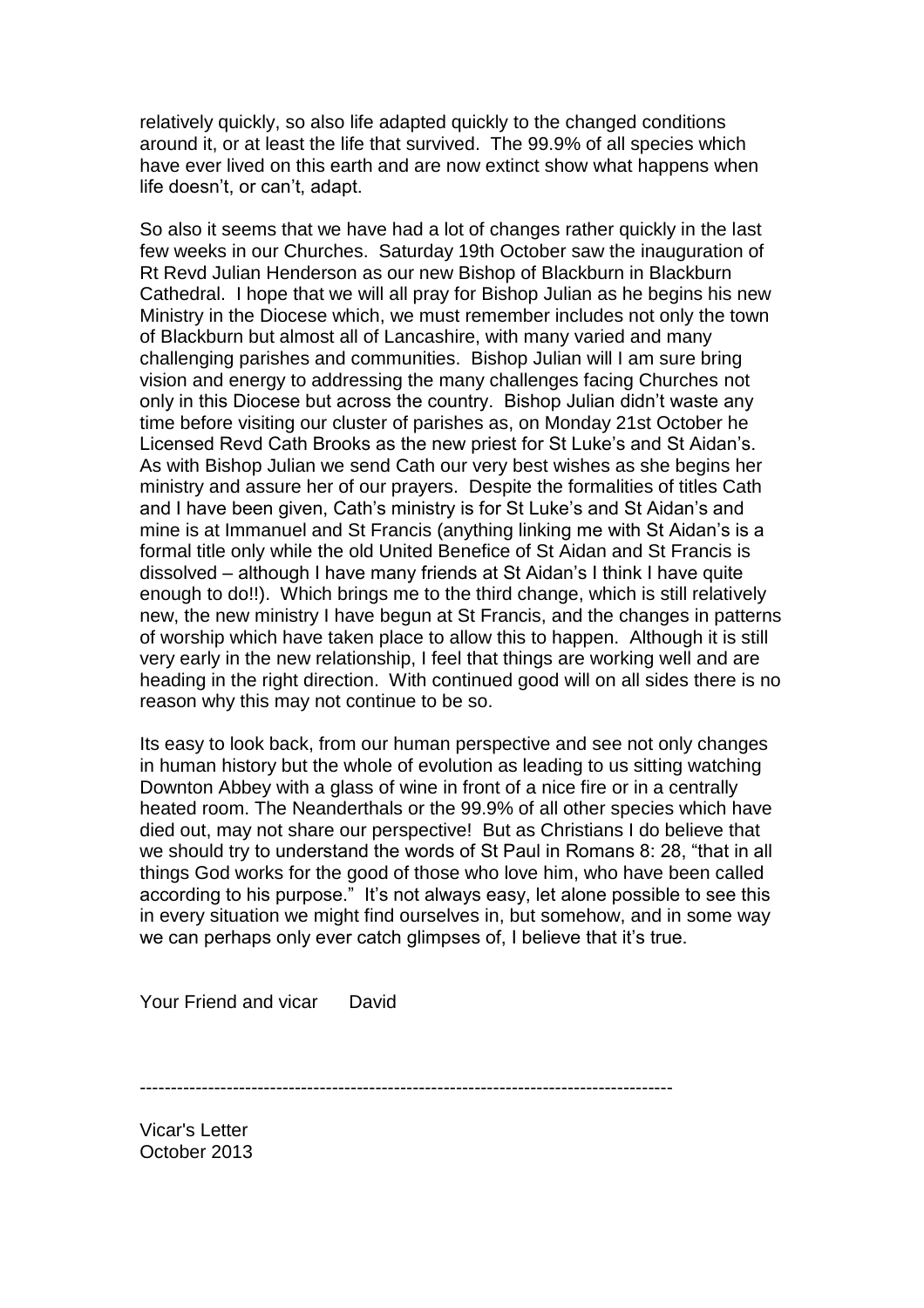relatively quickly, so also life adapted quickly to the changed conditions around it, or at least the life that survived. The 99.9% of all species which have ever lived on this earth and are now extinct show what happens when life doesn't, or can't, adapt.

So also it seems that we have had a lot of changes rather quickly in the last few weeks in our Churches. Saturday 19th October saw the inauguration of Rt Revd Julian Henderson as our new Bishop of Blackburn in Blackburn Cathedral. I hope that we will all pray for Bishop Julian as he begins his new Ministry in the Diocese which, we must remember includes not only the town of Blackburn but almost all of Lancashire, with many varied and many challenging parishes and communities. Bishop Julian will I am sure bring vision and energy to addressing the many challenges facing Churches not only in this Diocese but across the country. Bishop Julian didn't waste any time before visiting our cluster of parishes as, on Monday 21st October he Licensed Revd Cath Brooks as the new priest for St Luke's and St Aidan's. As with Bishop Julian we send Cath our very best wishes as she begins her ministry and assure her of our prayers. Despite the formalities of titles Cath and I have been given, Cath's ministry is for St Luke's and St Aidan's and mine is at Immanuel and St Francis (anything linking me with St Aidan's is a formal title only while the old United Benefice of St Aidan and St Francis is dissolved – although I have many friends at St Aidan's I think I have quite enough to do!!). Which brings me to the third change, which is still relatively new, the new ministry I have begun at St Francis, and the changes in patterns of worship which have taken place to allow this to happen. Although it is still very early in the new relationship, I feel that things are working well and are heading in the right direction. With continued good will on all sides there is no reason why this may not continue to be so.

Its easy to look back, from our human perspective and see not only changes in human history but the whole of evolution as leading to us sitting watching Downton Abbey with a glass of wine in front of a nice fire or in a centrally heated room. The Neanderthals or the 99.9% of all other species which have died out, may not share our perspective! But as Christians I do believe that we should try to understand the words of St Paul in Romans 8: 28, "that in all things God works for the good of those who love him, who have been called according to his purpose." It's not always easy, let alone possible to see this in every situation we might find ourselves in, but somehow, and in some way we can perhaps only ever catch glimpses of, I believe that it's true.

Your Friend and vicar David

---

Vicar's Letter
October 2013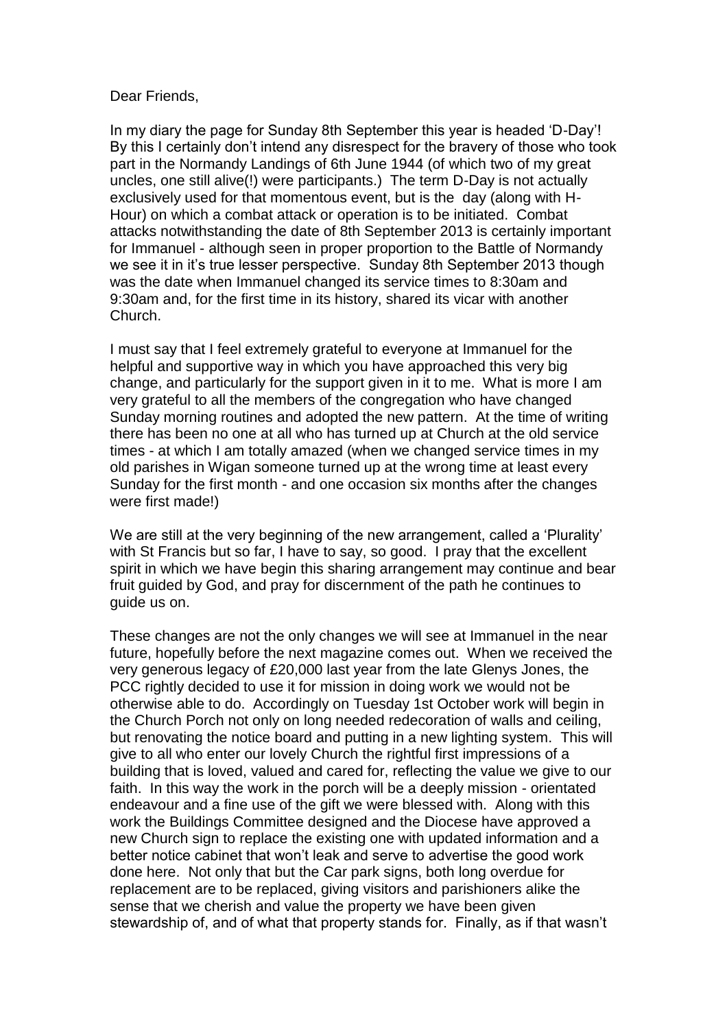Dear Friends,

In my diary the page for Sunday 8th September this year is headed 'D-Day'! By this I certainly don't intend any disrespect for the bravery of those who took part in the Normandy Landings of 6th June 1944 (of which two of my great uncles, one still alive(!) were participants.) The term D-Day is not actually exclusively used for that momentous event, but is the day (along with H-Hour) on which a combat attack or operation is to be initiated. Combat attacks notwithstanding the date of 8th September 2013 is certainly important for Immanuel - although seen in proper proportion to the Battle of Normandy we see it in it's true lesser perspective. Sunday 8th September 2013 though was the date when Immanuel changed its service times to 8:30am and 9:30am and, for the first time in its history, shared its vicar with another Church.

I must say that I feel extremely grateful to everyone at Immanuel for the helpful and supportive way in which you have approached this very big change, and particularly for the support given in it to me. What is more I am very grateful to all the members of the congregation who have changed Sunday morning routines and adopted the new pattern. At the time of writing there has been no one at all who has turned up at Church at the old service times - at which I am totally amazed (when we changed service times in my old parishes in Wigan someone turned up at the wrong time at least every Sunday for the first month - and one occasion six months after the changes were first made!)

We are still at the very beginning of the new arrangement, called a 'Plurality' with St Francis but so far, I have to say, so good. I pray that the excellent spirit in which we have begin this sharing arrangement may continue and bear fruit guided by God, and pray for discernment of the path he continues to guide us on.

These changes are not the only changes we will see at Immanuel in the near future, hopefully before the next magazine comes out. When we received the very generous legacy of £20,000 last year from the late Glenys Jones, the PCC rightly decided to use it for mission in doing work we would not be otherwise able to do. Accordingly on Tuesday 1st October work will begin in the Church Porch not only on long needed redecoration of walls and ceiling, but renovating the notice board and putting in a new lighting system. This will give to all who enter our lovely Church the rightful first impressions of a building that is loved, valued and cared for, reflecting the value we give to our faith. In this way the work in the porch will be a deeply mission - orientated endeavour and a fine use of the gift we were blessed with. Along with this work the Buildings Committee designed and the Diocese have approved a new Church sign to replace the existing one with updated information and a better notice cabinet that won't leak and serve to advertise the good work done here. Not only that but the Car park signs, both long overdue for replacement are to be replaced, giving visitors and parishioners alike the sense that we cherish and value the property we have been given stewardship of, and of what that property stands for. Finally, as if that wasn't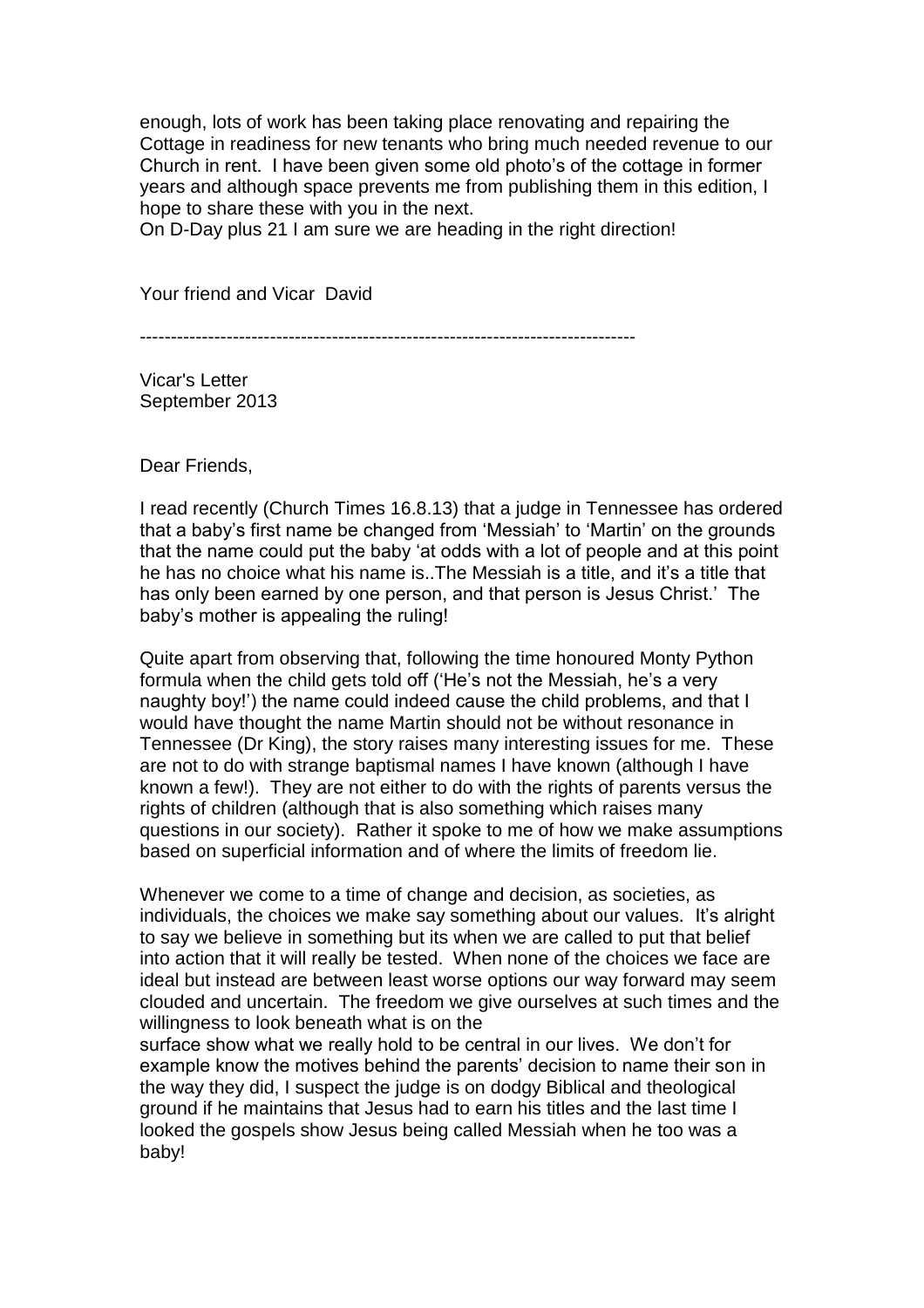enough, lots of work has been taking place renovating and repairing the Cottage in readiness for new tenants who bring much needed revenue to our Church in rent. I have been given some old photo's of the cottage in former years and although space prevents me from publishing them in this edition, I hope to share these with you in the next.

On D-Day plus 21 I am sure we are heading in the right direction!

Your friend and Vicar David

--------------------------------------------------------------------------------

Vicar's Letter
September 2013

Dear Friends,

I read recently (Church Times 16.8.13) that a judge in Tennessee has ordered that a baby's first name be changed from 'Messiah' to 'Martin' on the grounds that the name could put the baby 'at odds with a lot of people and at this point he has no choice what his name is..The Messiah is a title, and it's a title that has only been earned by one person, and that person is Jesus Christ.' The baby's mother is appealing the ruling!

Quite apart from observing that, following the time honoured Monty Python formula when the child gets told off ('He's not the Messiah, he's a very naughty boy!') the name could indeed cause the child problems, and that I would have thought the name Martin should not be without resonance in Tennessee (Dr King), the story raises many interesting issues for me. These are not to do with strange baptismal names I have known (although I have known a few!). They are not either to do with the rights of parents versus the rights of children (although that is also something which raises many questions in our society). Rather it spoke to me of how we make assumptions based on superficial information and of where the limits of freedom lie.

Whenever we come to a time of change and decision, as societies, as individuals, the choices we make say something about our values. It's alright to say we believe in something but its when we are called to put that belief into action that it will really be tested. When none of the choices we face are ideal but instead are between least worse options our way forward may seem clouded and uncertain. The freedom we give ourselves at such times and the willingness to look beneath what is on the surface show what we really hold to be central in our lives. We don't for example know the motives behind the parents' decision to name their son in the way they did, I suspect the judge is on dodgy Biblical and theological ground if he maintains that Jesus had to earn his titles and the last time I looked the gospels show Jesus being called Messiah when he too was a baby!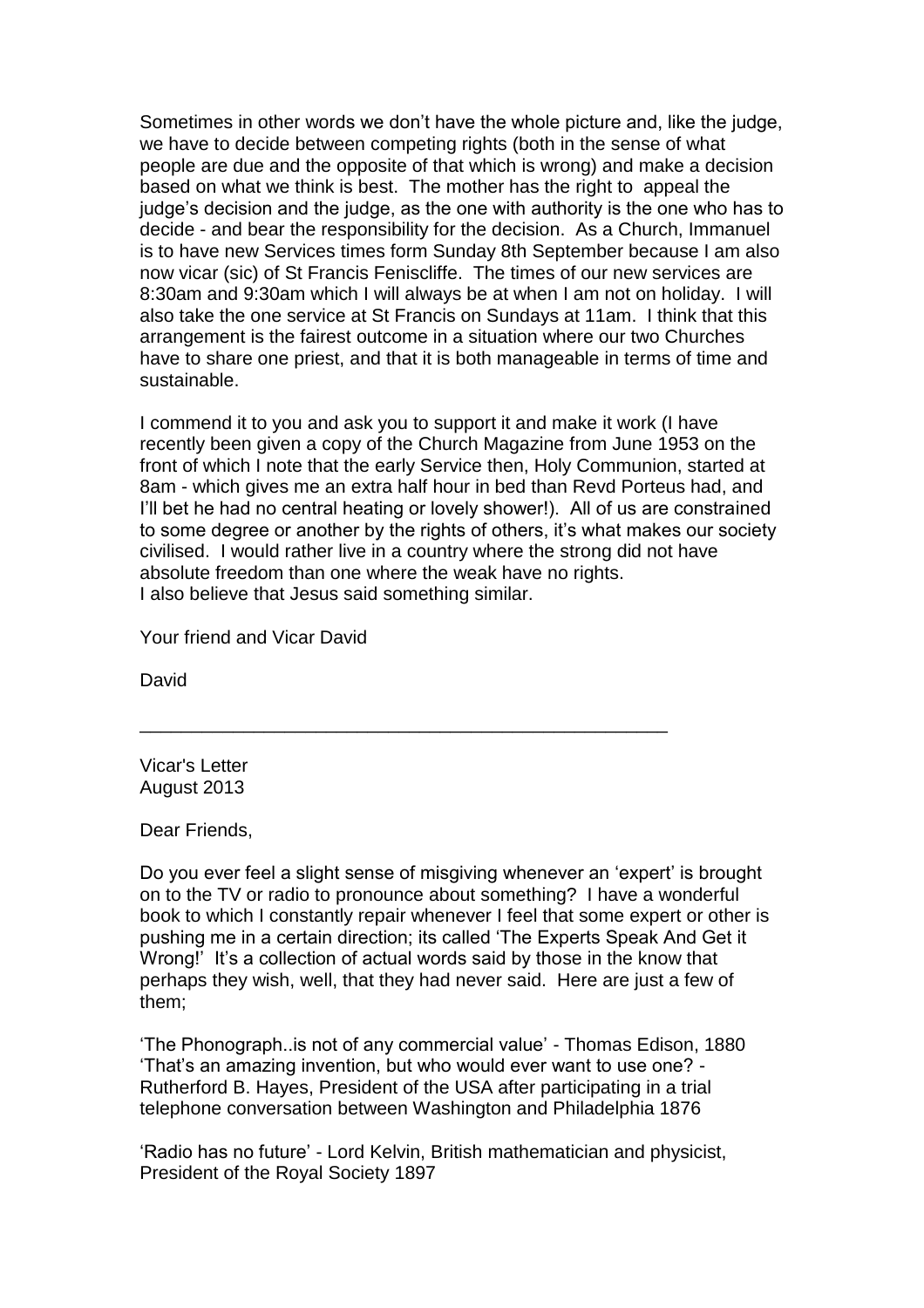Sometimes in other words we don't have the whole picture and, like the judge, we have to decide between competing rights (both in the sense of what people are due and the opposite of that which is wrong) and make a decision based on what we think is best. The mother has the right to appeal the judge's decision and the judge, as the one with authority is the one who has to decide - and bear the responsibility for the decision. As a Church, Immanuel is to have new Services times form Sunday 8th September because I am also now vicar (sic) of St Francis Feniscliffe. The times of our new services are 8:30am and 9:30am which I will always be at when I am not on holiday. I will also take the one service at St Francis on Sundays at 11am. I think that this arrangement is the fairest outcome in a situation where our two Churches have to share one priest, and that it is both manageable in terms of time and sustainable.

I commend it to you and ask you to support it and make it work (I have recently been given a copy of the Church Magazine from June 1953 on the front of which I note that the early Service then, Holy Communion, started at 8am - which gives me an extra half hour in bed than Revd Porteus had, and I'll bet he had no central heating or lovely shower!). All of us are constrained to some degree or another by the rights of others, it's what makes our society civilised. I would rather live in a country where the strong did not have absolute freedom than one where the weak have no rights.
I also believe that Jesus said something similar.

Your friend and Vicar David

David

---

Vicar's Letter
August 2013

Dear Friends,

Do you ever feel a slight sense of misgiving whenever an 'expert' is brought on to the TV or radio to pronounce about something? I have a wonderful book to which I constantly repair whenever I feel that some expert or other is pushing me in a certain direction; its called 'The Experts Speak And Get it Wrong!' It's a collection of actual words said by those in the know that perhaps they wish, well, that they had never said. Here are just a few of them;

'The Phonograph..is not of any commercial value' - Thomas Edison, 1880
'That's an amazing invention, but who would ever want to use one? - Rutherford B. Hayes, President of the USA after participating in a trial telephone conversation between Washington and Philadelphia 1876

'Radio has no future' - Lord Kelvin, British mathematician and physicist, President of the Royal Society 1897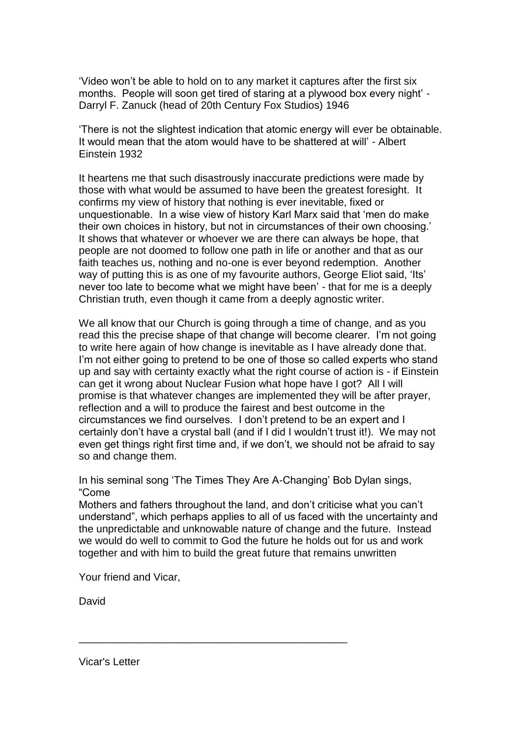'Video won't be able to hold on to any market it captures after the first six months. People will soon get tired of staring at a plywood box every night' - Darryl F. Zanuck (head of 20th Century Fox Studios) 1946

'There is not the slightest indication that atomic energy will ever be obtainable. It would mean that the atom would have to be shattered at will' - Albert Einstein 1932

It heartens me that such disastrously inaccurate predictions were made by those with what would be assumed to have been the greatest foresight. It confirms my view of history that nothing is ever inevitable, fixed or unquestionable. In a wise view of history Karl Marx said that 'men do make their own choices in history, but not in circumstances of their own choosing.' It shows that whatever or whoever we are there can always be hope, that people are not doomed to follow one path in life or another and that as our faith teaches us, nothing and no-one is ever beyond redemption. Another way of putting this is as one of my favourite authors, George Eliot said, 'Its' never too late to become what we might have been' - that for me is a deeply Christian truth, even though it came from a deeply agnostic writer.

We all know that our Church is going through a time of change, and as you read this the precise shape of that change will become clearer. I'm not going to write here again of how change is inevitable as I have already done that. I'm not either going to pretend to be one of those so called experts who stand up and say with certainty exactly what the right course of action is - if Einstein can get it wrong about Nuclear Fusion what hope have I got? All I will promise is that whatever changes are implemented they will be after prayer, reflection and a will to produce the fairest and best outcome in the circumstances we find ourselves. I don't pretend to be an expert and I certainly don't have a crystal ball (and if I did I wouldn't trust it!). We may not even get things right first time and, if we don't, we should not be afraid to say so and change them.

In his seminal song 'The Times They Are A-Changing' Bob Dylan sings, "Come
Mothers and fathers throughout the land, and don't criticise what you can't understand", which perhaps applies to all of us faced with the uncertainty and the unpredictable and unknowable nature of change and the future. Instead we would do well to commit to God the future he holds out for us and work together and with him to build the great future that remains unwritten

Your friend and Vicar,

David

---

Vicar's Letter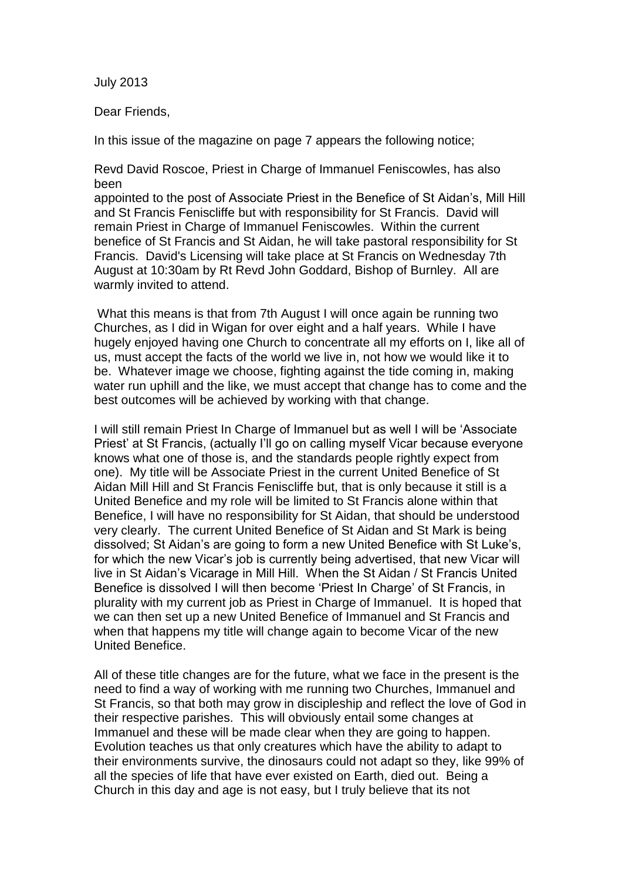July 2013

Dear Friends,

In this issue of the magazine on page 7 appears the following notice;

Revd David Roscoe, Priest in Charge of Immanuel Feniscowles, has also been appointed to the post of Associate Priest in the Benefice of St Aidan's, Mill Hill and St Francis Feniscliffe but with responsibility for St Francis. David will remain Priest in Charge of Immanuel Feniscowles. Within the current benefice of St Francis and St Aidan, he will take pastoral responsibility for St Francis. David's Licensing will take place at St Francis on Wednesday 7th August at 10:30am by Rt Revd John Goddard, Bishop of Burnley. All are warmly invited to attend.

What this means is that from 7th August I will once again be running two Churches, as I did in Wigan for over eight and a half years. While I have hugely enjoyed having one Church to concentrate all my efforts on I, like all of us, must accept the facts of the world we live in, not how we would like it to be. Whatever image we choose, fighting against the tide coming in, making water run uphill and the like, we must accept that change has to come and the best outcomes will be achieved by working with that change.

I will still remain Priest In Charge of Immanuel but as well I will be 'Associate Priest' at St Francis, (actually I'll go on calling myself Vicar because everyone knows what one of those is, and the standards people rightly expect from one). My title will be Associate Priest in the current United Benefice of St Aidan Mill Hill and St Francis Feniscliffe but, that is only because it still is a United Benefice and my role will be limited to St Francis alone within that Benefice, I will have no responsibility for St Aidan, that should be understood very clearly. The current United Benefice of St Aidan and St Mark is being dissolved; St Aidan's are going to form a new United Benefice with St Luke's, for which the new Vicar's job is currently being advertised, that new Vicar will live in St Aidan's Vicarage in Mill Hill. When the St Aidan / St Francis United Benefice is dissolved I will then become 'Priest In Charge' of St Francis, in plurality with my current job as Priest in Charge of Immanuel. It is hoped that we can then set up a new United Benefice of Immanuel and St Francis and when that happens my title will change again to become Vicar of the new United Benefice.

All of these title changes are for the future, what we face in the present is the need to find a way of working with me running two Churches, Immanuel and St Francis, so that both may grow in discipleship and reflect the love of God in their respective parishes. This will obviously entail some changes at Immanuel and these will be made clear when they are going to happen. Evolution teaches us that only creatures which have the ability to adapt to their environments survive, the dinosaurs could not adapt so they, like 99% of all the species of life that have ever existed on Earth, died out. Being a Church in this day and age is not easy, but I truly believe that its not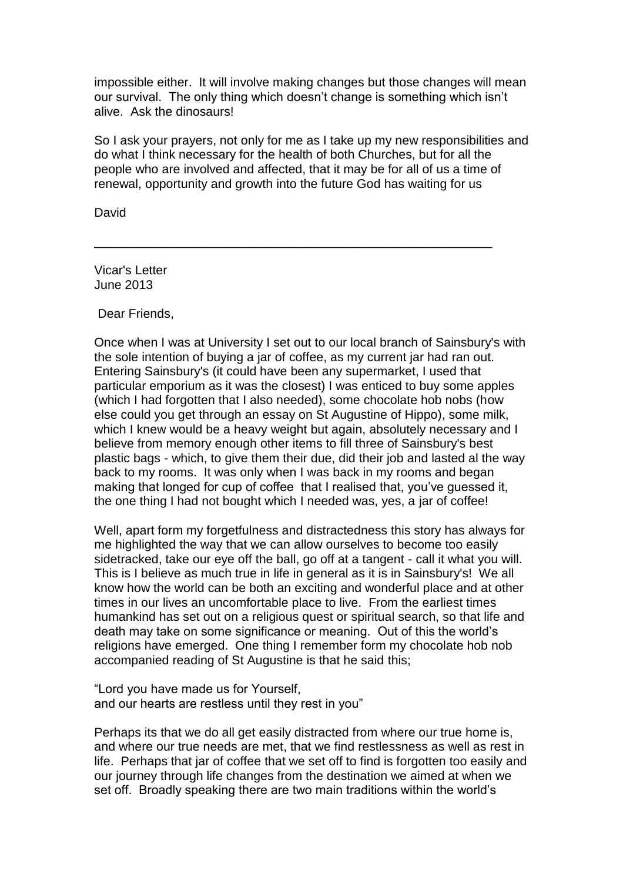impossible either. It will involve making changes but those changes will mean our survival. The only thing which doesn't change is something which isn't alive. Ask the dinosaurs!

So I ask your prayers, not only for me as I take up my new responsibilities and do what I think necessary for the health of both Churches, but for all the people who are involved and affected, that it may be for all of us a time of renewal, opportunity and growth into the future God has waiting for us

David

---

Vicar's Letter
June 2013

Dear Friends,

Once when I was at University I set out to our local branch of Sainsbury's with the sole intention of buying a jar of coffee, as my current jar had ran out. Entering Sainsbury's (it could have been any supermarket, I used that particular emporium as it was the closest) I was enticed to buy some apples (which I had forgotten that I also needed), some chocolate hob nobs (how else could you get through an essay on St Augustine of Hippo), some milk, which I knew would be a heavy weight but again, absolutely necessary and I believe from memory enough other items to fill three of Sainsbury's best plastic bags - which, to give them their due, did their job and lasted al the way back to my rooms. It was only when I was back in my rooms and began making that longed for cup of coffee that I realised that, you've guessed it, the one thing I had not bought which I needed was, yes, a jar of coffee!

Well, apart form my forgetfulness and distractedness this story has always for me highlighted the way that we can allow ourselves to become too easily sidetracked, take our eye off the ball, go off at a tangent - call it what you will. This is I believe as much true in life in general as it is in Sainsbury's! We all know how the world can be both an exciting and wonderful place and at other times in our lives an uncomfortable place to live. From the earliest times humankind has set out on a religious quest or spiritual search, so that life and death may take on some significance or meaning. Out of this the world's religions have emerged. One thing I remember form my chocolate hob nob accompanied reading of St Augustine is that he said this;

"Lord you have made us for Yourself,
and our hearts are restless until they rest in you"

Perhaps its that we do all get easily distracted from where our true home is, and where our true needs are met, that we find restlessness as well as rest in life. Perhaps that jar of coffee that we set off to find is forgotten too easily and our journey through life changes from the destination we aimed at when we set off. Broadly speaking there are two main traditions within the world's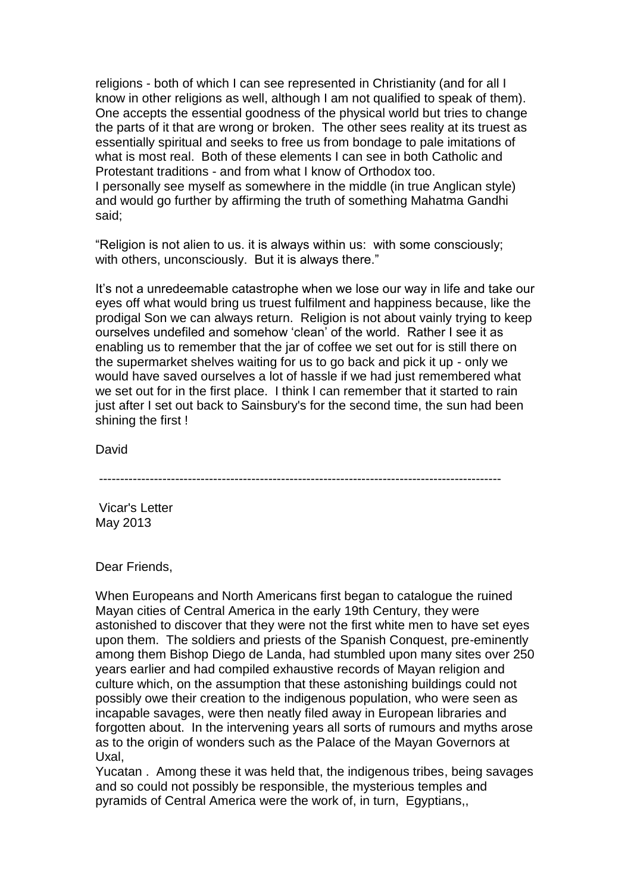religions - both of which I can see represented in Christianity (and for all I know in other religions as well, although I am not qualified to speak of them). One accepts the essential goodness of the physical world but tries to change the parts of it that are wrong or broken. The other sees reality at its truest as essentially spiritual and seeks to free us from bondage to pale imitations of what is most real. Both of these elements I can see in both Catholic and Protestant traditions - and from what I know of Orthodox too.
I personally see myself as somewhere in the middle (in true Anglican style) and would go further by affirming the truth of something Mahatma Gandhi said;

"Religion is not alien to us. it is always within us: with some consciously; with others, unconsciously. But it is always there."

It's not a unredeemable catastrophe when we lose our way in life and take our eyes off what would bring us truest fulfilment and happiness because, like the prodigal Son we can always return. Religion is not about vainly trying to keep ourselves undefiled and somehow 'clean' of the world. Rather I see it as enabling us to remember that the jar of coffee we set out for is still there on the supermarket shelves waiting for us to go back and pick it up - only we would have saved ourselves a lot of hassle if we had just remembered what we set out for in the first place. I think I can remember that it started to rain just after I set out back to Sainsbury's for the second time, the sun had been shining the first !

David

---

Vicar's Letter
May 2013

Dear Friends,

When Europeans and North Americans first began to catalogue the ruined Mayan cities of Central America in the early 19th Century, they were astonished to discover that they were not the first white men to have set eyes upon them. The soldiers and priests of the Spanish Conquest, pre-eminently among them Bishop Diego de Landa, had stumbled upon many sites over 250 years earlier and had compiled exhaustive records of Mayan religion and culture which, on the assumption that these astonishing buildings could not possibly owe their creation to the indigenous population, who were seen as incapable savages, were then neatly filed away in European libraries and forgotten about. In the intervening years all sorts of rumours and myths arose as to the origin of wonders such as the Palace of the Mayan Governors at Uxal,
Yucatan . Among these it was held that, the indigenous tribes, being savages and so could not possibly be responsible, the mysterious temples and pyramids of Central America were the work of, in turn, Egyptians,,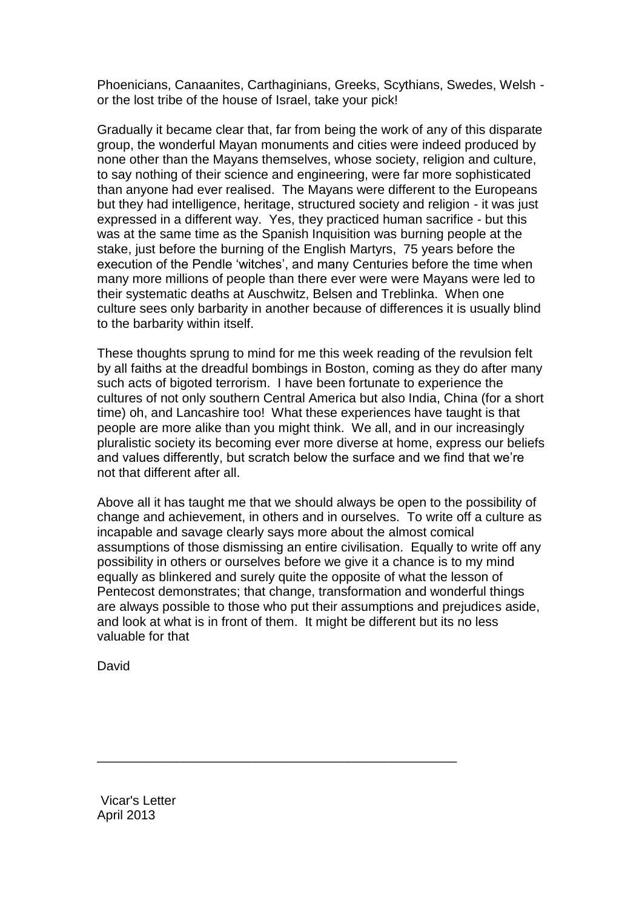Phoenicians, Canaanites, Carthaginians, Greeks, Scythians, Swedes, Welsh - or the lost tribe of the house of Israel, take your pick!

Gradually it became clear that, far from being the work of any of this disparate group, the wonderful Mayan monuments and cities were indeed produced by none other than the Mayans themselves, whose society, religion and culture, to say nothing of their science and engineering, were far more sophisticated than anyone had ever realised. The Mayans were different to the Europeans but they had intelligence, heritage, structured society and religion - it was just expressed in a different way. Yes, they practiced human sacrifice - but this was at the same time as the Spanish Inquisition was burning people at the stake, just before the burning of the English Martyrs, 75 years before the execution of the Pendle 'witches', and many Centuries before the time when many more millions of people than there ever were were Mayans were led to their systematic deaths at Auschwitz, Belsen and Treblinka. When one culture sees only barbarity in another because of differences it is usually blind to the barbarity within itself.

These thoughts sprung to mind for me this week reading of the revulsion felt by all faiths at the dreadful bombings in Boston, coming as they do after many such acts of bigoted terrorism. I have been fortunate to experience the cultures of not only southern Central America but also India, China (for a short time) oh, and Lancashire too! What these experiences have taught is that people are more alike than you might think. We all, and in our increasingly pluralistic society its becoming ever more diverse at home, express our beliefs and values differently, but scratch below the surface and we find that we're not that different after all.

Above all it has taught me that we should always be open to the possibility of change and achievement, in others and in ourselves. To write off a culture as incapable and savage clearly says more about the almost comical assumptions of those dismissing an entire civilisation. Equally to write off any possibility in others or ourselves before we give it a chance is to my mind equally as blinkered and surely quite the opposite of what the lesson of Pentecost demonstrates; that change, transformation and wonderful things are always possible to those who put their assumptions and prejudices aside, and look at what is in front of them. It might be different but its no less valuable for that

David

---

Vicar's Letter
April 2013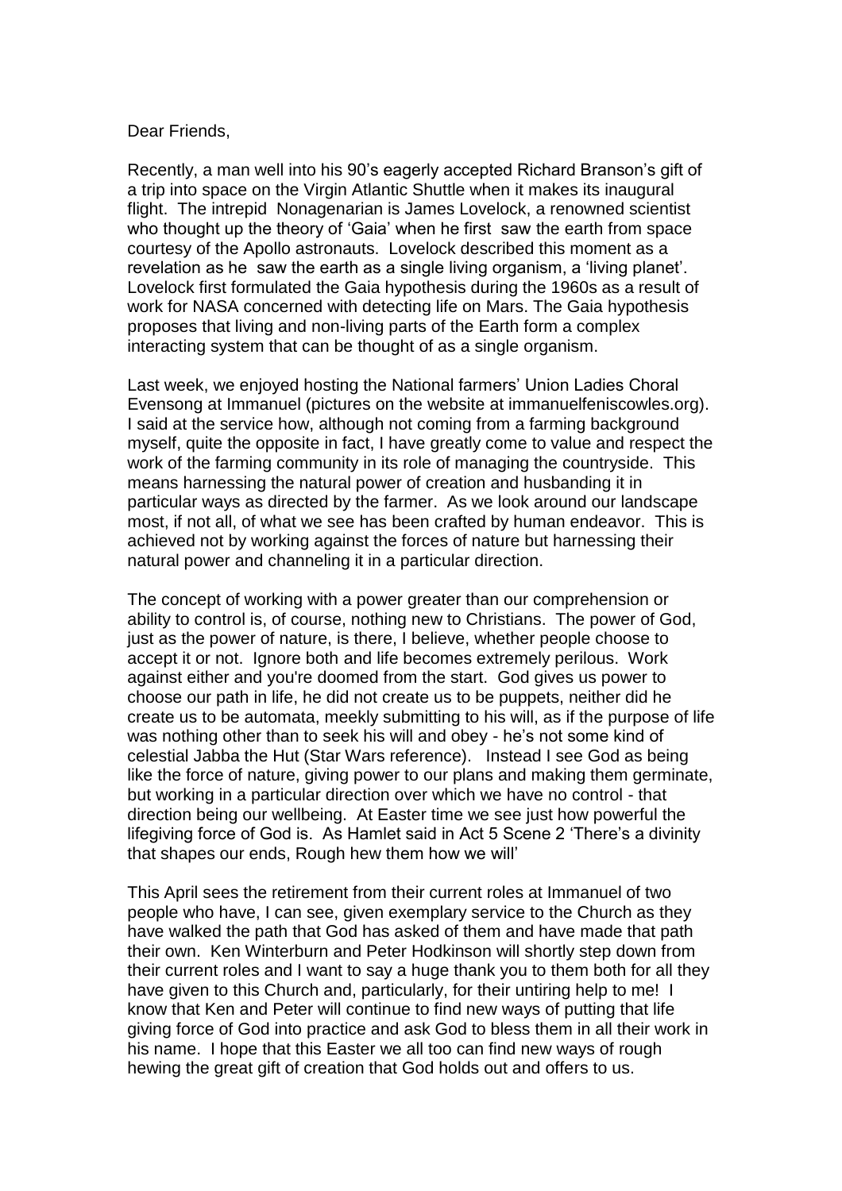Dear Friends,

Recently, a man well into his 90's eagerly accepted Richard Branson's gift of a trip into space on the Virgin Atlantic Shuttle when it makes its inaugural flight. The intrepid Nonagenarian is James Lovelock, a renowned scientist who thought up the theory of 'Gaia' when he first saw the earth from space courtesy of the Apollo astronauts. Lovelock described this moment as a revelation as he saw the earth as a single living organism, a 'living planet'. Lovelock first formulated the Gaia hypothesis during the 1960s as a result of work for NASA concerned with detecting life on Mars. The Gaia hypothesis proposes that living and non-living parts of the Earth form a complex interacting system that can be thought of as a single organism.

Last week, we enjoyed hosting the National farmers' Union Ladies Choral Evensong at Immanuel (pictures on the website at immanuelfeniscowles.org). I said at the service how, although not coming from a farming background myself, quite the opposite in fact, I have greatly come to value and respect the work of the farming community in its role of managing the countryside. This means harnessing the natural power of creation and husbanding it in particular ways as directed by the farmer. As we look around our landscape most, if not all, of what we see has been crafted by human endeavor. This is achieved not by working against the forces of nature but harnessing their natural power and channeling it in a particular direction.

The concept of working with a power greater than our comprehension or ability to control is, of course, nothing new to Christians. The power of God, just as the power of nature, is there, I believe, whether people choose to accept it or not. Ignore both and life becomes extremely perilous. Work against either and you're doomed from the start. God gives us power to choose our path in life, he did not create us to be puppets, neither did he create us to be automata, meekly submitting to his will, as if the purpose of life was nothing other than to seek his will and obey - he's not some kind of celestial Jabba the Hut (Star Wars reference). Instead I see God as being like the force of nature, giving power to our plans and making them germinate, but working in a particular direction over which we have no control - that direction being our wellbeing. At Easter time we see just how powerful the lifegiving force of God is. As Hamlet said in Act 5 Scene 2 'There's a divinity that shapes our ends, Rough hew them how we will'

This April sees the retirement from their current roles at Immanuel of two people who have, I can see, given exemplary service to the Church as they have walked the path that God has asked of them and have made that path their own. Ken Winterburn and Peter Hodkinson will shortly step down from their current roles and I want to say a huge thank you to them both for all they have given to this Church and, particularly, for their untiring help to me! I know that Ken and Peter will continue to find new ways of putting that life giving force of God into practice and ask God to bless them in all their work in his name. I hope that this Easter we all too can find new ways of rough hewing the great gift of creation that God holds out and offers to us.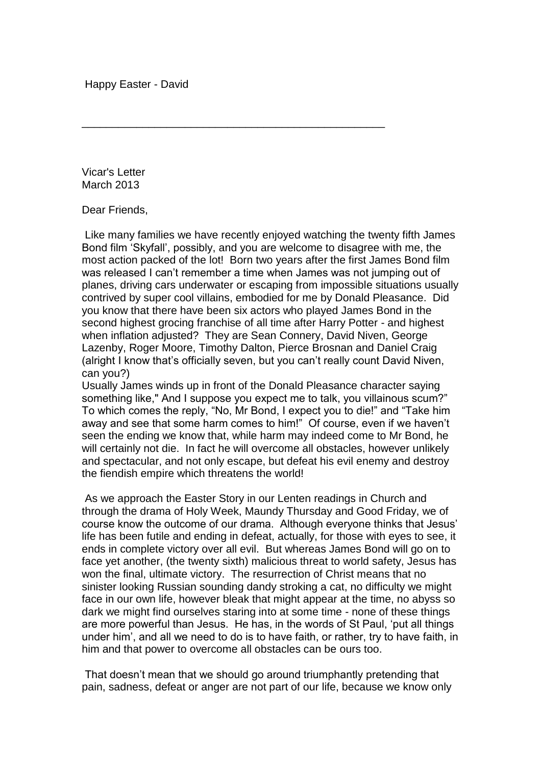Happy Easter - David

---

Vicar's Letter
March 2013

Dear Friends,

Like many families we have recently enjoyed watching the twenty fifth James Bond film 'Skyfall', possibly, and you are welcome to disagree with me, the most action packed of the lot! Born two years after the first James Bond film was released I can't remember a time when James was not jumping out of planes, driving cars underwater or escaping from impossible situations usually contrived by super cool villains, embodied for me by Donald Pleasance. Did you know that there have been six actors who played James Bond in the second highest grocing franchise of all time after Harry Potter - and highest when inflation adjusted? They are Sean Connery, David Niven, George Lazenby, Roger Moore, Timothy Dalton, Pierce Brosnan and Daniel Craig (alright I know that's officially seven, but you can't really count David Niven, can you?)
Usually James winds up in front of the Donald Pleasance character saying something like," And I suppose you expect me to talk, you villainous scum?" To which comes the reply, "No, Mr Bond, I expect you to die!" and "Take him away and see that some harm comes to him!" Of course, even if we haven't seen the ending we know that, while harm may indeed come to Mr Bond, he will certainly not die. In fact he will overcome all obstacles, however unlikely and spectacular, and not only escape, but defeat his evil enemy and destroy the fiendish empire which threatens the world!

As we approach the Easter Story in our Lenten readings in Church and through the drama of Holy Week, Maundy Thursday and Good Friday, we of course know the outcome of our drama. Although everyone thinks that Jesus' life has been futile and ending in defeat, actually, for those with eyes to see, it ends in complete victory over all evil. But whereas James Bond will go on to face yet another, (the twenty sixth) malicious threat to world safety, Jesus has won the final, ultimate victory. The resurrection of Christ means that no sinister looking Russian sounding dandy stroking a cat, no difficulty we might face in our own life, however bleak that might appear at the time, no abyss so dark we might find ourselves staring into at some time - none of these things are more powerful than Jesus. He has, in the words of St Paul, 'put all things under him', and all we need to do is to have faith, or rather, try to have faith, in him and that power to overcome all obstacles can be ours too.

That doesn't mean that we should go around triumphantly pretending that pain, sadness, defeat or anger are not part of our life, because we know only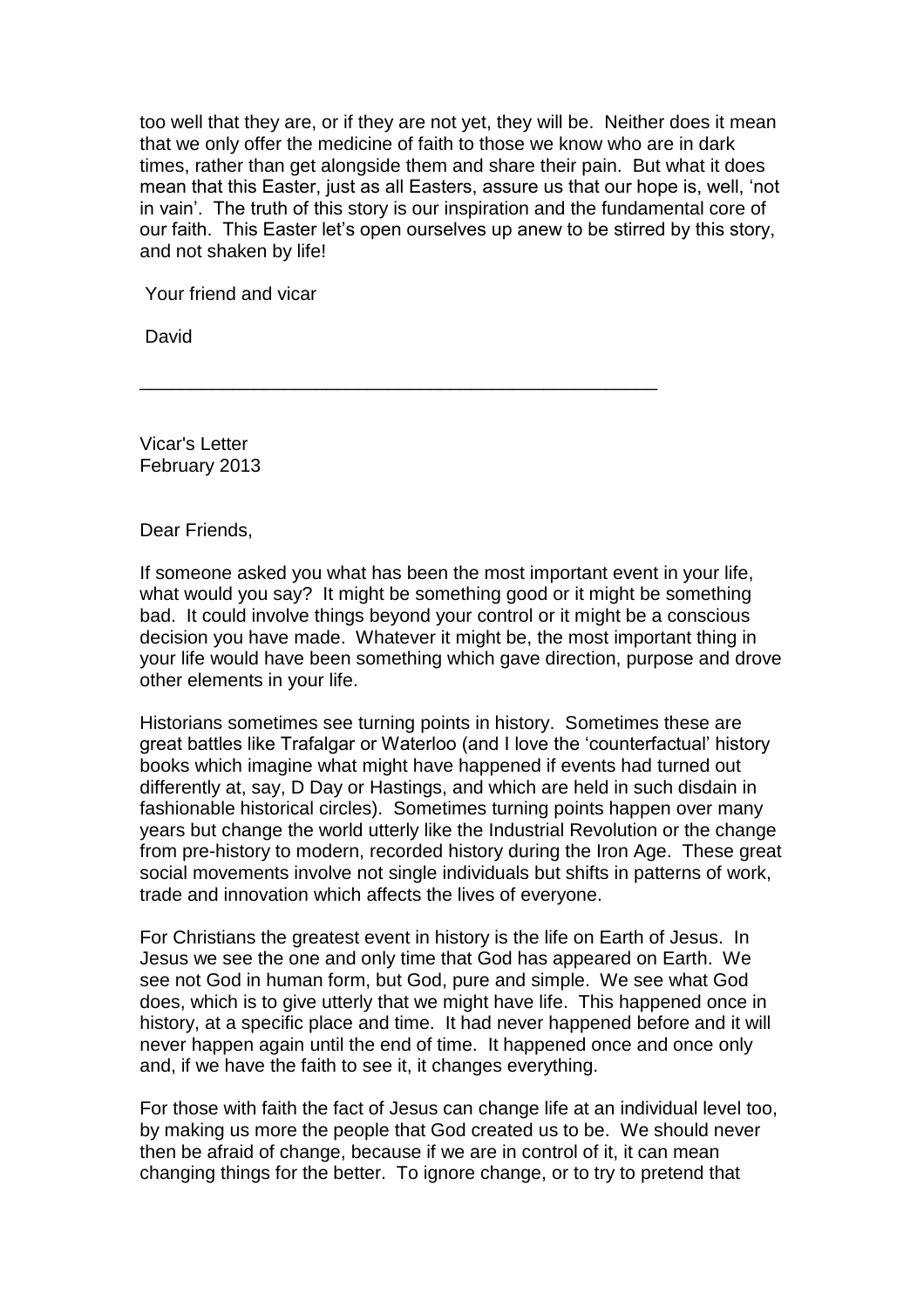too well that they are, or if they are not yet, they will be. Neither does it mean that we only offer the medicine of faith to those we know who are in dark times, rather than get alongside them and share their pain. But what it does mean that this Easter, just as all Easters, assure us that our hope is, well, 'not in vain'. The truth of this story is our inspiration and the fundamental core of our faith. This Easter let's open ourselves up anew to be stirred by this story, and not shaken by life!

Your friend and vicar

David

---

Vicar's Letter
February 2013

Dear Friends,

If someone asked you what has been the most important event in your life, what would you say? It might be something good or it might be something bad. It could involve things beyond your control or it might be a conscious decision you have made. Whatever it might be, the most important thing in your life would have been something which gave direction, purpose and drove other elements in your life.

Historians sometimes see turning points in history. Sometimes these are great battles like Trafalgar or Waterloo (and I love the 'counterfactual' history books which imagine what might have happened if events had turned out differently at, say, D Day or Hastings, and which are held in such disdain in fashionable historical circles). Sometimes turning points happen over many years but change the world utterly like the Industrial Revolution or the change from pre-history to modern, recorded history during the Iron Age. These great social movements involve not single individuals but shifts in patterns of work, trade and innovation which affects the lives of everyone.

For Christians the greatest event in history is the life on Earth of Jesus. In Jesus we see the one and only time that God has appeared on Earth. We see not God in human form, but God, pure and simple. We see what God does, which is to give utterly that we might have life. This happened once in history, at a specific place and time. It had never happened before and it will never happen again until the end of time. It happened once and once only and, if we have the faith to see it, it changes everything.

For those with faith the fact of Jesus can change life at an individual level too, by making us more the people that God created us to be. We should never then be afraid of change, because if we are in control of it, it can mean changing things for the better. To ignore change, or to try to pretend that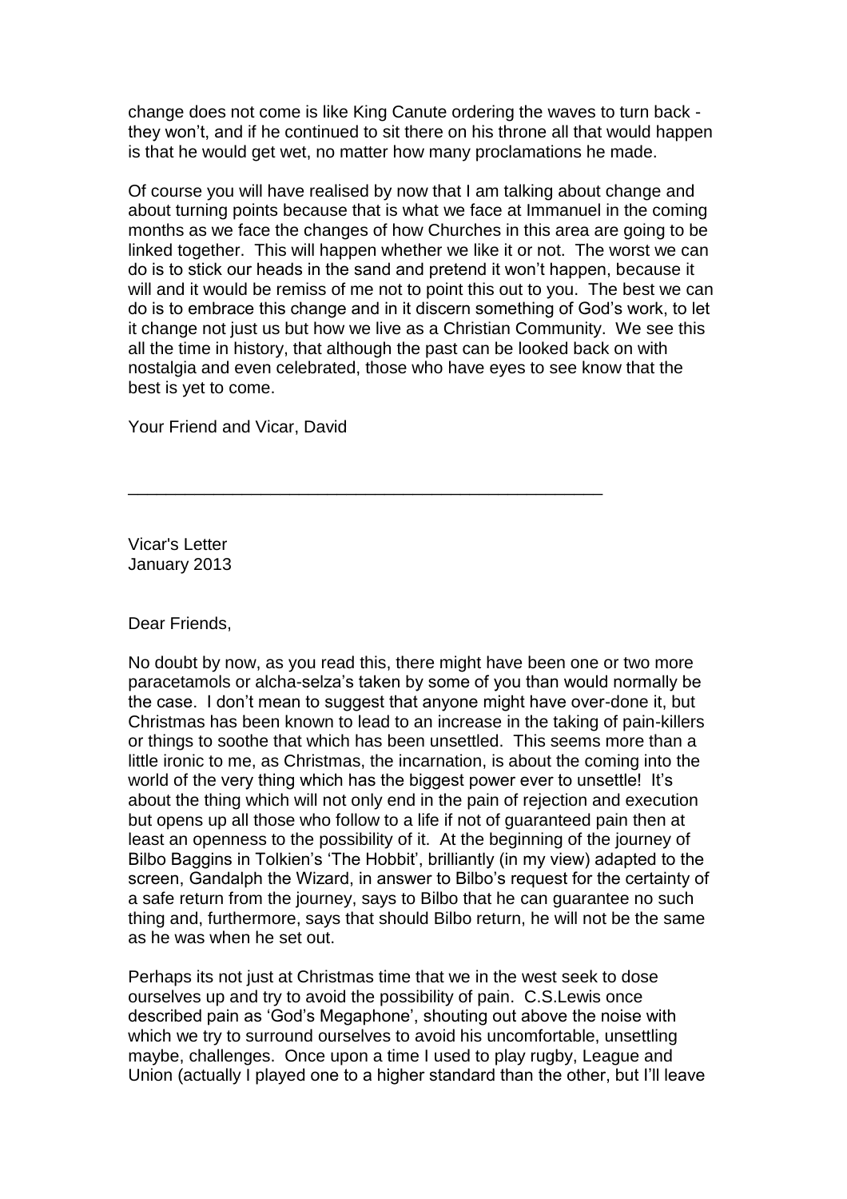change does not come is like King Canute ordering the waves to turn back - they won't, and if he continued to sit there on his throne all that would happen is that he would get wet, no matter how many proclamations he made.

Of course you will have realised by now that I am talking about change and about turning points because that is what we face at Immanuel in the coming months as we face the changes of how Churches in this area are going to be linked together. This will happen whether we like it or not. The worst we can do is to stick our heads in the sand and pretend it won't happen, because it will and it would be remiss of me not to point this out to you. The best we can do is to embrace this change and in it discern something of God's work, to let it change not just us but how we live as a Christian Community. We see this all the time in history, that although the past can be looked back on with nostalgia and even celebrated, those who have eyes to see know that the best is yet to come.

Your Friend and Vicar, David

---

Vicar's Letter
January 2013

Dear Friends,

No doubt by now, as you read this, there might have been one or two more paracetamols or alcha-selza's taken by some of you than would normally be the case. I don't mean to suggest that anyone might have over-done it, but Christmas has been known to lead to an increase in the taking of pain-killers or things to soothe that which has been unsettled. This seems more than a little ironic to me, as Christmas, the incarnation, is about the coming into the world of the very thing which has the biggest power ever to unsettle! It's about the thing which will not only end in the pain of rejection and execution but opens up all those who follow to a life if not of guaranteed pain then at least an openness to the possibility of it. At the beginning of the journey of Bilbo Baggins in Tolkien's 'The Hobbit', brilliantly (in my view) adapted to the screen, Gandalph the Wizard, in answer to Bilbo's request for the certainty of a safe return from the journey, says to Bilbo that he can guarantee no such thing and, furthermore, says that should Bilbo return, he will not be the same as he was when he set out.

Perhaps its not just at Christmas time that we in the west seek to dose ourselves up and try to avoid the possibility of pain. C.S.Lewis once described pain as 'God's Megaphone', shouting out above the noise with which we try to surround ourselves to avoid his uncomfortable, unsettling maybe, challenges. Once upon a time I used to play rugby, League and Union (actually I played one to a higher standard than the other, but I'll leave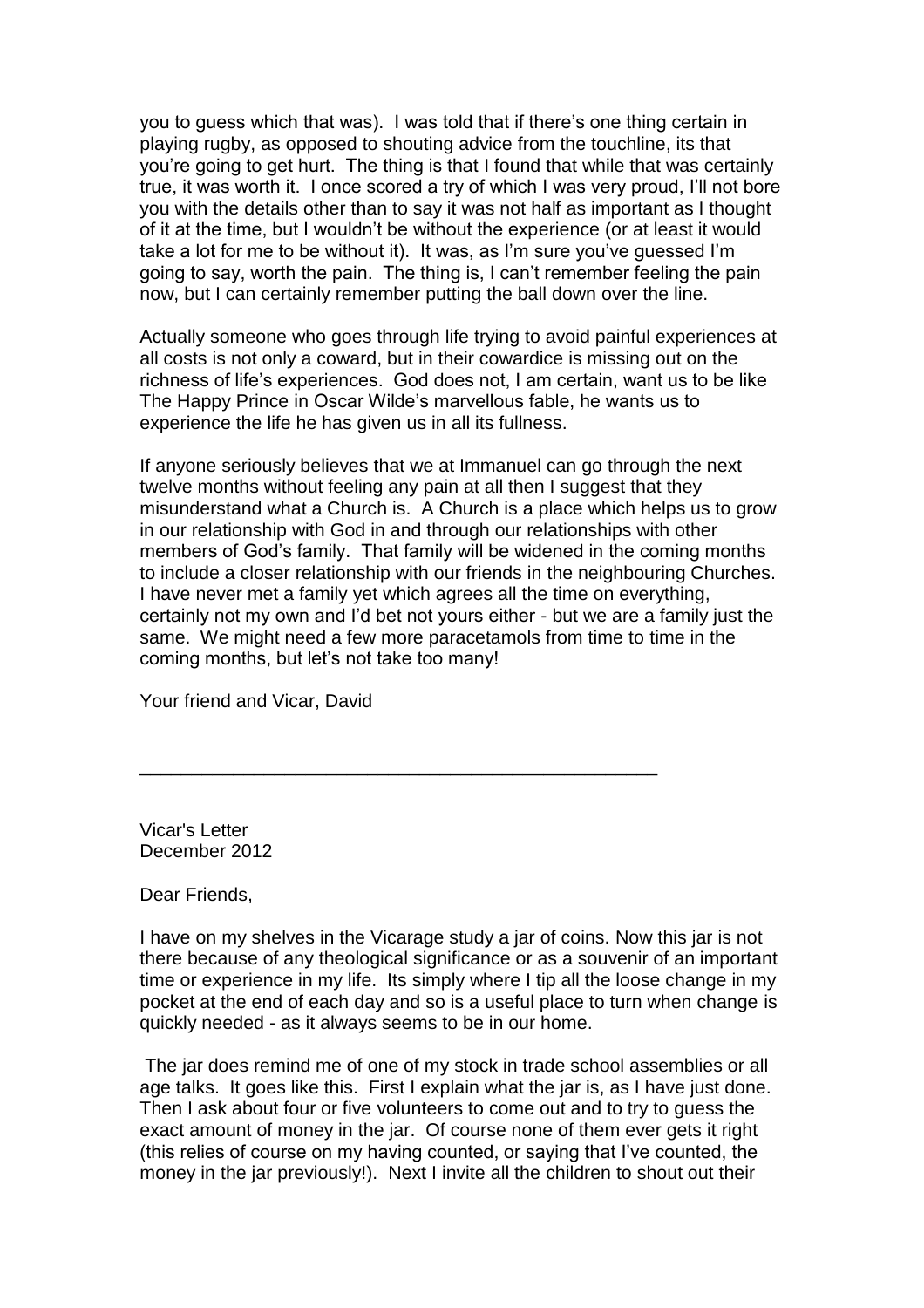you to guess which that was). I was told that if there's one thing certain in playing rugby, as opposed to shouting advice from the touchline, its that you're going to get hurt. The thing is that I found that while that was certainly true, it was worth it. I once scored a try of which I was very proud, I'll not bore you with the details other than to say it was not half as important as I thought of it at the time, but I wouldn't be without the experience (or at least it would take a lot for me to be without it). It was, as I'm sure you've guessed I'm going to say, worth the pain. The thing is, I can't remember feeling the pain now, but I can certainly remember putting the ball down over the line.

Actually someone who goes through life trying to avoid painful experiences at all costs is not only a coward, but in their cowardice is missing out on the richness of life's experiences. God does not, I am certain, want us to be like The Happy Prince in Oscar Wilde's marvellous fable, he wants us to experience the life he has given us in all its fullness.

If anyone seriously believes that we at Immanuel can go through the next twelve months without feeling any pain at all then I suggest that they misunderstand what a Church is. A Church is a place which helps us to grow in our relationship with God in and through our relationships with other members of God's family. That family will be widened in the coming months to include a closer relationship with our friends in the neighbouring Churches. I have never met a family yet which agrees all the time on everything, certainly not my own and I'd bet not yours either - but we are a family just the same. We might need a few more paracetamols from time to time in the coming months, but let's not take too many!

Your friend and Vicar, David

---

Vicar's Letter
December 2012

Dear Friends,

I have on my shelves in the Vicarage study a jar of coins. Now this jar is not there because of any theological significance or as a souvenir of an important time or experience in my life. Its simply where I tip all the loose change in my pocket at the end of each day and so is a useful place to turn when change is quickly needed - as it always seems to be in our home.

The jar does remind me of one of my stock in trade school assemblies or all age talks. It goes like this. First I explain what the jar is, as I have just done. Then I ask about four or five volunteers to come out and to try to guess the exact amount of money in the jar. Of course none of them ever gets it right (this relies of course on my having counted, or saying that I've counted, the money in the jar previously!). Next I invite all the children to shout out their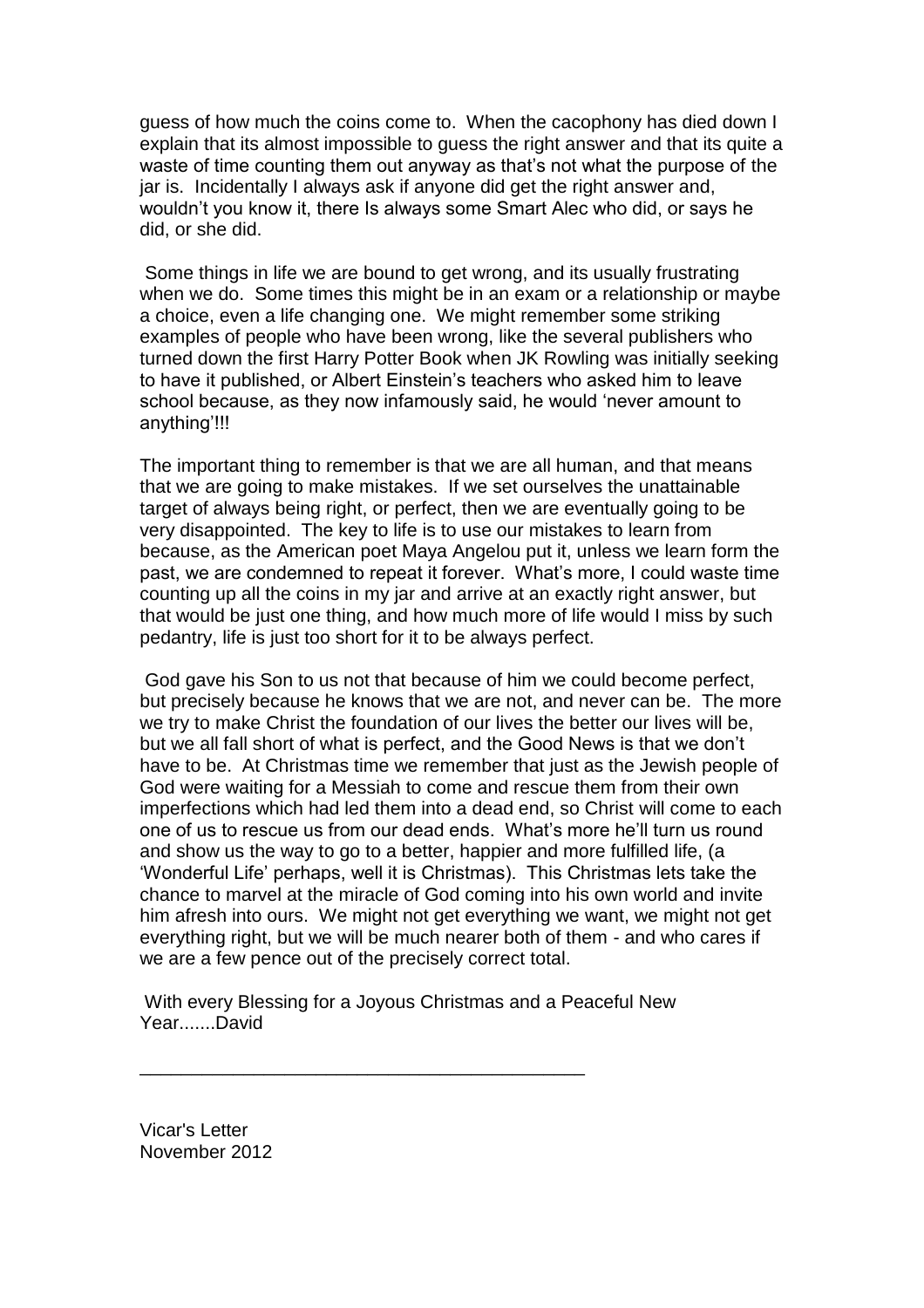guess of how much the coins come to. When the cacophony has died down I explain that its almost impossible to guess the right answer and that its quite a waste of time counting them out anyway as that's not what the purpose of the jar is. Incidentally I always ask if anyone did get the right answer and, wouldn't you know it, there Is always some Smart Alec who did, or says he did, or she did.

Some things in life we are bound to get wrong, and its usually frustrating when we do. Some times this might be in an exam or a relationship or maybe a choice, even a life changing one. We might remember some striking examples of people who have been wrong, like the several publishers who turned down the first Harry Potter Book when JK Rowling was initially seeking to have it published, or Albert Einstein's teachers who asked him to leave school because, as they now infamously said, he would 'never amount to anything'!!!

The important thing to remember is that we are all human, and that means that we are going to make mistakes. If we set ourselves the unattainable target of always being right, or perfect, then we are eventually going to be very disappointed. The key to life is to use our mistakes to learn from because, as the American poet Maya Angelou put it, unless we learn form the past, we are condemned to repeat it forever. What's more, I could waste time counting up all the coins in my jar and arrive at an exactly right answer, but that would be just one thing, and how much more of life would I miss by such pedantry, life is just too short for it to be always perfect.

God gave his Son to us not that because of him we could become perfect, but precisely because he knows that we are not, and never can be. The more we try to make Christ the foundation of our lives the better our lives will be, but we all fall short of what is perfect, and the Good News is that we don't have to be. At Christmas time we remember that just as the Jewish people of God were waiting for a Messiah to come and rescue them from their own imperfections which had led them into a dead end, so Christ will come to each one of us to rescue us from our dead ends. What's more he'll turn us round and show us the way to go to a better, happier and more fulfilled life, (a 'Wonderful Life' perhaps, well it is Christmas). This Christmas lets take the chance to marvel at the miracle of God coming into his own world and invite him afresh into ours. We might not get everything we want, we might not get everything right, but we will be much nearer both of them - and who cares if we are a few pence out of the precisely correct total.

With every Blessing for a Joyous Christmas and a Peaceful New Year.......David

---

Vicar's Letter
November 2012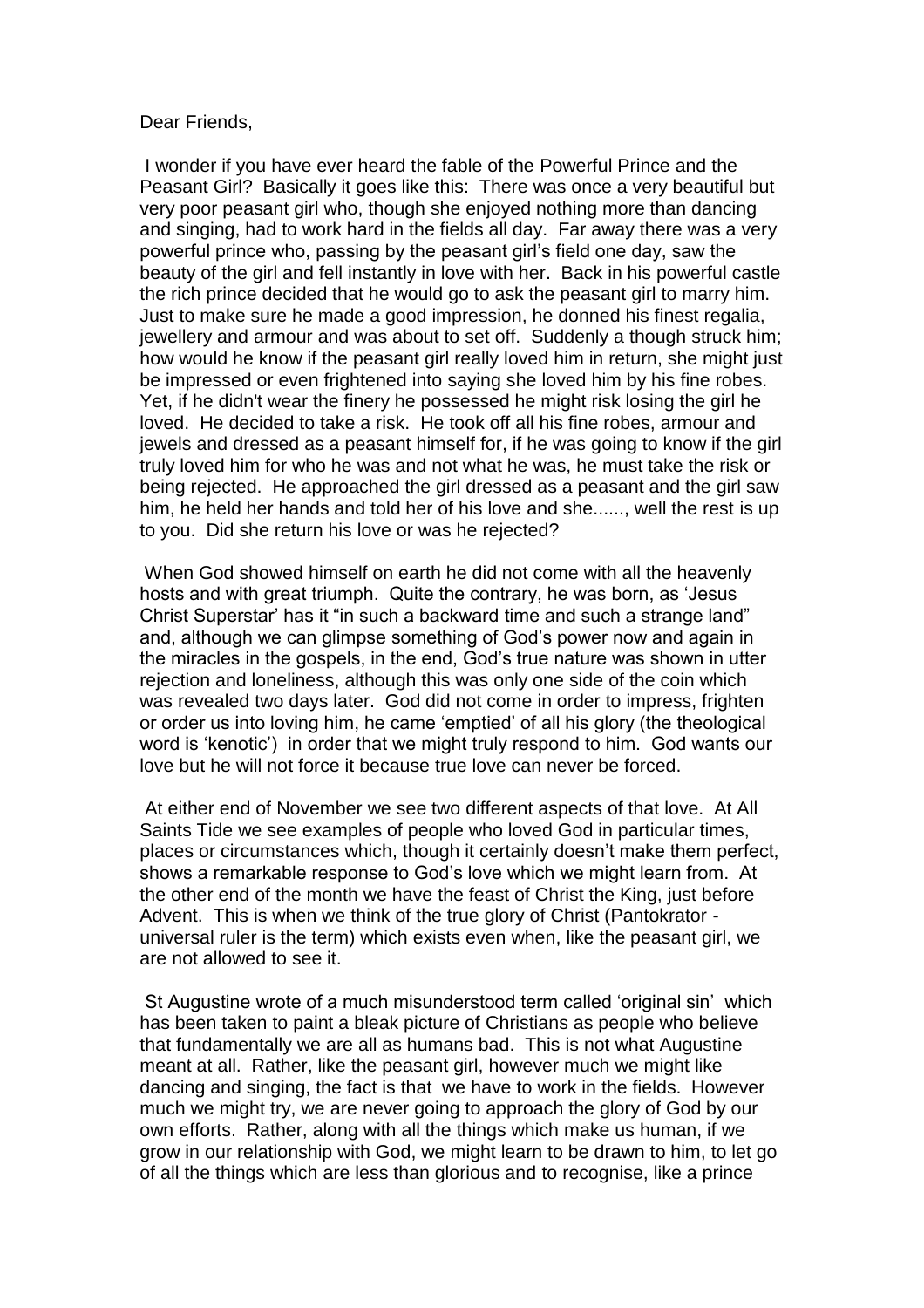Dear Friends,

I wonder if you have ever heard the fable of the Powerful Prince and the Peasant Girl? Basically it goes like this: There was once a very beautiful but very poor peasant girl who, though she enjoyed nothing more than dancing and singing, had to work hard in the fields all day. Far away there was a very powerful prince who, passing by the peasant girl's field one day, saw the beauty of the girl and fell instantly in love with her. Back in his powerful castle the rich prince decided that he would go to ask the peasant girl to marry him. Just to make sure he made a good impression, he donned his finest regalia, jewellery and armour and was about to set off. Suddenly a though struck him; how would he know if the peasant girl really loved him in return, she might just be impressed or even frightened into saying she loved him by his fine robes. Yet, if he didn't wear the finery he possessed he might risk losing the girl he loved. He decided to take a risk. He took off all his fine robes, armour and jewels and dressed as a peasant himself for, if he was going to know if the girl truly loved him for who he was and not what he was, he must take the risk or being rejected. He approached the girl dressed as a peasant and the girl saw him, he held her hands and told her of his love and she......, well the rest is up to you. Did she return his love or was he rejected?

When God showed himself on earth he did not come with all the heavenly hosts and with great triumph. Quite the contrary, he was born, as 'Jesus Christ Superstar' has it "in such a backward time and such a strange land" and, although we can glimpse something of God's power now and again in the miracles in the gospels, in the end, God's true nature was shown in utter rejection and loneliness, although this was only one side of the coin which was revealed two days later. God did not come in order to impress, frighten or order us into loving him, he came 'emptied' of all his glory (the theological word is 'kenotic') in order that we might truly respond to him. God wants our love but he will not force it because true love can never be forced.

At either end of November we see two different aspects of that love. At All Saints Tide we see examples of people who loved God in particular times, places or circumstances which, though it certainly doesn't make them perfect, shows a remarkable response to God's love which we might learn from. At the other end of the month we have the feast of Christ the King, just before Advent. This is when we think of the true glory of Christ (Pantokrator - universal ruler is the term) which exists even when, like the peasant girl, we are not allowed to see it.

St Augustine wrote of a much misunderstood term called 'original sin' which has been taken to paint a bleak picture of Christians as people who believe that fundamentally we are all as humans bad. This is not what Augustine meant at all. Rather, like the peasant girl, however much we might like dancing and singing, the fact is that we have to work in the fields. However much we might try, we are never going to approach the glory of God by our own efforts. Rather, along with all the things which make us human, if we grow in our relationship with God, we might learn to be drawn to him, to let go of all the things which are less than glorious and to recognise, like a prince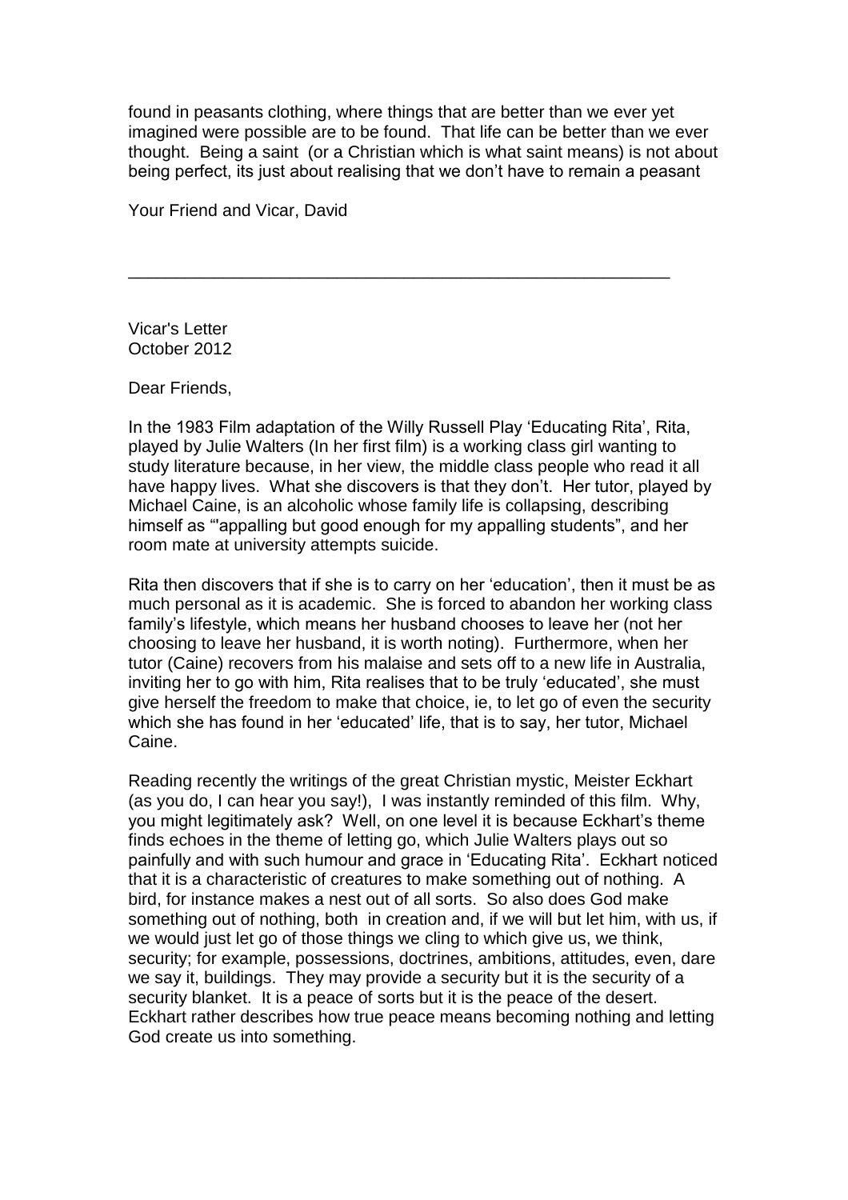found in peasants clothing, where things that are better than we ever yet imagined were possible are to be found. That life can be better than we ever thought. Being a saint (or a Christian which is what saint means) is not about being perfect, its just about realising that we don't have to remain a peasant

Your Friend and Vicar, David

---

Vicar's Letter
October 2012

Dear Friends,

In the 1983 Film adaptation of the Willy Russell Play 'Educating Rita', Rita, played by Julie Walters (In her first film) is a working class girl wanting to study literature because, in her view, the middle class people who read it all have happy lives. What she discovers is that they don't. Her tutor, played by Michael Caine, is an alcoholic whose family life is collapsing, describing himself as "'appalling but good enough for my appalling students", and her room mate at university attempts suicide.

Rita then discovers that if she is to carry on her 'education', then it must be as much personal as it is academic. She is forced to abandon her working class family's lifestyle, which means her husband chooses to leave her (not her choosing to leave her husband, it is worth noting). Furthermore, when her tutor (Caine) recovers from his malaise and sets off to a new life in Australia, inviting her to go with him, Rita realises that to be truly 'educated', she must give herself the freedom to make that choice, ie, to let go of even the security which she has found in her 'educated' life, that is to say, her tutor, Michael Caine.

Reading recently the writings of the great Christian mystic, Meister Eckhart (as you do, I can hear you say!), I was instantly reminded of this film. Why, you might legitimately ask? Well, on one level it is because Eckhart's theme finds echoes in the theme of letting go, which Julie Walters plays out so painfully and with such humour and grace in 'Educating Rita'. Eckhart noticed that it is a characteristic of creatures to make something out of nothing. A bird, for instance makes a nest out of all sorts. So also does God make something out of nothing, both in creation and, if we will but let him, with us, if we would just let go of those things we cling to which give us, we think, security; for example, possessions, doctrines, ambitions, attitudes, even, dare we say it, buildings. They may provide a security but it is the security of a security blanket. It is a peace of sorts but it is the peace of the desert. Eckhart rather describes how true peace means becoming nothing and letting God create us into something.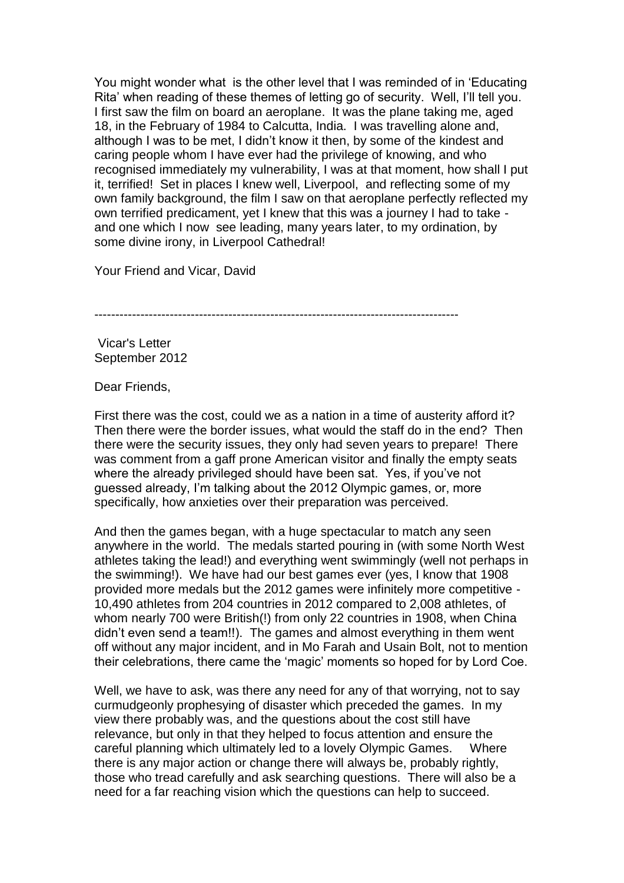You might wonder what is the other level that I was reminded of in 'Educating Rita' when reading of these themes of letting go of security. Well, I'll tell you. I first saw the film on board an aeroplane. It was the plane taking me, aged 18, in the February of 1984 to Calcutta, India. I was travelling alone and, although I was to be met, I didn't know it then, by some of the kindest and caring people whom I have ever had the privilege of knowing, and who recognised immediately my vulnerability, I was at that moment, how shall I put it, terrified! Set in places I knew well, Liverpool, and reflecting some of my own family background, the film I saw on that aeroplane perfectly reflected my own terrified predicament, yet I knew that this was a journey I had to take - and one which I now see leading, many years later, to my ordination, by some divine irony, in Liverpool Cathedral!

Your Friend and Vicar, David

---

Vicar's Letter
September 2012

Dear Friends,

First there was the cost, could we as a nation in a time of austerity afford it? Then there were the border issues, what would the staff do in the end? Then there were the security issues, they only had seven years to prepare! There was comment from a gaff prone American visitor and finally the empty seats where the already privileged should have been sat. Yes, if you've not guessed already, I'm talking about the 2012 Olympic games, or, more specifically, how anxieties over their preparation was perceived.

And then the games began, with a huge spectacular to match any seen anywhere in the world. The medals started pouring in (with some North West athletes taking the lead!) and everything went swimmingly (well not perhaps in the swimming!). We have had our best games ever (yes, I know that 1908 provided more medals but the 2012 games were infinitely more competitive - 10,490 athletes from 204 countries in 2012 compared to 2,008 athletes, of whom nearly 700 were British(!) from only 22 countries in 1908, when China didn't even send a team!!). The games and almost everything in them went off without any major incident, and in Mo Farah and Usain Bolt, not to mention their celebrations, there came the 'magic' moments so hoped for by Lord Coe.

Well, we have to ask, was there any need for any of that worrying, not to say curmudgeonly prophesying of disaster which preceded the games. In my view there probably was, and the questions about the cost still have relevance, but only in that they helped to focus attention and ensure the careful planning which ultimately led to a lovely Olympic Games. Where there is any major action or change there will always be, probably rightly, those who tread carefully and ask searching questions. There will also be a need for a far reaching vision which the questions can help to succeed.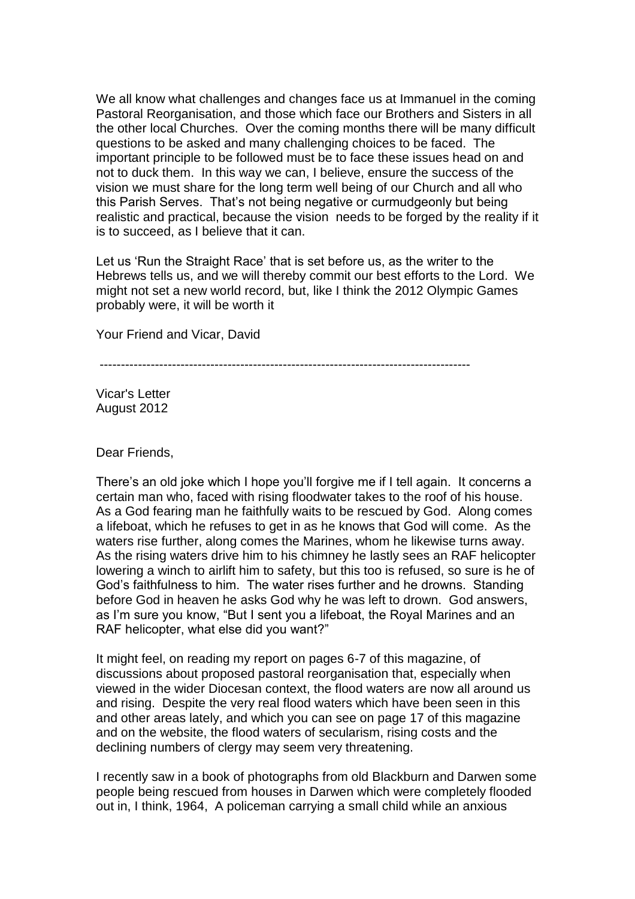We all know what challenges and changes face us at Immanuel in the coming Pastoral Reorganisation, and those which face our Brothers and Sisters in all the other local Churches. Over the coming months there will be many difficult questions to be asked and many challenging choices to be faced. The important principle to be followed must be to face these issues head on and not to duck them. In this way we can, I believe, ensure the success of the vision we must share for the long term well being of our Church and all who this Parish Serves. That's not being negative or curmudgeonly but being realistic and practical, because the vision needs to be forged by the reality if it is to succeed, as I believe that it can.

Let us 'Run the Straight Race' that is set before us, as the writer to the Hebrews tells us, and we will thereby commit our best efforts to the Lord. We might not set a new world record, but, like I think the 2012 Olympic Games probably were, it will be worth it

Your Friend and Vicar, David

---

Vicar's Letter
August 2012

Dear Friends,

There's an old joke which I hope you'll forgive me if I tell again. It concerns a certain man who, faced with rising floodwater takes to the roof of his house. As a God fearing man he faithfully waits to be rescued by God. Along comes a lifeboat, which he refuses to get in as he knows that God will come. As the waters rise further, along comes the Marines, whom he likewise turns away. As the rising waters drive him to his chimney he lastly sees an RAF helicopter lowering a winch to airlift him to safety, but this too is refused, so sure is he of God's faithfulness to him. The water rises further and he drowns. Standing before God in heaven he asks God why he was left to drown. God answers, as I'm sure you know, "But I sent you a lifeboat, the Royal Marines and an RAF helicopter, what else did you want?"

It might feel, on reading my report on pages 6-7 of this magazine, of discussions about proposed pastoral reorganisation that, especially when viewed in the wider Diocesan context, the flood waters are now all around us and rising. Despite the very real flood waters which have been seen in this and other areas lately, and which you can see on page 17 of this magazine and on the website, the flood waters of secularism, rising costs and the declining numbers of clergy may seem very threatening.

I recently saw in a book of photographs from old Blackburn and Darwen some people being rescued from houses in Darwen which were completely flooded out in, I think, 1964, A policeman carrying a small child while an anxious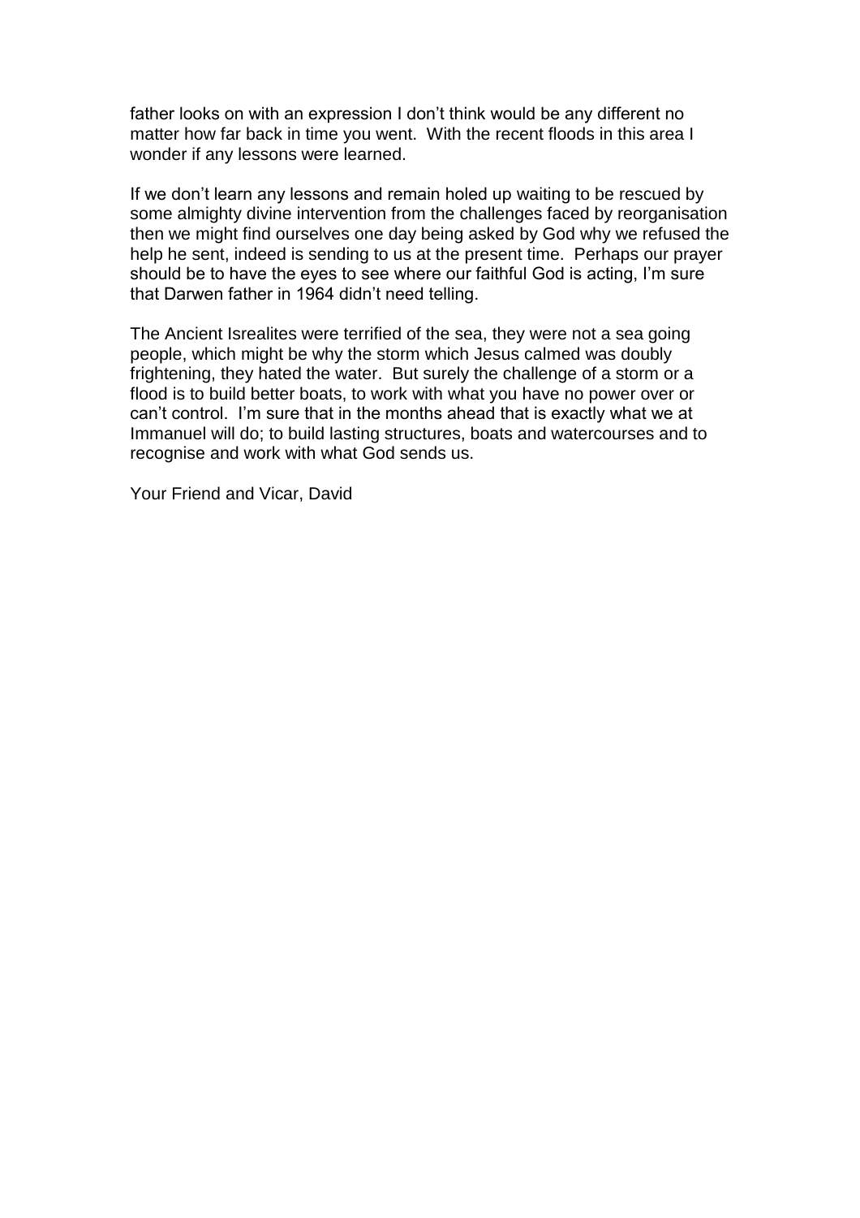father looks on with an expression I don't think would be any different no matter how far back in time you went. With the recent floods in this area I wonder if any lessons were learned.

If we don't learn any lessons and remain holed up waiting to be rescued by some almighty divine intervention from the challenges faced by reorganisation then we might find ourselves one day being asked by God why we refused the help he sent, indeed is sending to us at the present time. Perhaps our prayer should be to have the eyes to see where our faithful God is acting, I'm sure that Darwen father in 1964 didn't need telling.

The Ancient Isrealites were terrified of the sea, they were not a sea going people, which might be why the storm which Jesus calmed was doubly frightening, they hated the water. But surely the challenge of a storm or a flood is to build better boats, to work with what you have no power over or can't control. I'm sure that in the months ahead that is exactly what we at Immanuel will do; to build lasting structures, boats and watercourses and to recognise and work with what God sends us.

Your Friend and Vicar, David